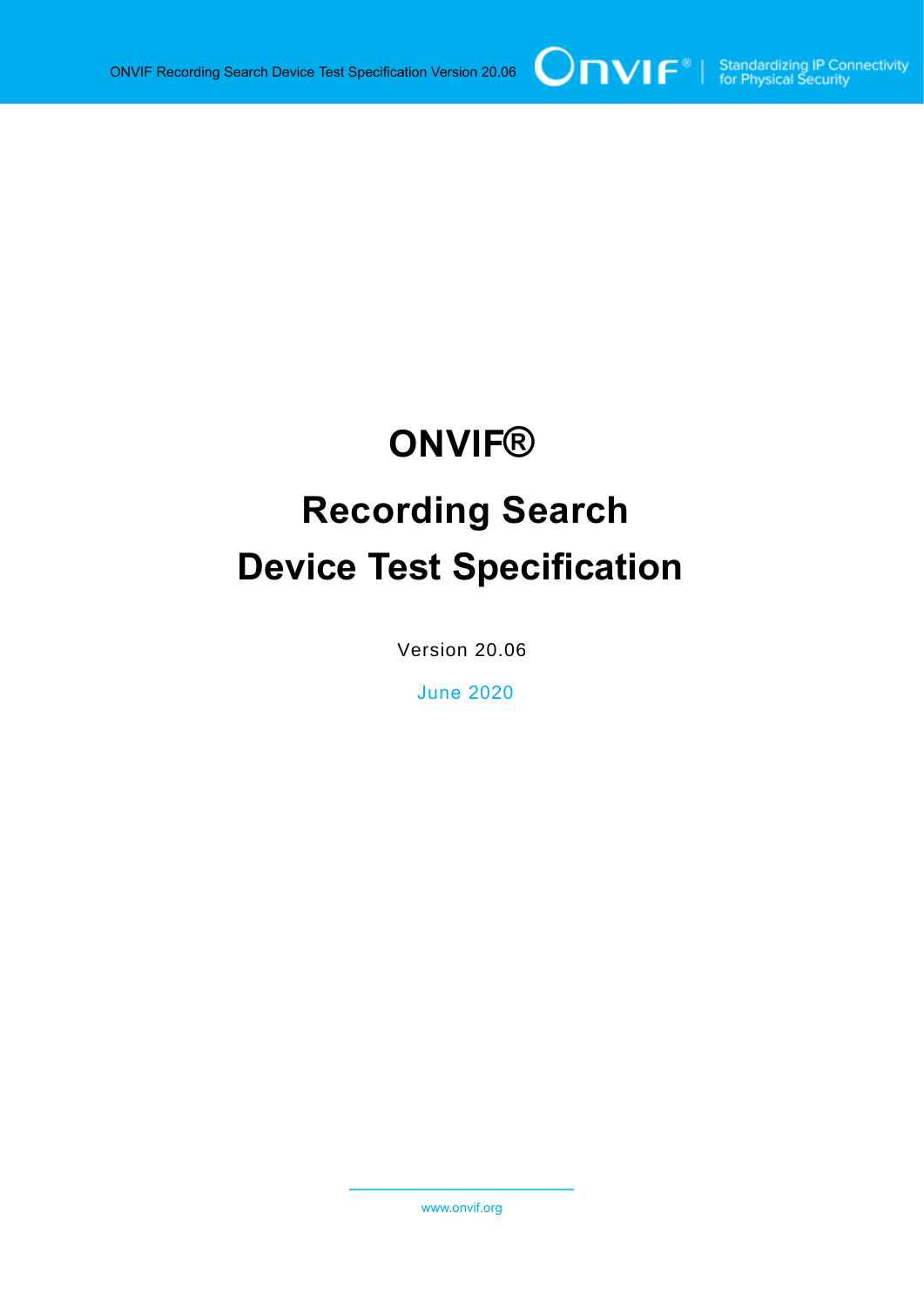# ONVIF®

# Recording Search
# Device Test Specification

Version 20.06

June 2020

www.onvif.org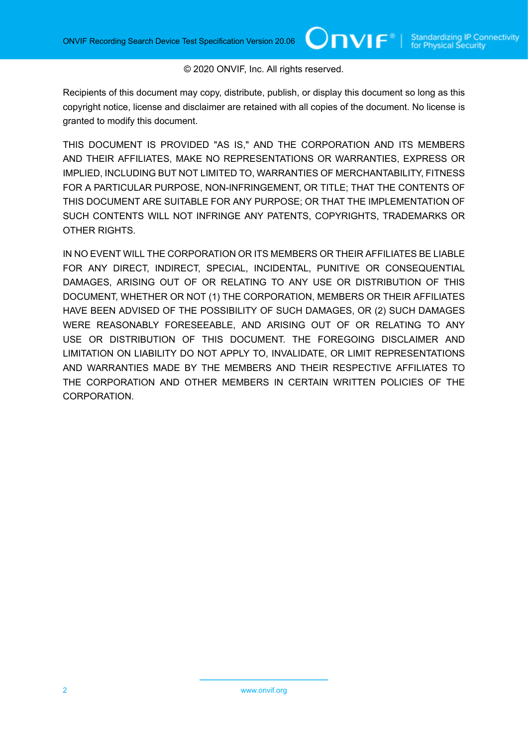© 2020 ONVIF, Inc. All rights reserved.

Recipients of this document may copy, distribute, publish, or display this document so long as this copyright notice, license and disclaimer are retained with all copies of the document. No license is granted to modify this document.

THIS DOCUMENT IS PROVIDED "AS IS," AND THE CORPORATION AND ITS MEMBERS AND THEIR AFFILIATES, MAKE NO REPRESENTATIONS OR WARRANTIES, EXPRESS OR IMPLIED, INCLUDING BUT NOT LIMITED TO, WARRANTIES OF MERCHANTABILITY, FITNESS FOR A PARTICULAR PURPOSE, NON-INFRINGEMENT, OR TITLE; THAT THE CONTENTS OF THIS DOCUMENT ARE SUITABLE FOR ANY PURPOSE; OR THAT THE IMPLEMENTATION OF SUCH CONTENTS WILL NOT INFRINGE ANY PATENTS, COPYRIGHTS, TRADEMARKS OR OTHER RIGHTS.

IN NO EVENT WILL THE CORPORATION OR ITS MEMBERS OR THEIR AFFILIATES BE LIABLE FOR ANY DIRECT, INDIRECT, SPECIAL, INCIDENTAL, PUNITIVE OR CONSEQUENTIAL DAMAGES, ARISING OUT OF OR RELATING TO ANY USE OR DISTRIBUTION OF THIS DOCUMENT, WHETHER OR NOT (1) THE CORPORATION, MEMBERS OR THEIR AFFILIATES HAVE BEEN ADVISED OF THE POSSIBILITY OF SUCH DAMAGES, OR (2) SUCH DAMAGES WERE REASONABLY FORESEEABLE, AND ARISING OUT OF OR RELATING TO ANY USE OR DISTRIBUTION OF THIS DOCUMENT. THE FOREGOING DISCLAIMER AND LIMITATION ON LIABILITY DO NOT APPLY TO, INVALIDATE, OR LIMIT REPRESENTATIONS AND WARRANTIES MADE BY THE MEMBERS AND THEIR RESPECTIVE AFFILIATES TO THE CORPORATION AND OTHER MEMBERS IN CERTAIN WRITTEN POLICIES OF THE CORPORATION.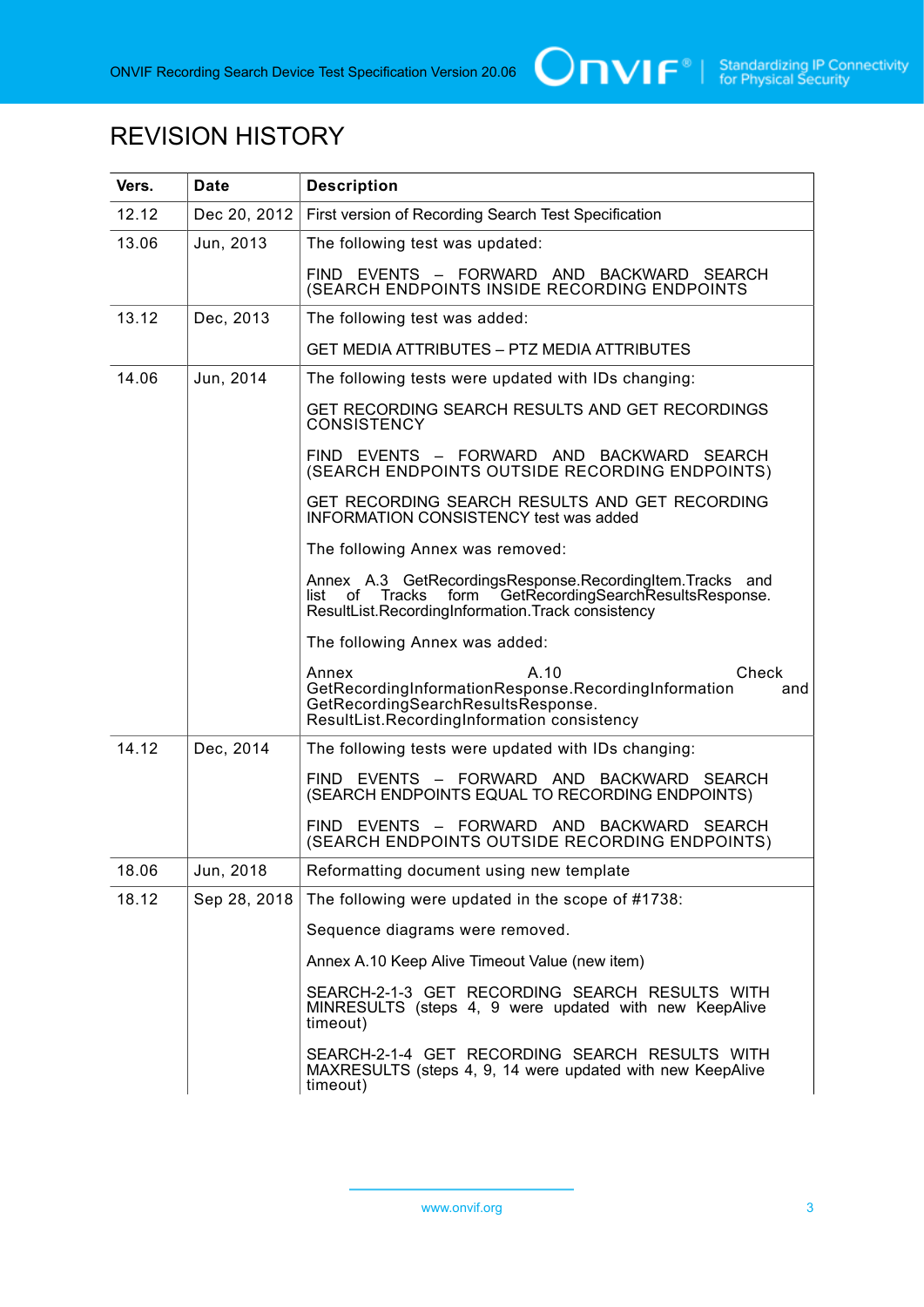# REVISION HISTORY

| Vers. | Date | Description |
|---|---|---|
| 12.12 | Dec 20, 2012 | First version of Recording Search Test Specification |
| 13.06 | Jun, 2013 | The following test was updated:<br><br>FIND EVENTS – FORWARD AND BACKWARD SEARCH (SEARCH ENDPOINTS INSIDE RECORDING ENDPOINTS |
| 13.12 | Dec, 2013 | The following test was added:<br><br>GET MEDIA ATTRIBUTES – PTZ MEDIA ATTRIBUTES |
| 14.06 | Jun, 2014 | The following tests were updated with IDs changing:<br><br>GET RECORDING SEARCH RESULTS AND GET RECORDINGS CONSISTENCY<br><br>FIND EVENTS – FORWARD AND BACKWARD SEARCH (SEARCH ENDPOINTS OUTSIDE RECORDING ENDPOINTS)<br><br>GET RECORDING SEARCH RESULTS AND GET RECORDING INFORMATION CONSISTENCY test was added<br><br>The following Annex was removed:<br><br>Annex A.3 GetRecordingsResponse.RecordingItem.Tracks and list of Tracks form GetRecordingSearchResultsResponse. ResultList.RecordingInformation.Track consistency<br><br>The following Annex was added:<br><br>Annex A.10 Check GetRecordingInformationResponse.RecordingInformation and GetRecordingSearchResultsResponse. ResultList.RecordingInformation consistency |
| 14.12 | Dec, 2014 | The following tests were updated with IDs changing:<br><br>FIND EVENTS – FORWARD AND BACKWARD SEARCH (SEARCH ENDPOINTS EQUAL TO RECORDING ENDPOINTS)<br><br>FIND EVENTS – FORWARD AND BACKWARD SEARCH (SEARCH ENDPOINTS OUTSIDE RECORDING ENDPOINTS) |
| 18.06 | Jun, 2018 | Reformatting document using new template |
| 18.12 | Sep 28, 2018 | The following were updated in the scope of #1738:<br><br>Sequence diagrams were removed.<br><br>Annex A.10 Keep Alive Timeout Value (new item)<br><br>SEARCH-2-1-3 GET RECORDING SEARCH RESULTS WITH MINRESULTS (steps 4, 9 were updated with new KeepAlive timeout)<br><br>SEARCH-2-1-4 GET RECORDING SEARCH RESULTS WITH MAXRESULTS (steps 4, 9, 14 were updated with new KeepAlive timeout) |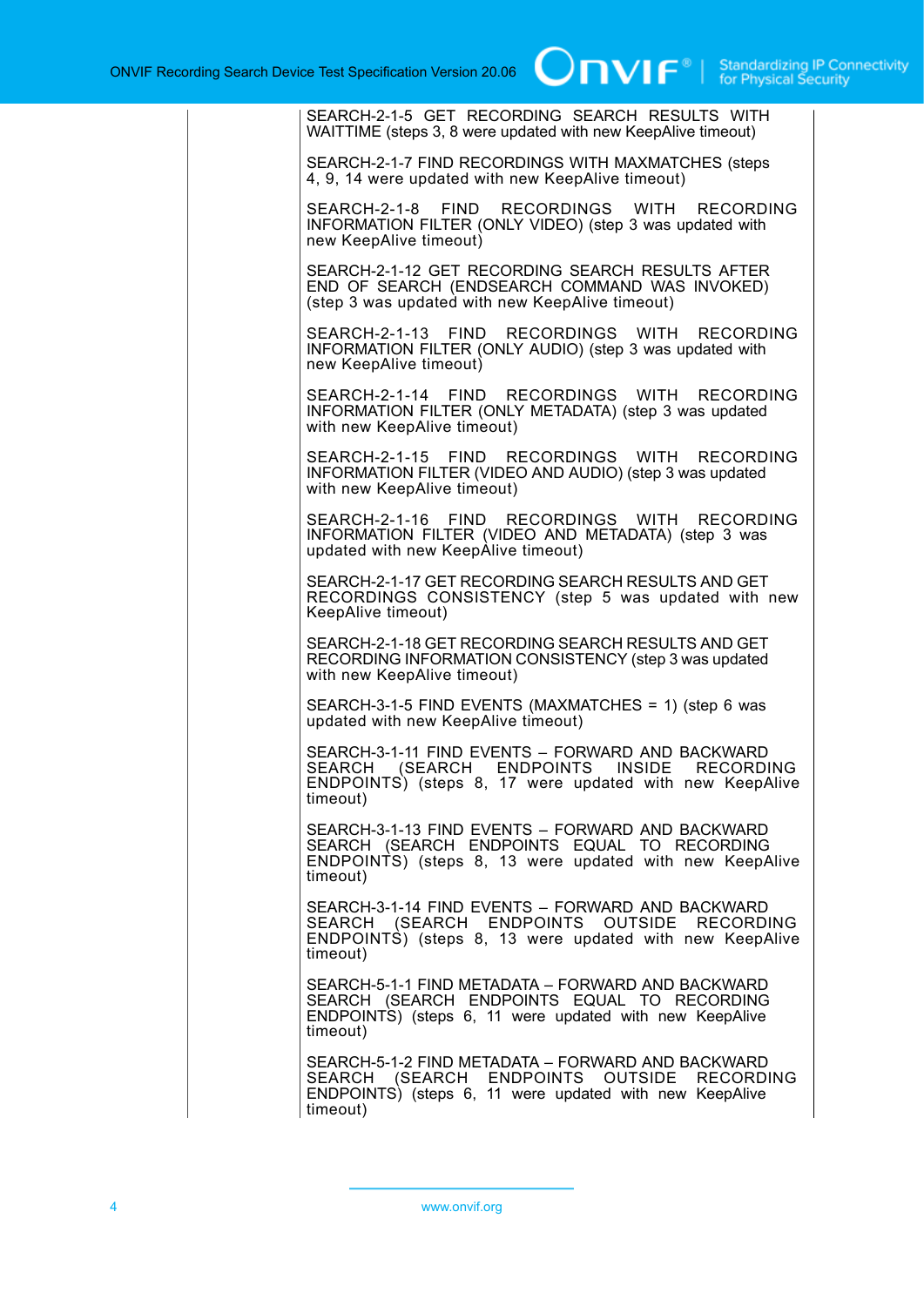| | | |
|---|---|---|
| | | SEARCH-2-1-5 GET RECORDING SEARCH RESULTS WITH WAITTIME (steps 3, 8 were updated with new KeepAlive timeout)<br><br>SEARCH-2-1-7 FIND RECORDINGS WITH MAXMATCHES (steps 4, 9, 14 were updated with new KeepAlive timeout)<br><br>SEARCH-2-1-8 FIND RECORDINGS WITH RECORDING INFORMATION FILTER (ONLY VIDEO) (step 3 was updated with new KeepAlive timeout)<br><br>SEARCH-2-1-12 GET RECORDING SEARCH RESULTS AFTER END OF SEARCH (ENDSEARCH COMMAND WAS INVOKED) (step 3 was updated with new KeepAlive timeout)<br><br>SEARCH-2-1-13 FIND RECORDINGS WITH RECORDING INFORMATION FILTER (ONLY AUDIO) (step 3 was updated with new KeepAlive timeout)<br><br>SEARCH-2-1-14 FIND RECORDINGS WITH RECORDING INFORMATION FILTER (ONLY METADATA) (step 3 was updated with new KeepAlive timeout)<br><br>SEARCH-2-1-15 FIND RECORDINGS WITH RECORDING INFORMATION FILTER (VIDEO AND AUDIO) (step 3 was updated with new KeepAlive timeout)<br><br>SEARCH-2-1-16 FIND RECORDINGS WITH RECORDING INFORMATION FILTER (VIDEO AND METADATA) (step 3 was updated with new KeepAlive timeout)<br><br>SEARCH-2-1-17 GET RECORDING SEARCH RESULTS AND GET RECORDINGS CONSISTENCY (step 5 was updated with new KeepAlive timeout)<br><br>SEARCH-2-1-18 GET RECORDING SEARCH RESULTS AND GET RECORDING INFORMATION CONSISTENCY (step 3 was updated with new KeepAlive timeout)<br><br>SEARCH-3-1-5 FIND EVENTS (MAXMATCHES = 1) (step 6 was updated with new KeepAlive timeout)<br><br>SEARCH-3-1-11 FIND EVENTS – FORWARD AND BACKWARD SEARCH (SEARCH ENDPOINTS INSIDE RECORDING ENDPOINTS) (steps 8, 17 were updated with new KeepAlive timeout)<br><br>SEARCH-3-1-13 FIND EVENTS – FORWARD AND BACKWARD SEARCH (SEARCH ENDPOINTS EQUAL TO RECORDING ENDPOINTS) (steps 8, 13 were updated with new KeepAlive timeout)<br><br>SEARCH-3-1-14 FIND EVENTS – FORWARD AND BACKWARD SEARCH (SEARCH ENDPOINTS OUTSIDE RECORDING ENDPOINTS) (steps 8, 13 were updated with new KeepAlive timeout)<br><br>SEARCH-5-1-1 FIND METADATA – FORWARD AND BACKWARD SEARCH (SEARCH ENDPOINTS EQUAL TO RECORDING ENDPOINTS) (steps 6, 11 were updated with new KeepAlive timeout)<br><br>SEARCH-5-1-2 FIND METADATA – FORWARD AND BACKWARD SEARCH (SEARCH ENDPOINTS OUTSIDE RECORDING ENDPOINTS) (steps 6, 11 were updated with new KeepAlive timeout) |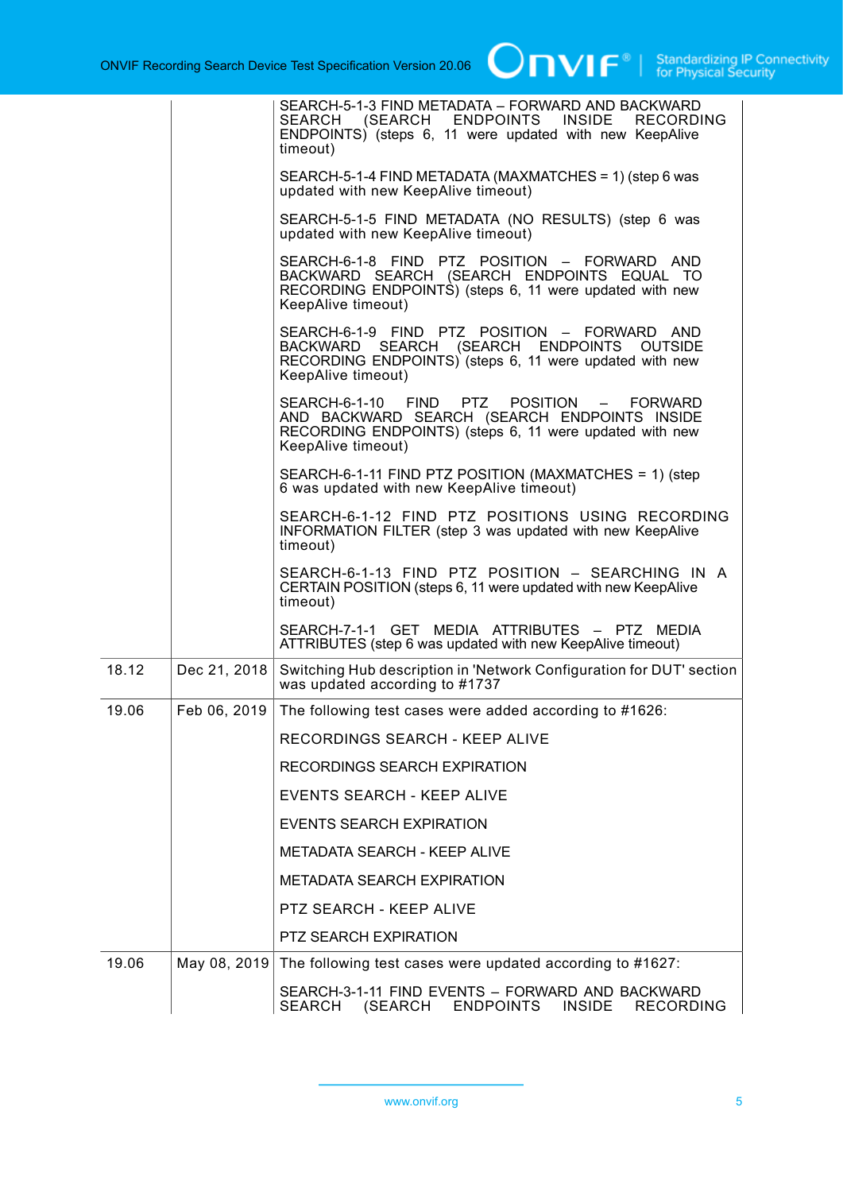| | | |
|---|---|---|
| | | SEARCH-5-1-3 FIND METADATA – FORWARD AND BACKWARD SEARCH (SEARCH ENDPOINTS INSIDE RECORDING ENDPOINTS) (steps 6, 11 were updated with new KeepAlive timeout)<br><br>SEARCH-5-1-4 FIND METADATA (MAXMATCHES = 1) (step 6 was updated with new KeepAlive timeout)<br><br>SEARCH-5-1-5 FIND METADATA (NO RESULTS) (step 6 was updated with new KeepAlive timeout)<br><br>SEARCH-6-1-8 FIND PTZ POSITION – FORWARD AND BACKWARD SEARCH (SEARCH ENDPOINTS EQUAL TO RECORDING ENDPOINTS) (steps 6, 11 were updated with new KeepAlive timeout)<br><br>SEARCH-6-1-9 FIND PTZ POSITION – FORWARD AND BACKWARD SEARCH (SEARCH ENDPOINTS OUTSIDE RECORDING ENDPOINTS) (steps 6, 11 were updated with new KeepAlive timeout)<br><br>SEARCH-6-1-10 FIND PTZ POSITION – FORWARD AND BACKWARD SEARCH (SEARCH ENDPOINTS INSIDE RECORDING ENDPOINTS) (steps 6, 11 were updated with new KeepAlive timeout)<br><br>SEARCH-6-1-11 FIND PTZ POSITION (MAXMATCHES = 1) (step 6 was updated with new KeepAlive timeout)<br><br>SEARCH-6-1-12 FIND PTZ POSITIONS USING RECORDING INFORMATION FILTER (step 3 was updated with new KeepAlive timeout)<br><br>SEARCH-6-1-13 FIND PTZ POSITION – SEARCHING IN A CERTAIN POSITION (steps 6, 11 were updated with new KeepAlive timeout)<br><br>SEARCH-7-1-1 GET MEDIA ATTRIBUTES – PTZ MEDIA ATTRIBUTES (step 6 was updated with new KeepAlive timeout) |
| 18.12 | Dec 21, 2018 | Switching Hub description in 'Network Configuration for DUT' section was updated according to #1737 |
| 19.06 | Feb 06, 2019 | The following test cases were added according to #1626:<br><br>RECORDINGS SEARCH - KEEP ALIVE<br><br>RECORDINGS SEARCH EXPIRATION<br><br>EVENTS SEARCH - KEEP ALIVE<br><br>EVENTS SEARCH EXPIRATION<br><br>METADATA SEARCH - KEEP ALIVE<br><br>METADATA SEARCH EXPIRATION<br><br>PTZ SEARCH - KEEP ALIVE<br><br>PTZ SEARCH EXPIRATION |
| 19.06 | May 08, 2019 | The following test cases were updated according to #1627:<br><br>SEARCH-3-1-11 FIND EVENTS – FORWARD AND BACKWARD SEARCH (SEARCH ENDPOINTS INSIDE RECORDING |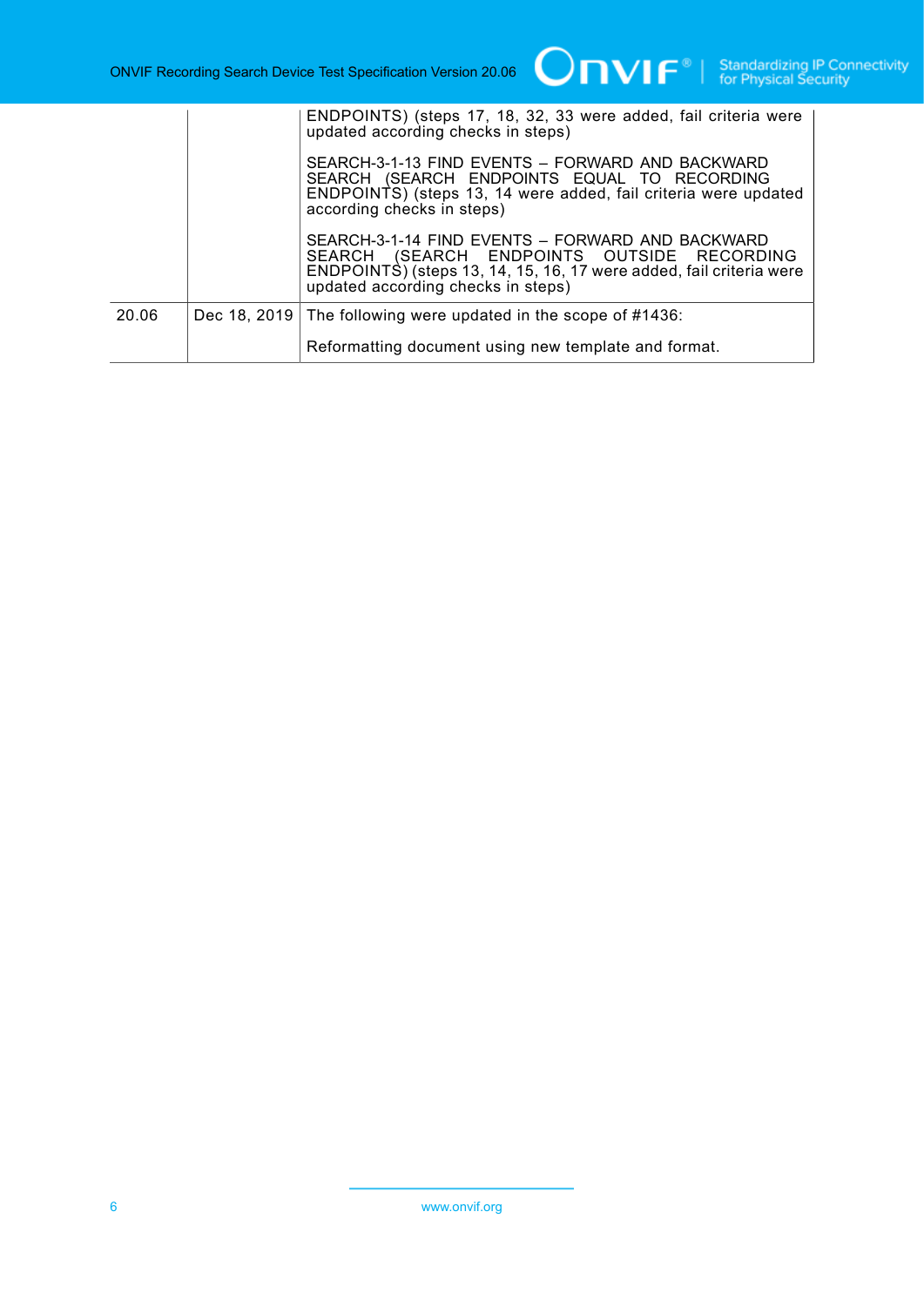| | | |
|---|---|---|
| | | ENDPOINTS) (steps 17, 18, 32, 33 were added, fail criteria were updated according checks in steps)<br><br>SEARCH-3-1-13 FIND EVENTS – FORWARD AND BACKWARD SEARCH (SEARCH ENDPOINTS EQUAL TO RECORDING ENDPOINTS) (steps 13, 14 were added, fail criteria were updated according checks in steps)<br><br>SEARCH-3-1-14 FIND EVENTS – FORWARD AND BACKWARD SEARCH (SEARCH ENDPOINTS OUTSIDE RECORDING ENDPOINTS) (steps 13, 14, 15, 16, 17 were added, fail criteria were updated according checks in steps) |
| 20.06 | Dec 18, 2019 | The following were updated in the scope of #1436:<br><br>Reformatting document using new template and format. |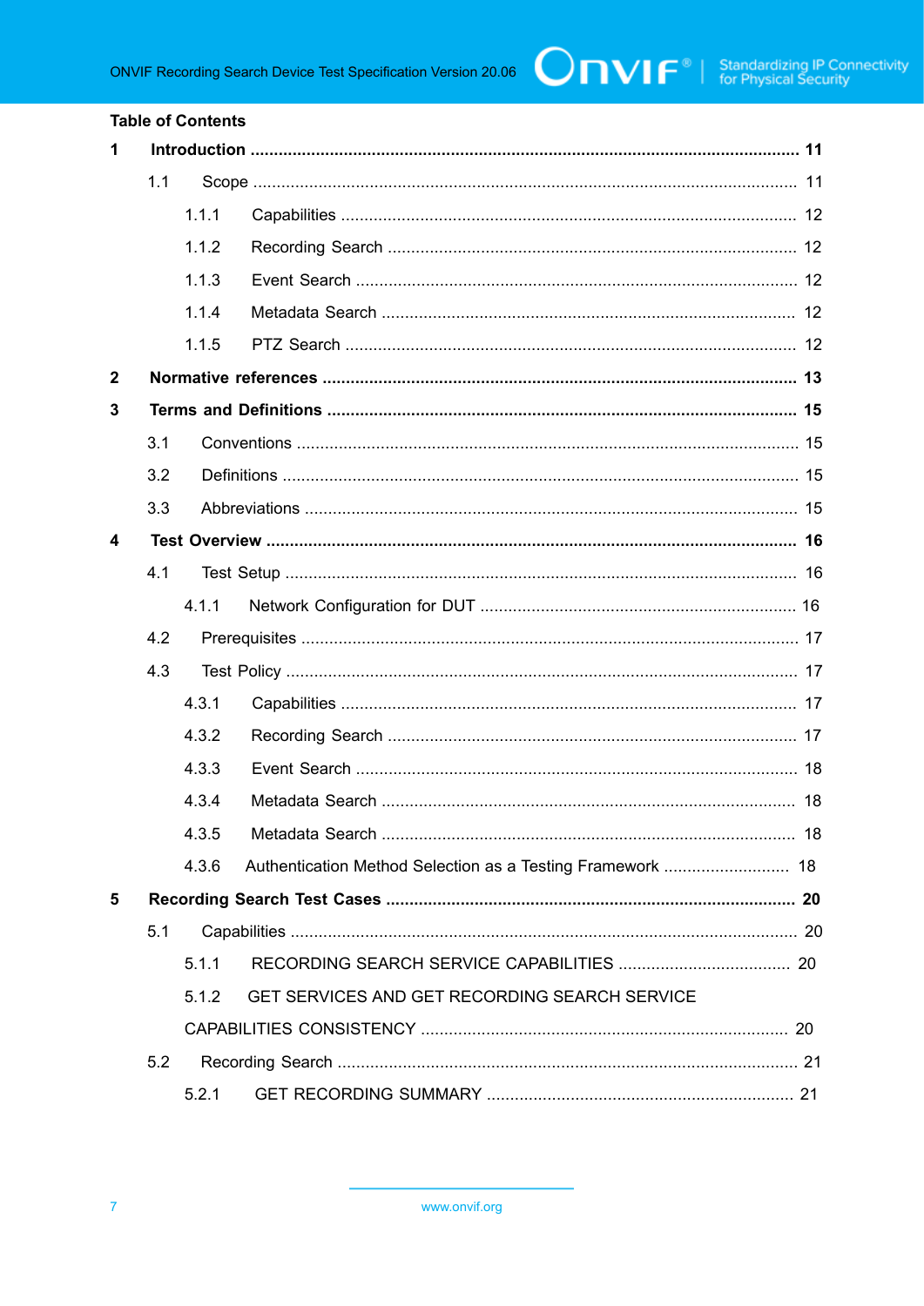Table of Contents

1 Introduction .................................................................................................................... 11

1.1 Scope .................................................................................................................. 11

1.1.1 Capabilities ................................................................................................ 12

1.1.2 Recording Search ...................................................................................... 12

1.1.3 Event Search ............................................................................................. 12

1.1.4 Metadata Search ....................................................................................... 12

1.1.5 PTZ Search ............................................................................................... 12

2 Normative references .................................................................................................... 13

3 Terms and Definitions ................................................................................................... 15

3.1 Conventions .......................................................................................................... 15

3.2 Definitions ............................................................................................................. 15

3.3 Abbreviations ........................................................................................................ 15

4 Test Overview ................................................................................................................ 16

4.1 Test Setup ............................................................................................................ 16

4.1.1 Network Configuration for DUT ................................................................... 16

4.2 Prerequisites ......................................................................................................... 17

4.3 Test Policy ............................................................................................................ 17

4.3.1 Capabilities ................................................................................................ 17

4.3.2 Recording Search ...................................................................................... 17

4.3.3 Event Search ............................................................................................. 18

4.3.4 Metadata Search ....................................................................................... 18

4.3.5 Metadata Search ....................................................................................... 18

4.3.6 Authentication Method Selection as a Testing Framework ........................... 18

5 Recording Search Test Cases ...................................................................................... 20

5.1 Capabilities ........................................................................................................... 20

5.1.1 RECORDING SEARCH SERVICE CAPABILITIES ..................................... 20

5.1.2 GET SERVICES AND GET RECORDING SEARCH SERVICE CAPABILITIES CONSISTENCY ............................................................................. 20

5.2 Recording Search ................................................................................................. 21

5.2.1 GET RECORDING SUMMARY ................................................................. 21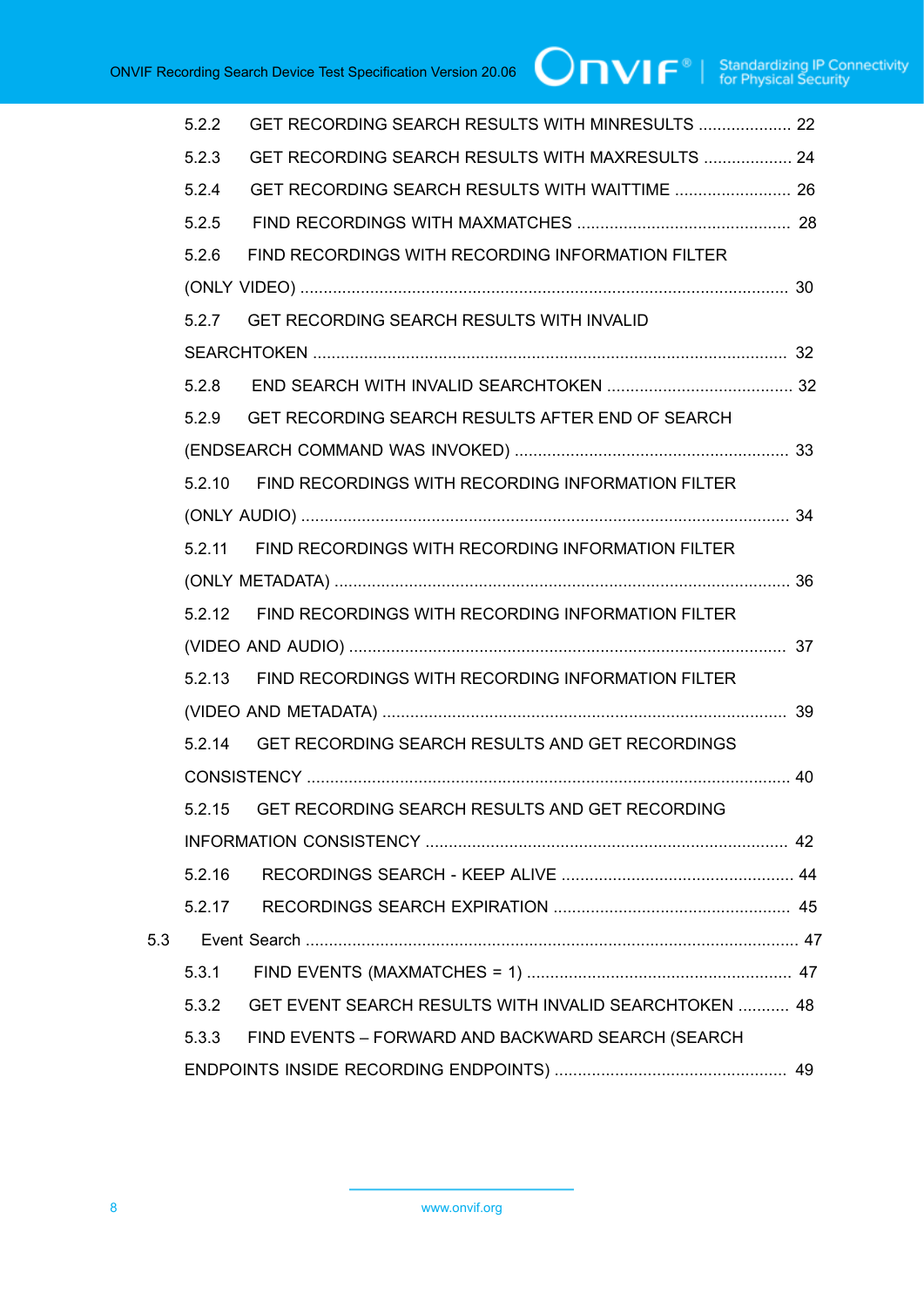5.2.2 GET RECORDING SEARCH RESULTS WITH MINRESULTS .................... 22

5.2.3 GET RECORDING SEARCH RESULTS WITH MAXRESULTS ................... 24

5.2.4 GET RECORDING SEARCH RESULTS WITH WAITTIME ......................... 26

5.2.5 FIND RECORDINGS WITH MAXMATCHES .............................................. 28

5.2.6 FIND RECORDINGS WITH RECORDING INFORMATION FILTER (ONLY VIDEO) ........................................................................................................ 30

5.2.7 GET RECORDING SEARCH RESULTS WITH INVALID SEARCHTOKEN ..................................................................................................... 32

5.2.8 END SEARCH WITH INVALID SEARCHTOKEN ........................................ 32

5.2.9 GET RECORDING SEARCH RESULTS AFTER END OF SEARCH (ENDSEARCH COMMAND WAS INVOKED) ........................................................... 33

5.2.10 FIND RECORDINGS WITH RECORDING INFORMATION FILTER (ONLY AUDIO) ........................................................................................................ 34

5.2.11 FIND RECORDINGS WITH RECORDING INFORMATION FILTER (ONLY METADATA) ................................................................................................. 36

5.2.12 FIND RECORDINGS WITH RECORDING INFORMATION FILTER (VIDEO AND AUDIO) ............................................................................................. 37

5.2.13 FIND RECORDINGS WITH RECORDING INFORMATION FILTER (VIDEO AND METADATA) ...................................................................................... 39

5.2.14 GET RECORDING SEARCH RESULTS AND GET RECORDINGS CONSISTENCY ....................................................................................................... 40

5.2.15 GET RECORDING SEARCH RESULTS AND GET RECORDING INFORMATION CONSISTENCY ............................................................................. 42

5.2.16 RECORDINGS SEARCH - KEEP ALIVE .................................................. 44

5.2.17 RECORDINGS SEARCH EXPIRATION .................................................. 45

5.3 Event Search ......................................................................................................... 47

5.3.1 FIND EVENTS (MAXMATCHES = 1) ......................................................... 47

5.3.2 GET EVENT SEARCH RESULTS WITH INVALID SEARCHTOKEN ........... 48

5.3.3 FIND EVENTS – FORWARD AND BACKWARD SEARCH (SEARCH ENDPOINTS INSIDE RECORDING ENDPOINTS) .................................................. 49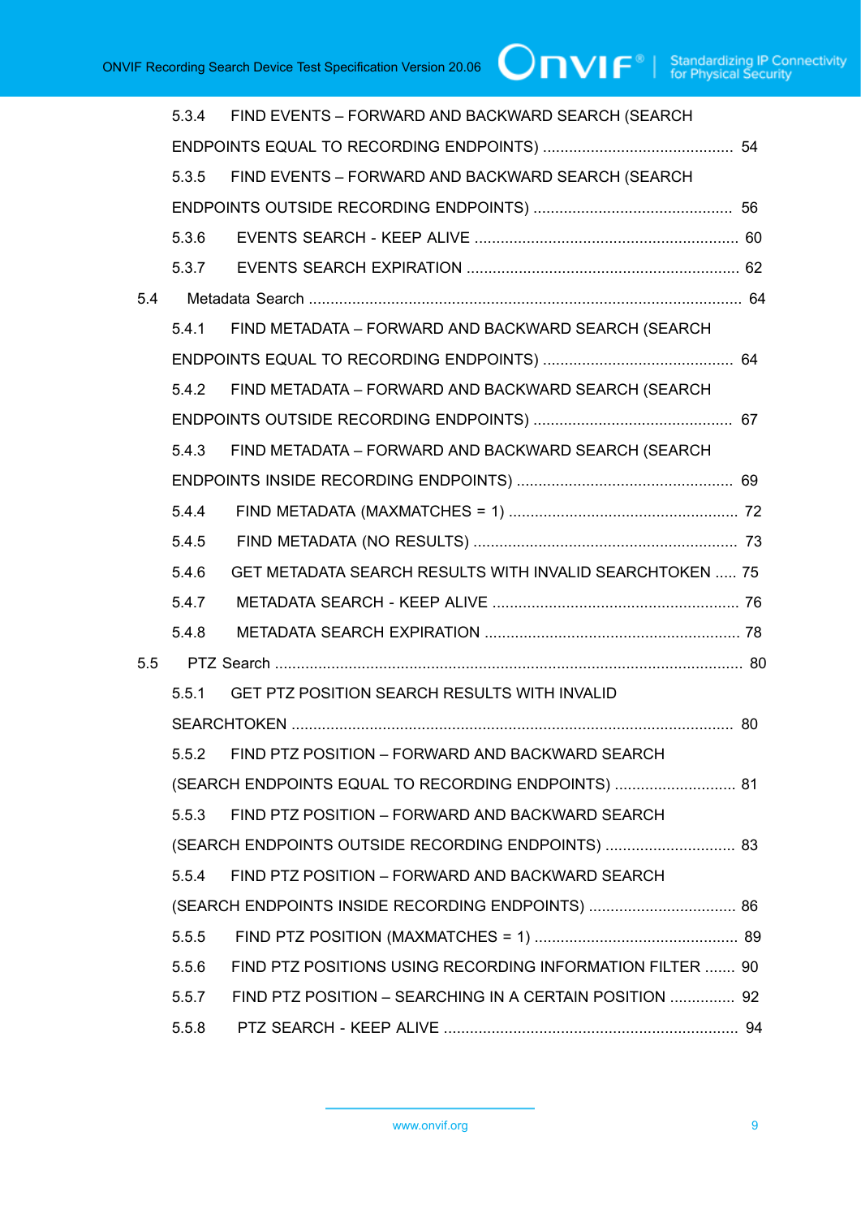5.3.4 FIND EVENTS – FORWARD AND BACKWARD SEARCH (SEARCH ENDPOINTS EQUAL TO RECORDING ENDPOINTS) ........................................... 54

5.3.5 FIND EVENTS – FORWARD AND BACKWARD SEARCH (SEARCH ENDPOINTS OUTSIDE RECORDING ENDPOINTS) ............................................. 56

5.3.6 EVENTS SEARCH - KEEP ALIVE ............................................................ 60

5.3.7 EVENTS SEARCH EXPIRATION .............................................................. 62

5.4 Metadata Search .................................................................................................... 64

5.4.1 FIND METADATA – FORWARD AND BACKWARD SEARCH (SEARCH ENDPOINTS EQUAL TO RECORDING ENDPOINTS) ........................................... 64

5.4.2 FIND METADATA – FORWARD AND BACKWARD SEARCH (SEARCH ENDPOINTS OUTSIDE RECORDING ENDPOINTS) ............................................. 67

5.4.3 FIND METADATA – FORWARD AND BACKWARD SEARCH (SEARCH ENDPOINTS INSIDE RECORDING ENDPOINTS) ................................................. 69

5.4.4 FIND METADATA (MAXMATCHES = 1) .................................................... 72

5.4.5 FIND METADATA (NO RESULTS) ............................................................ 73

5.4.6 GET METADATA SEARCH RESULTS WITH INVALID SEARCHTOKEN ..... 75

5.4.7 METADATA SEARCH - KEEP ALIVE ........................................................ 76

5.4.8 METADATA SEARCH EXPIRATION .......................................................... 78

5.5 PTZ Search .......................................................................................................... 80

5.5.1 GET PTZ POSITION SEARCH RESULTS WITH INVALID SEARCHTOKEN .................................................................................................... 80

5.5.2 FIND PTZ POSITION – FORWARD AND BACKWARD SEARCH (SEARCH ENDPOINTS EQUAL TO RECORDING ENDPOINTS) ............................ 81

5.5.3 FIND PTZ POSITION – FORWARD AND BACKWARD SEARCH (SEARCH ENDPOINTS OUTSIDE RECORDING ENDPOINTS) .............................. 83

5.5.4 FIND PTZ POSITION – FORWARD AND BACKWARD SEARCH (SEARCH ENDPOINTS INSIDE RECORDING ENDPOINTS) .................................. 86

5.5.5 FIND PTZ POSITION (MAXMATCHES = 1) ............................................... 89

5.5.6 FIND PTZ POSITIONS USING RECORDING INFORMATION FILTER ....... 90

5.5.7 FIND PTZ POSITION – SEARCHING IN A CERTAIN POSITION ............... 92

5.5.8 PTZ SEARCH - KEEP ALIVE ................................................................... 94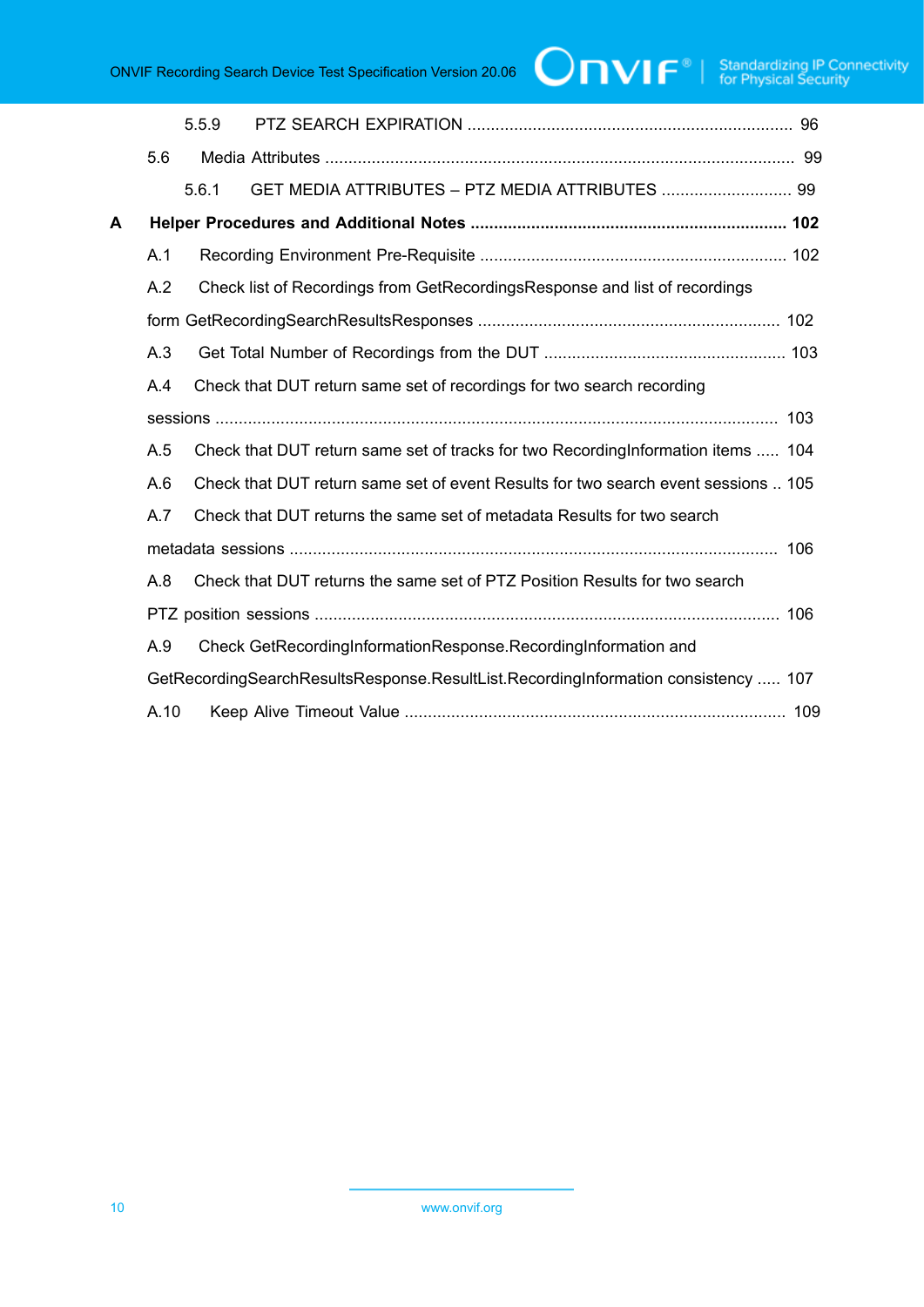5.5.9 PTZ SEARCH EXPIRATION ..................................................................... 96

5.6 Media Attributes .................................................................................................... 99

5.6.1 GET MEDIA ATTRIBUTES – PTZ MEDIA ATTRIBUTES ............................ 99

**A Helper Procedures and Additional Notes .................................................................... 102**

A.1 Recording Environment Pre-Requisite ................................................................. 102

A.2 Check list of Recordings from GetRecordingsResponse and list of recordings form GetRecordingSearchResultsResponses ................................................................ 102

A.3 Get Total Number of Recordings from the DUT .................................................... 103

A.4 Check that DUT return same set of recordings for two search recording sessions ....................................................................................................................... 103

A.5 Check that DUT return same set of tracks for two RecordingInformation items ..... 104

A.6 Check that DUT return same set of event Results for two search event sessions .. 105

A.7 Check that DUT returns the same set of metadata Results for two search metadata sessions ........................................................................................................ 106

A.8 Check that DUT returns the same set of PTZ Position Results for two search PTZ position sessions ................................................................................................... 106

A.9 Check GetRecordingInformationResponse.RecordingInformation and GetRecordingSearchResultsResponse.ResultList.RecordingInformation consistency ..... 107

A.10 Keep Alive Timeout Value ................................................................................. 109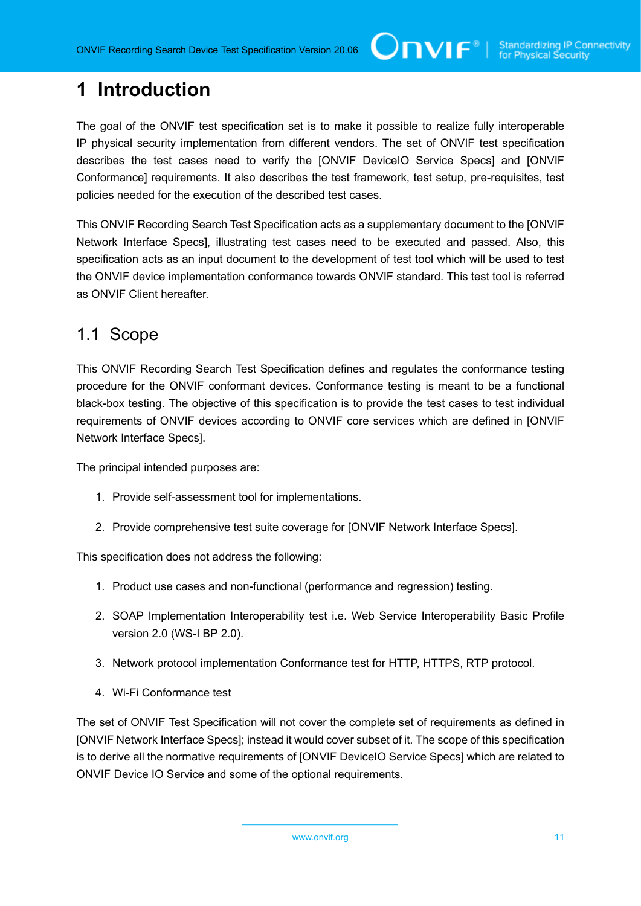# 1 Introduction

The goal of the ONVIF test specification set is to make it possible to realize fully interoperable IP physical security implementation from different vendors. The set of ONVIF test specification describes the test cases need to verify the [ONVIF DeviceIO Service Specs] and [ONVIF Conformance] requirements. It also describes the test framework, test setup, pre-requisites, test policies needed for the execution of the described test cases.

This ONVIF Recording Search Test Specification acts as a supplementary document to the [ONVIF Network Interface Specs], illustrating test cases need to be executed and passed. Also, this specification acts as an input document to the development of test tool which will be used to test the ONVIF device implementation conformance towards ONVIF standard. This test tool is referred as ONVIF Client hereafter.

## 1.1 Scope

This ONVIF Recording Search Test Specification defines and regulates the conformance testing procedure for the ONVIF conformant devices. Conformance testing is meant to be a functional black-box testing. The objective of this specification is to provide the test cases to test individual requirements of ONVIF devices according to ONVIF core services which are defined in [ONVIF Network Interface Specs].

The principal intended purposes are:

1. Provide self-assessment tool for implementations.
2. Provide comprehensive test suite coverage for [ONVIF Network Interface Specs].

This specification does not address the following:

1. Product use cases and non-functional (performance and regression) testing.
2. SOAP Implementation Interoperability test i.e. Web Service Interoperability Basic Profile version 2.0 (WS-I BP 2.0).
3. Network protocol implementation Conformance test for HTTP, HTTPS, RTP protocol.
4. Wi-Fi Conformance test

The set of ONVIF Test Specification will not cover the complete set of requirements as defined in [ONVIF Network Interface Specs]; instead it would cover subset of it. The scope of this specification is to derive all the normative requirements of [ONVIF DeviceIO Service Specs] which are related to ONVIF Device IO Service and some of the optional requirements.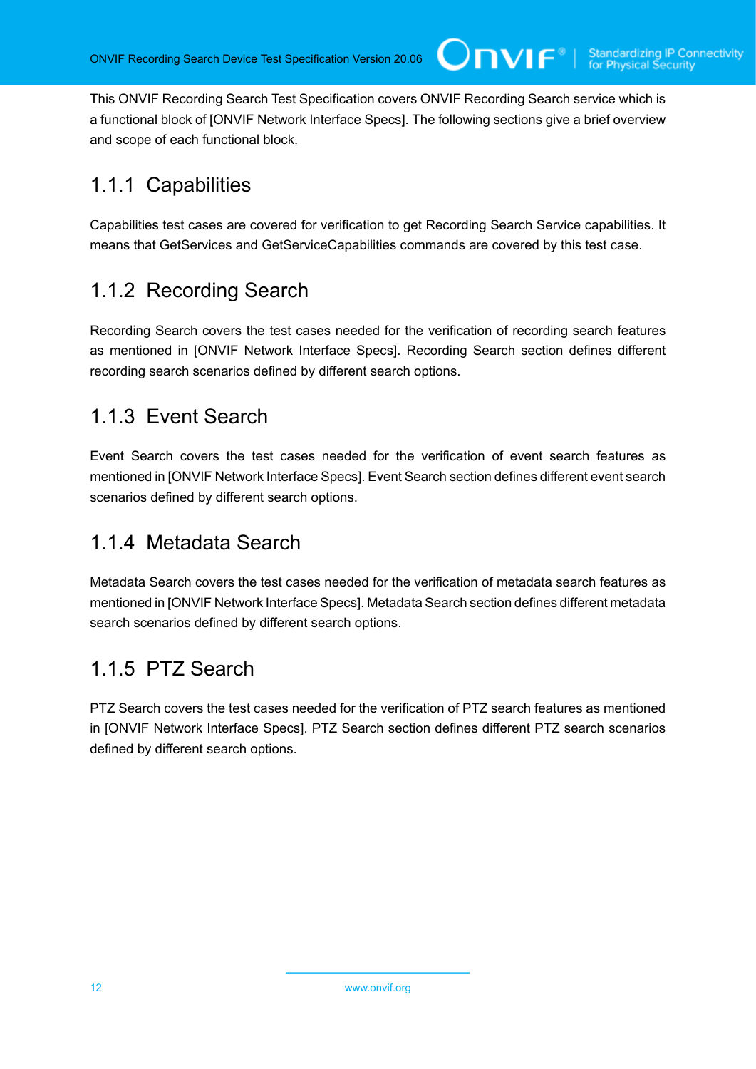This ONVIF Recording Search Test Specification covers ONVIF Recording Search service which is a functional block of [ONVIF Network Interface Specs]. The following sections give a brief overview and scope of each functional block.

### 1.1.1 Capabilities

Capabilities test cases are covered for verification to get Recording Search Service capabilities. It means that GetServices and GetServiceCapabilities commands are covered by this test case.

### 1.1.2 Recording Search

Recording Search covers the test cases needed for the verification of recording search features as mentioned in [ONVIF Network Interface Specs]. Recording Search section defines different recording search scenarios defined by different search options.

### 1.1.3 Event Search

Event Search covers the test cases needed for the verification of event search features as mentioned in [ONVIF Network Interface Specs]. Event Search section defines different event search scenarios defined by different search options.

### 1.1.4 Metadata Search

Metadata Search covers the test cases needed for the verification of metadata search features as mentioned in [ONVIF Network Interface Specs]. Metadata Search section defines different metadata search scenarios defined by different search options.

### 1.1.5 PTZ Search

PTZ Search covers the test cases needed for the verification of PTZ search features as mentioned in [ONVIF Network Interface Specs]. PTZ Search section defines different PTZ search scenarios defined by different search options.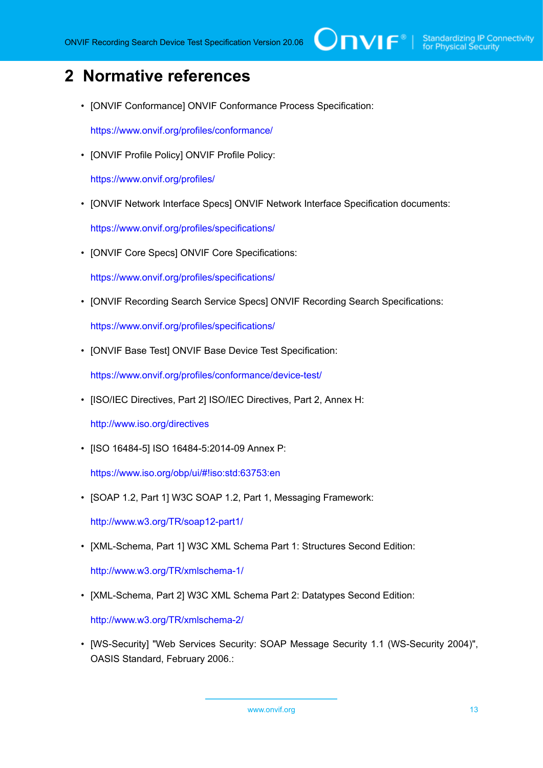# 2 Normative references

- [ONVIF Conformance] ONVIF Conformance Process Specification:

  https://www.onvif.org/profiles/conformance/

- [ONVIF Profile Policy] ONVIF Profile Policy:

  https://www.onvif.org/profiles/

- [ONVIF Network Interface Specs] ONVIF Network Interface Specification documents:

  https://www.onvif.org/profiles/specifications/

- [ONVIF Core Specs] ONVIF Core Specifications:

  https://www.onvif.org/profiles/specifications/

- [ONVIF Recording Search Service Specs] ONVIF Recording Search Specifications:

  https://www.onvif.org/profiles/specifications/

- [ONVIF Base Test] ONVIF Base Device Test Specification:

  https://www.onvif.org/profiles/conformance/device-test/

- [ISO/IEC Directives, Part 2] ISO/IEC Directives, Part 2, Annex H:

  http://www.iso.org/directives

- [ISO 16484-5] ISO 16484-5:2014-09 Annex P:

  https://www.iso.org/obp/ui/#!iso:std:63753:en

- [SOAP 1.2, Part 1] W3C SOAP 1.2, Part 1, Messaging Framework:

  http://www.w3.org/TR/soap12-part1/

- [XML-Schema, Part 1] W3C XML Schema Part 1: Structures Second Edition:

  http://www.w3.org/TR/xmlschema-1/

- [XML-Schema, Part 2] W3C XML Schema Part 2: Datatypes Second Edition:

  http://www.w3.org/TR/xmlschema-2/

- [WS-Security] "Web Services Security: SOAP Message Security 1.1 (WS-Security 2004)", OASIS Standard, February 2006.: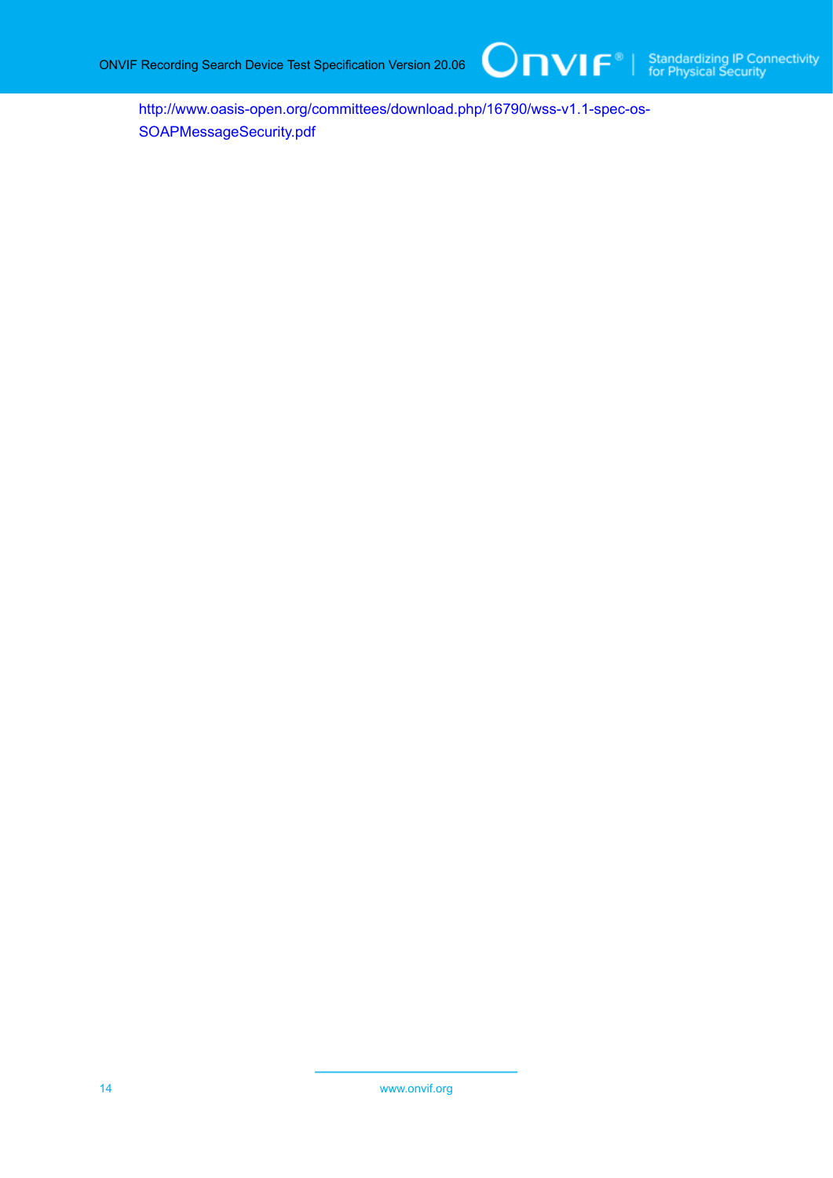http://www.oasis-open.org/committees/download.php/16790/wss-v1.1-spec-os-SOAPMessageSecurity.pdf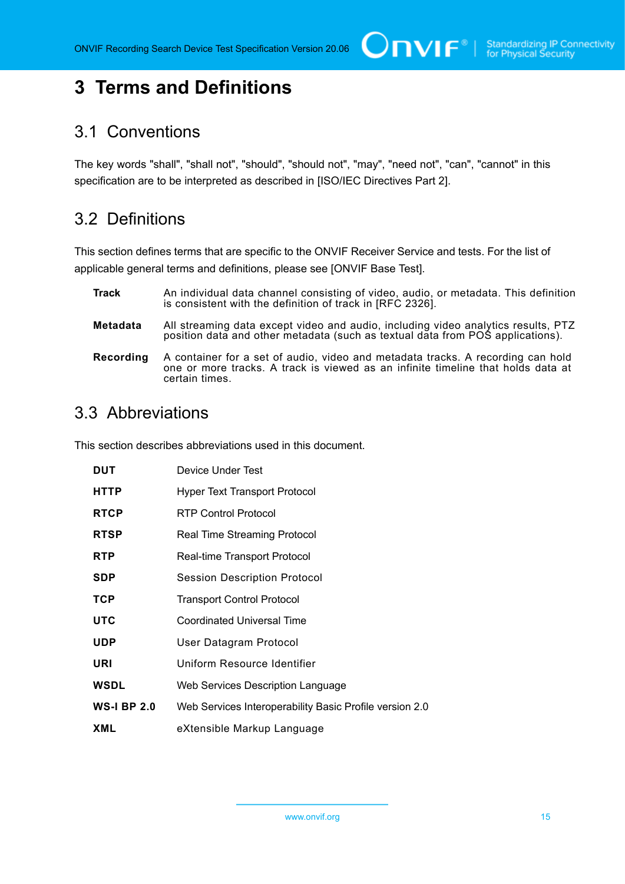# 3 Terms and Definitions

## 3.1 Conventions

The key words "shall", "shall not", "should", "should not", "may", "need not", "can", "cannot" in this specification are to be interpreted as described in [ISO/IEC Directives Part 2].

## 3.2 Definitions

This section defines terms that are specific to the ONVIF Receiver Service and tests. For the list of applicable general terms and definitions, please see [ONVIF Base Test].

| | |
|---|---|
| **Track** | An individual data channel consisting of video, audio, or metadata. This definition is consistent with the definition of track in [RFC 2326]. |
| **Metadata** | All streaming data except video and audio, including video analytics results, PTZ position data and other metadata (such as textual data from POS applications). |
| **Recording** | A container for a set of audio, video and metadata tracks. A recording can hold one or more tracks. A track is viewed as an infinite timeline that holds data at certain times. |

## 3.3 Abbreviations

This section describes abbreviations used in this document.

| | |
|---|---|
| **DUT** | Device Under Test |
| **HTTP** | Hyper Text Transport Protocol |
| **RTCP** | RTP Control Protocol |
| **RTSP** | Real Time Streaming Protocol |
| **RTP** | Real-time Transport Protocol |
| **SDP** | Session Description Protocol |
| **TCP** | Transport Control Protocol |
| **UTC** | Coordinated Universal Time |
| **UDP** | User Datagram Protocol |
| **URI** | Uniform Resource Identifier |
| **WSDL** | Web Services Description Language |
| **WS-I BP 2.0** | Web Services Interoperability Basic Profile version 2.0 |
| **XML** | eXtensible Markup Language |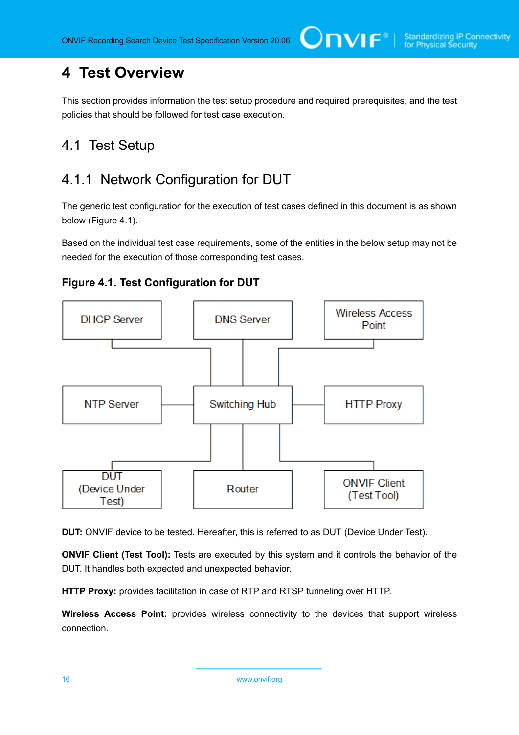# 4 Test Overview

This section provides information the test setup procedure and required prerequisites, and the test policies that should be followed for test case execution.

## 4.1 Test Setup

### 4.1.1 Network Configuration for DUT

The generic test configuration for the execution of test cases defined in this document is as shown below (Figure 4.1).

Based on the individual test case requirements, some of the entities in the below setup may not be needed for the execution of those corresponding test cases.

**Figure 4.1. Test Configuration for DUT**

DHCP Server | DNS Server | Wireless Access Point

NTP Server | Switching Hub | HTTP Proxy

DUT (Device Under Test) | Router | ONVIF Client (Test Tool)

**DUT:** ONVIF device to be tested. Hereafter, this is referred to as DUT (Device Under Test).

**ONVIF Client (Test Tool):** Tests are executed by this system and it controls the behavior of the DUT. It handles both expected and unexpected behavior.

**HTTP Proxy:** provides facilitation in case of RTP and RTSP tunneling over HTTP.

**Wireless Access Point:** provides wireless connectivity to the devices that support wireless connection.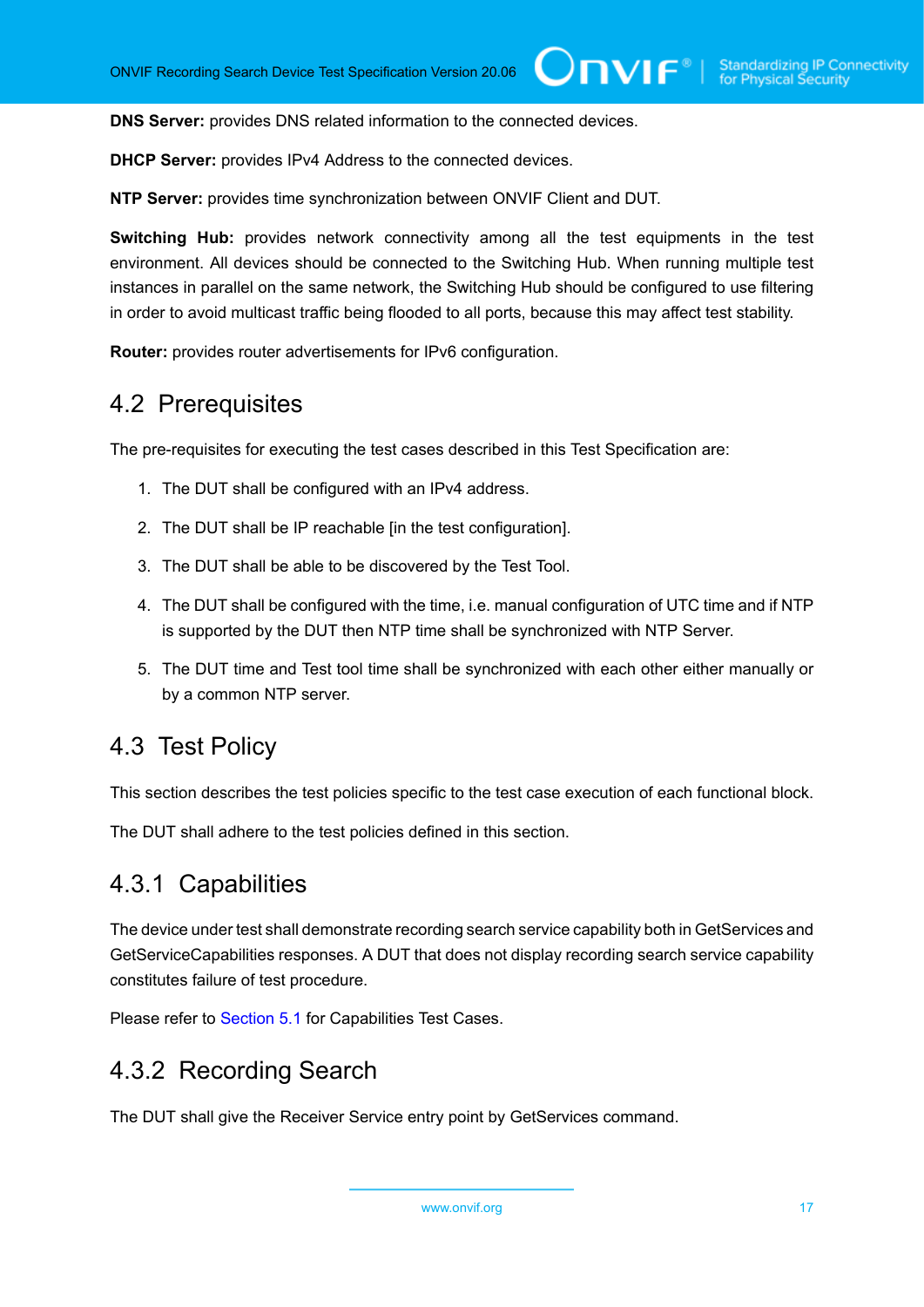**DNS Server:** provides DNS related information to the connected devices.

**DHCP Server:** provides IPv4 Address to the connected devices.

**NTP Server:** provides time synchronization between ONVIF Client and DUT.

**Switching Hub:** provides network connectivity among all the test equipments in the test environment. All devices should be connected to the Switching Hub. When running multiple test instances in parallel on the same network, the Switching Hub should be configured to use filtering in order to avoid multicast traffic being flooded to all ports, because this may affect test stability.

**Router:** provides router advertisements for IPv6 configuration.

## 4.2 Prerequisites

The pre-requisites for executing the test cases described in this Test Specification are:

1. The DUT shall be configured with an IPv4 address.
2. The DUT shall be IP reachable [in the test configuration].
3. The DUT shall be able to be discovered by the Test Tool.
4. The DUT shall be configured with the time, i.e. manual configuration of UTC time and if NTP is supported by the DUT then NTP time shall be synchronized with NTP Server.
5. The DUT time and Test tool time shall be synchronized with each other either manually or by a common NTP server.

## 4.3 Test Policy

This section describes the test policies specific to the test case execution of each functional block.

The DUT shall adhere to the test policies defined in this section.

### 4.3.1 Capabilities

The device under test shall demonstrate recording search service capability both in GetServices and GetServiceCapabilities responses. A DUT that does not display recording search service capability constitutes failure of test procedure.

Please refer to Section 5.1 for Capabilities Test Cases.

### 4.3.2 Recording Search

The DUT shall give the Receiver Service entry point by GetServices command.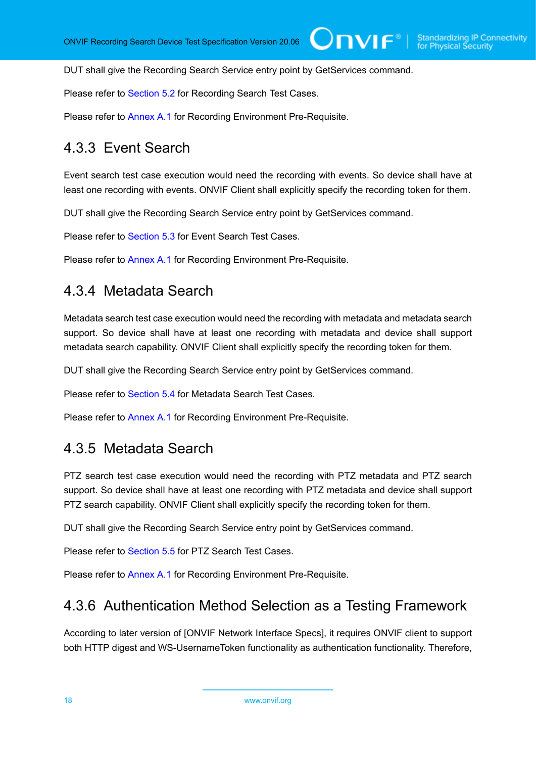DUT shall give the Recording Search Service entry point by GetServices command.

Please refer to Section 5.2 for Recording Search Test Cases.

Please refer to Annex A.1 for Recording Environment Pre-Requisite.

### 4.3.3 Event Search

Event search test case execution would need the recording with events. So device shall have at least one recording with events. ONVIF Client shall explicitly specify the recording token for them.

DUT shall give the Recording Search Service entry point by GetServices command.

Please refer to Section 5.3 for Event Search Test Cases.

Please refer to Annex A.1 for Recording Environment Pre-Requisite.

### 4.3.4 Metadata Search

Metadata search test case execution would need the recording with metadata and metadata search support. So device shall have at least one recording with metadata and device shall support metadata search capability. ONVIF Client shall explicitly specify the recording token for them.

DUT shall give the Recording Search Service entry point by GetServices command.

Please refer to Section 5.4 for Metadata Search Test Cases.

Please refer to Annex A.1 for Recording Environment Pre-Requisite.

### 4.3.5 Metadata Search

PTZ search test case execution would need the recording with PTZ metadata and PTZ search support. So device shall have at least one recording with PTZ metadata and device shall support PTZ search capability. ONVIF Client shall explicitly specify the recording token for them.

DUT shall give the Recording Search Service entry point by GetServices command.

Please refer to Section 5.5 for PTZ Search Test Cases.

Please refer to Annex A.1 for Recording Environment Pre-Requisite.

### 4.3.6 Authentication Method Selection as a Testing Framework

According to later version of [ONVIF Network Interface Specs], it requires ONVIF client to support both HTTP digest and WS-UsernameToken functionality as authentication functionality. Therefore,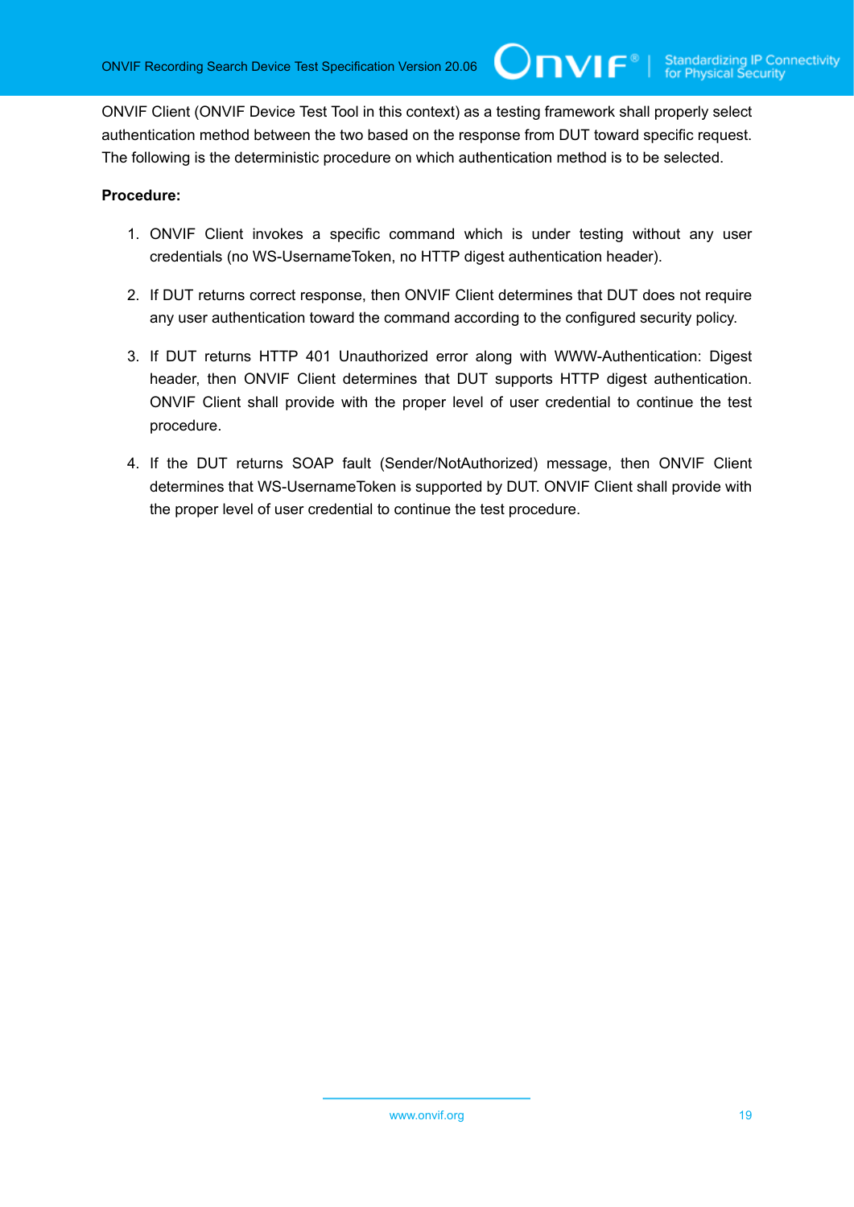ONVIF Client (ONVIF Device Test Tool in this context) as a testing framework shall properly select authentication method between the two based on the response from DUT toward specific request. The following is the deterministic procedure on which authentication method is to be selected.

**Procedure:**

1. ONVIF Client invokes a specific command which is under testing without any user credentials (no WS-UsernameToken, no HTTP digest authentication header).
2. If DUT returns correct response, then ONVIF Client determines that DUT does not require any user authentication toward the command according to the configured security policy.
3. If DUT returns HTTP 401 Unauthorized error along with WWW-Authentication: Digest header, then ONVIF Client determines that DUT supports HTTP digest authentication. ONVIF Client shall provide with the proper level of user credential to continue the test procedure.
4. If the DUT returns SOAP fault (Sender/NotAuthorized) message, then ONVIF Client determines that WS-UsernameToken is supported by DUT. ONVIF Client shall provide with the proper level of user credential to continue the test procedure.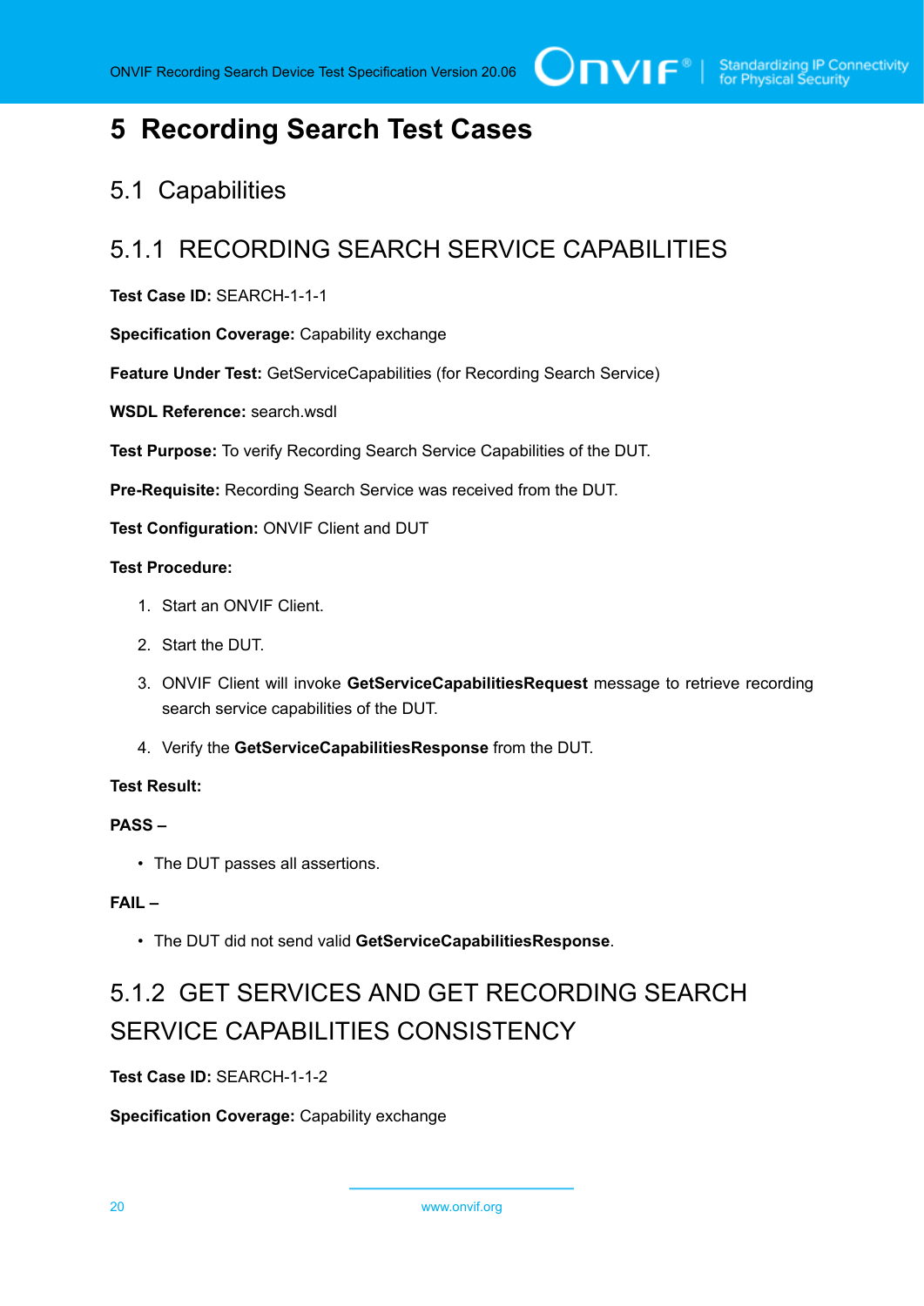# 5 Recording Search Test Cases

## 5.1 Capabilities

### 5.1.1 RECORDING SEARCH SERVICE CAPABILITIES

**Test Case ID:** SEARCH-1-1-1

**Specification Coverage:** Capability exchange

**Feature Under Test:** GetServiceCapabilities (for Recording Search Service)

**WSDL Reference:** search.wsdl

**Test Purpose:** To verify Recording Search Service Capabilities of the DUT.

**Pre-Requisite:** Recording Search Service was received from the DUT.

**Test Configuration:** ONVIF Client and DUT

**Test Procedure:**

1. Start an ONVIF Client.
2. Start the DUT.
3. ONVIF Client will invoke **GetServiceCapabilitiesRequest** message to retrieve recording search service capabilities of the DUT.
4. Verify the **GetServiceCapabilitiesResponse** from the DUT.

**Test Result:**

**PASS –**

- The DUT passes all assertions.

**FAIL –**

- The DUT did not send valid **GetServiceCapabilitiesResponse**.

### 5.1.2 GET SERVICES AND GET RECORDING SEARCH SERVICE CAPABILITIES CONSISTENCY

**Test Case ID:** SEARCH-1-1-2

**Specification Coverage:** Capability exchange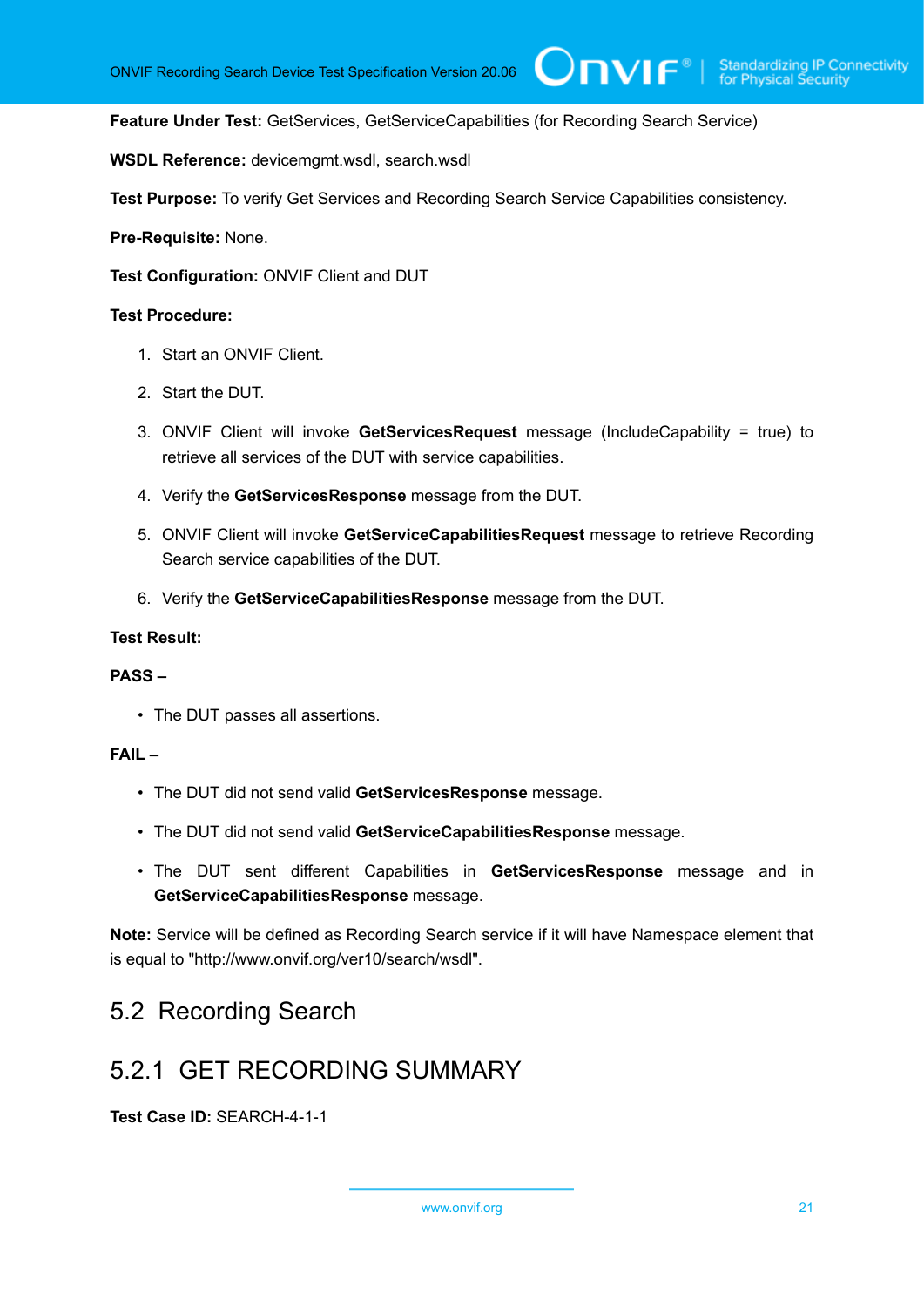**Feature Under Test:** GetServices, GetServiceCapabilities (for Recording Search Service)

**WSDL Reference:** devicemgmt.wsdl, search.wsdl

**Test Purpose:** To verify Get Services and Recording Search Service Capabilities consistency.

**Pre-Requisite:** None.

**Test Configuration:** ONVIF Client and DUT

**Test Procedure:**

1. Start an ONVIF Client.
2. Start the DUT.
3. ONVIF Client will invoke **GetServicesRequest** message (IncludeCapability = true) to retrieve all services of the DUT with service capabilities.
4. Verify the **GetServicesResponse** message from the DUT.
5. ONVIF Client will invoke **GetServiceCapabilitiesRequest** message to retrieve Recording Search service capabilities of the DUT.
6. Verify the **GetServiceCapabilitiesResponse** message from the DUT.

**Test Result:**

**PASS –**

- The DUT passes all assertions.

**FAIL –**

- The DUT did not send valid **GetServicesResponse** message.
- The DUT did not send valid **GetServiceCapabilitiesResponse** message.
- The DUT sent different Capabilities in **GetServicesResponse** message and in **GetServiceCapabilitiesResponse** message.

**Note:** Service will be defined as Recording Search service if it will have Namespace element that is equal to "http://www.onvif.org/ver10/search/wsdl".

## 5.2 Recording Search

### 5.2.1 GET RECORDING SUMMARY

**Test Case ID:** SEARCH-4-1-1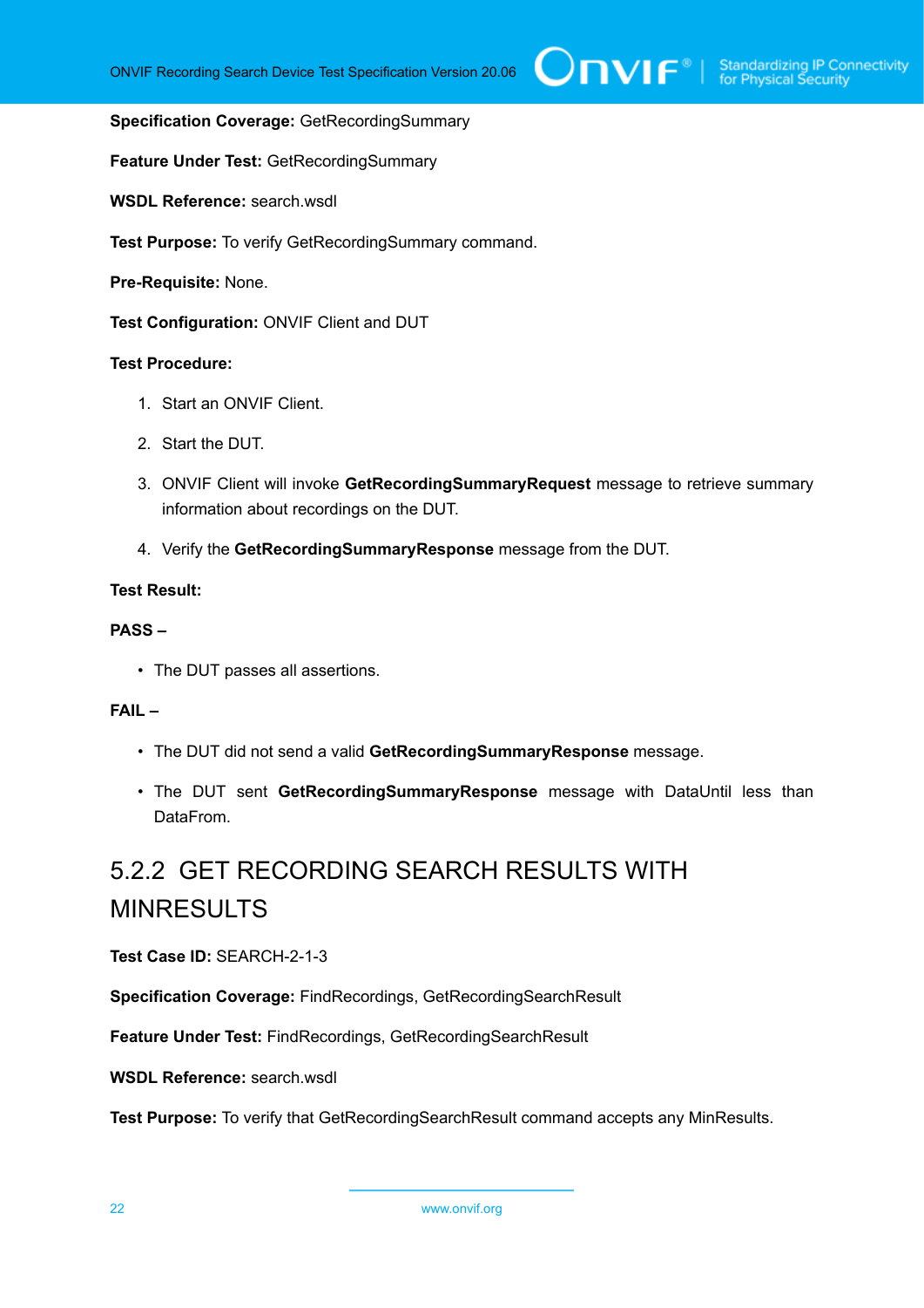**Specification Coverage:** GetRecordingSummary

**Feature Under Test:** GetRecordingSummary

**WSDL Reference:** search.wsdl

**Test Purpose:** To verify GetRecordingSummary command.

**Pre-Requisite:** None.

**Test Configuration:** ONVIF Client and DUT

**Test Procedure:**

1. Start an ONVIF Client.
2. Start the DUT.
3. ONVIF Client will invoke **GetRecordingSummaryRequest** message to retrieve summary information about recordings on the DUT.
4. Verify the **GetRecordingSummaryResponse** message from the DUT.

**Test Result:**

**PASS –**

- The DUT passes all assertions.

**FAIL –**

- The DUT did not send a valid **GetRecordingSummaryResponse** message.
- The DUT sent **GetRecordingSummaryResponse** message with DataUntil less than DataFrom.

### 5.2.2 GET RECORDING SEARCH RESULTS WITH MINRESULTS

**Test Case ID:** SEARCH-2-1-3

**Specification Coverage:** FindRecordings, GetRecordingSearchResult

**Feature Under Test:** FindRecordings, GetRecordingSearchResult

**WSDL Reference:** search.wsdl

**Test Purpose:** To verify that GetRecordingSearchResult command accepts any MinResults.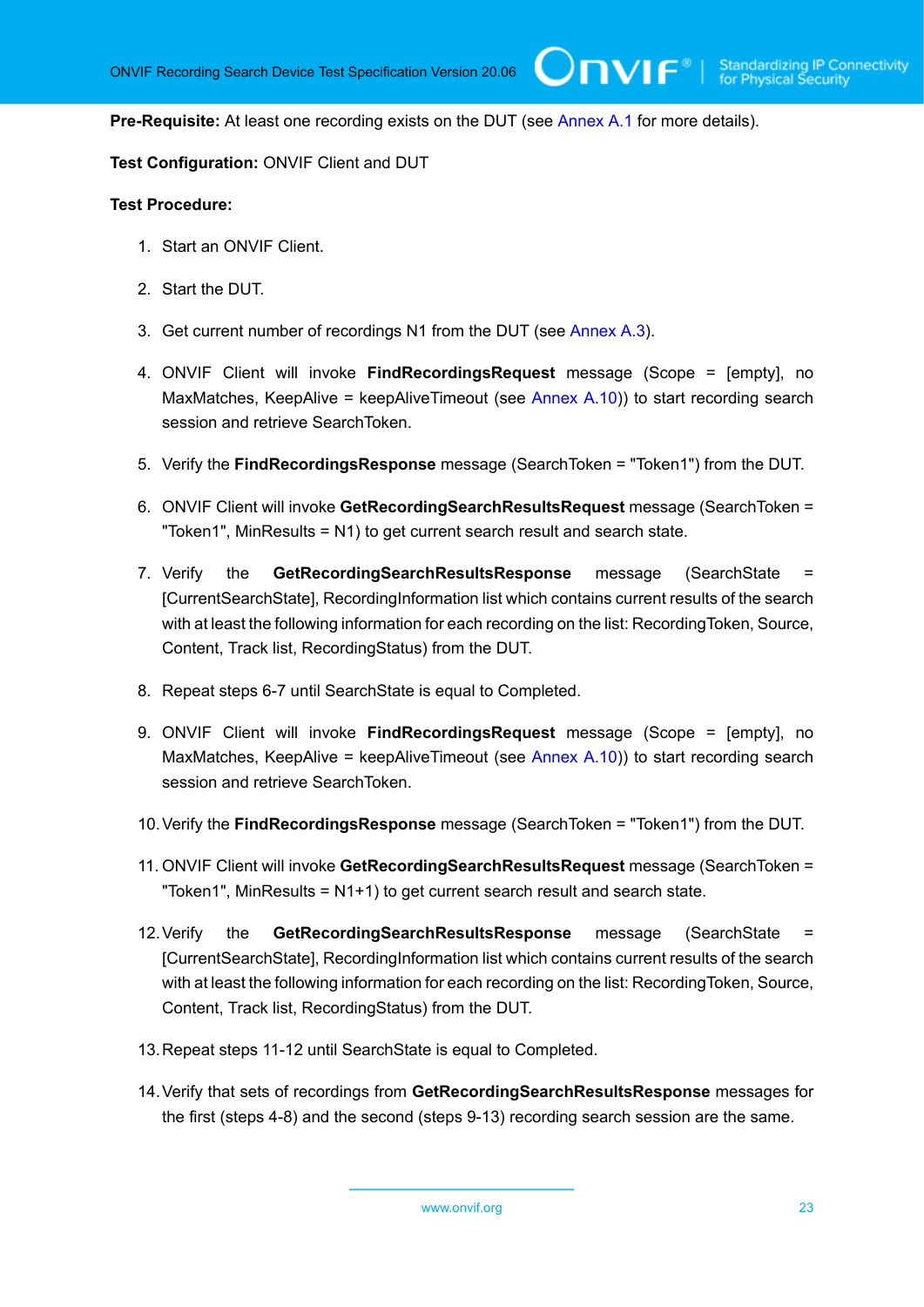**Pre-Requisite:** At least one recording exists on the DUT (see Annex A.1 for more details).

**Test Configuration:** ONVIF Client and DUT

**Test Procedure:**

1. Start an ONVIF Client.
2. Start the DUT.
3. Get current number of recordings N1 from the DUT (see Annex A.3).
4. ONVIF Client will invoke **FindRecordingsRequest** message (Scope = [empty], no MaxMatches, KeepAlive = keepAliveTimeout (see Annex A.10)) to start recording search session and retrieve SearchToken.
5. Verify the **FindRecordingsResponse** message (SearchToken = "Token1") from the DUT.
6. ONVIF Client will invoke **GetRecordingSearchResultsRequest** message (SearchToken = "Token1", MinResults = N1) to get current search result and search state.
7. Verify the **GetRecordingSearchResultsResponse** message (SearchState = [CurrentSearchState], RecordingInformation list which contains current results of the search with at least the following information for each recording on the list: RecordingToken, Source, Content, Track list, RecordingStatus) from the DUT.
8. Repeat steps 6-7 until SearchState is equal to Completed.
9. ONVIF Client will invoke **FindRecordingsRequest** message (Scope = [empty], no MaxMatches, KeepAlive = keepAliveTimeout (see Annex A.10)) to start recording search session and retrieve SearchToken.
10. Verify the **FindRecordingsResponse** message (SearchToken = "Token1") from the DUT.
11. ONVIF Client will invoke **GetRecordingSearchResultsRequest** message (SearchToken = "Token1", MinResults = N1+1) to get current search result and search state.
12. Verify the **GetRecordingSearchResultsResponse** message (SearchState = [CurrentSearchState], RecordingInformation list which contains current results of the search with at least the following information for each recording on the list: RecordingToken, Source, Content, Track list, RecordingStatus) from the DUT.
13. Repeat steps 11-12 until SearchState is equal to Completed.
14. Verify that sets of recordings from **GetRecordingSearchResultsResponse** messages for the first (steps 4-8) and the second (steps 9-13) recording search session are the same.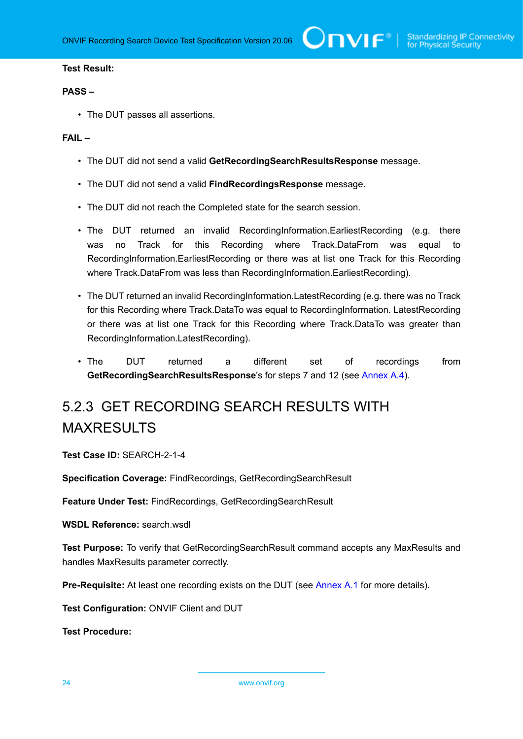**Test Result:**

**PASS –**

- The DUT passes all assertions.

**FAIL –**

- The DUT did not send a valid **GetRecordingSearchResultsResponse** message.
- The DUT did not send a valid **FindRecordingsResponse** message.
- The DUT did not reach the Completed state for the search session.
- The DUT returned an invalid RecordingInformation.EarliestRecording (e.g. there was no Track for this Recording where Track.DataFrom was equal to RecordingInformation.EarliestRecording or there was at list one Track for this Recording where Track.DataFrom was less than RecordingInformation.EarliestRecording).
- The DUT returned an invalid RecordingInformation.LatestRecording (e.g. there was no Track for this Recording where Track.DataTo was equal to RecordingInformation. LatestRecording or there was at list one Track for this Recording where Track.DataTo was greater than RecordingInformation.LatestRecording).
- The DUT returned a different set of recordings from **GetRecordingSearchResultsResponse**'s for steps 7 and 12 (see Annex A.4).

## 5.2.3 GET RECORDING SEARCH RESULTS WITH MAXRESULTS

**Test Case ID:** SEARCH-2-1-4

**Specification Coverage:** FindRecordings, GetRecordingSearchResult

**Feature Under Test:** FindRecordings, GetRecordingSearchResult

**WSDL Reference:** search.wsdl

**Test Purpose:** To verify that GetRecordingSearchResult command accepts any MaxResults and handles MaxResults parameter correctly.

**Pre-Requisite:** At least one recording exists on the DUT (see Annex A.1 for more details).

**Test Configuration:** ONVIF Client and DUT

**Test Procedure:**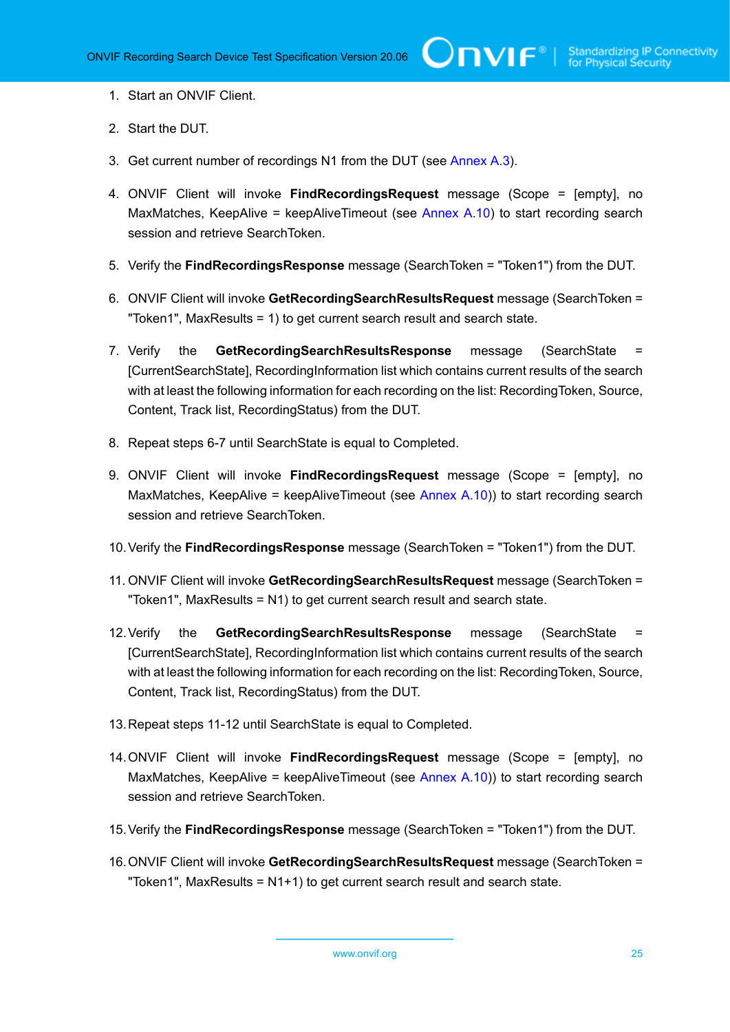1. Start an ONVIF Client.
2. Start the DUT.
3. Get current number of recordings N1 from the DUT (see Annex A.3).
4. ONVIF Client will invoke **FindRecordingsRequest** message (Scope = [empty], no MaxMatches, KeepAlive = keepAliveTimeout (see Annex A.10) to start recording search session and retrieve SearchToken.
5. Verify the **FindRecordingsResponse** message (SearchToken = "Token1") from the DUT.
6. ONVIF Client will invoke **GetRecordingSearchResultsRequest** message (SearchToken = "Token1", MaxResults = 1) to get current search result and search state.
7. Verify the **GetRecordingSearchResultsResponse** message (SearchState = [CurrentSearchState], RecordingInformation list which contains current results of the search with at least the following information for each recording on the list: RecordingToken, Source, Content, Track list, RecordingStatus) from the DUT.
8. Repeat steps 6-7 until SearchState is equal to Completed.
9. ONVIF Client will invoke **FindRecordingsRequest** message (Scope = [empty], no MaxMatches, KeepAlive = keepAliveTimeout (see Annex A.10)) to start recording search session and retrieve SearchToken.
10. Verify the **FindRecordingsResponse** message (SearchToken = "Token1") from the DUT.
11. ONVIF Client will invoke **GetRecordingSearchResultsRequest** message (SearchToken = "Token1", MaxResults = N1) to get current search result and search state.
12. Verify the **GetRecordingSearchResultsResponse** message (SearchState = [CurrentSearchState], RecordingInformation list which contains current results of the search with at least the following information for each recording on the list: RecordingToken, Source, Content, Track list, RecordingStatus) from the DUT.
13. Repeat steps 11-12 until SearchState is equal to Completed.
14. ONVIF Client will invoke **FindRecordingsRequest** message (Scope = [empty], no MaxMatches, KeepAlive = keepAliveTimeout (see Annex A.10)) to start recording search session and retrieve SearchToken.
15. Verify the **FindRecordingsResponse** message (SearchToken = "Token1") from the DUT.
16. ONVIF Client will invoke **GetRecordingSearchResultsRequest** message (SearchToken = "Token1", MaxResults = N1+1) to get current search result and search state.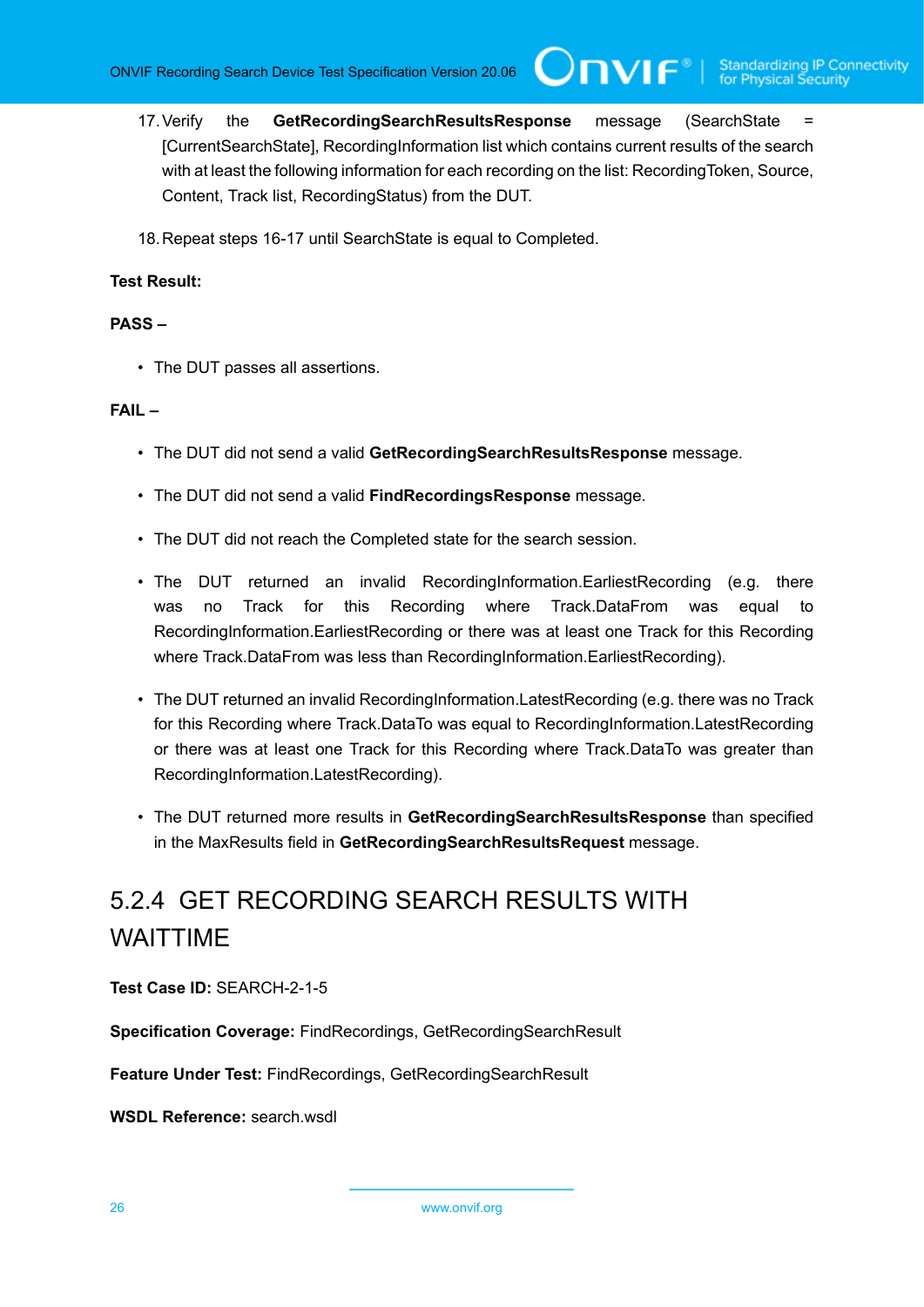17. Verify the **GetRecordingSearchResultsResponse** message (SearchState = [CurrentSearchState], RecordingInformation list which contains current results of the search with at least the following information for each recording on the list: RecordingToken, Source, Content, Track list, RecordingStatus) from the DUT.

18. Repeat steps 16-17 until SearchState is equal to Completed.

**Test Result:**

**PASS –**

- The DUT passes all assertions.

**FAIL –**

- The DUT did not send a valid **GetRecordingSearchResultsResponse** message.
- The DUT did not send a valid **FindRecordingsResponse** message.
- The DUT did not reach the Completed state for the search session.
- The DUT returned an invalid RecordingInformation.EarliestRecording (e.g. there was no Track for this Recording where Track.DataFrom was equal to RecordingInformation.EarliestRecording or there was at least one Track for this Recording where Track.DataFrom was less than RecordingInformation.EarliestRecording).
- The DUT returned an invalid RecordingInformation.LatestRecording (e.g. there was no Track for this Recording where Track.DataTo was equal to RecordingInformation.LatestRecording or there was at least one Track for this Recording where Track.DataTo was greater than RecordingInformation.LatestRecording).
- The DUT returned more results in **GetRecordingSearchResultsResponse** than specified in the MaxResults field in **GetRecordingSearchResultsRequest** message.

### 5.2.4 GET RECORDING SEARCH RESULTS WITH WAITTIME

**Test Case ID:** SEARCH-2-1-5

**Specification Coverage:** FindRecordings, GetRecordingSearchResult

**Feature Under Test:** FindRecordings, GetRecordingSearchResult

**WSDL Reference:** search.wsdl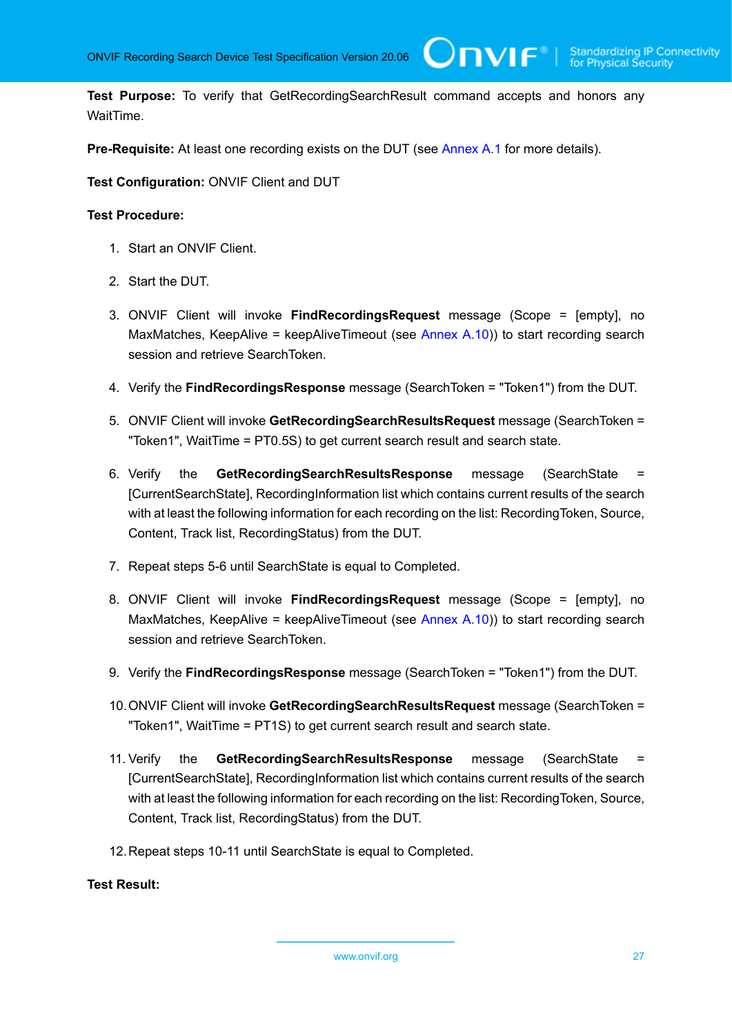**Test Purpose:** To verify that GetRecordingSearchResult command accepts and honors any WaitTime.

**Pre-Requisite:** At least one recording exists on the DUT (see Annex A.1 for more details).

**Test Configuration:** ONVIF Client and DUT

**Test Procedure:**

1. Start an ONVIF Client.
2. Start the DUT.
3. ONVIF Client will invoke **FindRecordingsRequest** message (Scope = [empty], no MaxMatches, KeepAlive = keepAliveTimeout (see Annex A.10)) to start recording search session and retrieve SearchToken.
4. Verify the **FindRecordingsResponse** message (SearchToken = "Token1") from the DUT.
5. ONVIF Client will invoke **GetRecordingSearchResultsRequest** message (SearchToken = "Token1", WaitTime = PT0.5S) to get current search result and search state.
6. Verify the **GetRecordingSearchResultsResponse** message (SearchState = [CurrentSearchState], RecordingInformation list which contains current results of the search with at least the following information for each recording on the list: RecordingToken, Source, Content, Track list, RecordingStatus) from the DUT.
7. Repeat steps 5-6 until SearchState is equal to Completed.
8. ONVIF Client will invoke **FindRecordingsRequest** message (Scope = [empty], no MaxMatches, KeepAlive = keepAliveTimeout (see Annex A.10)) to start recording search session and retrieve SearchToken.
9. Verify the **FindRecordingsResponse** message (SearchToken = "Token1") from the DUT.
10. ONVIF Client will invoke **GetRecordingSearchResultsRequest** message (SearchToken = "Token1", WaitTime = PT1S) to get current search result and search state.
11. Verify the **GetRecordingSearchResultsResponse** message (SearchState = [CurrentSearchState], RecordingInformation list which contains current results of the search with at least the following information for each recording on the list: RecordingToken, Source, Content, Track list, RecordingStatus) from the DUT.
12. Repeat steps 10-11 until SearchState is equal to Completed.

**Test Result:**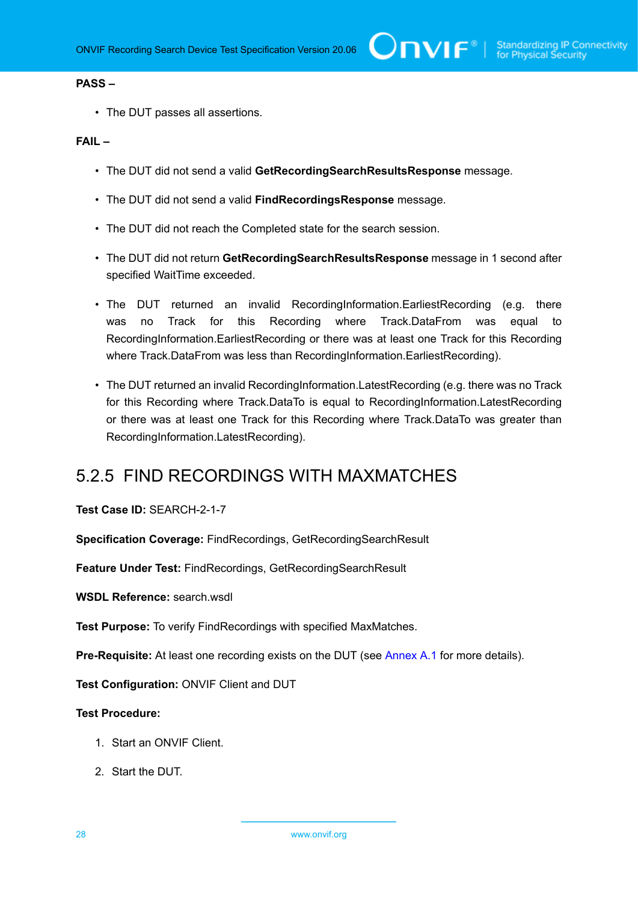**PASS –**

- The DUT passes all assertions.

**FAIL –**

- The DUT did not send a valid **GetRecordingSearchResultsResponse** message.
- The DUT did not send a valid **FindRecordingsResponse** message.
- The DUT did not reach the Completed state for the search session.
- The DUT did not return **GetRecordingSearchResultsResponse** message in 1 second after specified WaitTime exceeded.
- The DUT returned an invalid RecordingInformation.EarliestRecording (e.g. there was no Track for this Recording where Track.DataFrom was equal to RecordingInformation.EarliestRecording or there was at least one Track for this Recording where Track.DataFrom was less than RecordingInformation.EarliestRecording).
- The DUT returned an invalid RecordingInformation.LatestRecording (e.g. there was no Track for this Recording where Track.DataTo is equal to RecordingInformation.LatestRecording or there was at least one Track for this Recording where Track.DataTo was greater than RecordingInformation.LatestRecording).

## 5.2.5 FIND RECORDINGS WITH MAXMATCHES

**Test Case ID:** SEARCH-2-1-7

**Specification Coverage:** FindRecordings, GetRecordingSearchResult

**Feature Under Test:** FindRecordings, GetRecordingSearchResult

**WSDL Reference:** search.wsdl

**Test Purpose:** To verify FindRecordings with specified MaxMatches.

**Pre-Requisite:** At least one recording exists on the DUT (see Annex A.1 for more details).

**Test Configuration:** ONVIF Client and DUT

**Test Procedure:**

1. Start an ONVIF Client.
2. Start the DUT.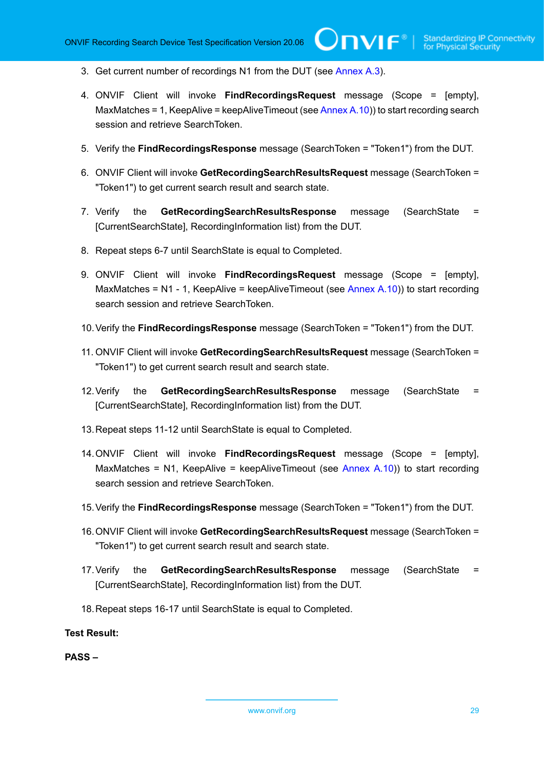3. Get current number of recordings N1 from the DUT (see Annex A.3).

4. ONVIF Client will invoke **FindRecordingsRequest** message (Scope = [empty], MaxMatches = 1, KeepAlive = keepAliveTimeout (see Annex A.10)) to start recording search session and retrieve SearchToken.

5. Verify the **FindRecordingsResponse** message (SearchToken = "Token1") from the DUT.

6. ONVIF Client will invoke **GetRecordingSearchResultsRequest** message (SearchToken = "Token1") to get current search result and search state.

7. Verify the **GetRecordingSearchResultsResponse** message (SearchState = [CurrentSearchState], RecordingInformation list) from the DUT.

8. Repeat steps 6-7 until SearchState is equal to Completed.

9. ONVIF Client will invoke **FindRecordingsRequest** message (Scope = [empty], MaxMatches = N1 - 1, KeepAlive = keepAliveTimeout (see Annex A.10)) to start recording search session and retrieve SearchToken.

10. Verify the **FindRecordingsResponse** message (SearchToken = "Token1") from the DUT.

11. ONVIF Client will invoke **GetRecordingSearchResultsRequest** message (SearchToken = "Token1") to get current search result and search state.

12. Verify the **GetRecordingSearchResultsResponse** message (SearchState = [CurrentSearchState], RecordingInformation list) from the DUT.

13. Repeat steps 11-12 until SearchState is equal to Completed.

14. ONVIF Client will invoke **FindRecordingsRequest** message (Scope = [empty], MaxMatches = N1, KeepAlive = keepAliveTimeout (see Annex A.10)) to start recording search session and retrieve SearchToken.

15. Verify the **FindRecordingsResponse** message (SearchToken = "Token1") from the DUT.

16. ONVIF Client will invoke **GetRecordingSearchResultsRequest** message (SearchToken = "Token1") to get current search result and search state.

17. Verify the **GetRecordingSearchResultsResponse** message (SearchState = [CurrentSearchState], RecordingInformation list) from the DUT.

18. Repeat steps 16-17 until SearchState is equal to Completed.

**Test Result:**

**PASS –**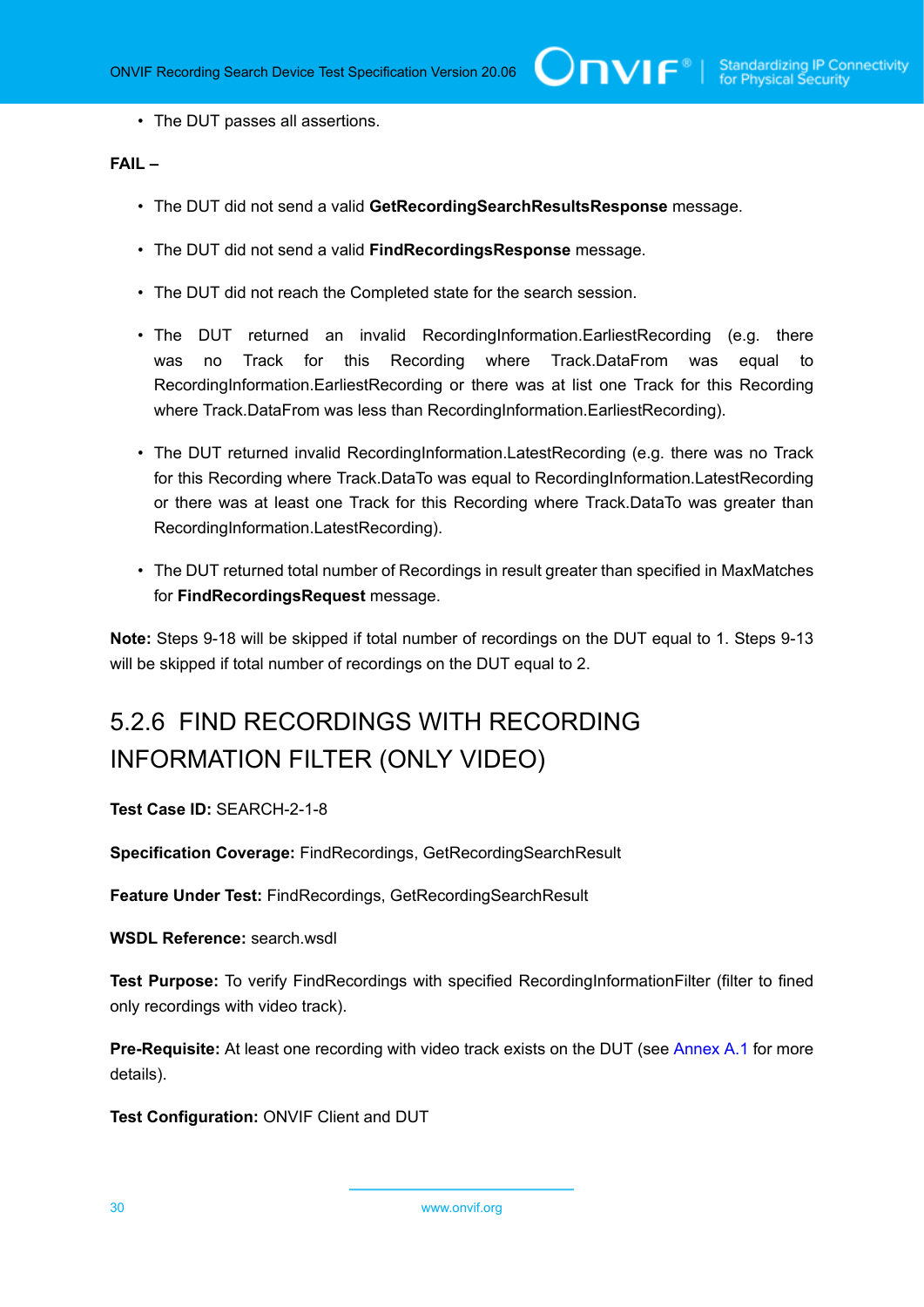- The DUT passes all assertions.

**FAIL –**

- The DUT did not send a valid **GetRecordingSearchResultsResponse** message.
- The DUT did not send a valid **FindRecordingsResponse** message.
- The DUT did not reach the Completed state for the search session.
- The DUT returned an invalid RecordingInformation.EarliestRecording (e.g. there was no Track for this Recording where Track.DataFrom was equal to RecordingInformation.EarliestRecording or there was at list one Track for this Recording where Track.DataFrom was less than RecordingInformation.EarliestRecording).
- The DUT returned invalid RecordingInformation.LatestRecording (e.g. there was no Track for this Recording where Track.DataTo was equal to RecordingInformation.LatestRecording or there was at least one Track for this Recording where Track.DataTo was greater than RecordingInformation.LatestRecording).
- The DUT returned total number of Recordings in result greater than specified in MaxMatches for **FindRecordingsRequest** message.

**Note:** Steps 9-18 will be skipped if total number of recordings on the DUT equal to 1. Steps 9-13 will be skipped if total number of recordings on the DUT equal to 2.

### 5.2.6 FIND RECORDINGS WITH RECORDING INFORMATION FILTER (ONLY VIDEO)

**Test Case ID:** SEARCH-2-1-8

**Specification Coverage:** FindRecordings, GetRecordingSearchResult

**Feature Under Test:** FindRecordings, GetRecordingSearchResult

**WSDL Reference:** search.wsdl

**Test Purpose:** To verify FindRecordings with specified RecordingInformationFilter (filter to fined only recordings with video track).

**Pre-Requisite:** At least one recording with video track exists on the DUT (see Annex A.1 for more details).

**Test Configuration:** ONVIF Client and DUT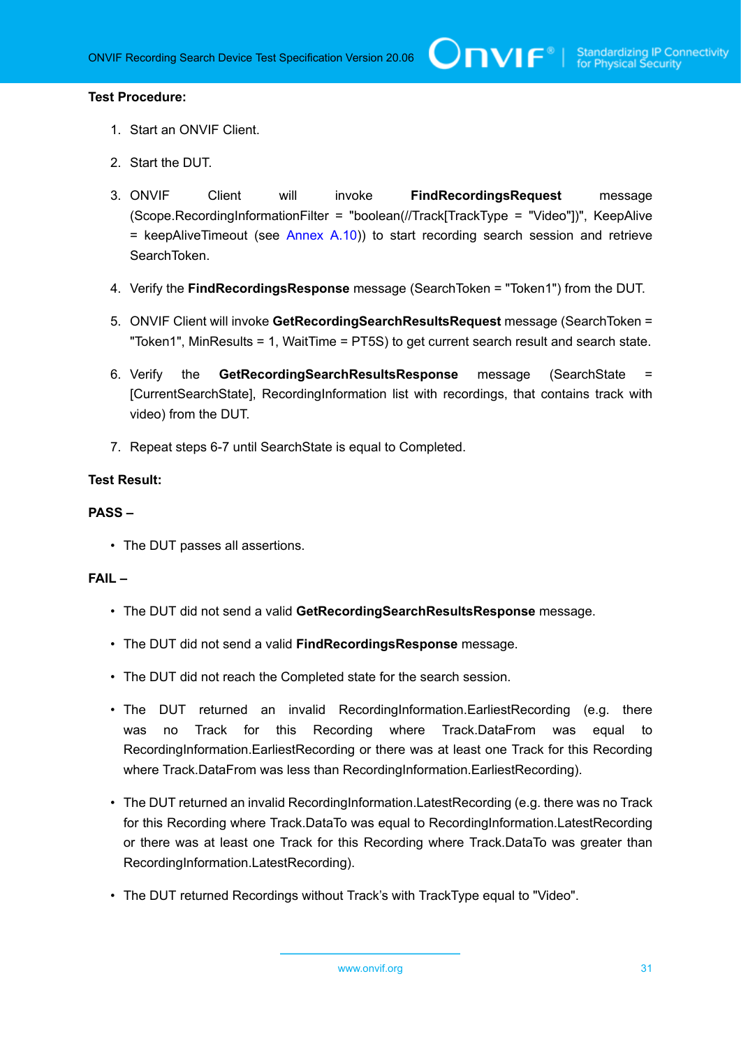**Test Procedure:**

1. Start an ONVIF Client.
2. Start the DUT.
3. ONVIF Client will invoke **FindRecordingsRequest** message (Scope.RecordingInformationFilter = "boolean(//Track[TrackType = "Video"])", KeepAlive = keepAliveTimeout (see Annex A.10)) to start recording search session and retrieve SearchToken.
4. Verify the **FindRecordingsResponse** message (SearchToken = "Token1") from the DUT.
5. ONVIF Client will invoke **GetRecordingSearchResultsRequest** message (SearchToken = "Token1", MinResults = 1, WaitTime = PT5S) to get current search result and search state.
6. Verify the **GetRecordingSearchResultsResponse** message (SearchState = [CurrentSearchState], RecordingInformation list with recordings, that contains track with video) from the DUT.
7. Repeat steps 6-7 until SearchState is equal to Completed.

**Test Result:**

**PASS –**

- The DUT passes all assertions.

**FAIL –**

- The DUT did not send a valid **GetRecordingSearchResultsResponse** message.
- The DUT did not send a valid **FindRecordingsResponse** message.
- The DUT did not reach the Completed state for the search session.
- The DUT returned an invalid RecordingInformation.EarliestRecording (e.g. there was no Track for this Recording where Track.DataFrom was equal to RecordingInformation.EarliestRecording or there was at least one Track for this Recording where Track.DataFrom was less than RecordingInformation.EarliestRecording).
- The DUT returned an invalid RecordingInformation.LatestRecording (e.g. there was no Track for this Recording where Track.DataTo was equal to RecordingInformation.LatestRecording or there was at least one Track for this Recording where Track.DataTo was greater than RecordingInformation.LatestRecording).
- The DUT returned Recordings without Track's with TrackType equal to "Video".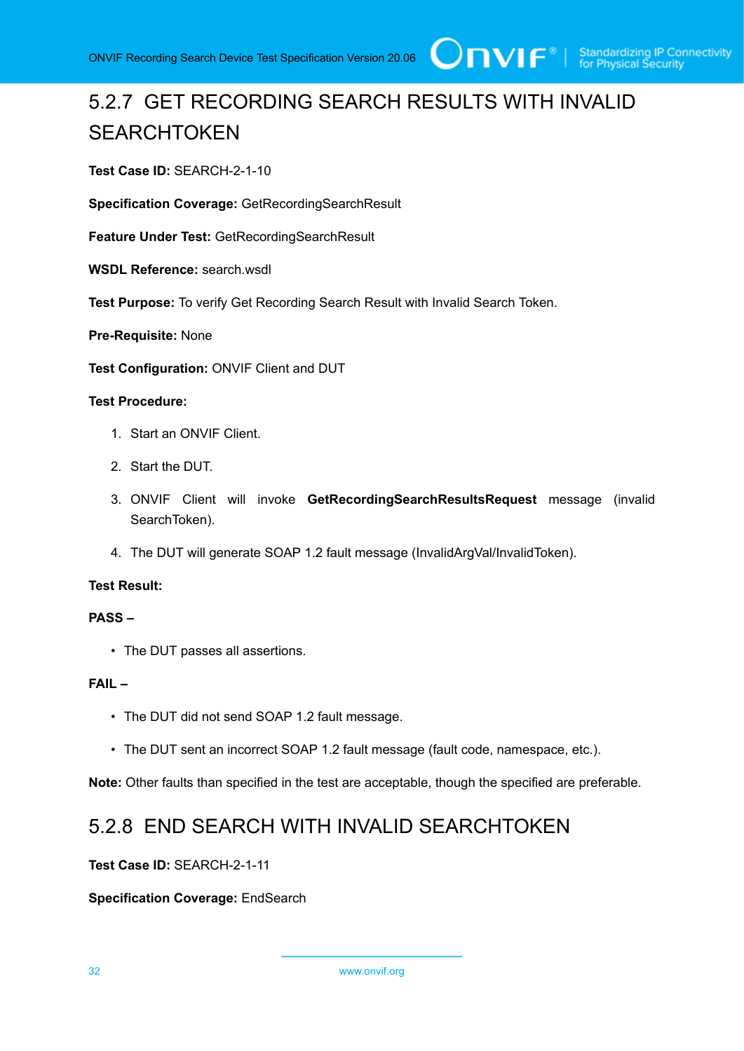### 5.2.7 GET RECORDING SEARCH RESULTS WITH INVALID SEARCHTOKEN

**Test Case ID:** SEARCH-2-1-10

**Specification Coverage:** GetRecordingSearchResult

**Feature Under Test:** GetRecordingSearchResult

**WSDL Reference:** search.wsdl

**Test Purpose:** To verify Get Recording Search Result with Invalid Search Token.

**Pre-Requisite:** None

**Test Configuration:** ONVIF Client and DUT

**Test Procedure:**

1. Start an ONVIF Client.
2. Start the DUT.
3. ONVIF Client will invoke **GetRecordingSearchResultsRequest** message (invalid SearchToken).
4. The DUT will generate SOAP 1.2 fault message (InvalidArgVal/InvalidToken).

**Test Result:**

**PASS –**

- The DUT passes all assertions.

**FAIL –**

- The DUT did not send SOAP 1.2 fault message.
- The DUT sent an incorrect SOAP 1.2 fault message (fault code, namespace, etc.).

**Note:** Other faults than specified in the test are acceptable, though the specified are preferable.

### 5.2.8 END SEARCH WITH INVALID SEARCHTOKEN

**Test Case ID:** SEARCH-2-1-11

**Specification Coverage:** EndSearch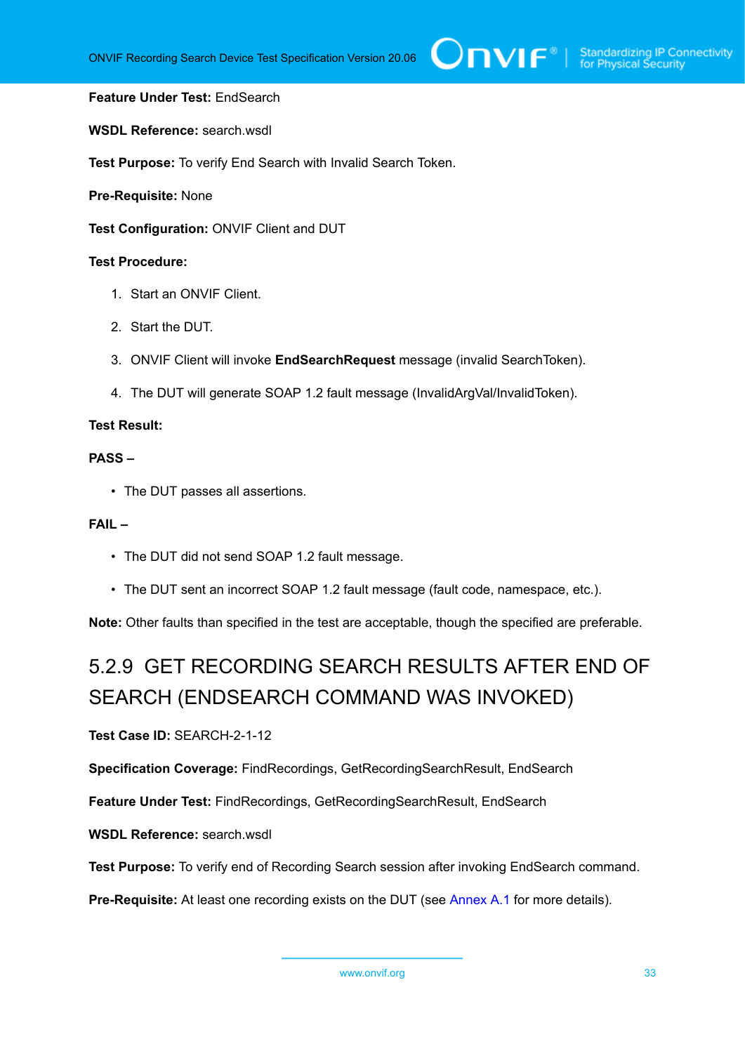**Feature Under Test:** EndSearch

**WSDL Reference:** search.wsdl

**Test Purpose:** To verify End Search with Invalid Search Token.

**Pre-Requisite:** None

**Test Configuration:** ONVIF Client and DUT

**Test Procedure:**

1. Start an ONVIF Client.
2. Start the DUT.
3. ONVIF Client will invoke **EndSearchRequest** message (invalid SearchToken).
4. The DUT will generate SOAP 1.2 fault message (InvalidArgVal/InvalidToken).

**Test Result:**

**PASS –**

- The DUT passes all assertions.

**FAIL –**

- The DUT did not send SOAP 1.2 fault message.
- The DUT sent an incorrect SOAP 1.2 fault message (fault code, namespace, etc.).

**Note:** Other faults than specified in the test are acceptable, though the specified are preferable.

### 5.2.9 GET RECORDING SEARCH RESULTS AFTER END OF SEARCH (ENDSEARCH COMMAND WAS INVOKED)

**Test Case ID:** SEARCH-2-1-12

**Specification Coverage:** FindRecordings, GetRecordingSearchResult, EndSearch

**Feature Under Test:** FindRecordings, GetRecordingSearchResult, EndSearch

**WSDL Reference:** search.wsdl

**Test Purpose:** To verify end of Recording Search session after invoking EndSearch command.

**Pre-Requisite:** At least one recording exists on the DUT (see Annex A.1 for more details).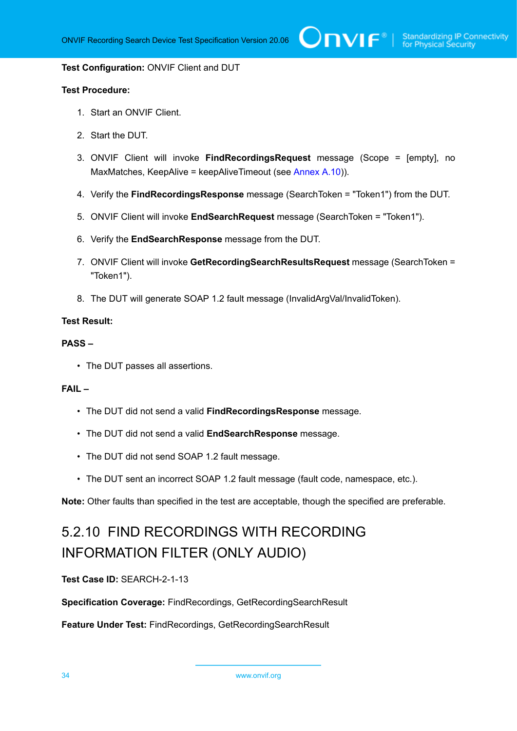**Test Configuration:** ONVIF Client and DUT

**Test Procedure:**

1. Start an ONVIF Client.
2. Start the DUT.
3. ONVIF Client will invoke **FindRecordingsRequest** message (Scope = [empty], no MaxMatches, KeepAlive = keepAliveTimeout (see Annex A.10)).
4. Verify the **FindRecordingsResponse** message (SearchToken = "Token1") from the DUT.
5. ONVIF Client will invoke **EndSearchRequest** message (SearchToken = "Token1").
6. Verify the **EndSearchResponse** message from the DUT.
7. ONVIF Client will invoke **GetRecordingSearchResultsRequest** message (SearchToken = "Token1").
8. The DUT will generate SOAP 1.2 fault message (InvalidArgVal/InvalidToken).

**Test Result:**

**PASS –**

- The DUT passes all assertions.

**FAIL –**

- The DUT did not send a valid **FindRecordingsResponse** message.
- The DUT did not send a valid **EndSearchResponse** message.
- The DUT did not send SOAP 1.2 fault message.
- The DUT sent an incorrect SOAP 1.2 fault message (fault code, namespace, etc.).

**Note:** Other faults than specified in the test are acceptable, though the specified are preferable.

### 5.2.10 FIND RECORDINGS WITH RECORDING INFORMATION FILTER (ONLY AUDIO)

**Test Case ID:** SEARCH-2-1-13

**Specification Coverage:** FindRecordings, GetRecordingSearchResult

**Feature Under Test:** FindRecordings, GetRecordingSearchResult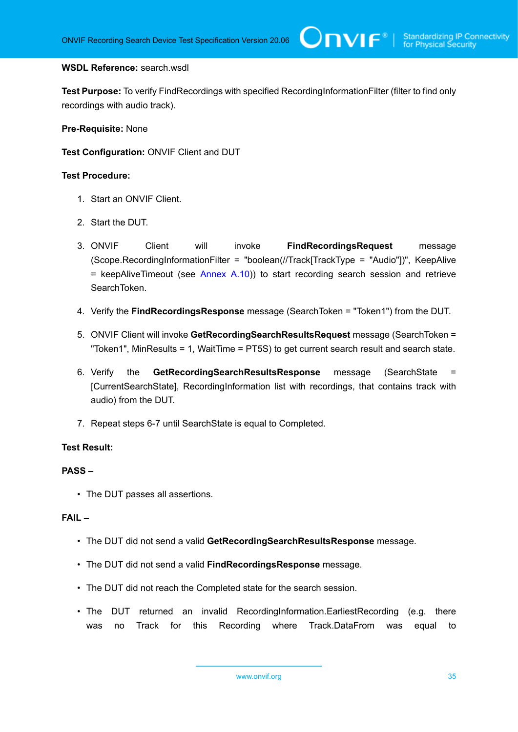**WSDL Reference:** search.wsdl

**Test Purpose:** To verify FindRecordings with specified RecordingInformationFilter (filter to find only recordings with audio track).

**Pre-Requisite:** None

**Test Configuration:** ONVIF Client and DUT

**Test Procedure:**

1. Start an ONVIF Client.
2. Start the DUT.
3. ONVIF Client will invoke **FindRecordingsRequest** message (Scope.RecordingInformationFilter = "boolean(//Track[TrackType = "Audio"])", KeepAlive = keepAliveTimeout (see Annex A.10)) to start recording search session and retrieve SearchToken.
4. Verify the **FindRecordingsResponse** message (SearchToken = "Token1") from the DUT.
5. ONVIF Client will invoke **GetRecordingSearchResultsRequest** message (SearchToken = "Token1", MinResults = 1, WaitTime = PT5S) to get current search result and search state.
6. Verify the **GetRecordingSearchResultsResponse** message (SearchState = [CurrentSearchState], RecordingInformation list with recordings, that contains track with audio) from the DUT.
7. Repeat steps 6-7 until SearchState is equal to Completed.

**Test Result:**

**PASS –**

- The DUT passes all assertions.

**FAIL –**

- The DUT did not send a valid **GetRecordingSearchResultsResponse** message.
- The DUT did not send a valid **FindRecordingsResponse** message.
- The DUT did not reach the Completed state for the search session.
- The DUT returned an invalid RecordingInformation.EarliestRecording (e.g. there was no Track for this Recording where Track.DataFrom was equal to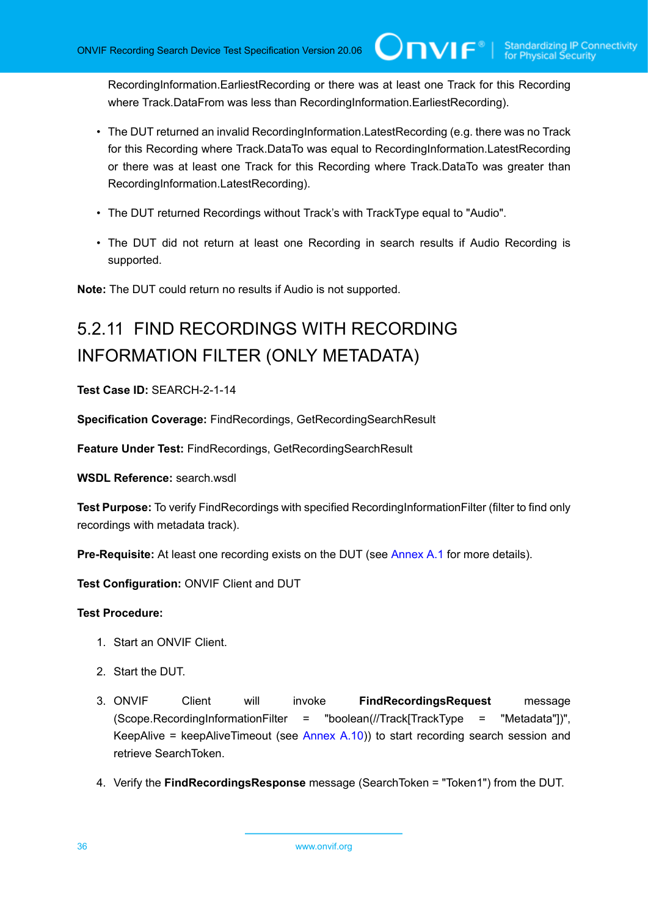RecordingInformation.EarliestRecording or there was at least one Track for this Recording where Track.DataFrom was less than RecordingInformation.EarliestRecording).

- The DUT returned an invalid RecordingInformation.LatestRecording (e.g. there was no Track for this Recording where Track.DataTo was equal to RecordingInformation.LatestRecording or there was at least one Track for this Recording where Track.DataTo was greater than RecordingInformation.LatestRecording).
- The DUT returned Recordings without Track’s with TrackType equal to "Audio".
- The DUT did not return at least one Recording in search results if Audio Recording is supported.

**Note:** The DUT could return no results if Audio is not supported.

## 5.2.11 FIND RECORDINGS WITH RECORDING INFORMATION FILTER (ONLY METADATA)

**Test Case ID:** SEARCH-2-1-14

**Specification Coverage:** FindRecordings, GetRecordingSearchResult

**Feature Under Test:** FindRecordings, GetRecordingSearchResult

**WSDL Reference:** search.wsdl

**Test Purpose:** To verify FindRecordings with specified RecordingInformationFilter (filter to find only recordings with metadata track).

**Pre-Requisite:** At least one recording exists on the DUT (see Annex A.1 for more details).

**Test Configuration:** ONVIF Client and DUT

**Test Procedure:**

1. Start an ONVIF Client.
2. Start the DUT.
3. ONVIF Client will invoke **FindRecordingsRequest** message (Scope.RecordingInformationFilter = "boolean(//Track[TrackType = "Metadata"])", KeepAlive = keepAliveTimeout (see Annex A.10)) to start recording search session and retrieve SearchToken.
4. Verify the **FindRecordingsResponse** message (SearchToken = "Token1") from the DUT.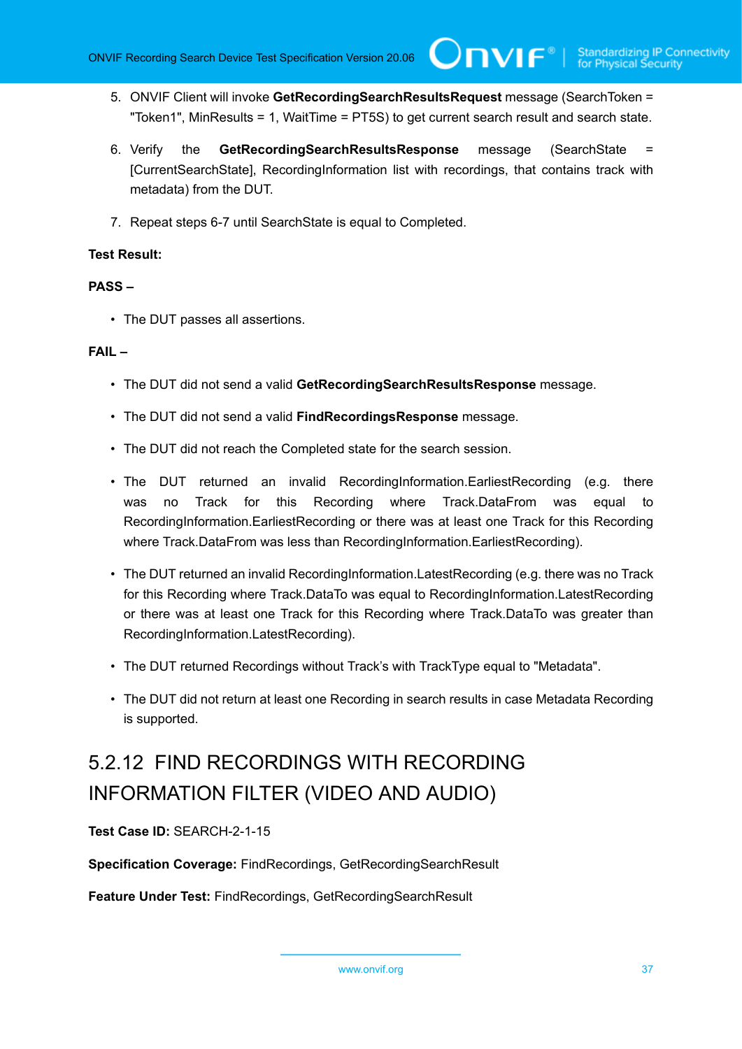5. ONVIF Client will invoke **GetRecordingSearchResultsRequest** message (SearchToken = "Token1", MinResults = 1, WaitTime = PT5S) to get current search result and search state.

6. Verify the **GetRecordingSearchResultsResponse** message (SearchState = [CurrentSearchState], RecordingInformation list with recordings, that contains track with metadata) from the DUT.

7. Repeat steps 6-7 until SearchState is equal to Completed.

**Test Result:**

**PASS –**

- The DUT passes all assertions.

**FAIL –**

- The DUT did not send a valid **GetRecordingSearchResultsResponse** message.
- The DUT did not send a valid **FindRecordingsResponse** message.
- The DUT did not reach the Completed state for the search session.
- The DUT returned an invalid RecordingInformation.EarliestRecording (e.g. there was no Track for this Recording where Track.DataFrom was equal to RecordingInformation.EarliestRecording or there was at least one Track for this Recording where Track.DataFrom was less than RecordingInformation.EarliestRecording).
- The DUT returned an invalid RecordingInformation.LatestRecording (e.g. there was no Track for this Recording where Track.DataTo was equal to RecordingInformation.LatestRecording or there was at least one Track for this Recording where Track.DataTo was greater than RecordingInformation.LatestRecording).
- The DUT returned Recordings without Track's with TrackType equal to "Metadata".
- The DUT did not return at least one Recording in search results in case Metadata Recording is supported.

## 5.2.12 FIND RECORDINGS WITH RECORDING INFORMATION FILTER (VIDEO AND AUDIO)

**Test Case ID:** SEARCH-2-1-15

**Specification Coverage:** FindRecordings, GetRecordingSearchResult

**Feature Under Test:** FindRecordings, GetRecordingSearchResult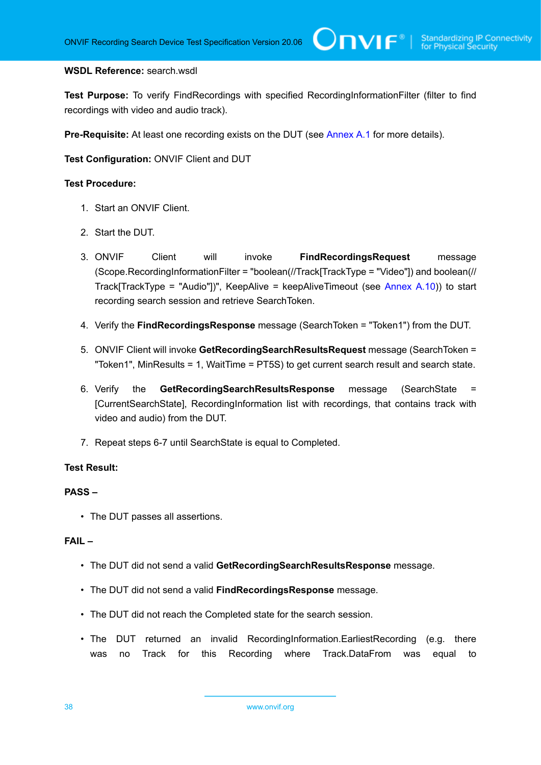**WSDL Reference:** search.wsdl

**Test Purpose:** To verify FindRecordings with specified RecordingInformationFilter (filter to find recordings with video and audio track).

**Pre-Requisite:** At least one recording exists on the DUT (see Annex A.1 for more details).

**Test Configuration:** ONVIF Client and DUT

**Test Procedure:**

1. Start an ONVIF Client.
2. Start the DUT.
3. ONVIF Client will invoke **FindRecordingsRequest** message (Scope.RecordingInformationFilter = "boolean(//Track[TrackType = "Video"]) and boolean(//Track[TrackType = "Audio"])", KeepAlive = keepAliveTimeout (see Annex A.10)) to start recording search session and retrieve SearchToken.
4. Verify the **FindRecordingsResponse** message (SearchToken = "Token1") from the DUT.
5. ONVIF Client will invoke **GetRecordingSearchResultsRequest** message (SearchToken = "Token1", MinResults = 1, WaitTime = PT5S) to get current search result and search state.
6. Verify the **GetRecordingSearchResultsResponse** message (SearchState = [CurrentSearchState], RecordingInformation list with recordings, that contains track with video and audio) from the DUT.
7. Repeat steps 6-7 until SearchState is equal to Completed.

**Test Result:**

**PASS –**

- The DUT passes all assertions.

**FAIL –**

- The DUT did not send a valid **GetRecordingSearchResultsResponse** message.
- The DUT did not send a valid **FindRecordingsResponse** message.
- The DUT did not reach the Completed state for the search session.
- The DUT returned an invalid RecordingInformation.EarliestRecording (e.g. there was no Track for this Recording where Track.DataFrom was equal to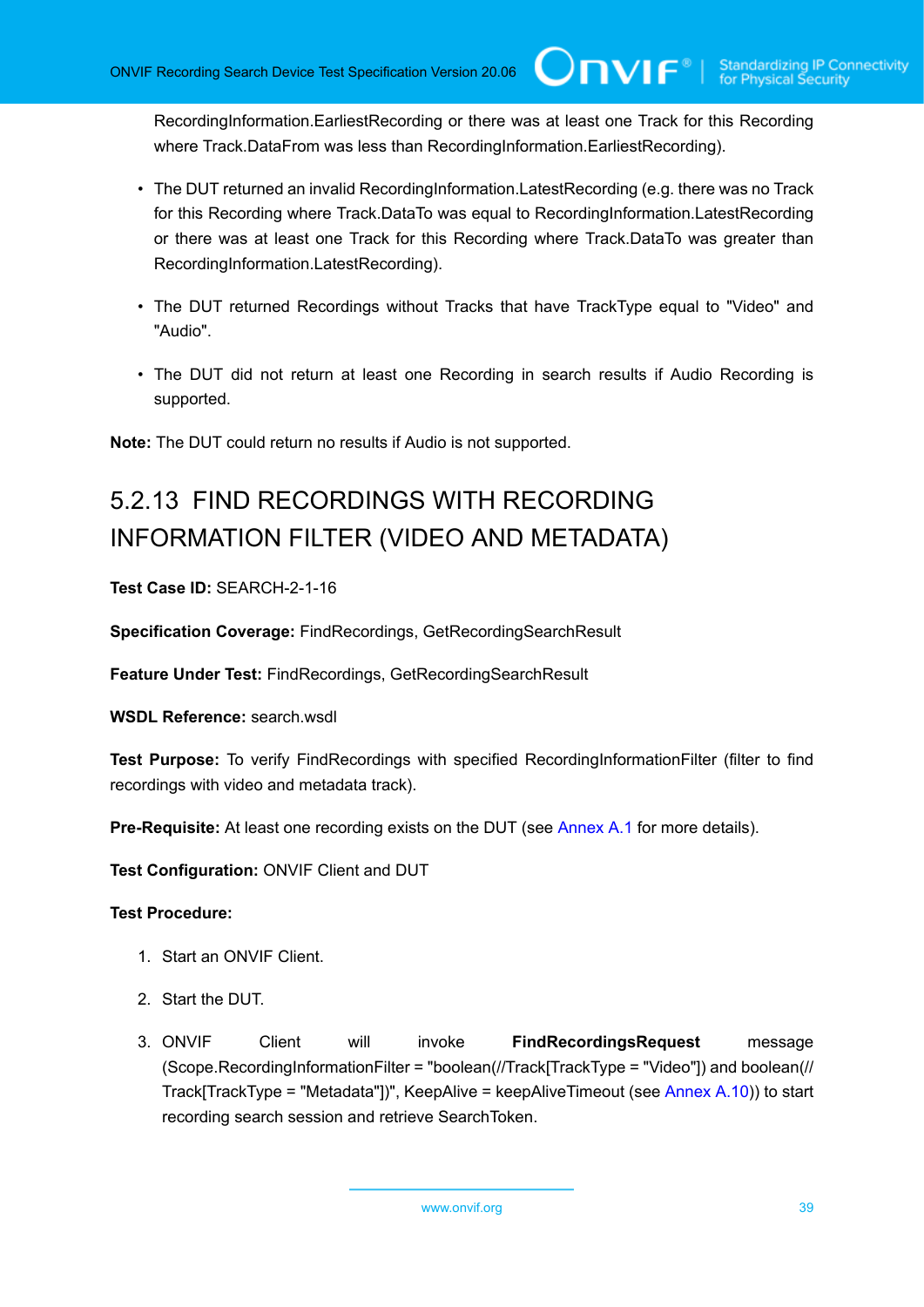RecordingInformation.EarliestRecording or there was at least one Track for this Recording where Track.DataFrom was less than RecordingInformation.EarliestRecording).

- The DUT returned an invalid RecordingInformation.LatestRecording (e.g. there was no Track for this Recording where Track.DataTo was equal to RecordingInformation.LatestRecording or there was at least one Track for this Recording where Track.DataTo was greater than RecordingInformation.LatestRecording).
- The DUT returned Recordings without Tracks that have TrackType equal to "Video" and "Audio".
- The DUT did not return at least one Recording in search results if Audio Recording is supported.

**Note:** The DUT could return no results if Audio is not supported.

### 5.2.13 FIND RECORDINGS WITH RECORDING INFORMATION FILTER (VIDEO AND METADATA)

**Test Case ID:** SEARCH-2-1-16

**Specification Coverage:** FindRecordings, GetRecordingSearchResult

**Feature Under Test:** FindRecordings, GetRecordingSearchResult

**WSDL Reference:** search.wsdl

**Test Purpose:** To verify FindRecordings with specified RecordingInformationFilter (filter to find recordings with video and metadata track).

**Pre-Requisite:** At least one recording exists on the DUT (see Annex A.1 for more details).

**Test Configuration:** ONVIF Client and DUT

**Test Procedure:**

1. Start an ONVIF Client.
2. Start the DUT.
3. ONVIF Client will invoke **FindRecordingsRequest** message (Scope.RecordingInformationFilter = "boolean(//Track[TrackType = "Video"]) and boolean(//Track[TrackType = "Metadata"])", KeepAlive = keepAliveTimeout (see Annex A.10)) to start recording search session and retrieve SearchToken.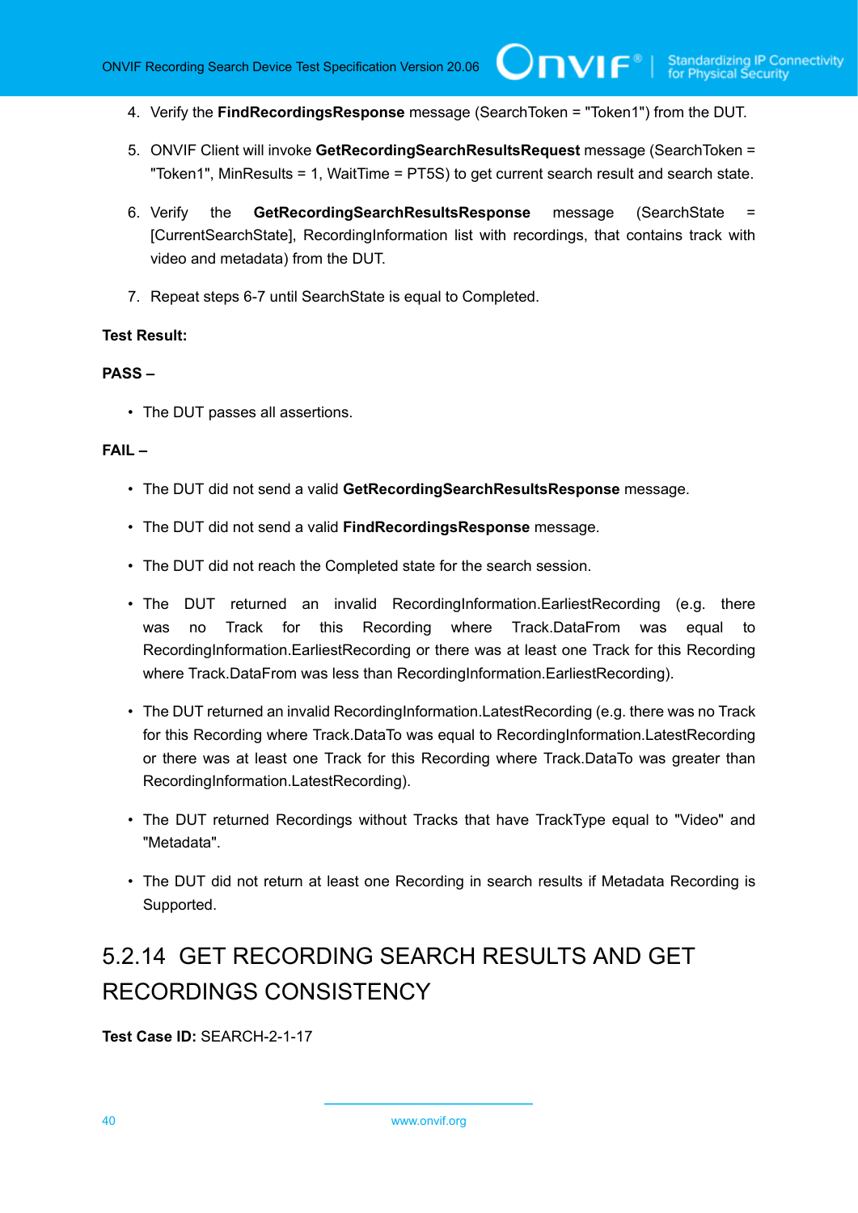4. Verify the **FindRecordingsResponse** message (SearchToken = "Token1") from the DUT.

5. ONVIF Client will invoke **GetRecordingSearchResultsRequest** message (SearchToken = "Token1", MinResults = 1, WaitTime = PT5S) to get current search result and search state.

6. Verify the **GetRecordingSearchResultsResponse** message (SearchState = [CurrentSearchState], RecordingInformation list with recordings, that contains track with video and metadata) from the DUT.

7. Repeat steps 6-7 until SearchState is equal to Completed.

**Test Result:**

**PASS –**

- The DUT passes all assertions.

**FAIL –**

- The DUT did not send a valid **GetRecordingSearchResultsResponse** message.
- The DUT did not send a valid **FindRecordingsResponse** message.
- The DUT did not reach the Completed state for the search session.
- The DUT returned an invalid RecordingInformation.EarliestRecording (e.g. there was no Track for this Recording where Track.DataFrom was equal to RecordingInformation.EarliestRecording or there was at least one Track for this Recording where Track.DataFrom was less than RecordingInformation.EarliestRecording).
- The DUT returned an invalid RecordingInformation.LatestRecording (e.g. there was no Track for this Recording where Track.DataTo was equal to RecordingInformation.LatestRecording or there was at least one Track for this Recording where Track.DataTo was greater than RecordingInformation.LatestRecording).
- The DUT returned Recordings without Tracks that have TrackType equal to "Video" and "Metadata".
- The DUT did not return at least one Recording in search results if Metadata Recording is Supported.

## 5.2.14 GET RECORDING SEARCH RESULTS AND GET RECORDINGS CONSISTENCY

**Test Case ID:** SEARCH-2-1-17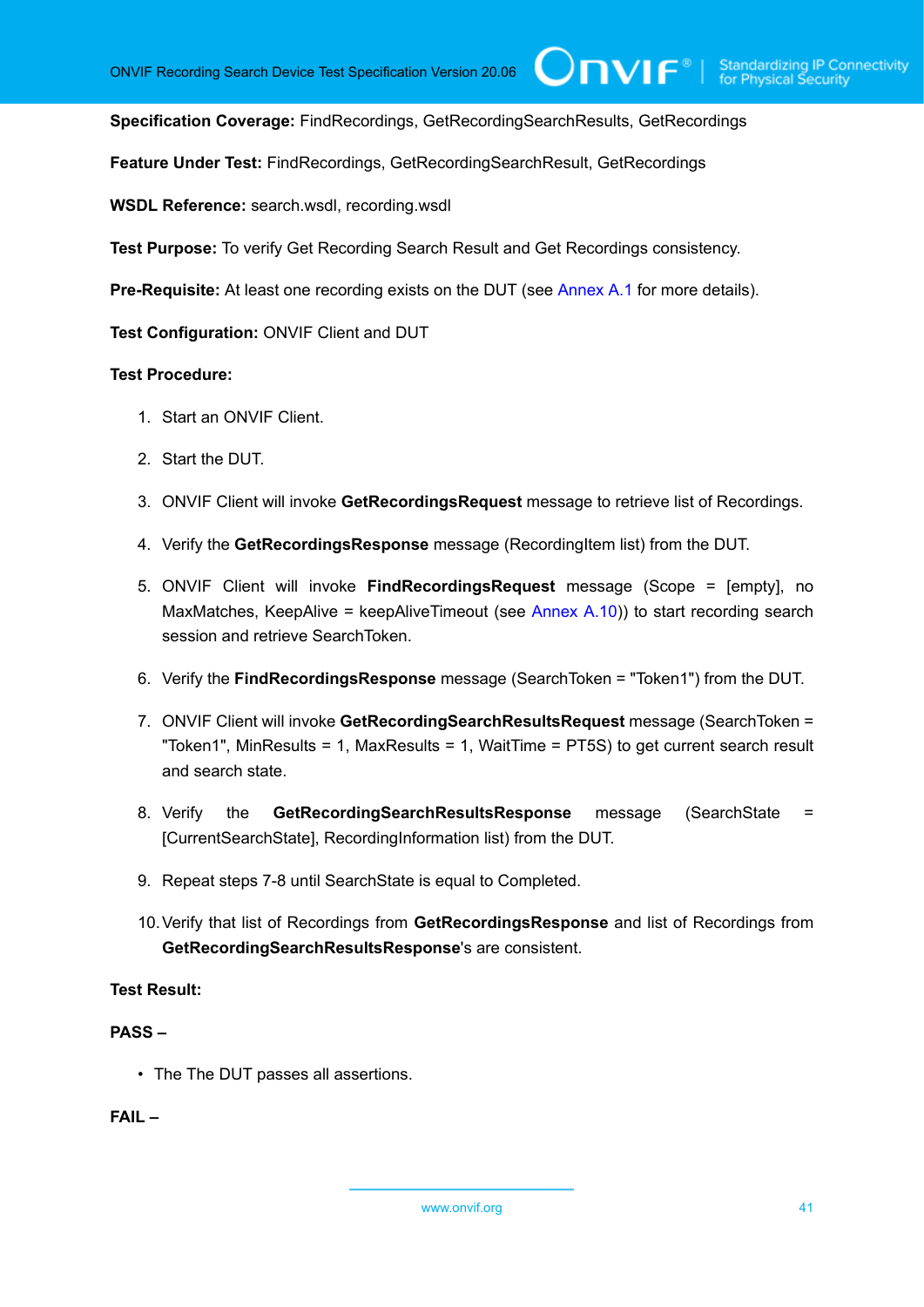**Specification Coverage:** FindRecordings, GetRecordingSearchResults, GetRecordings

**Feature Under Test:** FindRecordings, GetRecordingSearchResult, GetRecordings

**WSDL Reference:** search.wsdl, recording.wsdl

**Test Purpose:** To verify Get Recording Search Result and Get Recordings consistency.

**Pre-Requisite:** At least one recording exists on the DUT (see Annex A.1 for more details).

**Test Configuration:** ONVIF Client and DUT

**Test Procedure:**

1. Start an ONVIF Client.
2. Start the DUT.
3. ONVIF Client will invoke **GetRecordingsRequest** message to retrieve list of Recordings.
4. Verify the **GetRecordingsResponse** message (RecordingItem list) from the DUT.
5. ONVIF Client will invoke **FindRecordingsRequest** message (Scope = [empty], no MaxMatches, KeepAlive = keepAliveTimeout (see Annex A.10)) to start recording search session and retrieve SearchToken.
6. Verify the **FindRecordingsResponse** message (SearchToken = "Token1") from the DUT.
7. ONVIF Client will invoke **GetRecordingSearchResultsRequest** message (SearchToken = "Token1", MinResults = 1, MaxResults = 1, WaitTime = PT5S) to get current search result and search state.
8. Verify the **GetRecordingSearchResultsResponse** message (SearchState = [CurrentSearchState], RecordingInformation list) from the DUT.
9. Repeat steps 7-8 until SearchState is equal to Completed.
10. Verify that list of Recordings from **GetRecordingsResponse** and list of Recordings from **GetRecordingSearchResultsResponse**'s are consistent.

**Test Result:**

**PASS –**

- The The DUT passes all assertions.

**FAIL –**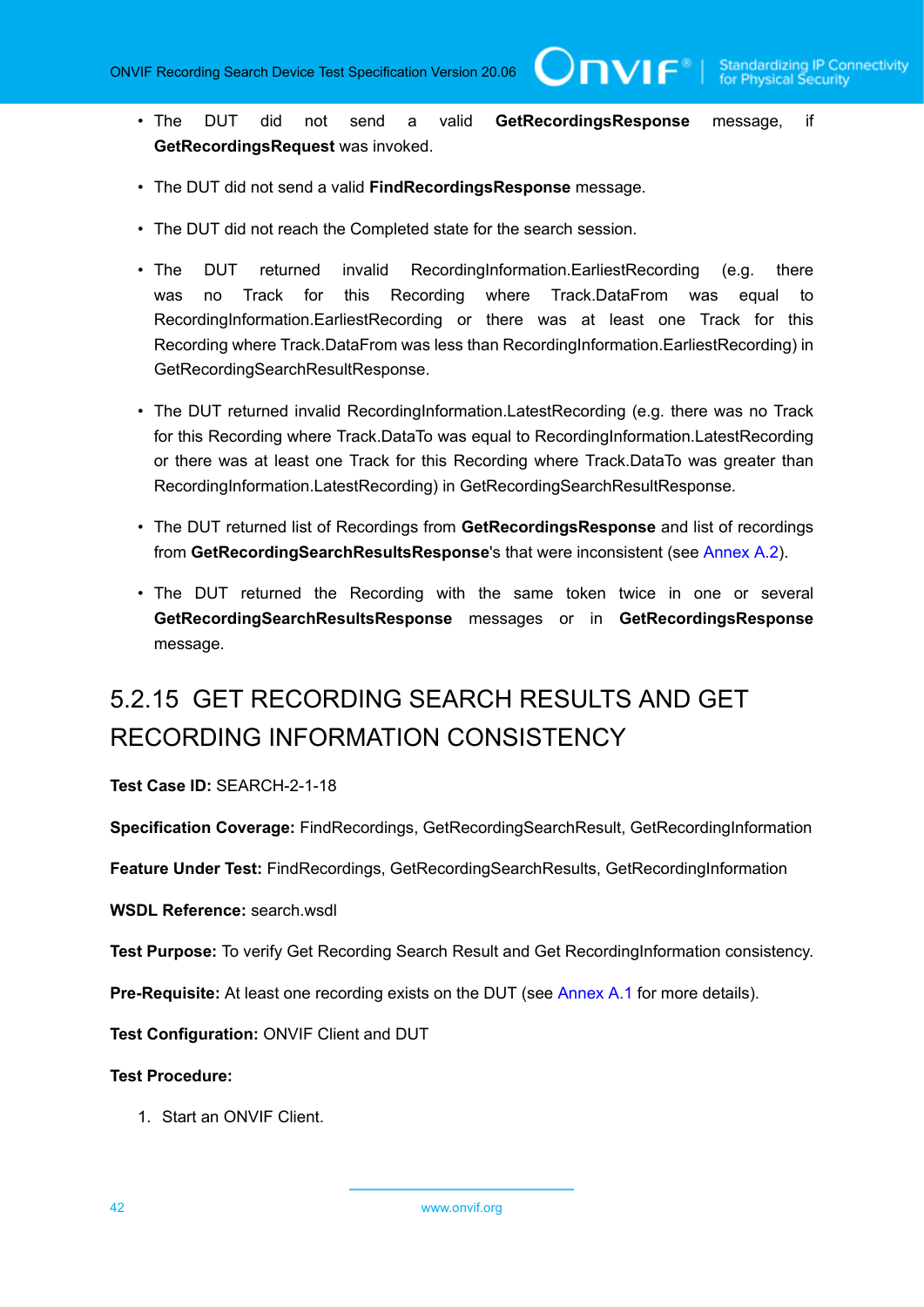- The DUT did not send a valid **GetRecordingsResponse** message, if **GetRecordingsRequest** was invoked.

- The DUT did not send a valid **FindRecordingsResponse** message.

- The DUT did not reach the Completed state for the search session.

- The DUT returned invalid RecordingInformation.EarliestRecording (e.g. there was no Track for this Recording where Track.DataFrom was equal to RecordingInformation.EarliestRecording or there was at least one Track for this Recording where Track.DataFrom was less than RecordingInformation.EarliestRecording) in GetRecordingSearchResultResponse.

- The DUT returned invalid RecordingInformation.LatestRecording (e.g. there was no Track for this Recording where Track.DataTo was equal to RecordingInformation.LatestRecording or there was at least one Track for this Recording where Track.DataTo was greater than RecordingInformation.LatestRecording) in GetRecordingSearchResultResponse.

- The DUT returned list of Recordings from **GetRecordingsResponse** and list of recordings from **GetRecordingSearchResultsResponse**'s that were inconsistent (see Annex A.2).

- The DUT returned the Recording with the same token twice in one or several **GetRecordingSearchResultsResponse** messages or in **GetRecordingsResponse** message.

## 5.2.15 GET RECORDING SEARCH RESULTS AND GET RECORDING INFORMATION CONSISTENCY

**Test Case ID:** SEARCH-2-1-18

**Specification Coverage:** FindRecordings, GetRecordingSearchResult, GetRecordingInformation

**Feature Under Test:** FindRecordings, GetRecordingSearchResults, GetRecordingInformation

**WSDL Reference:** search.wsdl

**Test Purpose:** To verify Get Recording Search Result and Get RecordingInformation consistency.

**Pre-Requisite:** At least one recording exists on the DUT (see Annex A.1 for more details).

**Test Configuration:** ONVIF Client and DUT

**Test Procedure:**

1. Start an ONVIF Client.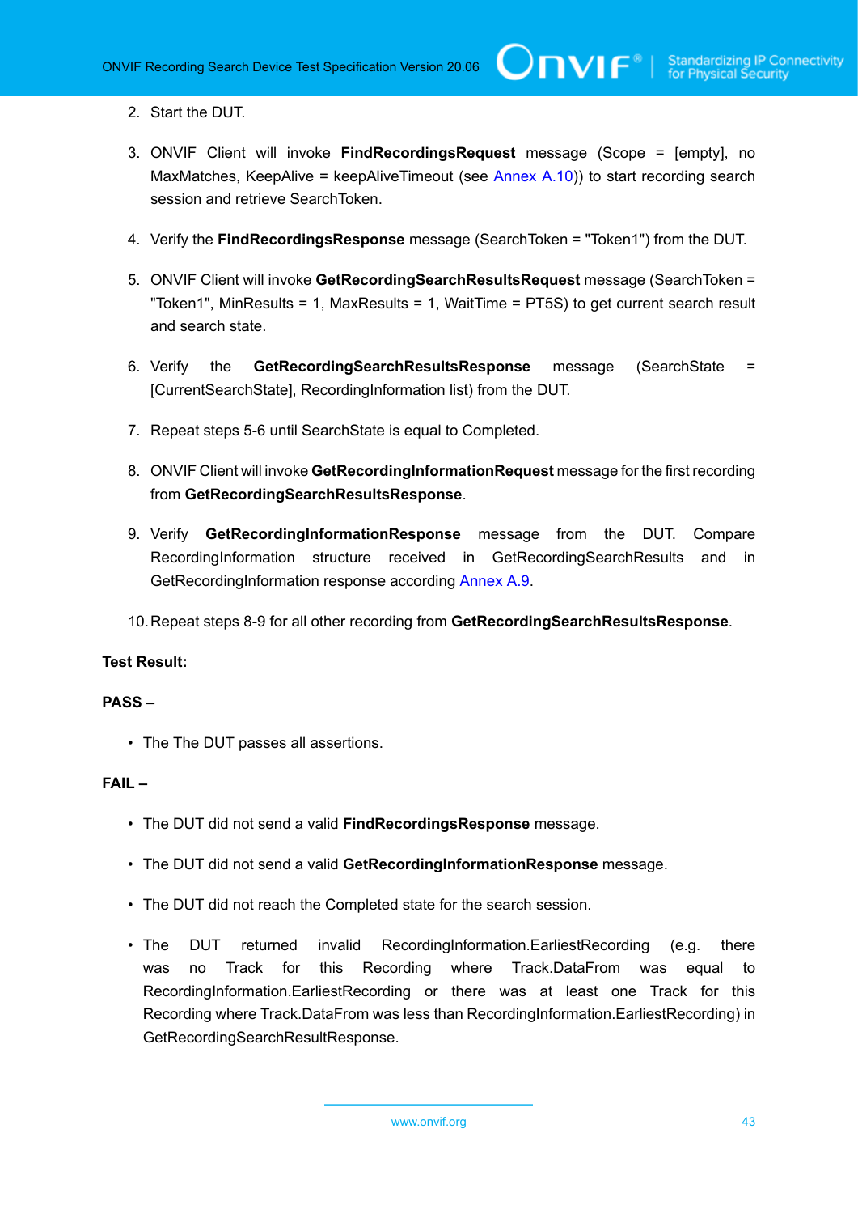2. Start the DUT.

3. ONVIF Client will invoke **FindRecordingsRequest** message (Scope = [empty], no MaxMatches, KeepAlive = keepAliveTimeout (see Annex A.10)) to start recording search session and retrieve SearchToken.

4. Verify the **FindRecordingsResponse** message (SearchToken = "Token1") from the DUT.

5. ONVIF Client will invoke **GetRecordingSearchResultsRequest** message (SearchToken = "Token1", MinResults = 1, MaxResults = 1, WaitTime = PT5S) to get current search result and search state.

6. Verify the **GetRecordingSearchResultsResponse** message (SearchState = [CurrentSearchState], RecordingInformation list) from the DUT.

7. Repeat steps 5-6 until SearchState is equal to Completed.

8. ONVIF Client will invoke **GetRecordingInformationRequest** message for the first recording from **GetRecordingSearchResultsResponse**.

9. Verify **GetRecordingInformationResponse** message from the DUT. Compare RecordingInformation structure received in GetRecordingSearchResults and in GetRecordingInformation response according Annex A.9.

10. Repeat steps 8-9 for all other recording from **GetRecordingSearchResultsResponse**.

**Test Result:**

**PASS –**

- The The DUT passes all assertions.

**FAIL –**

- The DUT did not send a valid **FindRecordingsResponse** message.
- The DUT did not send a valid **GetRecordingInformationResponse** message.
- The DUT did not reach the Completed state for the search session.
- The DUT returned invalid RecordingInformation.EarliestRecording (e.g. there was no Track for this Recording where Track.DataFrom was equal to RecordingInformation.EarliestRecording or there was at least one Track for this Recording where Track.DataFrom was less than RecordingInformation.EarliestRecording) in GetRecordingSearchResultResponse.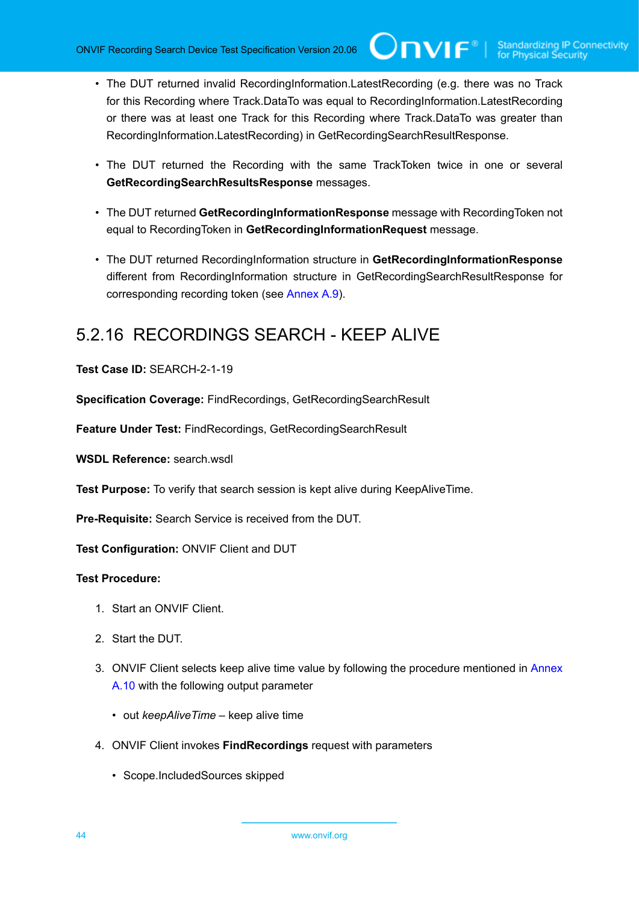- The DUT returned invalid RecordingInformation.LatestRecording (e.g. there was no Track for this Recording where Track.DataTo was equal to RecordingInformation.LatestRecording or there was at least one Track for this Recording where Track.DataTo was greater than RecordingInformation.LatestRecording) in GetRecordingSearchResultResponse.
- The DUT returned the Recording with the same TrackToken twice in one or several **GetRecordingSearchResultsResponse** messages.
- The DUT returned **GetRecordingInformationResponse** message with RecordingToken not equal to RecordingToken in **GetRecordingInformationRequest** message.
- The DUT returned RecordingInformation structure in **GetRecordingInformationResponse** different from RecordingInformation structure in GetRecordingSearchResultResponse for corresponding recording token (see Annex A.9).

## 5.2.16 RECORDINGS SEARCH - KEEP ALIVE

**Test Case ID:** SEARCH-2-1-19

**Specification Coverage:** FindRecordings, GetRecordingSearchResult

**Feature Under Test:** FindRecordings, GetRecordingSearchResult

**WSDL Reference:** search.wsdl

**Test Purpose:** To verify that search session is kept alive during KeepAliveTime.

**Pre-Requisite:** Search Service is received from the DUT.

**Test Configuration:** ONVIF Client and DUT

**Test Procedure:**

1. Start an ONVIF Client.
2. Start the DUT.
3. ONVIF Client selects keep alive time value by following the procedure mentioned in Annex A.10 with the following output parameter
   - out *keepAliveTime* – keep alive time
4. ONVIF Client invokes **FindRecordings** request with parameters
   - Scope.IncludedSources skipped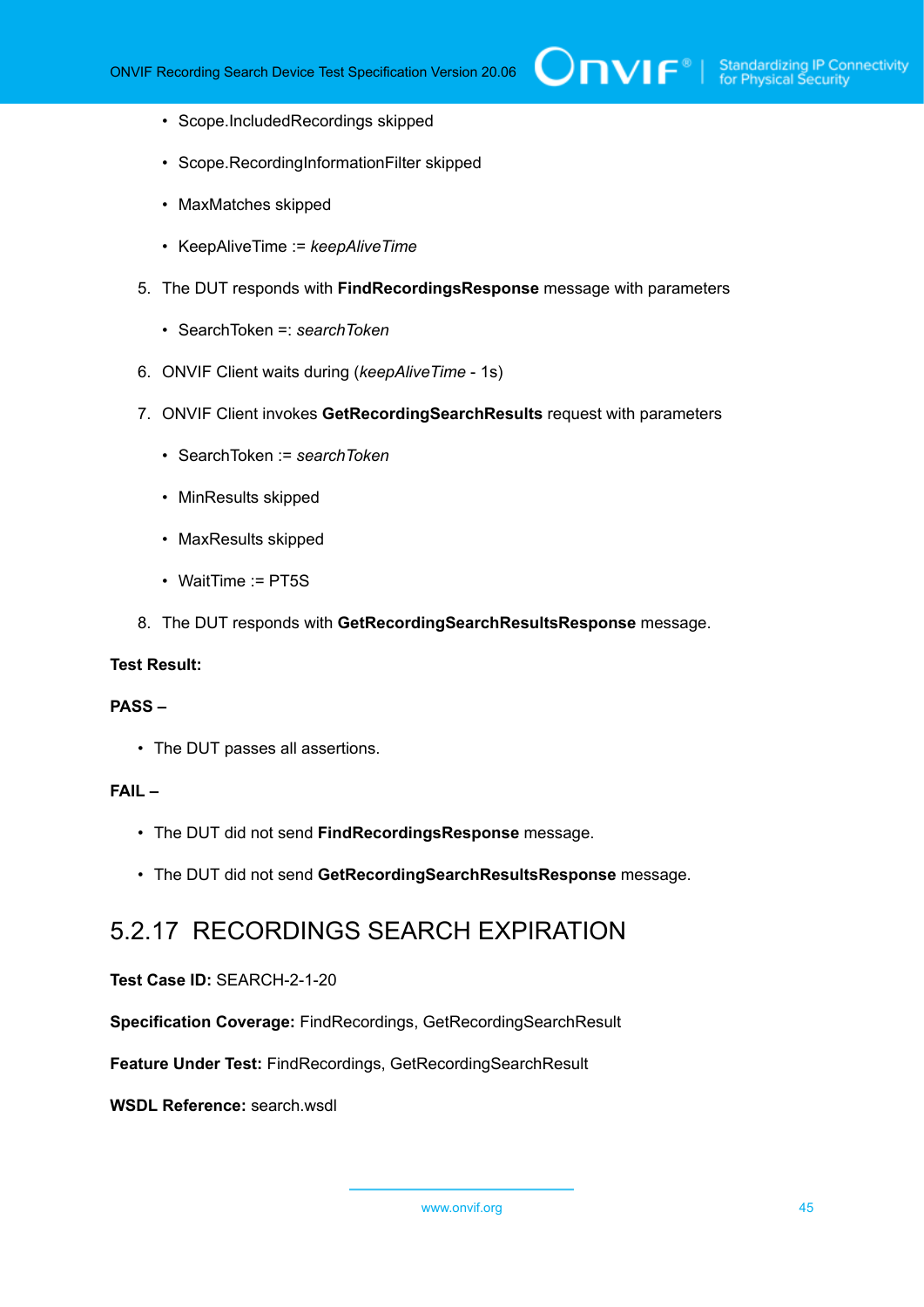- Scope.IncludedRecordings skipped
- Scope.RecordingInformationFilter skipped
- MaxMatches skipped
- KeepAliveTime := *keepAliveTime*

5. The DUT responds with **FindRecordingsResponse** message with parameters
   - SearchToken =: *searchToken*
6. ONVIF Client waits during (*keepAliveTime* - 1s)
7. ONVIF Client invokes **GetRecordingSearchResults** request with parameters
   - SearchToken := *searchToken*
   - MinResults skipped
   - MaxResults skipped
   - WaitTime := PT5S
8. The DUT responds with **GetRecordingSearchResultsResponse** message.

**Test Result:**

**PASS –**

- The DUT passes all assertions.

**FAIL –**

- The DUT did not send **FindRecordingsResponse** message.
- The DUT did not send **GetRecordingSearchResultsResponse** message.

## 5.2.17 RECORDINGS SEARCH EXPIRATION

**Test Case ID:** SEARCH-2-1-20

**Specification Coverage:** FindRecordings, GetRecordingSearchResult

**Feature Under Test:** FindRecordings, GetRecordingSearchResult

**WSDL Reference:** search.wsdl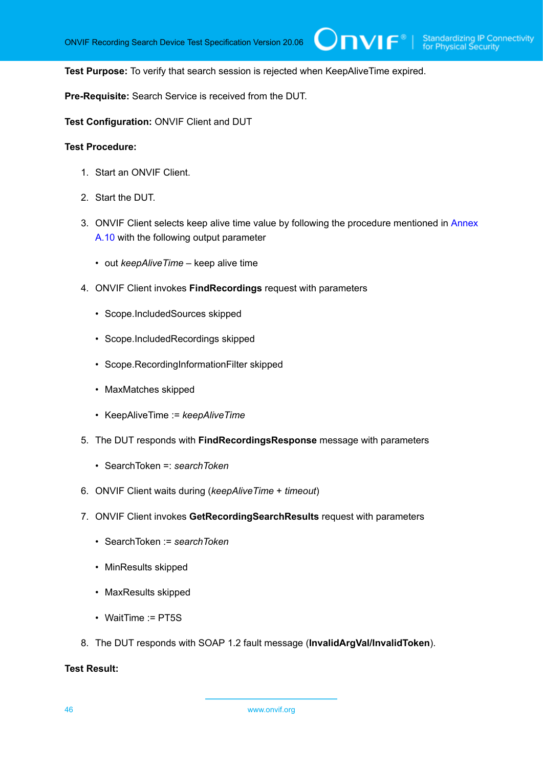**Test Purpose:** To verify that search session is rejected when KeepAliveTime expired.

**Pre-Requisite:** Search Service is received from the DUT.

**Test Configuration:** ONVIF Client and DUT

**Test Procedure:**

1. Start an ONVIF Client.
2. Start the DUT.
3. ONVIF Client selects keep alive time value by following the procedure mentioned in Annex A.10 with the following output parameter
   - out *keepAliveTime* – keep alive time
4. ONVIF Client invokes **FindRecordings** request with parameters
   - Scope.IncludedSources skipped
   - Scope.IncludedRecordings skipped
   - Scope.RecordingInformationFilter skipped
   - MaxMatches skipped
   - KeepAliveTime := *keepAliveTime*
5. The DUT responds with **FindRecordingsResponse** message with parameters
   - SearchToken =: *searchToken*
6. ONVIF Client waits during (*keepAliveTime* + *timeout*)
7. ONVIF Client invokes **GetRecordingSearchResults** request with parameters
   - SearchToken := *searchToken*
   - MinResults skipped
   - MaxResults skipped
   - WaitTime := PT5S
8. The DUT responds with SOAP 1.2 fault message (**InvalidArgVal/InvalidToken**).

**Test Result:**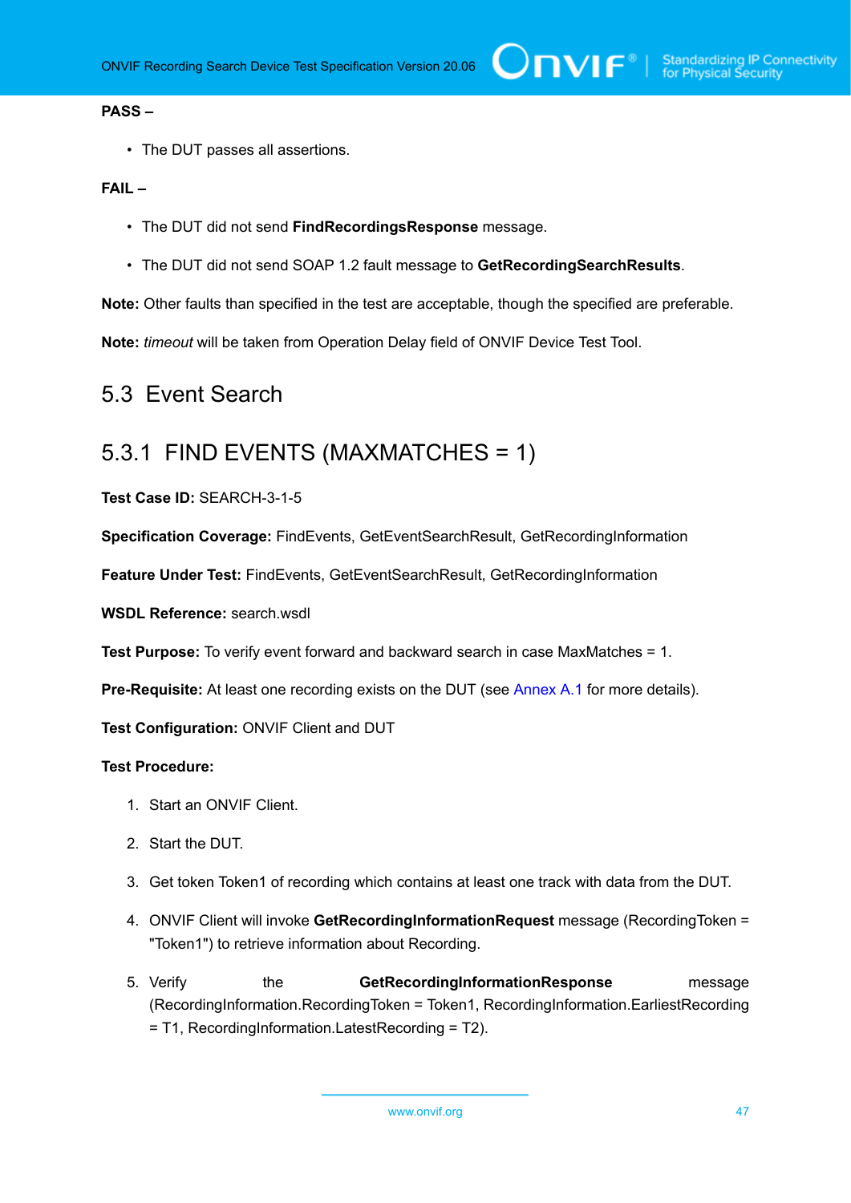**PASS –**

- The DUT passes all assertions.

**FAIL –**

- The DUT did not send **FindRecordingsResponse** message.
- The DUT did not send SOAP 1.2 fault message to **GetRecordingSearchResults**.

**Note:** Other faults than specified in the test are acceptable, though the specified are preferable.

**Note:** *timeout* will be taken from Operation Delay field of ONVIF Device Test Tool.

## 5.3 Event Search

### 5.3.1 FIND EVENTS (MAXMATCHES = 1)

**Test Case ID:** SEARCH-3-1-5

**Specification Coverage:** FindEvents, GetEventSearchResult, GetRecordingInformation

**Feature Under Test:** FindEvents, GetEventSearchResult, GetRecordingInformation

**WSDL Reference:** search.wsdl

**Test Purpose:** To verify event forward and backward search in case MaxMatches = 1.

**Pre-Requisite:** At least one recording exists on the DUT (see Annex A.1 for more details).

**Test Configuration:** ONVIF Client and DUT

**Test Procedure:**

1. Start an ONVIF Client.
2. Start the DUT.
3. Get token Token1 of recording which contains at least one track with data from the DUT.
4. ONVIF Client will invoke **GetRecordingInformationRequest** message (RecordingToken = "Token1") to retrieve information about Recording.
5. Verify the **GetRecordingInformationResponse** message (RecordingInformation.RecordingToken = Token1, RecordingInformation.EarliestRecording = T1, RecordingInformation.LatestRecording = T2).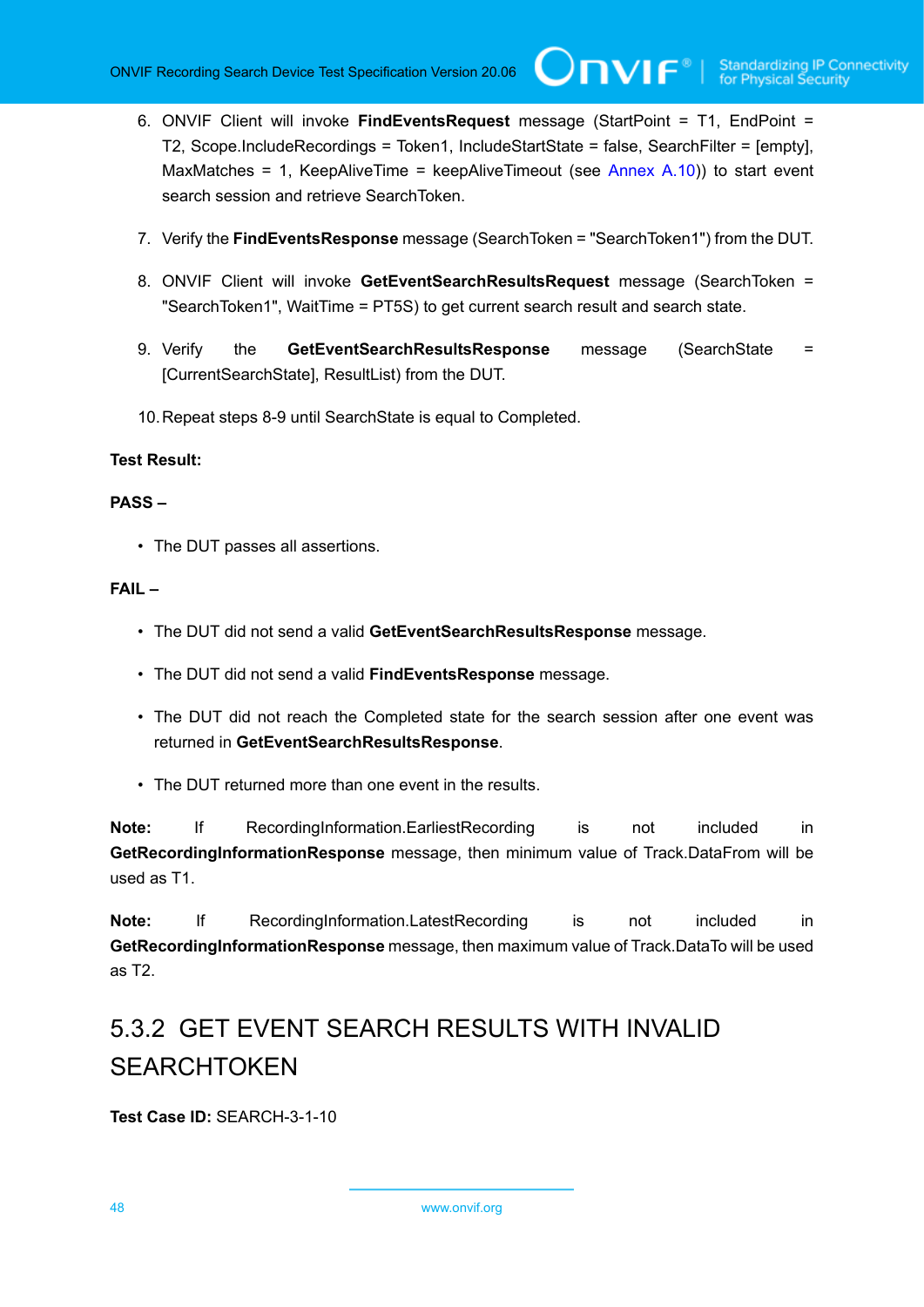6. ONVIF Client will invoke **FindEventsRequest** message (StartPoint = T1, EndPoint = T2, Scope.IncludeRecordings = Token1, IncludeStartState = false, SearchFilter = [empty], MaxMatches = 1, KeepAliveTime = keepAliveTimeout (see Annex A.10)) to start event search session and retrieve SearchToken.

7. Verify the **FindEventsResponse** message (SearchToken = "SearchToken1") from the DUT.

8. ONVIF Client will invoke **GetEventSearchResultsRequest** message (SearchToken = "SearchToken1", WaitTime = PT5S) to get current search result and search state.

9. Verify the **GetEventSearchResultsResponse** message (SearchState = [CurrentSearchState], ResultList) from the DUT.

10. Repeat steps 8-9 until SearchState is equal to Completed.

**Test Result:**

**PASS –**

- The DUT passes all assertions.

**FAIL –**

- The DUT did not send a valid **GetEventSearchResultsResponse** message.
- The DUT did not send a valid **FindEventsResponse** message.
- The DUT did not reach the Completed state for the search session after one event was returned in **GetEventSearchResultsResponse**.
- The DUT returned more than one event in the results.

**Note:** If RecordingInformation.EarliestRecording is not included in **GetRecordingInformationResponse** message, then minimum value of Track.DataFrom will be used as T1.

**Note:** If RecordingInformation.LatestRecording is not included in **GetRecordingInformationResponse** message, then maximum value of Track.DataTo will be used as T2.

### 5.3.2 GET EVENT SEARCH RESULTS WITH INVALID SEARCHTOKEN

**Test Case ID:** SEARCH-3-1-10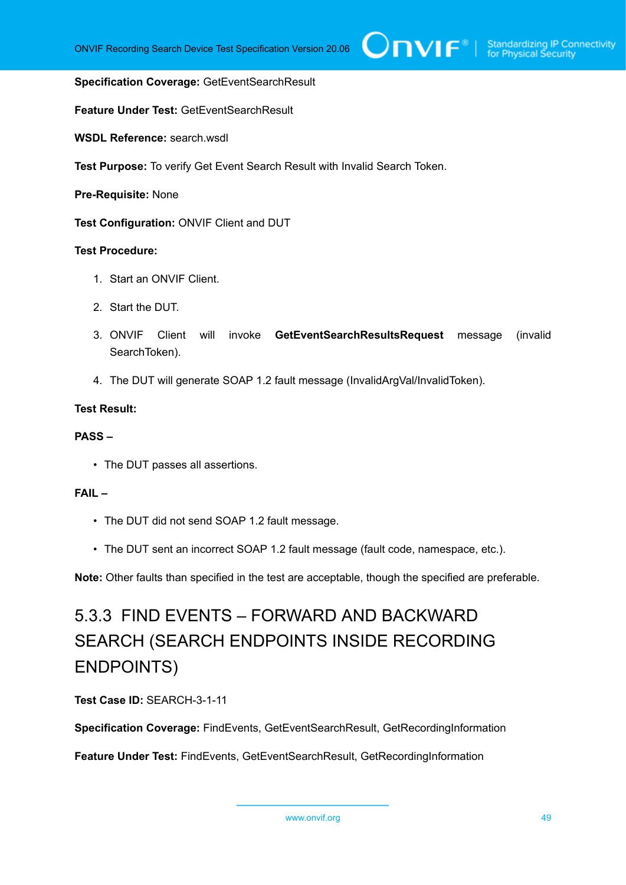**Specification Coverage:** GetEventSearchResult

**Feature Under Test:** GetEventSearchResult

**WSDL Reference:** search.wsdl

**Test Purpose:** To verify Get Event Search Result with Invalid Search Token.

**Pre-Requisite:** None

**Test Configuration:** ONVIF Client and DUT

**Test Procedure:**

1. Start an ONVIF Client.
2. Start the DUT.
3. ONVIF Client will invoke **GetEventSearchResultsRequest** message (invalid SearchToken).
4. The DUT will generate SOAP 1.2 fault message (InvalidArgVal/InvalidToken).

**Test Result:**

**PASS –**

- The DUT passes all assertions.

**FAIL –**

- The DUT did not send SOAP 1.2 fault message.
- The DUT sent an incorrect SOAP 1.2 fault message (fault code, namespace, etc.).

**Note:** Other faults than specified in the test are acceptable, though the specified are preferable.

### 5.3.3 FIND EVENTS – FORWARD AND BACKWARD SEARCH (SEARCH ENDPOINTS INSIDE RECORDING ENDPOINTS)

**Test Case ID:** SEARCH-3-1-11

**Specification Coverage:** FindEvents, GetEventSearchResult, GetRecordingInformation

**Feature Under Test:** FindEvents, GetEventSearchResult, GetRecordingInformation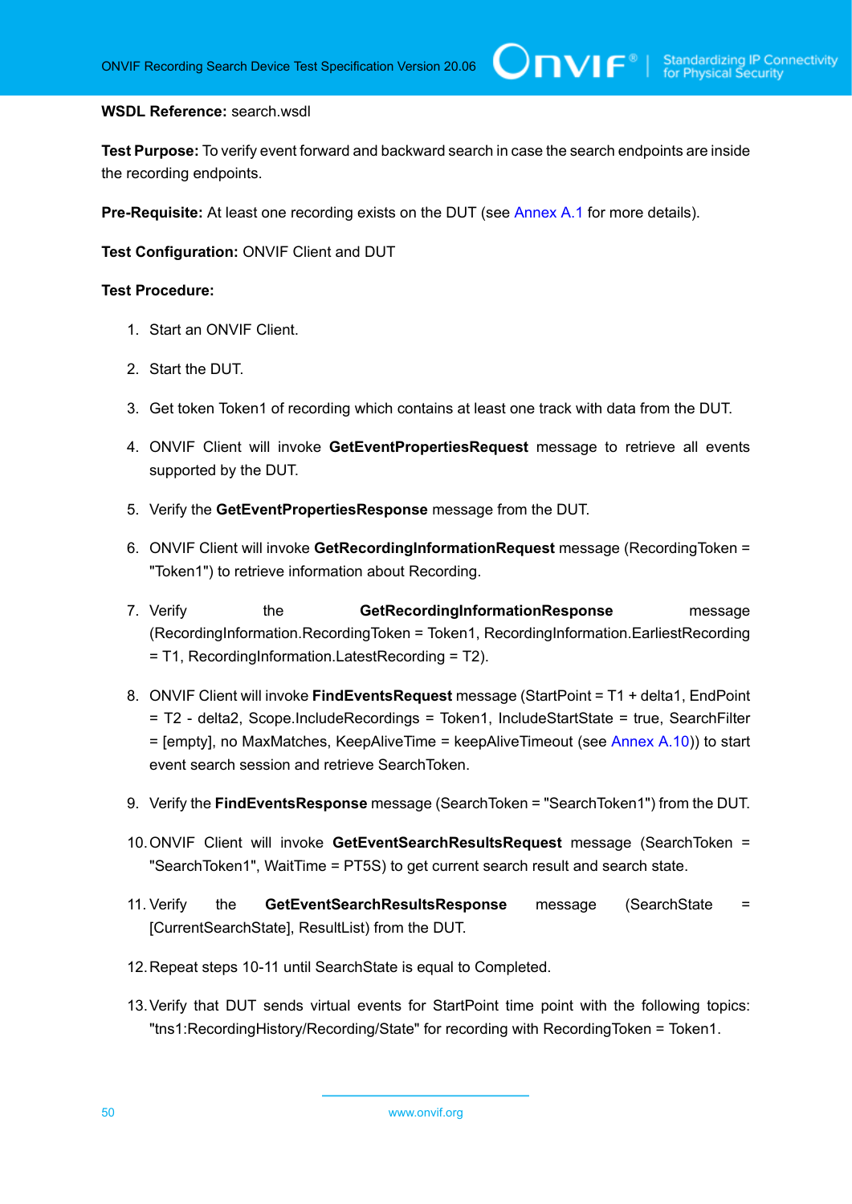**WSDL Reference:** search.wsdl

**Test Purpose:** To verify event forward and backward search in case the search endpoints are inside the recording endpoints.

**Pre-Requisite:** At least one recording exists on the DUT (see Annex A.1 for more details).

**Test Configuration:** ONVIF Client and DUT

**Test Procedure:**

1. Start an ONVIF Client.
2. Start the DUT.
3. Get token Token1 of recording which contains at least one track with data from the DUT.
4. ONVIF Client will invoke **GetEventPropertiesRequest** message to retrieve all events supported by the DUT.
5. Verify the **GetEventPropertiesResponse** message from the DUT.
6. ONVIF Client will invoke **GetRecordingInformationRequest** message (RecordingToken = "Token1") to retrieve information about Recording.
7. Verify the **GetRecordingInformationResponse** message (RecordingInformation.RecordingToken = Token1, RecordingInformation.EarliestRecording = T1, RecordingInformation.LatestRecording = T2).
8. ONVIF Client will invoke **FindEventsRequest** message (StartPoint = T1 + delta1, EndPoint = T2 - delta2, Scope.IncludeRecordings = Token1, IncludeStartState = true, SearchFilter = [empty], no MaxMatches, KeepAliveTime = keepAliveTimeout (see Annex A.10)) to start event search session and retrieve SearchToken.
9. Verify the **FindEventsResponse** message (SearchToken = "SearchToken1") from the DUT.
10. ONVIF Client will invoke **GetEventSearchResultsRequest** message (SearchToken = "SearchToken1", WaitTime = PT5S) to get current search result and search state.
11. Verify the **GetEventSearchResultsResponse** message (SearchState = [CurrentSearchState], ResultList) from the DUT.
12. Repeat steps 10-11 until SearchState is equal to Completed.
13. Verify that DUT sends virtual events for StartPoint time point with the following topics: "tns1:RecordingHistory/Recording/State" for recording with RecordingToken = Token1.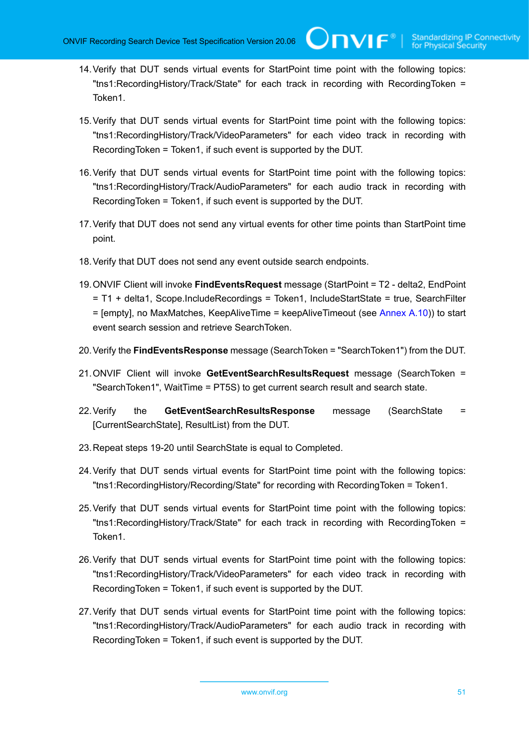14. Verify that DUT sends virtual events for StartPoint time point with the following topics: "tns1:RecordingHistory/Track/State" for each track in recording with RecordingToken = Token1.

15. Verify that DUT sends virtual events for StartPoint time point with the following topics: "tns1:RecordingHistory/Track/VideoParameters" for each video track in recording with RecordingToken = Token1, if such event is supported by the DUT.

16. Verify that DUT sends virtual events for StartPoint time point with the following topics: "tns1:RecordingHistory/Track/AudioParameters" for each audio track in recording with RecordingToken = Token1, if such event is supported by the DUT.

17. Verify that DUT does not send any virtual events for other time points than StartPoint time point.

18. Verify that DUT does not send any event outside search endpoints.

19. ONVIF Client will invoke **FindEventsRequest** message (StartPoint = T2 - delta2, EndPoint = T1 + delta1, Scope.IncludeRecordings = Token1, IncludeStartState = true, SearchFilter = [empty], no MaxMatches, KeepAliveTime = keepAliveTimeout (see Annex A.10)) to start event search session and retrieve SearchToken.

20. Verify the **FindEventsResponse** message (SearchToken = "SearchToken1") from the DUT.

21. ONVIF Client will invoke **GetEventSearchResultsRequest** message (SearchToken = "SearchToken1", WaitTime = PT5S) to get current search result and search state.

22. Verify the **GetEventSearchResultsResponse** message (SearchState = [CurrentSearchState], ResultList) from the DUT.

23. Repeat steps 19-20 until SearchState is equal to Completed.

24. Verify that DUT sends virtual events for StartPoint time point with the following topics: "tns1:RecordingHistory/Recording/State" for recording with RecordingToken = Token1.

25. Verify that DUT sends virtual events for StartPoint time point with the following topics: "tns1:RecordingHistory/Track/State" for each track in recording with RecordingToken = Token1.

26. Verify that DUT sends virtual events for StartPoint time point with the following topics: "tns1:RecordingHistory/Track/VideoParameters" for each video track in recording with RecordingToken = Token1, if such event is supported by the DUT.

27. Verify that DUT sends virtual events for StartPoint time point with the following topics: "tns1:RecordingHistory/Track/AudioParameters" for each audio track in recording with RecordingToken = Token1, if such event is supported by the DUT.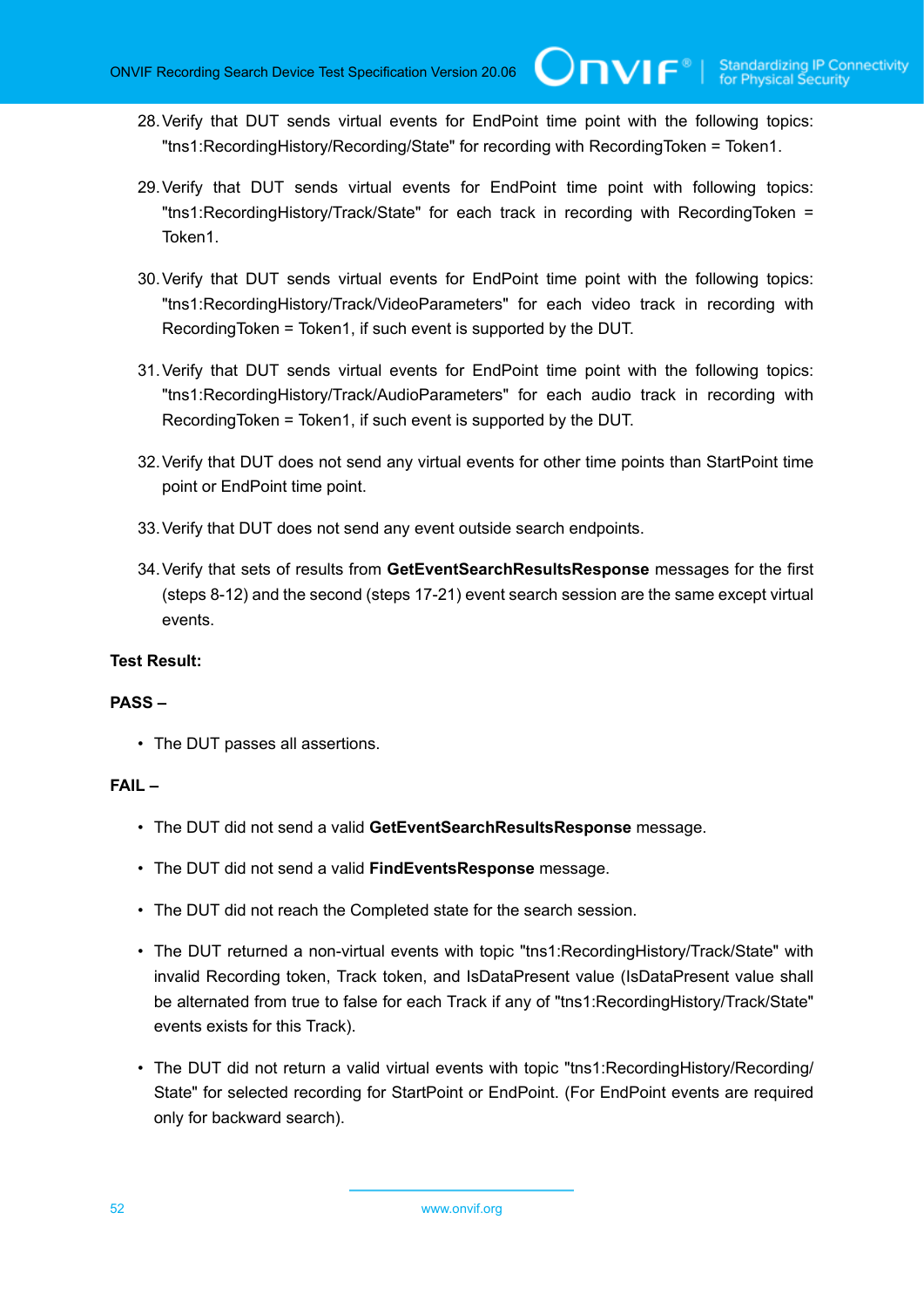28. Verify that DUT sends virtual events for EndPoint time point with the following topics: "tns1:RecordingHistory/Recording/State" for recording with RecordingToken = Token1.

29. Verify that DUT sends virtual events for EndPoint time point with following topics: "tns1:RecordingHistory/Track/State" for each track in recording with RecordingToken = Token1.

30. Verify that DUT sends virtual events for EndPoint time point with the following topics: "tns1:RecordingHistory/Track/VideoParameters" for each video track in recording with RecordingToken = Token1, if such event is supported by the DUT.

31. Verify that DUT sends virtual events for EndPoint time point with the following topics: "tns1:RecordingHistory/Track/AudioParameters" for each audio track in recording with RecordingToken = Token1, if such event is supported by the DUT.

32. Verify that DUT does not send any virtual events for other time points than StartPoint time point or EndPoint time point.

33. Verify that DUT does not send any event outside search endpoints.

34. Verify that sets of results from **GetEventSearchResultsResponse** messages for the first (steps 8-12) and the second (steps 17-21) event search session are the same except virtual events.

**Test Result:**

**PASS –**

- The DUT passes all assertions.

**FAIL –**

- The DUT did not send a valid **GetEventSearchResultsResponse** message.
- The DUT did not send a valid **FindEventsResponse** message.
- The DUT did not reach the Completed state for the search session.
- The DUT returned a non-virtual events with topic "tns1:RecordingHistory/Track/State" with invalid Recording token, Track token, and IsDataPresent value (IsDataPresent value shall be alternated from true to false for each Track if any of "tns1:RecordingHistory/Track/State" events exists for this Track).
- The DUT did not return a valid virtual events with topic "tns1:RecordingHistory/Recording/State" for selected recording for StartPoint or EndPoint. (For EndPoint events are required only for backward search).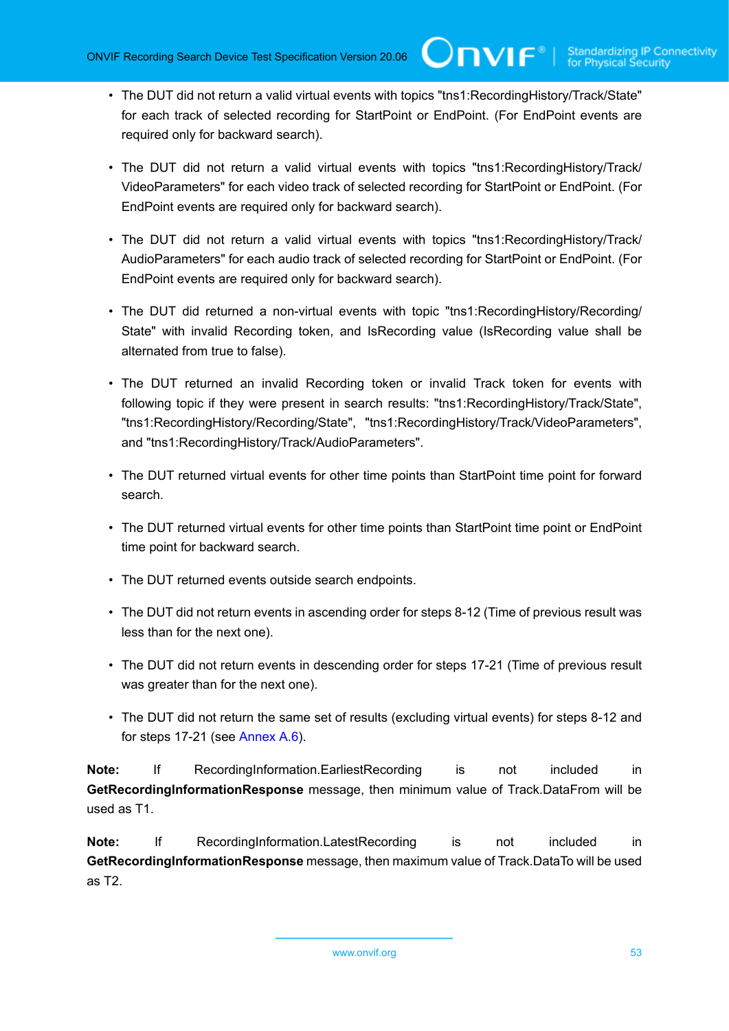- The DUT did not return a valid virtual events with topics "tns1:RecordingHistory/Track/State" for each track of selected recording for StartPoint or EndPoint. (For EndPoint events are required only for backward search).
- The DUT did not return a valid virtual events with topics "tns1:RecordingHistory/Track/VideoParameters" for each video track of selected recording for StartPoint or EndPoint. (For EndPoint events are required only for backward search).
- The DUT did not return a valid virtual events with topics "tns1:RecordingHistory/Track/AudioParameters" for each audio track of selected recording for StartPoint or EndPoint. (For EndPoint events are required only for backward search).
- The DUT did returned a non-virtual events with topic "tns1:RecordingHistory/Recording/State" with invalid Recording token, and IsRecording value (IsRecording value shall be alternated from true to false).
- The DUT returned an invalid Recording token or invalid Track token for events with following topic if they were present in search results: "tns1:RecordingHistory/Track/State", "tns1:RecordingHistory/Recording/State", "tns1:RecordingHistory/Track/VideoParameters", and "tns1:RecordingHistory/Track/AudioParameters".
- The DUT returned virtual events for other time points than StartPoint time point for forward search.
- The DUT returned virtual events for other time points than StartPoint time point or EndPoint time point for backward search.
- The DUT returned events outside search endpoints.
- The DUT did not return events in ascending order for steps 8-12 (Time of previous result was less than for the next one).
- The DUT did not return events in descending order for steps 17-21 (Time of previous result was greater than for the next one).
- The DUT did not return the same set of results (excluding virtual events) for steps 8-12 and for steps 17-21 (see Annex A.6).

**Note:** If RecordingInformation.EarliestRecording is not included in **GetRecordingInformationResponse** message, then minimum value of Track.DataFrom will be used as T1.

**Note:** If RecordingInformation.LatestRecording is not included in **GetRecordingInformationResponse** message, then maximum value of Track.DataTo will be used as T2.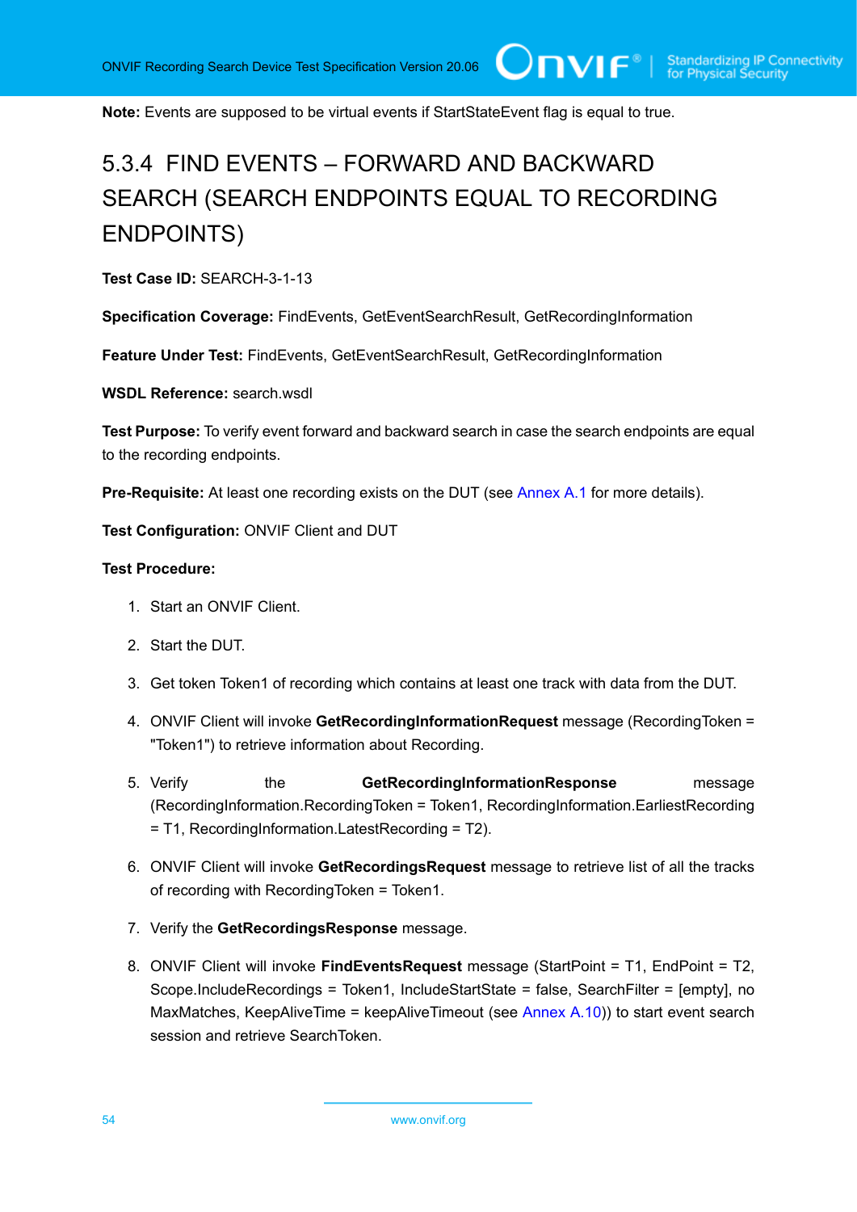**Note:** Events are supposed to be virtual events if StartStateEvent flag is equal to true.

### 5.3.4 FIND EVENTS – FORWARD AND BACKWARD SEARCH (SEARCH ENDPOINTS EQUAL TO RECORDING ENDPOINTS)

**Test Case ID:** SEARCH-3-1-13

**Specification Coverage:** FindEvents, GetEventSearchResult, GetRecordingInformation

**Feature Under Test:** FindEvents, GetEventSearchResult, GetRecordingInformation

**WSDL Reference:** search.wsdl

**Test Purpose:** To verify event forward and backward search in case the search endpoints are equal to the recording endpoints.

**Pre-Requisite:** At least one recording exists on the DUT (see Annex A.1 for more details).

**Test Configuration:** ONVIF Client and DUT

**Test Procedure:**

1. Start an ONVIF Client.
2. Start the DUT.
3. Get token Token1 of recording which contains at least one track with data from the DUT.
4. ONVIF Client will invoke **GetRecordingInformationRequest** message (RecordingToken = "Token1") to retrieve information about Recording.
5. Verify the **GetRecordingInformationResponse** message (RecordingInformation.RecordingToken = Token1, RecordingInformation.EarliestRecording = T1, RecordingInformation.LatestRecording = T2).
6. ONVIF Client will invoke **GetRecordingsRequest** message to retrieve list of all the tracks of recording with RecordingToken = Token1.
7. Verify the **GetRecordingsResponse** message.
8. ONVIF Client will invoke **FindEventsRequest** message (StartPoint = T1, EndPoint = T2, Scope.IncludeRecordings = Token1, IncludeStartState = false, SearchFilter = [empty], no MaxMatches, KeepAliveTime = keepAliveTimeout (see Annex A.10)) to start event search session and retrieve SearchToken.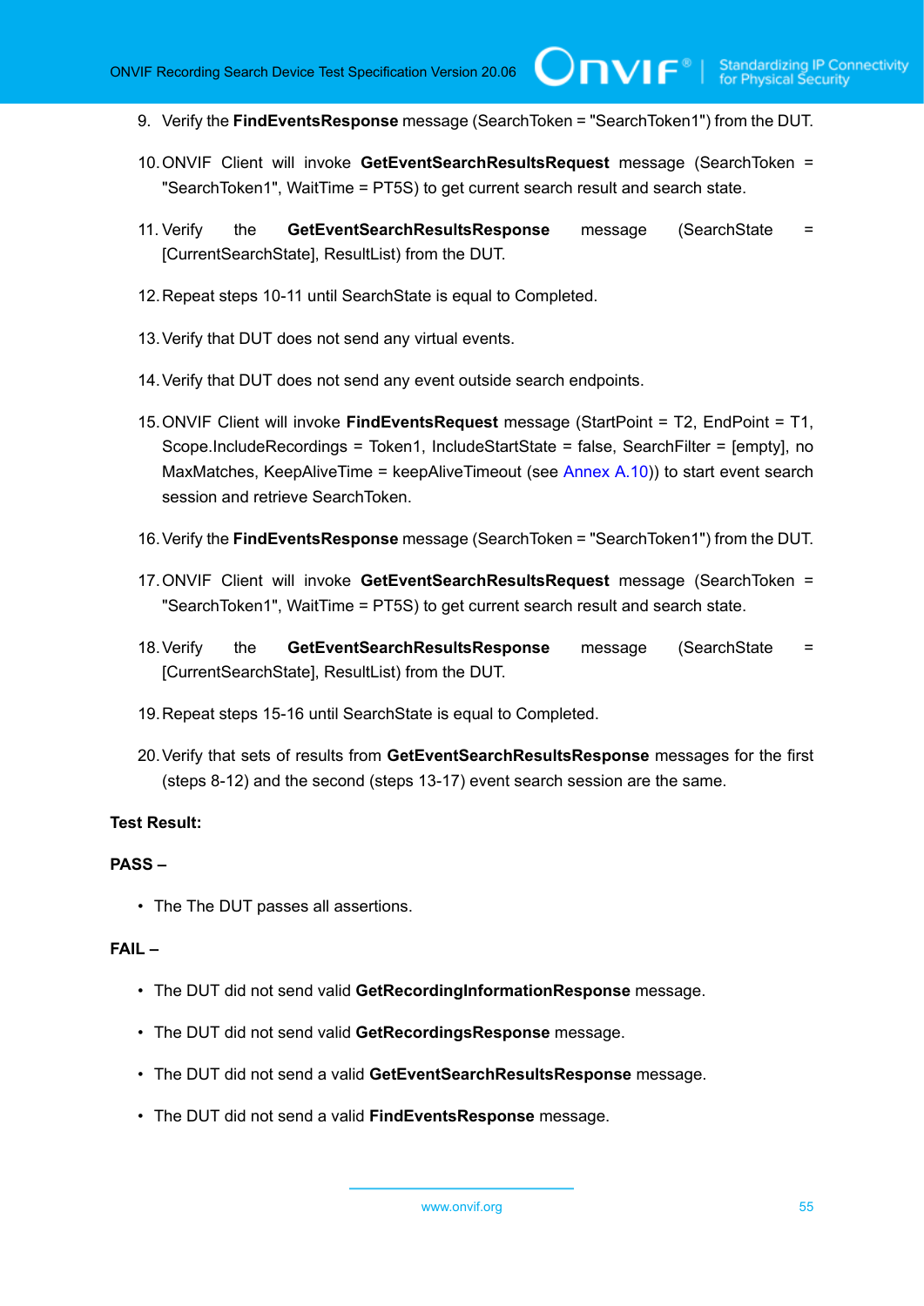9. Verify the **FindEventsResponse** message (SearchToken = "SearchToken1") from the DUT.

10. ONVIF Client will invoke **GetEventSearchResultsRequest** message (SearchToken = "SearchToken1", WaitTime = PT5S) to get current search result and search state.

11. Verify the **GetEventSearchResultsResponse** message (SearchState = [CurrentSearchState], ResultList) from the DUT.

12. Repeat steps 10-11 until SearchState is equal to Completed.

13. Verify that DUT does not send any virtual events.

14. Verify that DUT does not send any event outside search endpoints.

15. ONVIF Client will invoke **FindEventsRequest** message (StartPoint = T2, EndPoint = T1, Scope.IncludeRecordings = Token1, IncludeStartState = false, SearchFilter = [empty], no MaxMatches, KeepAliveTime = keepAliveTimeout (see Annex A.10)) to start event search session and retrieve SearchToken.

16. Verify the **FindEventsResponse** message (SearchToken = "SearchToken1") from the DUT.

17. ONVIF Client will invoke **GetEventSearchResultsRequest** message (SearchToken = "SearchToken1", WaitTime = PT5S) to get current search result and search state.

18. Verify the **GetEventSearchResultsResponse** message (SearchState = [CurrentSearchState], ResultList) from the DUT.

19. Repeat steps 15-16 until SearchState is equal to Completed.

20. Verify that sets of results from **GetEventSearchResultsResponse** messages for the first (steps 8-12) and the second (steps 13-17) event search session are the same.

**Test Result:**

**PASS –**

- The The DUT passes all assertions.

**FAIL –**

- The DUT did not send valid **GetRecordingInformationResponse** message.
- The DUT did not send valid **GetRecordingsResponse** message.
- The DUT did not send a valid **GetEventSearchResultsResponse** message.
- The DUT did not send a valid **FindEventsResponse** message.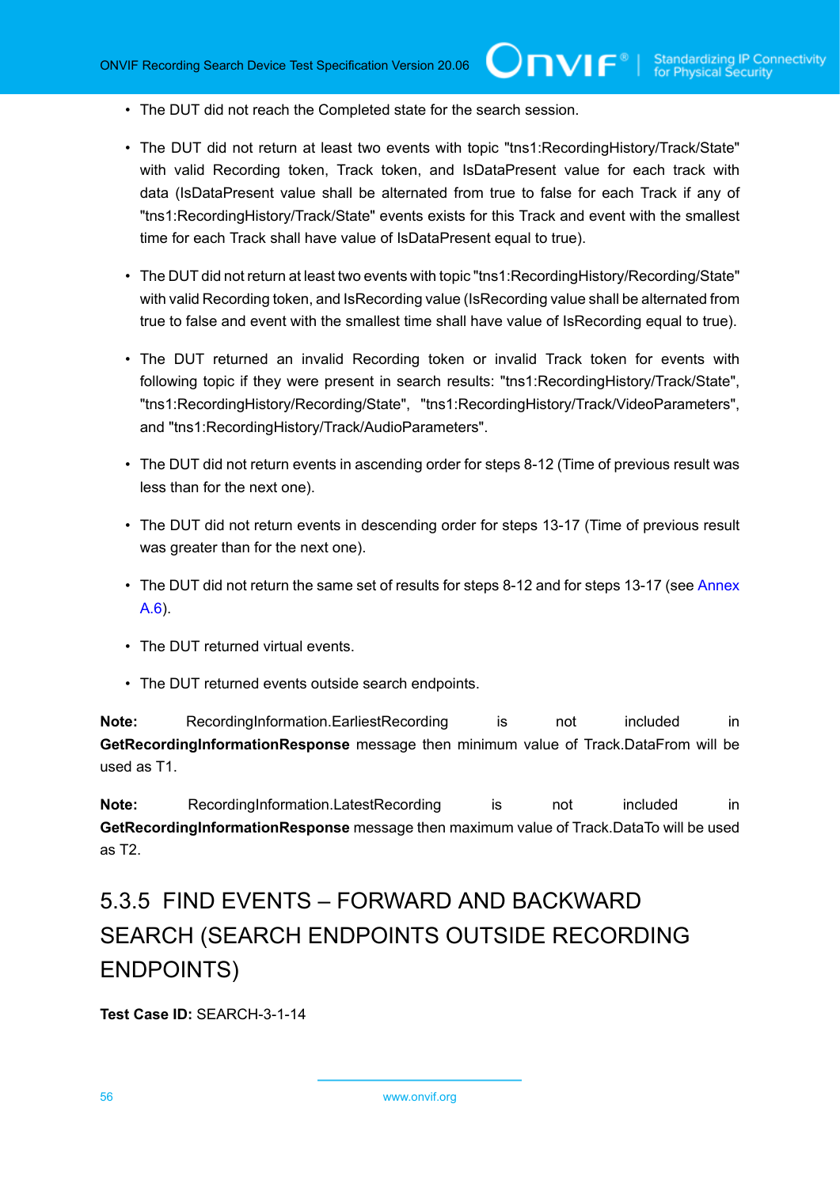- The DUT did not reach the Completed state for the search session.

- The DUT did not return at least two events with topic "tns1:RecordingHistory/Track/State" with valid Recording token, Track token, and IsDataPresent value for each track with data (IsDataPresent value shall be alternated from true to false for each Track if any of "tns1:RecordingHistory/Track/State" events exists for this Track and event with the smallest time for each Track shall have value of IsDataPresent equal to true).

- The DUT did not return at least two events with topic "tns1:RecordingHistory/Recording/State" with valid Recording token, and IsRecording value (IsRecording value shall be alternated from true to false and event with the smallest time shall have value of IsRecording equal to true).

- The DUT returned an invalid Recording token or invalid Track token for events with following topic if they were present in search results: "tns1:RecordingHistory/Track/State", "tns1:RecordingHistory/Recording/State", "tns1:RecordingHistory/Track/VideoParameters", and "tns1:RecordingHistory/Track/AudioParameters".

- The DUT did not return events in ascending order for steps 8-12 (Time of previous result was less than for the next one).

- The DUT did not return events in descending order for steps 13-17 (Time of previous result was greater than for the next one).

- The DUT did not return the same set of results for steps 8-12 and for steps 13-17 (see Annex A.6).

- The DUT returned virtual events.

- The DUT returned events outside search endpoints.

**Note:** RecordingInformation.EarliestRecording is not included in **GetRecordingInformationResponse** message then minimum value of Track.DataFrom will be used as T1.

**Note:** RecordingInformation.LatestRecording is not included in **GetRecordingInformationResponse** message then maximum value of Track.DataTo will be used as T2.

### 5.3.5 FIND EVENTS – FORWARD AND BACKWARD SEARCH (SEARCH ENDPOINTS OUTSIDE RECORDING ENDPOINTS)

**Test Case ID:** SEARCH-3-1-14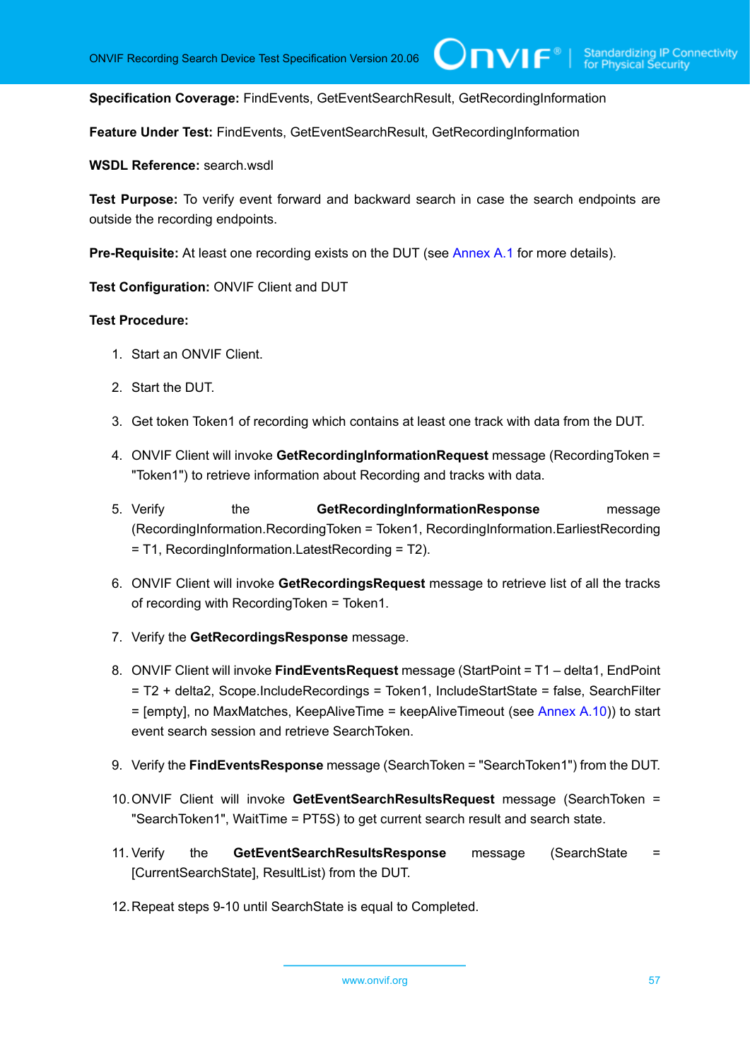**Specification Coverage:** FindEvents, GetEventSearchResult, GetRecordingInformation

**Feature Under Test:** FindEvents, GetEventSearchResult, GetRecordingInformation

**WSDL Reference:** search.wsdl

**Test Purpose:** To verify event forward and backward search in case the search endpoints are outside the recording endpoints.

**Pre-Requisite:** At least one recording exists on the DUT (see Annex A.1 for more details).

**Test Configuration:** ONVIF Client and DUT

**Test Procedure:**

1. Start an ONVIF Client.
2. Start the DUT.
3. Get token Token1 of recording which contains at least one track with data from the DUT.
4. ONVIF Client will invoke **GetRecordingInformationRequest** message (RecordingToken = "Token1") to retrieve information about Recording and tracks with data.
5. Verify the **GetRecordingInformationResponse** message (RecordingInformation.RecordingToken = Token1, RecordingInformation.EarliestRecording = T1, RecordingInformation.LatestRecording = T2).
6. ONVIF Client will invoke **GetRecordingsRequest** message to retrieve list of all the tracks of recording with RecordingToken = Token1.
7. Verify the **GetRecordingsResponse** message.
8. ONVIF Client will invoke **FindEventsRequest** message (StartPoint = T1 – delta1, EndPoint = T2 + delta2, Scope.IncludeRecordings = Token1, IncludeStartState = false, SearchFilter = [empty], no MaxMatches, KeepAliveTime = keepAliveTimeout (see Annex A.10)) to start event search session and retrieve SearchToken.
9. Verify the **FindEventsResponse** message (SearchToken = "SearchToken1") from the DUT.
10. ONVIF Client will invoke **GetEventSearchResultsRequest** message (SearchToken = "SearchToken1", WaitTime = PT5S) to get current search result and search state.
11. Verify the **GetEventSearchResultsResponse** message (SearchState = [CurrentSearchState], ResultList) from the DUT.
12. Repeat steps 9-10 until SearchState is equal to Completed.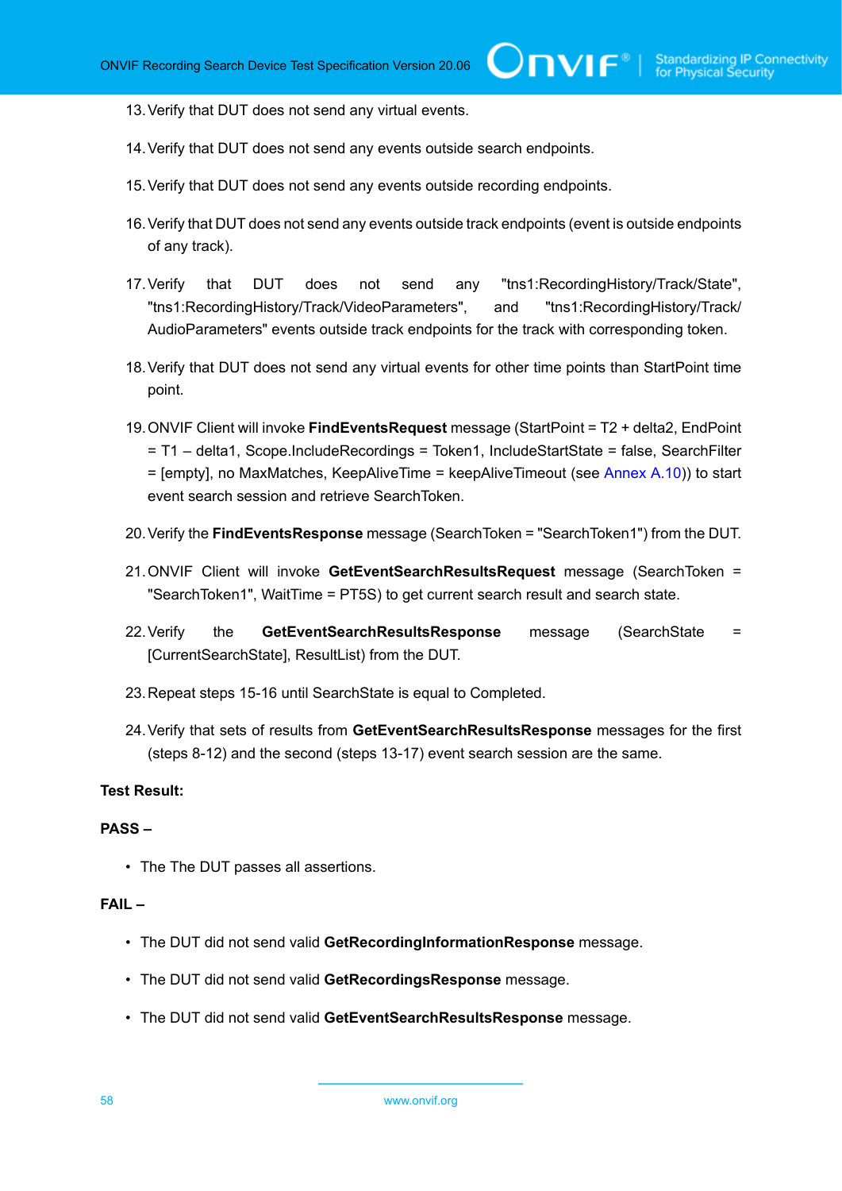13. Verify that DUT does not send any virtual events.

14. Verify that DUT does not send any events outside search endpoints.

15. Verify that DUT does not send any events outside recording endpoints.

16. Verify that DUT does not send any events outside track endpoints (event is outside endpoints of any track).

17. Verify that DUT does not send any "tns1:RecordingHistory/Track/State", "tns1:RecordingHistory/Track/VideoParameters", and "tns1:RecordingHistory/Track/AudioParameters" events outside track endpoints for the track with corresponding token.

18. Verify that DUT does not send any virtual events for other time points than StartPoint time point.

19. ONVIF Client will invoke **FindEventsRequest** message (StartPoint = T2 + delta2, EndPoint = T1 – delta1, Scope.IncludeRecordings = Token1, IncludeStartState = false, SearchFilter = [empty], no MaxMatches, KeepAliveTime = keepAliveTimeout (see Annex A.10)) to start event search session and retrieve SearchToken.

20. Verify the **FindEventsResponse** message (SearchToken = "SearchToken1") from the DUT.

21. ONVIF Client will invoke **GetEventSearchResultsRequest** message (SearchToken = "SearchToken1", WaitTime = PT5S) to get current search result and search state.

22. Verify the **GetEventSearchResultsResponse** message (SearchState = [CurrentSearchState], ResultList) from the DUT.

23. Repeat steps 15-16 until SearchState is equal to Completed.

24. Verify that sets of results from **GetEventSearchResultsResponse** messages for the first (steps 8-12) and the second (steps 13-17) event search session are the same.

**Test Result:**

**PASS –**

- The The DUT passes all assertions.

**FAIL –**

- The DUT did not send valid **GetRecordingInformationResponse** message.
- The DUT did not send valid **GetRecordingsResponse** message.
- The DUT did not send valid **GetEventSearchResultsResponse** message.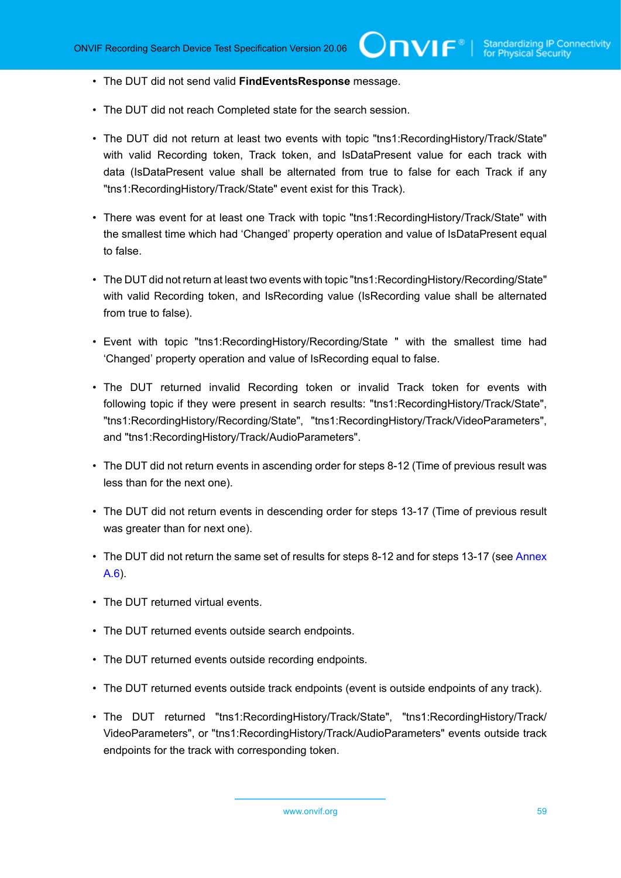- The DUT did not send valid **FindEventsResponse** message.
- The DUT did not reach Completed state for the search session.
- The DUT did not return at least two events with topic "tns1:RecordingHistory/Track/State" with valid Recording token, Track token, and IsDataPresent value for each track with data (IsDataPresent value shall be alternated from true to false for each Track if any "tns1:RecordingHistory/Track/State" event exist for this Track).
- There was event for at least one Track with topic "tns1:RecordingHistory/Track/State" with the smallest time which had 'Changed' property operation and value of IsDataPresent equal to false.
- The DUT did not return at least two events with topic "tns1:RecordingHistory/Recording/State" with valid Recording token, and IsRecording value (IsRecording value shall be alternated from true to false).
- Event with topic "tns1:RecordingHistory/Recording/State " with the smallest time had 'Changed' property operation and value of IsRecording equal to false.
- The DUT returned invalid Recording token or invalid Track token for events with following topic if they were present in search results: "tns1:RecordingHistory/Track/State", "tns1:RecordingHistory/Recording/State", "tns1:RecordingHistory/Track/VideoParameters", and "tns1:RecordingHistory/Track/AudioParameters".
- The DUT did not return events in ascending order for steps 8-12 (Time of previous result was less than for the next one).
- The DUT did not return events in descending order for steps 13-17 (Time of previous result was greater than for next one).
- The DUT did not return the same set of results for steps 8-12 and for steps 13-17 (see Annex A.6).
- The DUT returned virtual events.
- The DUT returned events outside search endpoints.
- The DUT returned events outside recording endpoints.
- The DUT returned events outside track endpoints (event is outside endpoints of any track).
- The DUT returned "tns1:RecordingHistory/Track/State", "tns1:RecordingHistory/Track/VideoParameters", or "tns1:RecordingHistory/Track/AudioParameters" events outside track endpoints for the track with corresponding token.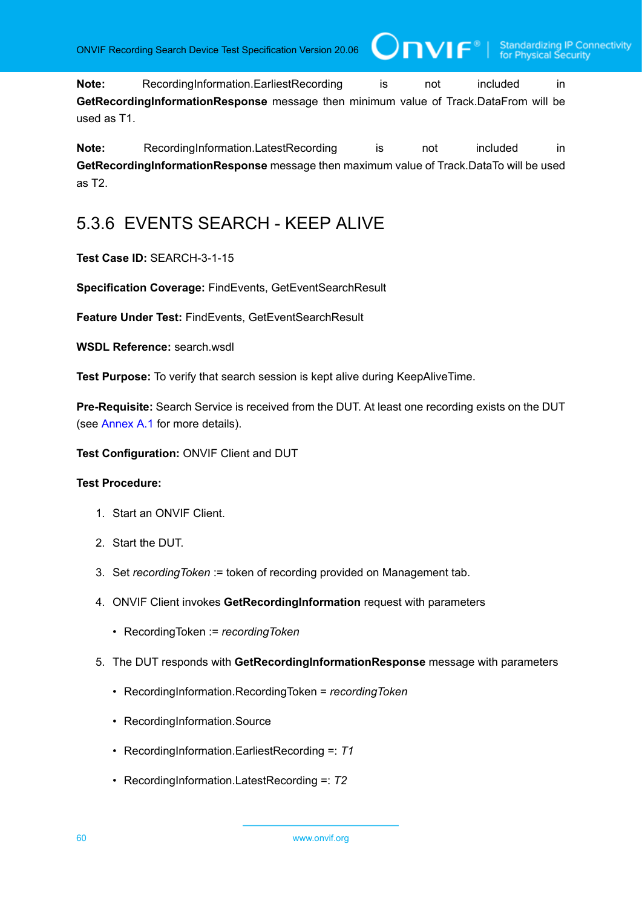**Note:** RecordingInformation.EarliestRecording is not included in **GetRecordingInformationResponse** message then minimum value of Track.DataFrom will be used as T1.

**Note:** RecordingInformation.LatestRecording is not included in **GetRecordingInformationResponse** message then maximum value of Track.DataTo will be used as T2.

### 5.3.6 EVENTS SEARCH - KEEP ALIVE

**Test Case ID:** SEARCH-3-1-15

**Specification Coverage:** FindEvents, GetEventSearchResult

**Feature Under Test:** FindEvents, GetEventSearchResult

**WSDL Reference:** search.wsdl

**Test Purpose:** To verify that search session is kept alive during KeepAliveTime.

**Pre-Requisite:** Search Service is received from the DUT. At least one recording exists on the DUT (see Annex A.1 for more details).

**Test Configuration:** ONVIF Client and DUT

**Test Procedure:**

1. Start an ONVIF Client.
2. Start the DUT.
3. Set *recordingToken* := token of recording provided on Management tab.
4. ONVIF Client invokes **GetRecordingInformation** request with parameters
   - RecordingToken := *recordingToken*
5. The DUT responds with **GetRecordingInformationResponse** message with parameters
   - RecordingInformation.RecordingToken = *recordingToken*
   - RecordingInformation.Source
   - RecordingInformation.EarliestRecording =: *T1*
   - RecordingInformation.LatestRecording =: *T2*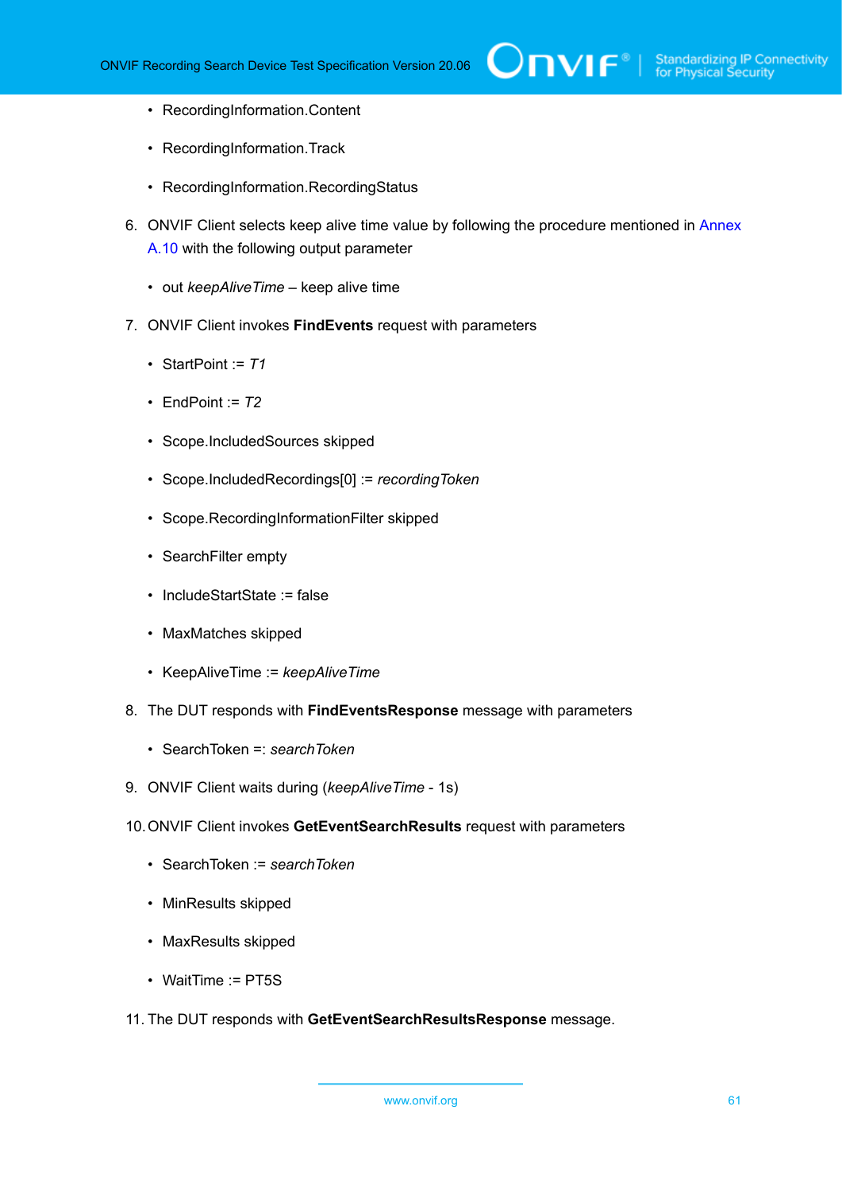- RecordingInformation.Content
- RecordingInformation.Track
- RecordingInformation.RecordingStatus

6. ONVIF Client selects keep alive time value by following the procedure mentioned in Annex A.10 with the following output parameter
   - out *keepAliveTime* – keep alive time
7. ONVIF Client invokes **FindEvents** request with parameters
   - StartPoint := *T1*
   - EndPoint := *T2*
   - Scope.IncludedSources skipped
   - Scope.IncludedRecordings[0] := *recordingToken*
   - Scope.RecordingInformationFilter skipped
   - SearchFilter empty
   - IncludeStartState := false
   - MaxMatches skipped
   - KeepAliveTime := *keepAliveTime*
8. The DUT responds with **FindEventsResponse** message with parameters
   - SearchToken =: *searchToken*
9. ONVIF Client waits during (*keepAliveTime* - 1s)
10. ONVIF Client invokes **GetEventSearchResults** request with parameters
    - SearchToken := *searchToken*
    - MinResults skipped
    - MaxResults skipped
    - WaitTime := PT5S
11. The DUT responds with **GetEventSearchResultsResponse** message.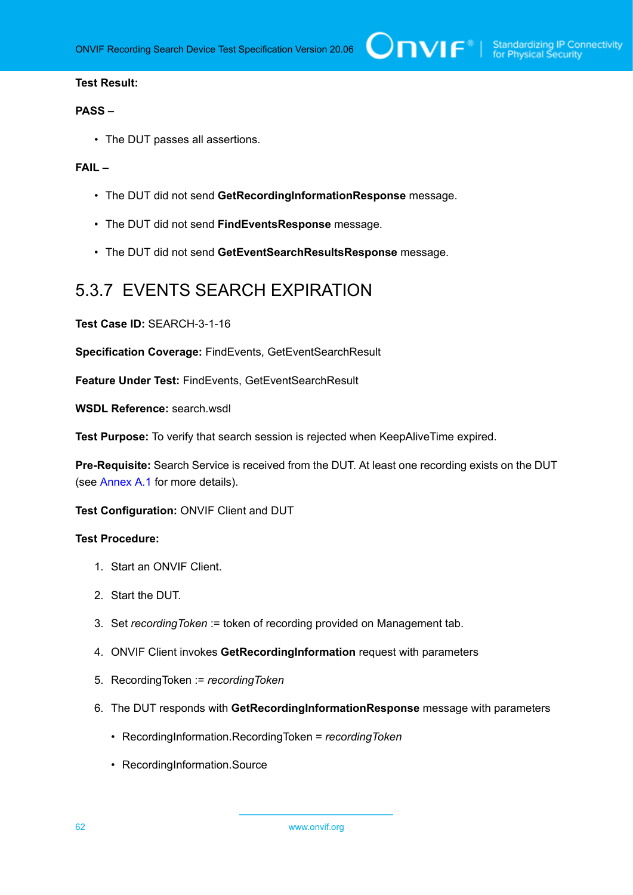**Test Result:**

**PASS –**

- The DUT passes all assertions.

**FAIL –**

- The DUT did not send **GetRecordingInformationResponse** message.
- The DUT did not send **FindEventsResponse** message.
- The DUT did not send **GetEventSearchResultsResponse** message.

### 5.3.7 EVENTS SEARCH EXPIRATION

**Test Case ID:** SEARCH-3-1-16

**Specification Coverage:** FindEvents, GetEventSearchResult

**Feature Under Test:** FindEvents, GetEventSearchResult

**WSDL Reference:** search.wsdl

**Test Purpose:** To verify that search session is rejected when KeepAliveTime expired.

**Pre-Requisite:** Search Service is received from the DUT. At least one recording exists on the DUT (see Annex A.1 for more details).

**Test Configuration:** ONVIF Client and DUT

**Test Procedure:**

1. Start an ONVIF Client.
2. Start the DUT.
3. Set *recordingToken* := token of recording provided on Management tab.
4. ONVIF Client invokes **GetRecordingInformation** request with parameters
5. RecordingToken := *recordingToken*
6. The DUT responds with **GetRecordingInformationResponse** message with parameters
   - RecordingInformation.RecordingToken = *recordingToken*
   - RecordingInformation.Source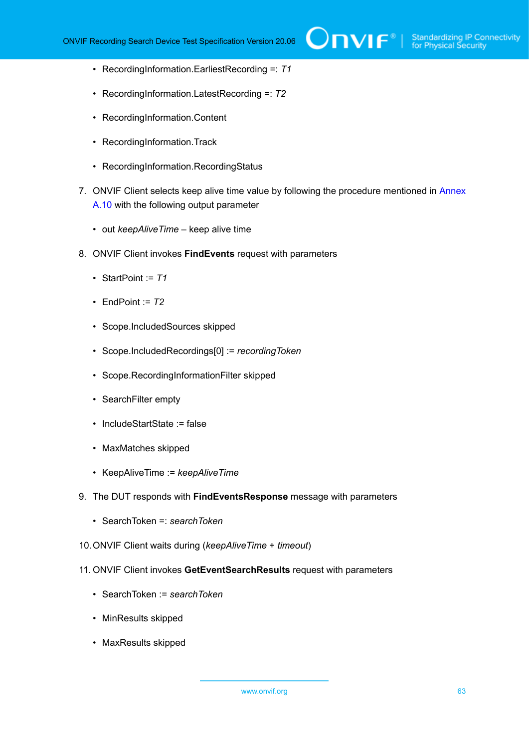- RecordingInformation.EarliestRecording =: *T1*

- RecordingInformation.LatestRecording =: *T2*

- RecordingInformation.Content

- RecordingInformation.Track

- RecordingInformation.RecordingStatus

7. ONVIF Client selects keep alive time value by following the procedure mentioned in Annex A.10 with the following output parameter

   - out *keepAliveTime* – keep alive time

8. ONVIF Client invokes **FindEvents** request with parameters

   - StartPoint := *T1*
   - EndPoint := *T2*
   - Scope.IncludedSources skipped
   - Scope.IncludedRecordings[0] := *recordingToken*
   - Scope.RecordingInformationFilter skipped
   - SearchFilter empty
   - IncludeStartState := false
   - MaxMatches skipped
   - KeepAliveTime := *keepAliveTime*

9. The DUT responds with **FindEventsResponse** message with parameters

   - SearchToken =: *searchToken*

10. ONVIF Client waits during (*keepAliveTime* + *timeout*)

11. ONVIF Client invokes **GetEventSearchResults** request with parameters

    - SearchToken := *searchToken*
    - MinResults skipped
    - MaxResults skipped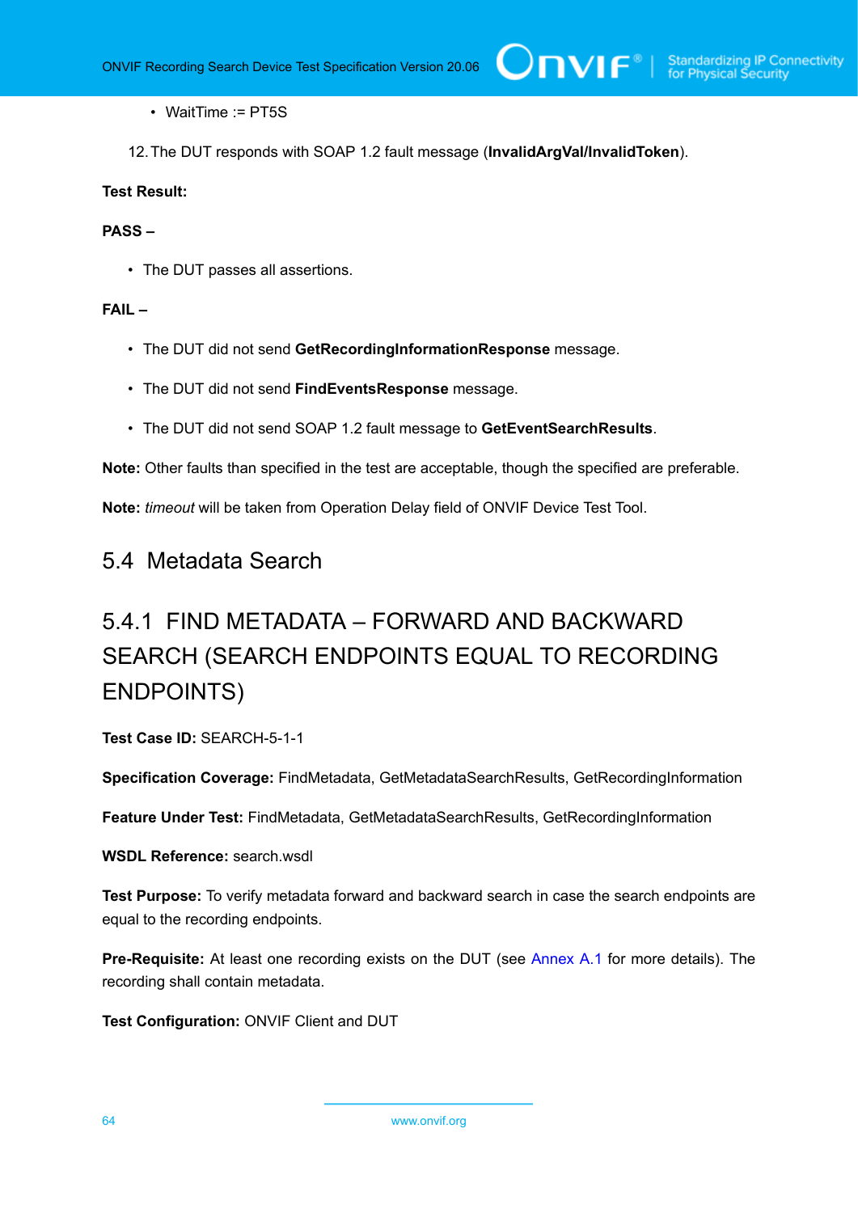- WaitTime := PT5S

12. The DUT responds with SOAP 1.2 fault message (**InvalidArgVal/InvalidToken**).

**Test Result:**

**PASS –**

- The DUT passes all assertions.

**FAIL –**

- The DUT did not send **GetRecordingInformationResponse** message.
- The DUT did not send **FindEventsResponse** message.
- The DUT did not send SOAP 1.2 fault message to **GetEventSearchResults**.

**Note:** Other faults than specified in the test are acceptable, though the specified are preferable.

**Note:** *timeout* will be taken from Operation Delay field of ONVIF Device Test Tool.

## 5.4 Metadata Search

### 5.4.1 FIND METADATA – FORWARD AND BACKWARD SEARCH (SEARCH ENDPOINTS EQUAL TO RECORDING ENDPOINTS)

**Test Case ID:** SEARCH-5-1-1

**Specification Coverage:** FindMetadata, GetMetadataSearchResults, GetRecordingInformation

**Feature Under Test:** FindMetadata, GetMetadataSearchResults, GetRecordingInformation

**WSDL Reference:** search.wsdl

**Test Purpose:** To verify metadata forward and backward search in case the search endpoints are equal to the recording endpoints.

**Pre-Requisite:** At least one recording exists on the DUT (see Annex A.1 for more details). The recording shall contain metadata.

**Test Configuration:** ONVIF Client and DUT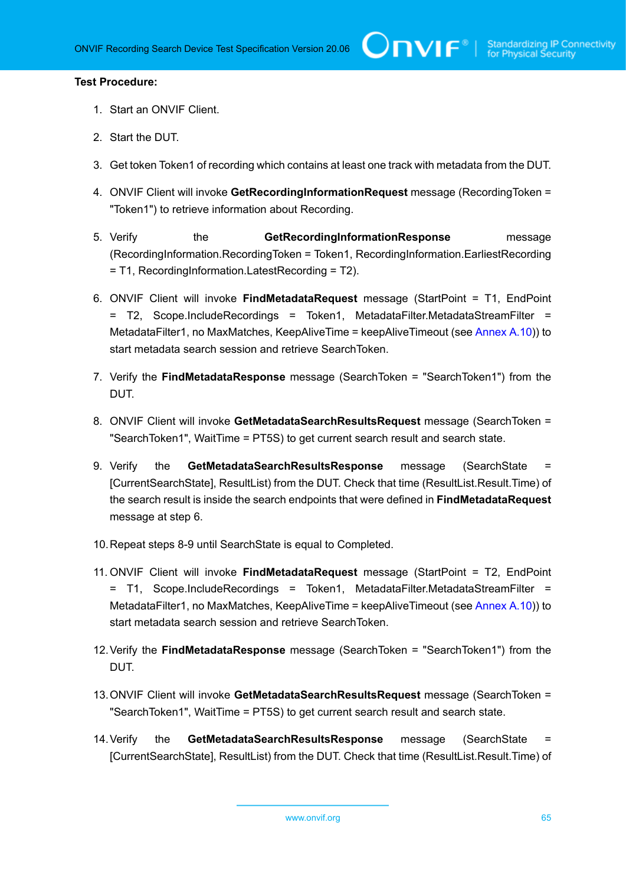**Test Procedure:**

1. Start an ONVIF Client.
2. Start the DUT.
3. Get token Token1 of recording which contains at least one track with metadata from the DUT.
4. ONVIF Client will invoke **GetRecordingInformationRequest** message (RecordingToken = "Token1") to retrieve information about Recording.
5. Verify the **GetRecordingInformationResponse** message (RecordingInformation.RecordingToken = Token1, RecordingInformation.EarliestRecording = T1, RecordingInformation.LatestRecording = T2).
6. ONVIF Client will invoke **FindMetadataRequest** message (StartPoint = T1, EndPoint = T2, Scope.IncludeRecordings = Token1, MetadataFilter.MetadataStreamFilter = MetadataFilter1, no MaxMatches, KeepAliveTime = keepAliveTimeout (see Annex A.10)) to start metadata search session and retrieve SearchToken.
7. Verify the **FindMetadataResponse** message (SearchToken = "SearchToken1") from the DUT.
8. ONVIF Client will invoke **GetMetadataSearchResultsRequest** message (SearchToken = "SearchToken1", WaitTime = PT5S) to get current search result and search state.
9. Verify the **GetMetadataSearchResultsResponse** message (SearchState = [CurrentSearchState], ResultList) from the DUT. Check that time (ResultList.Result.Time) of the search result is inside the search endpoints that were defined in **FindMetadataRequest** message at step 6.
10. Repeat steps 8-9 until SearchState is equal to Completed.
11. ONVIF Client will invoke **FindMetadataRequest** message (StartPoint = T2, EndPoint = T1, Scope.IncludeRecordings = Token1, MetadataFilter.MetadataStreamFilter = MetadataFilter1, no MaxMatches, KeepAliveTime = keepAliveTimeout (see Annex A.10)) to start metadata search session and retrieve SearchToken.
12. Verify the **FindMetadataResponse** message (SearchToken = "SearchToken1") from the DUT.
13. ONVIF Client will invoke **GetMetadataSearchResultsRequest** message (SearchToken = "SearchToken1", WaitTime = PT5S) to get current search result and search state.
14. Verify the **GetMetadataSearchResultsResponse** message (SearchState = [CurrentSearchState], ResultList) from the DUT. Check that time (ResultList.Result.Time) of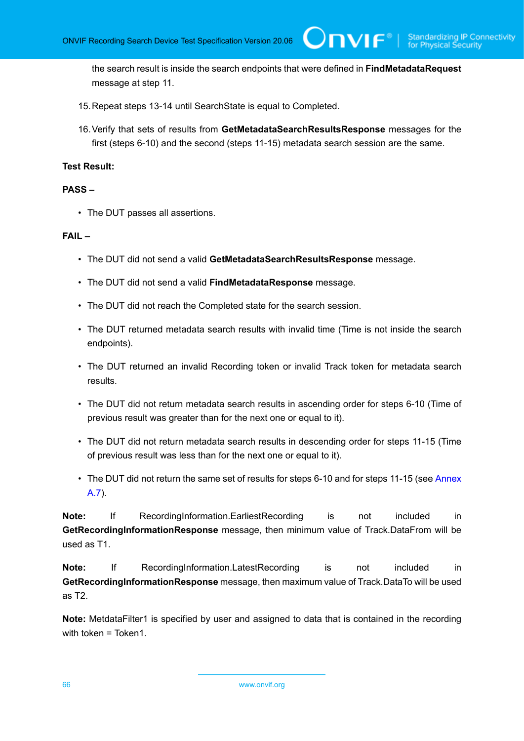the search result is inside the search endpoints that were defined in **FindMetadataRequest** message at step 11.

15. Repeat steps 13-14 until SearchState is equal to Completed.

16. Verify that sets of results from **GetMetadataSearchResultsResponse** messages for the first (steps 6-10) and the second (steps 11-15) metadata search session are the same.

**Test Result:**

**PASS –**

- The DUT passes all assertions.

**FAIL –**

- The DUT did not send a valid **GetMetadataSearchResultsResponse** message.
- The DUT did not send a valid **FindMetadataResponse** message.
- The DUT did not reach the Completed state for the search session.
- The DUT returned metadata search results with invalid time (Time is not inside the search endpoints).
- The DUT returned an invalid Recording token or invalid Track token for metadata search results.
- The DUT did not return metadata search results in ascending order for steps 6-10 (Time of previous result was greater than for the next one or equal to it).
- The DUT did not return metadata search results in descending order for steps 11-15 (Time of previous result was less than for the next one or equal to it).
- The DUT did not return the same set of results for steps 6-10 and for steps 11-15 (see Annex A.7).

**Note:** If RecordingInformation.EarliestRecording is not included in **GetRecordingInformationResponse** message, then minimum value of Track.DataFrom will be used as T1.

**Note:** If RecordingInformation.LatestRecording is not included in **GetRecordingInformationResponse** message, then maximum value of Track.DataTo will be used as T2.

**Note:** MetdataFilter1 is specified by user and assigned to data that is contained in the recording with token = Token1.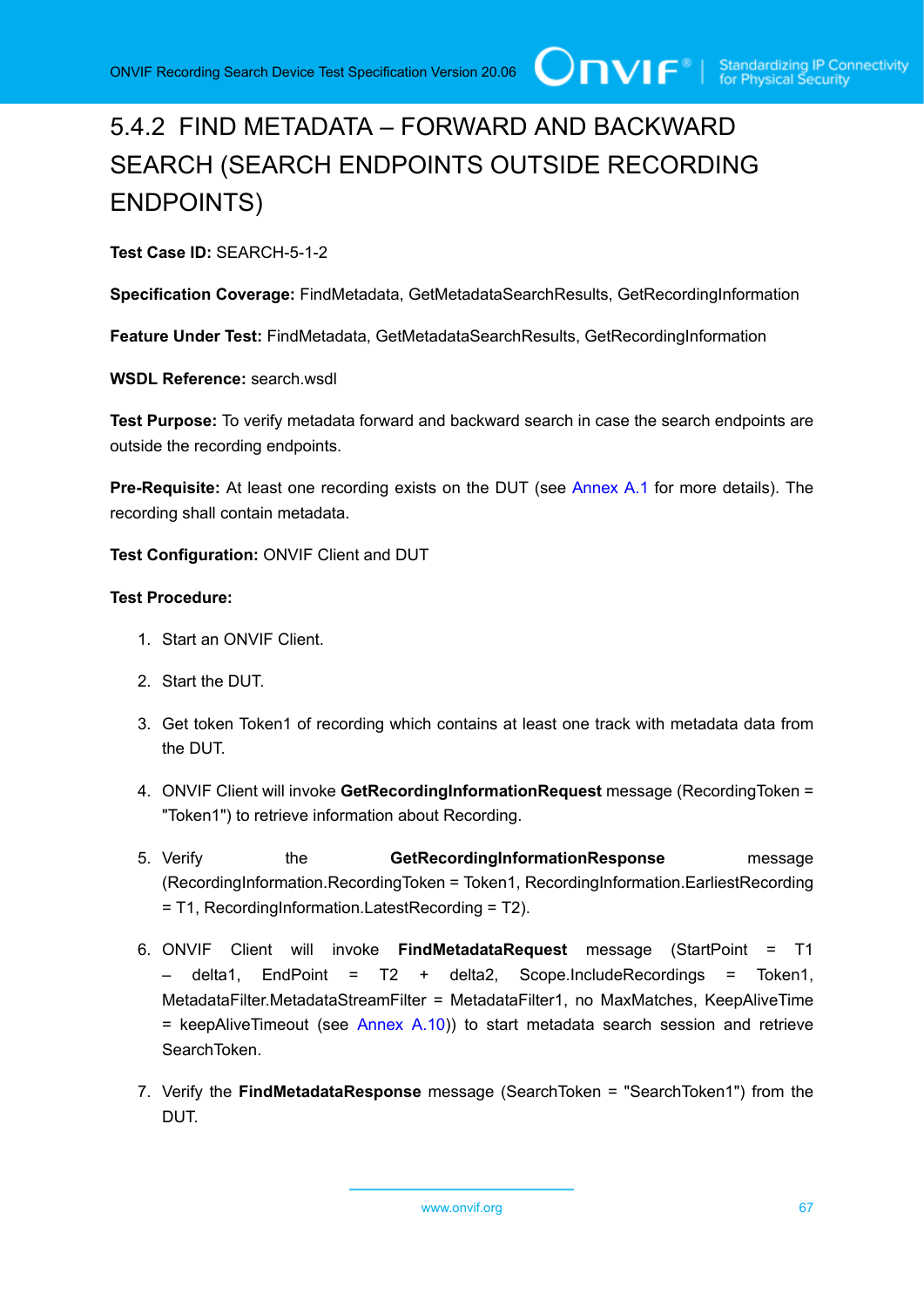### 5.4.2 FIND METADATA – FORWARD AND BACKWARD SEARCH (SEARCH ENDPOINTS OUTSIDE RECORDING ENDPOINTS)

**Test Case ID:** SEARCH-5-1-2

**Specification Coverage:** FindMetadata, GetMetadataSearchResults, GetRecordingInformation

**Feature Under Test:** FindMetadata, GetMetadataSearchResults, GetRecordingInformation

**WSDL Reference:** search.wsdl

**Test Purpose:** To verify metadata forward and backward search in case the search endpoints are outside the recording endpoints.

**Pre-Requisite:** At least one recording exists on the DUT (see Annex A.1 for more details). The recording shall contain metadata.

**Test Configuration:** ONVIF Client and DUT

**Test Procedure:**

1. Start an ONVIF Client.
2. Start the DUT.
3. Get token Token1 of recording which contains at least one track with metadata data from the DUT.
4. ONVIF Client will invoke **GetRecordingInformationRequest** message (RecordingToken = "Token1") to retrieve information about Recording.
5. Verify the **GetRecordingInformationResponse** message (RecordingInformation.RecordingToken = Token1, RecordingInformation.EarliestRecording = T1, RecordingInformation.LatestRecording = T2).
6. ONVIF Client will invoke **FindMetadataRequest** message (StartPoint = T1 – delta1, EndPoint = T2 + delta2, Scope.IncludeRecordings = Token1, MetadataFilter.MetadataStreamFilter = MetadataFilter1, no MaxMatches, KeepAliveTime = keepAliveTimeout (see Annex A.10)) to start metadata search session and retrieve SearchToken.
7. Verify the **FindMetadataResponse** message (SearchToken = "SearchToken1") from the DUT.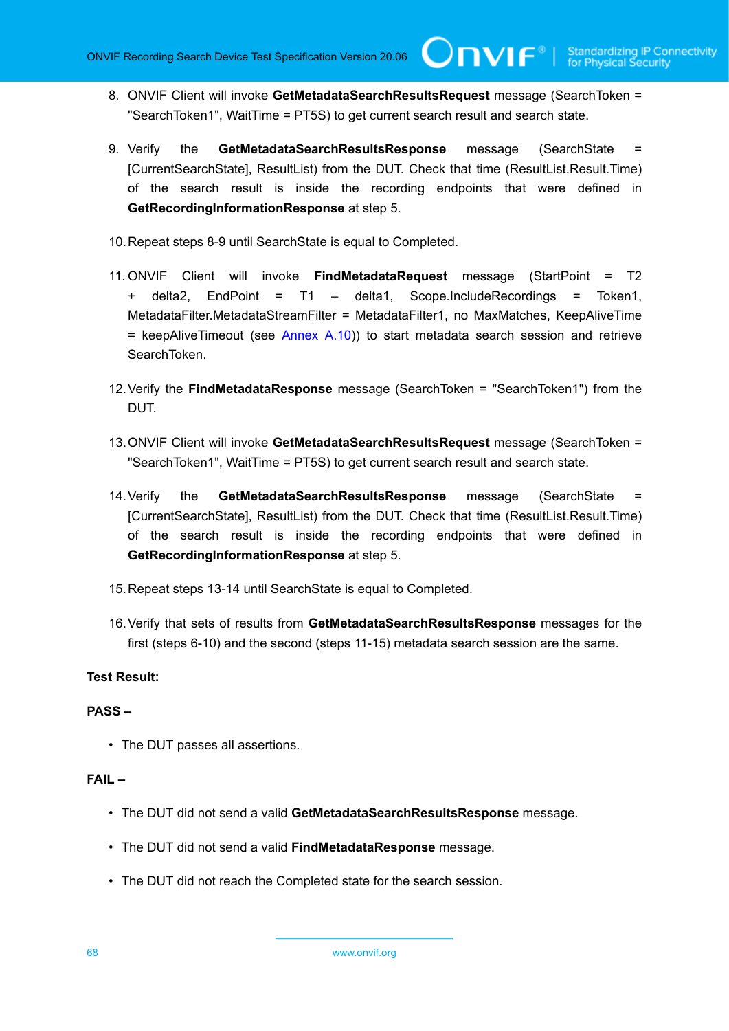8. ONVIF Client will invoke **GetMetadataSearchResultsRequest** message (SearchToken = "SearchToken1", WaitTime = PT5S) to get current search result and search state.

9. Verify the **GetMetadataSearchResultsResponse** message (SearchState = [CurrentSearchState], ResultList) from the DUT. Check that time (ResultList.Result.Time) of the search result is inside the recording endpoints that were defined in **GetRecordingInformationResponse** at step 5.

10. Repeat steps 8-9 until SearchState is equal to Completed.

11. ONVIF Client will invoke **FindMetadataRequest** message (StartPoint = T2 + delta2, EndPoint = T1 – delta1, Scope.IncludeRecordings = Token1, MetadataFilter.MetadataStreamFilter = MetadataFilter1, no MaxMatches, KeepAliveTime = keepAliveTimeout (see Annex A.10)) to start metadata search session and retrieve SearchToken.

12. Verify the **FindMetadataResponse** message (SearchToken = "SearchToken1") from the DUT.

13. ONVIF Client will invoke **GetMetadataSearchResultsRequest** message (SearchToken = "SearchToken1", WaitTime = PT5S) to get current search result and search state.

14. Verify the **GetMetadataSearchResultsResponse** message (SearchState = [CurrentSearchState], ResultList) from the DUT. Check that time (ResultList.Result.Time) of the search result is inside the recording endpoints that were defined in **GetRecordingInformationResponse** at step 5.

15. Repeat steps 13-14 until SearchState is equal to Completed.

16. Verify that sets of results from **GetMetadataSearchResultsResponse** messages for the first (steps 6-10) and the second (steps 11-15) metadata search session are the same.

**Test Result:**

**PASS –**

- The DUT passes all assertions.

**FAIL –**

- The DUT did not send a valid **GetMetadataSearchResultsResponse** message.
- The DUT did not send a valid **FindMetadataResponse** message.
- The DUT did not reach the Completed state for the search session.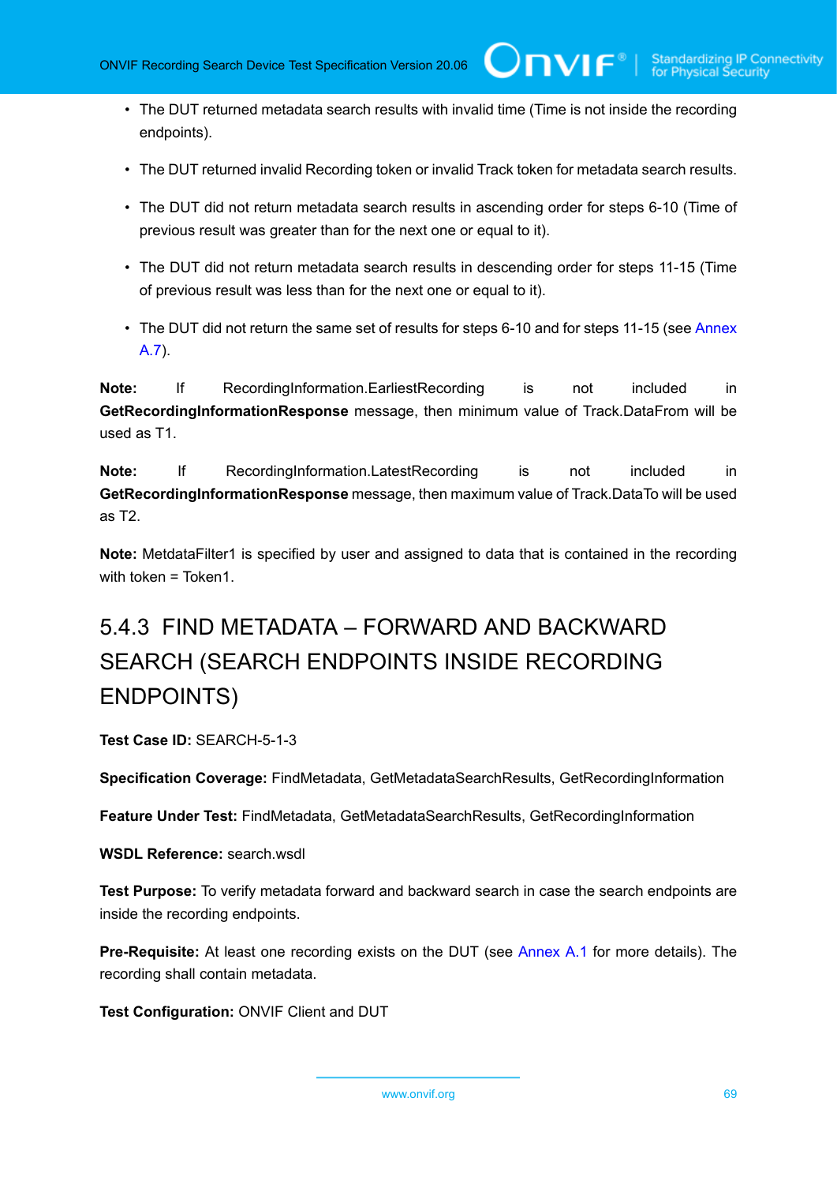- The DUT returned metadata search results with invalid time (Time is not inside the recording endpoints).
- The DUT returned invalid Recording token or invalid Track token for metadata search results.
- The DUT did not return metadata search results in ascending order for steps 6-10 (Time of previous result was greater than for the next one or equal to it).
- The DUT did not return metadata search results in descending order for steps 11-15 (Time of previous result was less than for the next one or equal to it).
- The DUT did not return the same set of results for steps 6-10 and for steps 11-15 (see Annex A.7).

**Note:** If RecordingInformation.EarliestRecording is not included in **GetRecordingInformationResponse** message, then minimum value of Track.DataFrom will be used as T1.

**Note:** If RecordingInformation.LatestRecording is not included in **GetRecordingInformationResponse** message, then maximum value of Track.DataTo will be used as T2.

**Note:** MetdataFilter1 is specified by user and assigned to data that is contained in the recording with token = Token1.

### 5.4.3 FIND METADATA – FORWARD AND BACKWARD SEARCH (SEARCH ENDPOINTS INSIDE RECORDING ENDPOINTS)

**Test Case ID:** SEARCH-5-1-3

**Specification Coverage:** FindMetadata, GetMetadataSearchResults, GetRecordingInformation

**Feature Under Test:** FindMetadata, GetMetadataSearchResults, GetRecordingInformation

**WSDL Reference:** search.wsdl

**Test Purpose:** To verify metadata forward and backward search in case the search endpoints are inside the recording endpoints.

**Pre-Requisite:** At least one recording exists on the DUT (see Annex A.1 for more details). The recording shall contain metadata.

**Test Configuration:** ONVIF Client and DUT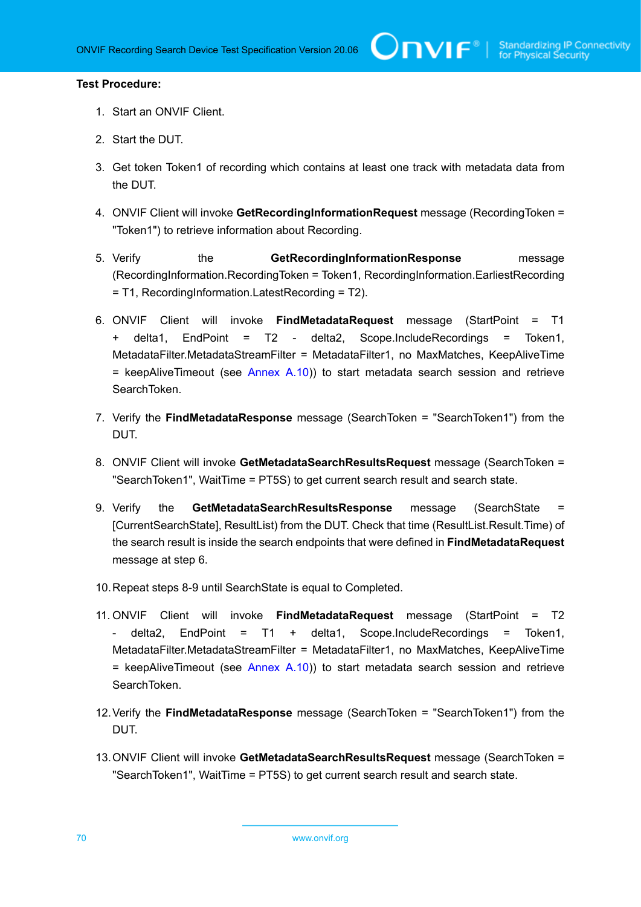**Test Procedure:**

1. Start an ONVIF Client.
2. Start the DUT.
3. Get token Token1 of recording which contains at least one track with metadata data from the DUT.
4. ONVIF Client will invoke **GetRecordingInformationRequest** message (RecordingToken = "Token1") to retrieve information about Recording.
5. Verify the **GetRecordingInformationResponse** message (RecordingInformation.RecordingToken = Token1, RecordingInformation.EarliestRecording = T1, RecordingInformation.LatestRecording = T2).
6. ONVIF Client will invoke **FindMetadataRequest** message (StartPoint = T1 + delta1, EndPoint = T2 - delta2, Scope.IncludeRecordings = Token1, MetadataFilter.MetadataStreamFilter = MetadataFilter1, no MaxMatches, KeepAliveTime = keepAliveTimeout (see Annex A.10)) to start metadata search session and retrieve SearchToken.
7. Verify the **FindMetadataResponse** message (SearchToken = "SearchToken1") from the DUT.
8. ONVIF Client will invoke **GetMetadataSearchResultsRequest** message (SearchToken = "SearchToken1", WaitTime = PT5S) to get current search result and search state.
9. Verify the **GetMetadataSearchResultsResponse** message (SearchState = [CurrentSearchState], ResultList) from the DUT. Check that time (ResultList.Result.Time) of the search result is inside the search endpoints that were defined in **FindMetadataRequest** message at step 6.
10. Repeat steps 8-9 until SearchState is equal to Completed.
11. ONVIF Client will invoke **FindMetadataRequest** message (StartPoint = T2 - delta2, EndPoint = T1 + delta1, Scope.IncludeRecordings = Token1, MetadataFilter.MetadataStreamFilter = MetadataFilter1, no MaxMatches, KeepAliveTime = keepAliveTimeout (see Annex A.10)) to start metadata search session and retrieve SearchToken.
12. Verify the **FindMetadataResponse** message (SearchToken = "SearchToken1") from the DUT.
13. ONVIF Client will invoke **GetMetadataSearchResultsRequest** message (SearchToken = "SearchToken1", WaitTime = PT5S) to get current search result and search state.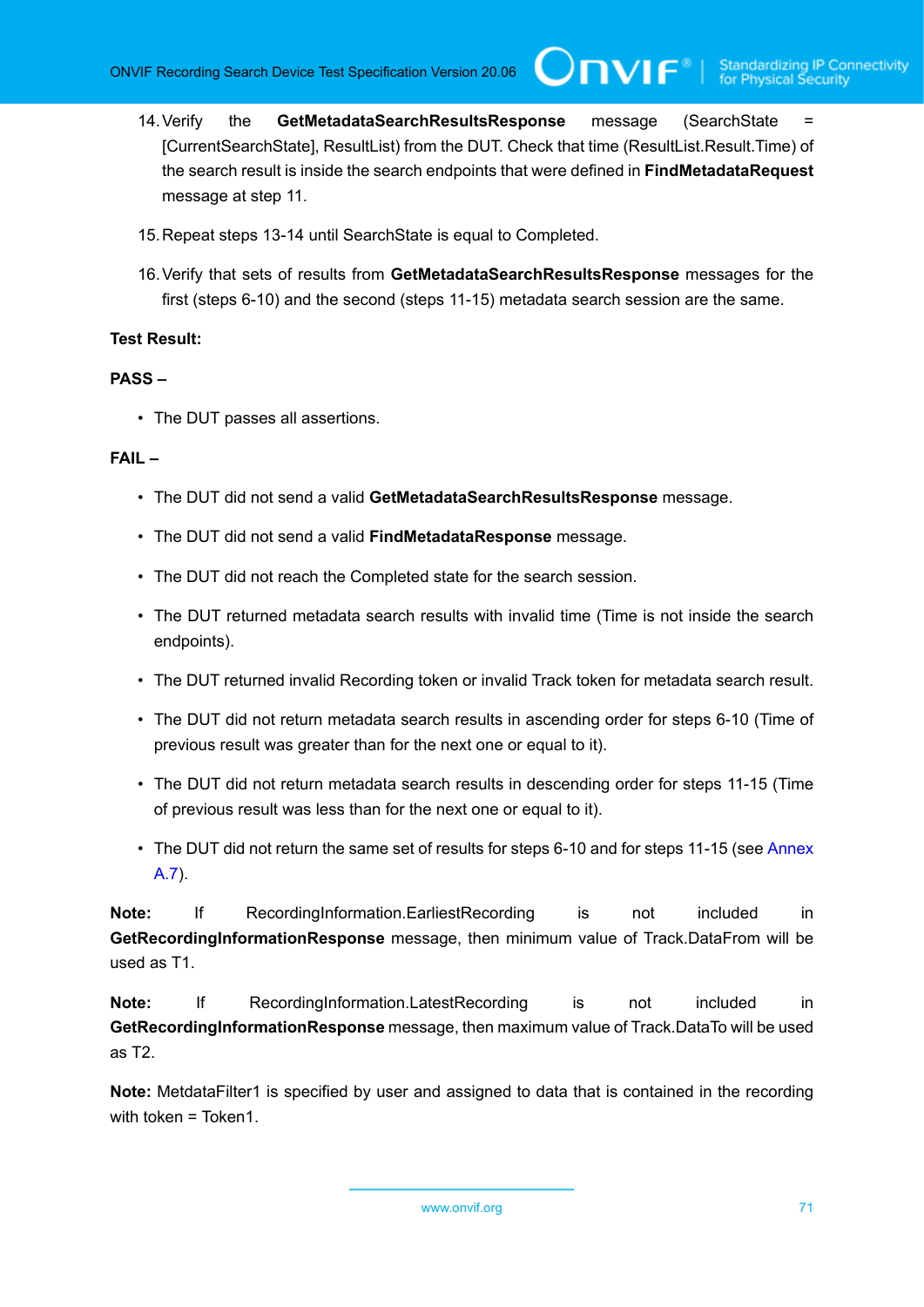14. Verify the **GetMetadataSearchResultsResponse** message (SearchState = [CurrentSearchState], ResultList) from the DUT. Check that time (ResultList.Result.Time) of the search result is inside the search endpoints that were defined in **FindMetadataRequest** message at step 11.

15. Repeat steps 13-14 until SearchState is equal to Completed.

16. Verify that sets of results from **GetMetadataSearchResultsResponse** messages for the first (steps 6-10) and the second (steps 11-15) metadata search session are the same.

**Test Result:**

**PASS –**

- The DUT passes all assertions.

**FAIL –**

- The DUT did not send a valid **GetMetadataSearchResultsResponse** message.
- The DUT did not send a valid **FindMetadataResponse** message.
- The DUT did not reach the Completed state for the search session.
- The DUT returned metadata search results with invalid time (Time is not inside the search endpoints).
- The DUT returned invalid Recording token or invalid Track token for metadata search result.
- The DUT did not return metadata search results in ascending order for steps 6-10 (Time of previous result was greater than for the next one or equal to it).
- The DUT did not return metadata search results in descending order for steps 11-15 (Time of previous result was less than for the next one or equal to it).
- The DUT did not return the same set of results for steps 6-10 and for steps 11-15 (see Annex A.7).

**Note:** If RecordingInformation.EarliestRecording is not included in **GetRecordingInformationResponse** message, then minimum value of Track.DataFrom will be used as T1.

**Note:** If RecordingInformation.LatestRecording is not included in **GetRecordingInformationResponse** message, then maximum value of Track.DataTo will be used as T2.

**Note:** MetdataFilter1 is specified by user and assigned to data that is contained in the recording with token = Token1.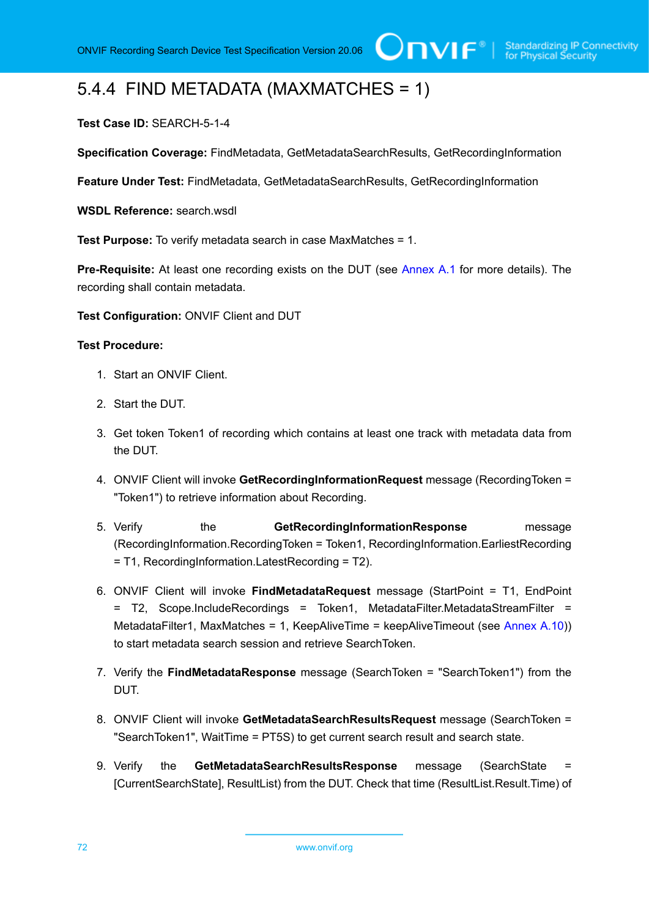### 5.4.4 FIND METADATA (MAXMATCHES = 1)

**Test Case ID:** SEARCH-5-1-4

**Specification Coverage:** FindMetadata, GetMetadataSearchResults, GetRecordingInformation

**Feature Under Test:** FindMetadata, GetMetadataSearchResults, GetRecordingInformation

**WSDL Reference:** search.wsdl

**Test Purpose:** To verify metadata search in case MaxMatches = 1.

**Pre-Requisite:** At least one recording exists on the DUT (see Annex A.1 for more details). The recording shall contain metadata.

**Test Configuration:** ONVIF Client and DUT

**Test Procedure:**

1. Start an ONVIF Client.
2. Start the DUT.
3. Get token Token1 of recording which contains at least one track with metadata data from the DUT.
4. ONVIF Client will invoke **GetRecordingInformationRequest** message (RecordingToken = "Token1") to retrieve information about Recording.
5. Verify the **GetRecordingInformationResponse** message (RecordingInformation.RecordingToken = Token1, RecordingInformation.EarliestRecording = T1, RecordingInformation.LatestRecording = T2).
6. ONVIF Client will invoke **FindMetadataRequest** message (StartPoint = T1, EndPoint = T2, Scope.IncludeRecordings = Token1, MetadataFilter.MetadataStreamFilter = MetadataFilter1, MaxMatches = 1, KeepAliveTime = keepAliveTimeout (see Annex A.10)) to start metadata search session and retrieve SearchToken.
7. Verify the **FindMetadataResponse** message (SearchToken = "SearchToken1") from the DUT.
8. ONVIF Client will invoke **GetMetadataSearchResultsRequest** message (SearchToken = "SearchToken1", WaitTime = PT5S) to get current search result and search state.
9. Verify the **GetMetadataSearchResultsResponse** message (SearchState = [CurrentSearchState], ResultList) from the DUT. Check that time (ResultList.Result.Time) of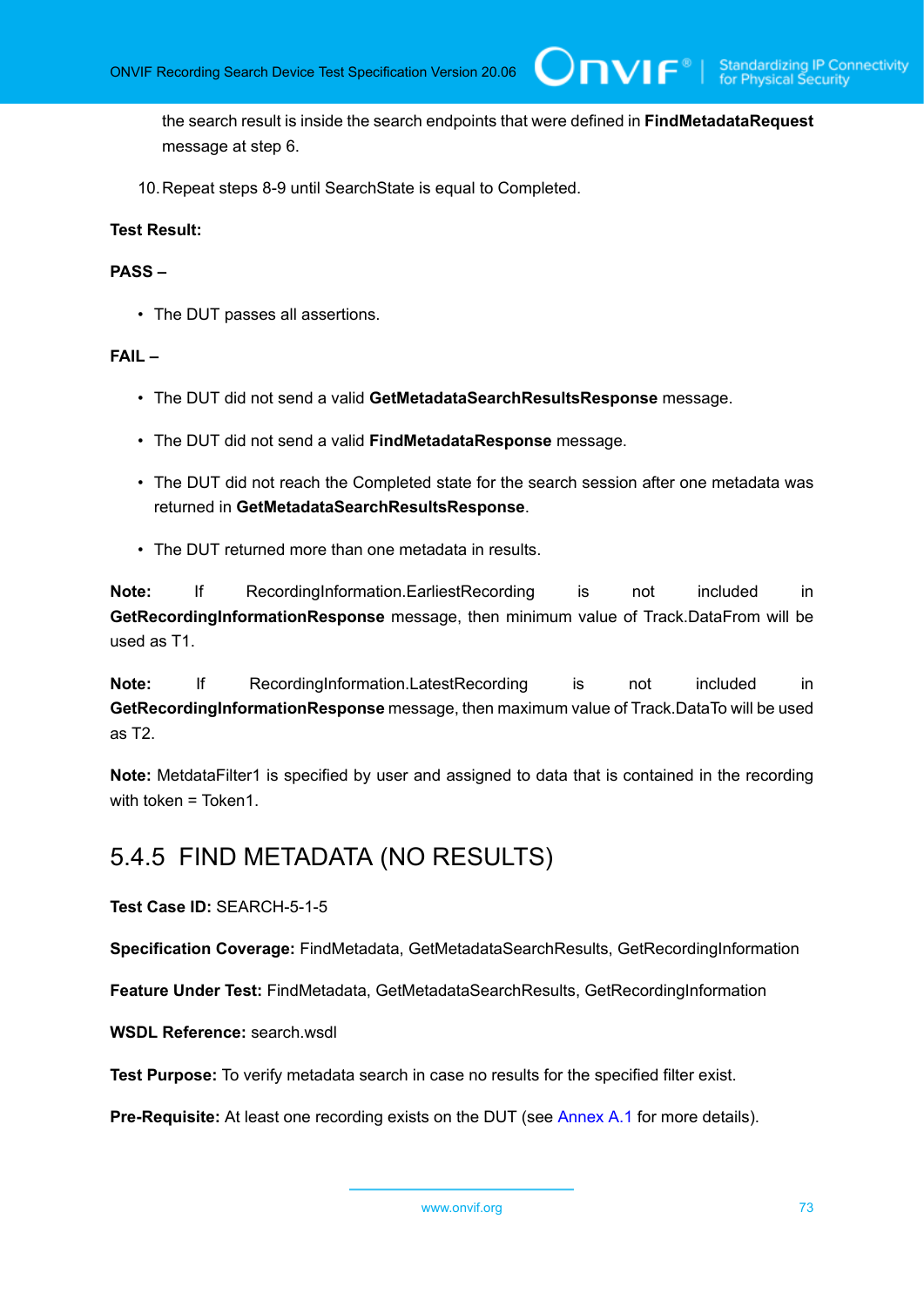the search result is inside the search endpoints that were defined in **FindMetadataRequest** message at step 6.

10. Repeat steps 8-9 until SearchState is equal to Completed.

**Test Result:**

**PASS –**

- The DUT passes all assertions.

**FAIL –**

- The DUT did not send a valid **GetMetadataSearchResultsResponse** message.
- The DUT did not send a valid **FindMetadataResponse** message.
- The DUT did not reach the Completed state for the search session after one metadata was returned in **GetMetadataSearchResultsResponse**.
- The DUT returned more than one metadata in results.

**Note:** If RecordingInformation.EarliestRecording is not included in **GetRecordingInformationResponse** message, then minimum value of Track.DataFrom will be used as T1.

**Note:** If RecordingInformation.LatestRecording is not included in **GetRecordingInformationResponse** message, then maximum value of Track.DataTo will be used as T2.

**Note:** MetdataFilter1 is specified by user and assigned to data that is contained in the recording with token = Token1.

### 5.4.5 FIND METADATA (NO RESULTS)

**Test Case ID:** SEARCH-5-1-5

**Specification Coverage:** FindMetadata, GetMetadataSearchResults, GetRecordingInformation

**Feature Under Test:** FindMetadata, GetMetadataSearchResults, GetRecordingInformation

**WSDL Reference:** search.wsdl

**Test Purpose:** To verify metadata search in case no results for the specified filter exist.

**Pre-Requisite:** At least one recording exists on the DUT (see Annex A.1 for more details).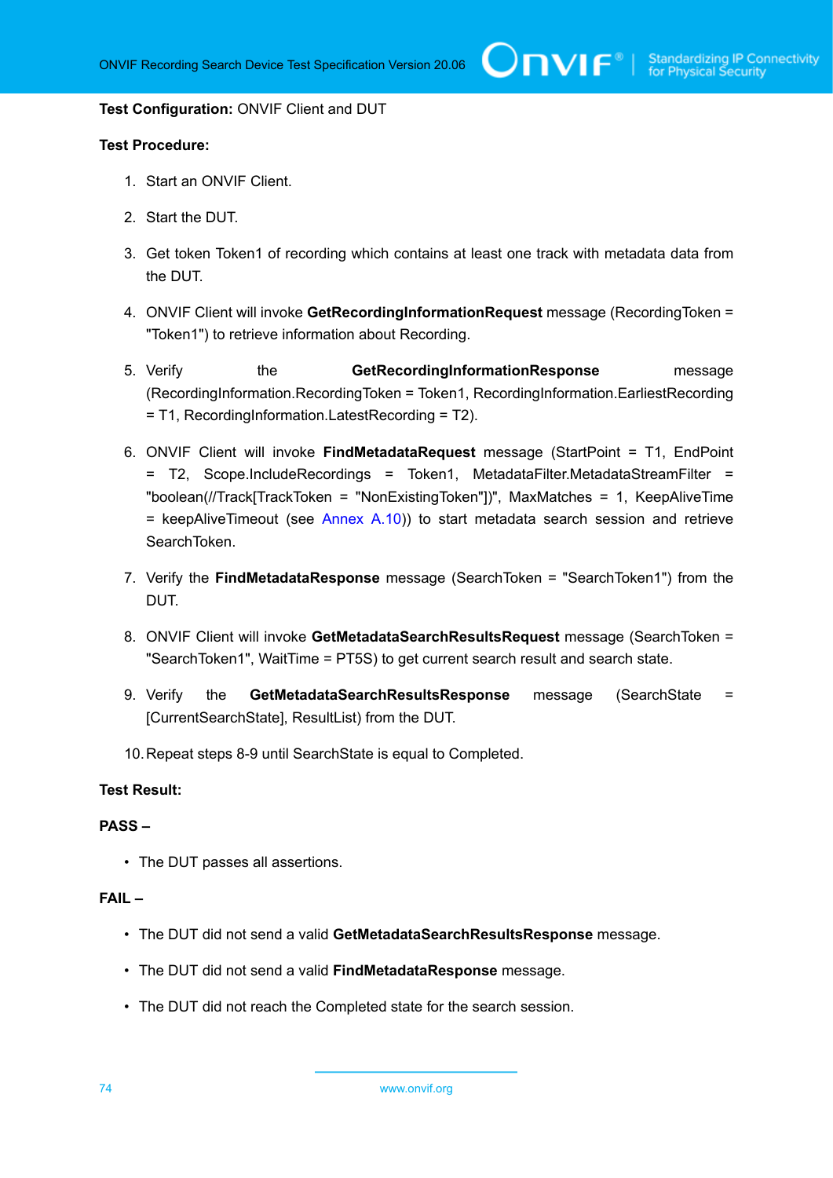**Test Configuration:** ONVIF Client and DUT

**Test Procedure:**

1. Start an ONVIF Client.
2. Start the DUT.
3. Get token Token1 of recording which contains at least one track with metadata data from the DUT.
4. ONVIF Client will invoke **GetRecordingInformationRequest** message (RecordingToken = "Token1") to retrieve information about Recording.
5. Verify the **GetRecordingInformationResponse** message (RecordingInformation.RecordingToken = Token1, RecordingInformation.EarliestRecording = T1, RecordingInformation.LatestRecording = T2).
6. ONVIF Client will invoke **FindMetadataRequest** message (StartPoint = T1, EndPoint = T2, Scope.IncludeRecordings = Token1, MetadataFilter.MetadataStreamFilter = "boolean(//Track[TrackToken = "NonExistingToken"])", MaxMatches = 1, KeepAliveTime = keepAliveTimeout (see Annex A.10)) to start metadata search session and retrieve SearchToken.
7. Verify the **FindMetadataResponse** message (SearchToken = "SearchToken1") from the DUT.
8. ONVIF Client will invoke **GetMetadataSearchResultsRequest** message (SearchToken = "SearchToken1", WaitTime = PT5S) to get current search result and search state.
9. Verify the **GetMetadataSearchResultsResponse** message (SearchState = [CurrentSearchState], ResultList) from the DUT.
10. Repeat steps 8-9 until SearchState is equal to Completed.

**Test Result:**

**PASS –**

- The DUT passes all assertions.

**FAIL –**

- The DUT did not send a valid **GetMetadataSearchResultsResponse** message.
- The DUT did not send a valid **FindMetadataResponse** message.
- The DUT did not reach the Completed state for the search session.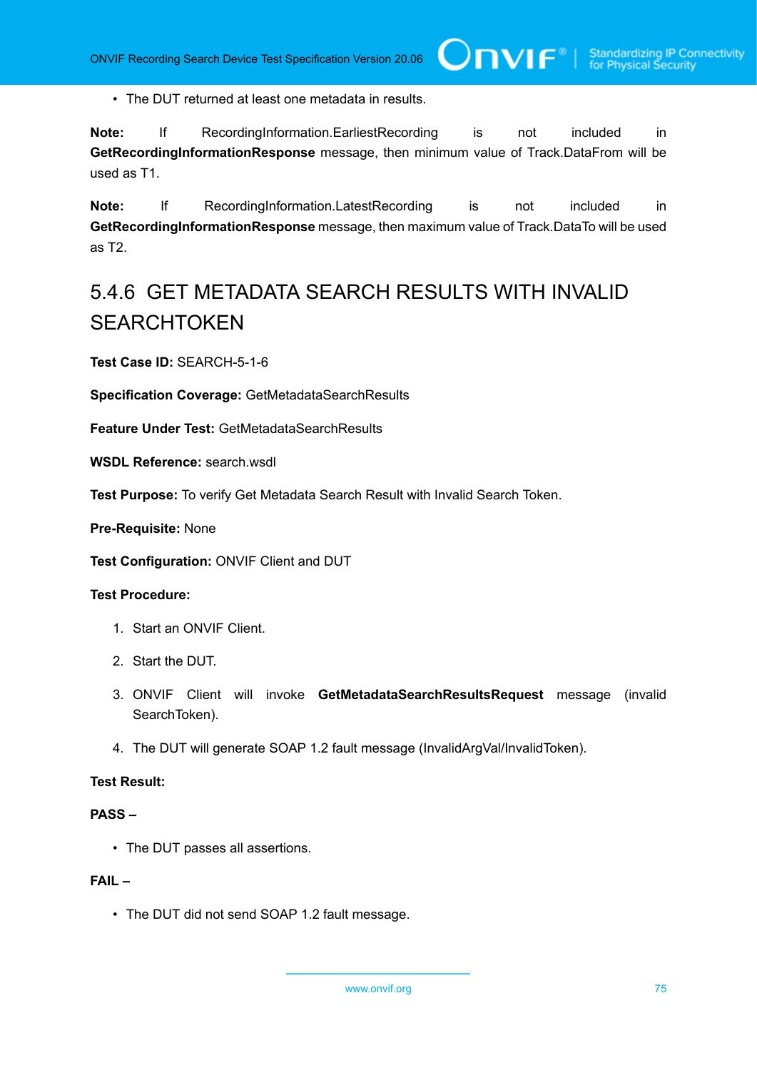- The DUT returned at least one metadata in results.

**Note:** If RecordingInformation.EarliestRecording is not included in **GetRecordingInformationResponse** message, then minimum value of Track.DataFrom will be used as T1.

**Note:** If RecordingInformation.LatestRecording is not included in **GetRecordingInformationResponse** message, then maximum value of Track.DataTo will be used as T2.

### 5.4.6 GET METADATA SEARCH RESULTS WITH INVALID SEARCHTOKEN

**Test Case ID:** SEARCH-5-1-6

**Specification Coverage:** GetMetadataSearchResults

**Feature Under Test:** GetMetadataSearchResults

**WSDL Reference:** search.wsdl

**Test Purpose:** To verify Get Metadata Search Result with Invalid Search Token.

**Pre-Requisite:** None

**Test Configuration:** ONVIF Client and DUT

**Test Procedure:**

1. Start an ONVIF Client.
2. Start the DUT.
3. ONVIF Client will invoke **GetMetadataSearchResultsRequest** message (invalid SearchToken).
4. The DUT will generate SOAP 1.2 fault message (InvalidArgVal/InvalidToken).

**Test Result:**

**PASS –**

- The DUT passes all assertions.

**FAIL –**

- The DUT did not send SOAP 1.2 fault message.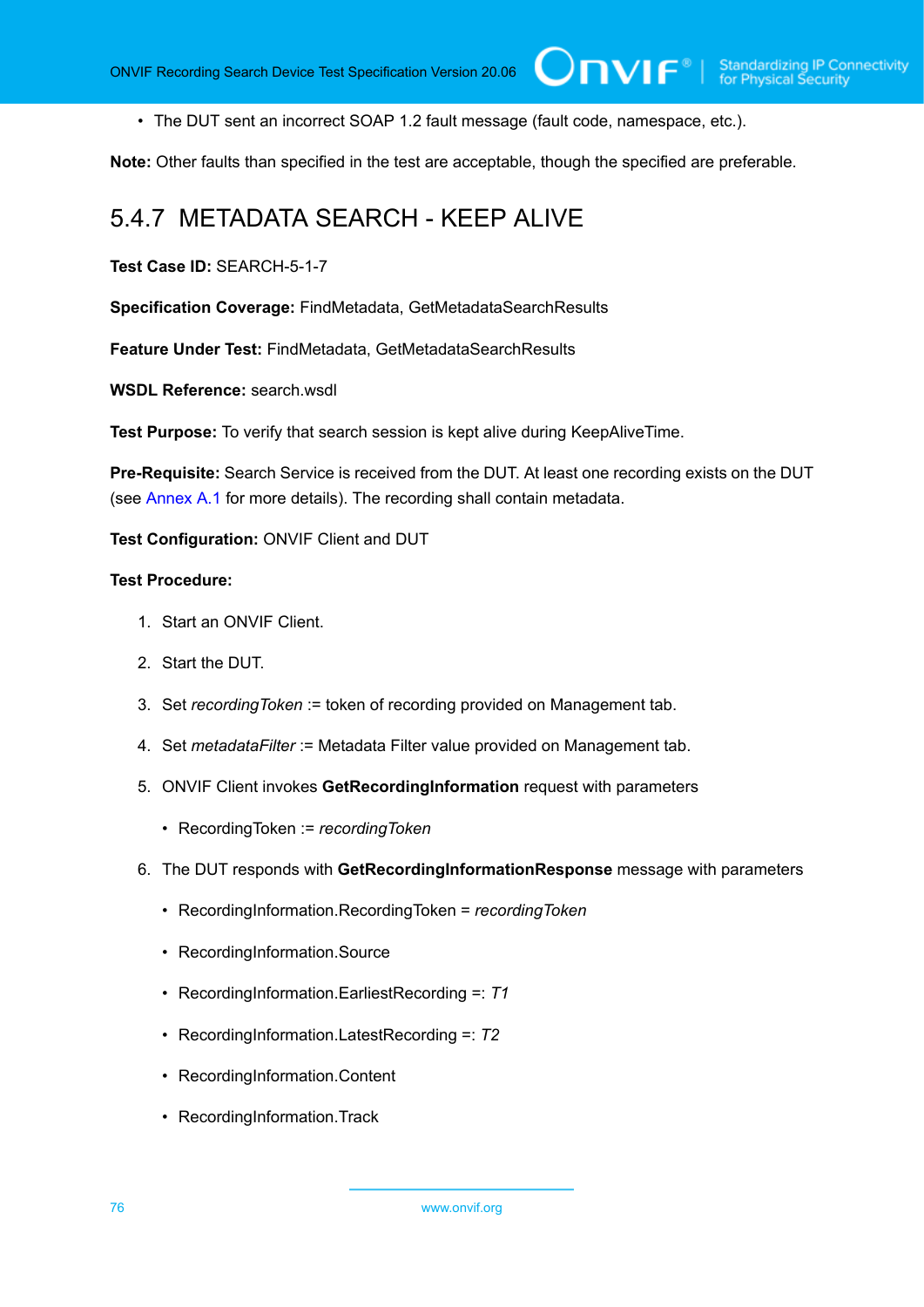- The DUT sent an incorrect SOAP 1.2 fault message (fault code, namespace, etc.).

**Note:** Other faults than specified in the test are acceptable, though the specified are preferable.

## 5.4.7 METADATA SEARCH - KEEP ALIVE

**Test Case ID:** SEARCH-5-1-7

**Specification Coverage:** FindMetadata, GetMetadataSearchResults

**Feature Under Test:** FindMetadata, GetMetadataSearchResults

**WSDL Reference:** search.wsdl

**Test Purpose:** To verify that search session is kept alive during KeepAliveTime.

**Pre-Requisite:** Search Service is received from the DUT. At least one recording exists on the DUT (see Annex A.1 for more details). The recording shall contain metadata.

**Test Configuration:** ONVIF Client and DUT

**Test Procedure:**

1. Start an ONVIF Client.
2. Start the DUT.
3. Set *recordingToken* := token of recording provided on Management tab.
4. Set *metadataFilter* := Metadata Filter value provided on Management tab.
5. ONVIF Client invokes **GetRecordingInformation** request with parameters
   - RecordingToken := *recordingToken*
6. The DUT responds with **GetRecordingInformationResponse** message with parameters
   - RecordingInformation.RecordingToken = *recordingToken*
   - RecordingInformation.Source
   - RecordingInformation.EarliestRecording =: *T1*
   - RecordingInformation.LatestRecording =: *T2*
   - RecordingInformation.Content
   - RecordingInformation.Track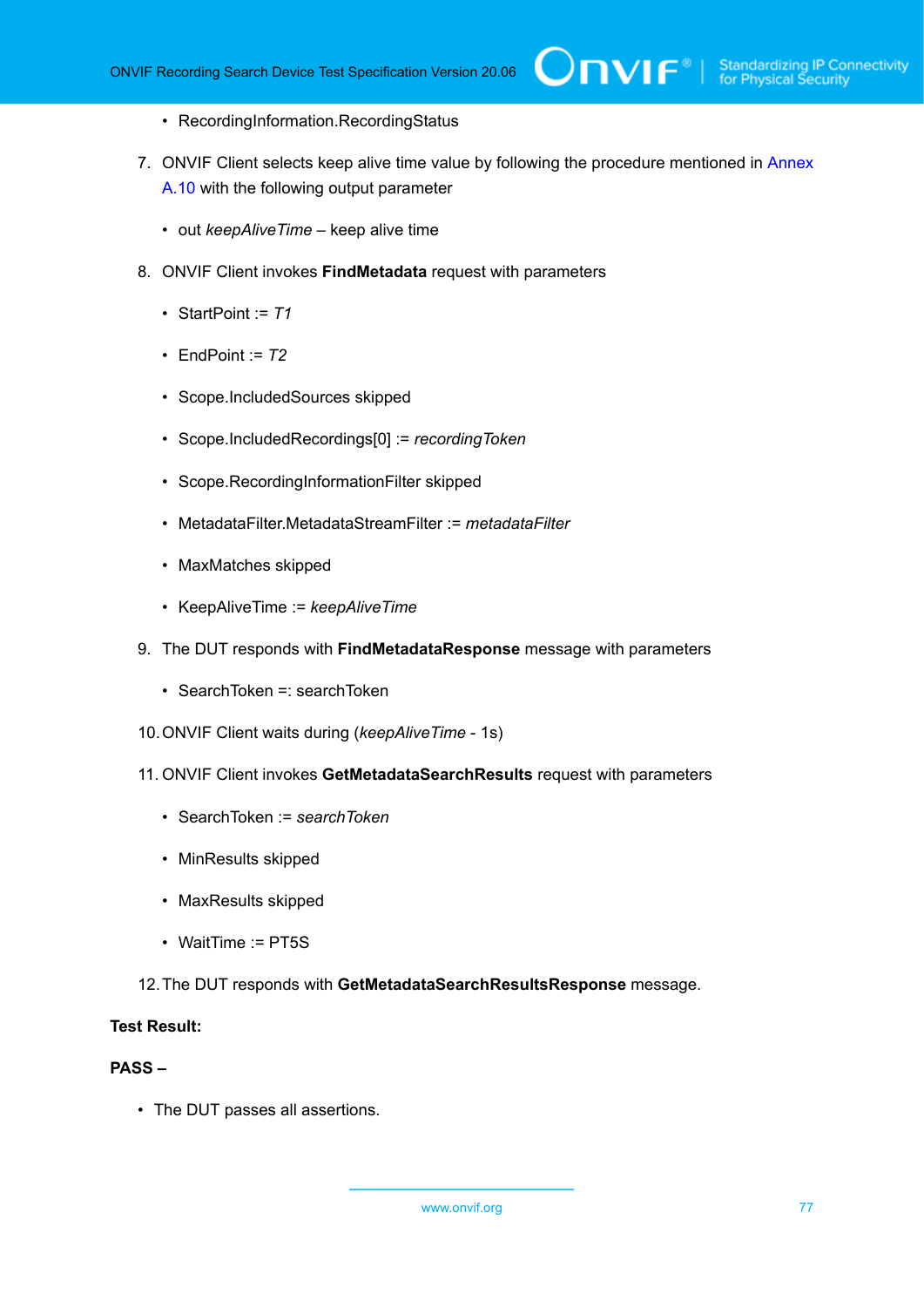- RecordingInformation.RecordingStatus

7. ONVIF Client selects keep alive time value by following the procedure mentioned in Annex A.10 with the following output parameter

   - out *keepAliveTime* – keep alive time

8. ONVIF Client invokes **FindMetadata** request with parameters

   - StartPoint := *T1*
   - EndPoint := *T2*
   - Scope.IncludedSources skipped
   - Scope.IncludedRecordings[0] := *recordingToken*
   - Scope.RecordingInformationFilter skipped
   - MetadataFilter.MetadataStreamFilter := *metadataFilter*
   - MaxMatches skipped
   - KeepAliveTime := *keepAliveTime*

9. The DUT responds with **FindMetadataResponse** message with parameters

   - SearchToken =: searchToken

10. ONVIF Client waits during (*keepAliveTime* - 1s)

11. ONVIF Client invokes **GetMetadataSearchResults** request with parameters

    - SearchToken := *searchToken*
    - MinResults skipped
    - MaxResults skipped
    - WaitTime := PT5S

12. The DUT responds with **GetMetadataSearchResultsResponse** message.

**Test Result:**

**PASS –**

- The DUT passes all assertions.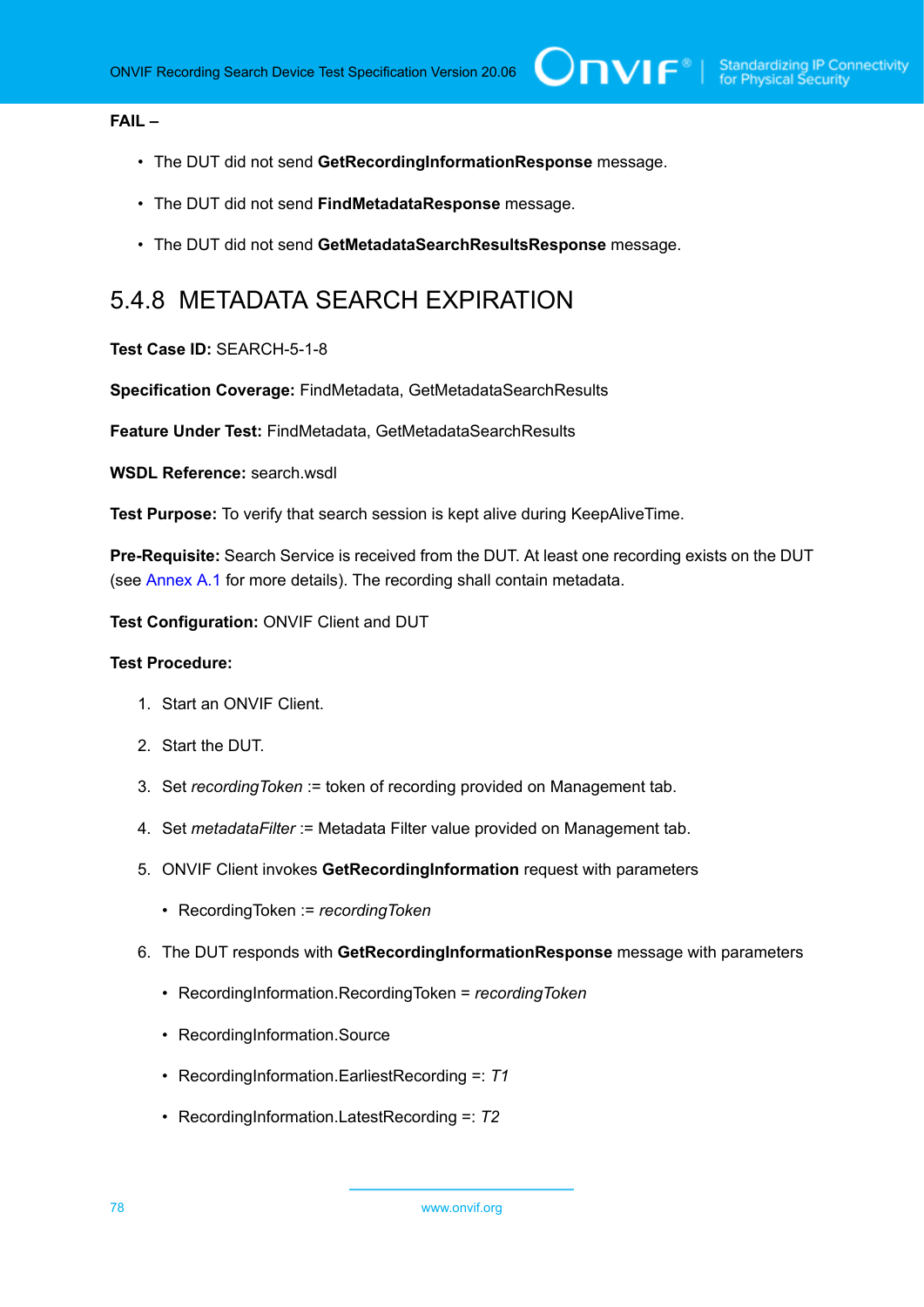**FAIL –**

- The DUT did not send **GetRecordingInformationResponse** message.
- The DUT did not send **FindMetadataResponse** message.
- The DUT did not send **GetMetadataSearchResultsResponse** message.

### 5.4.8 METADATA SEARCH EXPIRATION

**Test Case ID:** SEARCH-5-1-8

**Specification Coverage:** FindMetadata, GetMetadataSearchResults

**Feature Under Test:** FindMetadata, GetMetadataSearchResults

**WSDL Reference:** search.wsdl

**Test Purpose:** To verify that search session is kept alive during KeepAliveTime.

**Pre-Requisite:** Search Service is received from the DUT. At least one recording exists on the DUT (see Annex A.1 for more details). The recording shall contain metadata.

**Test Configuration:** ONVIF Client and DUT

**Test Procedure:**

1. Start an ONVIF Client.
2. Start the DUT.
3. Set *recordingToken* := token of recording provided on Management tab.
4. Set *metadataFilter* := Metadata Filter value provided on Management tab.
5. ONVIF Client invokes **GetRecordingInformation** request with parameters
   - RecordingToken := *recordingToken*
6. The DUT responds with **GetRecordingInformationResponse** message with parameters
   - RecordingInformation.RecordingToken = *recordingToken*
   - RecordingInformation.Source
   - RecordingInformation.EarliestRecording =: *T1*
   - RecordingInformation.LatestRecording =: *T2*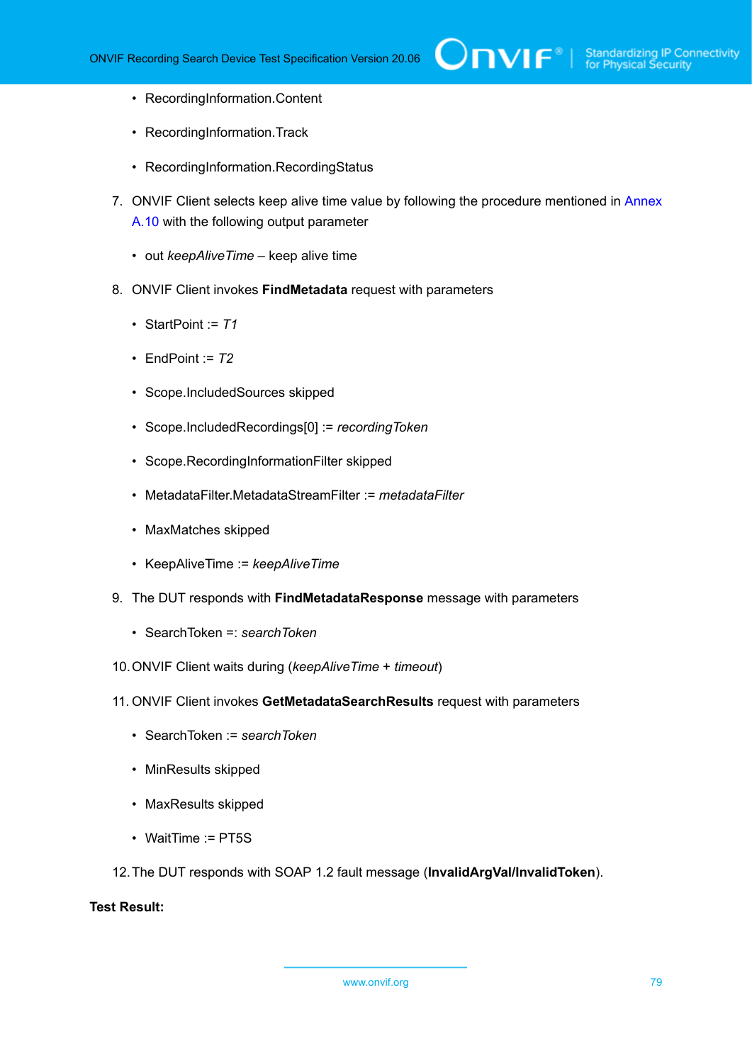- RecordingInformation.Content

- RecordingInformation.Track

- RecordingInformation.RecordingStatus

7. ONVIF Client selects keep alive time value by following the procedure mentioned in Annex A.10 with the following output parameter

    - out *keepAliveTime* – keep alive time

8. ONVIF Client invokes **FindMetadata** request with parameters

    - StartPoint := *T1*

    - EndPoint := *T2*

    - Scope.IncludedSources skipped

    - Scope.IncludedRecordings[0] := *recordingToken*

    - Scope.RecordingInformationFilter skipped

    - MetadataFilter.MetadataStreamFilter := *metadataFilter*

    - MaxMatches skipped

    - KeepAliveTime := *keepAliveTime*

9. The DUT responds with **FindMetadataResponse** message with parameters

    - SearchToken =: *searchToken*

10. ONVIF Client waits during (*keepAliveTime* + *timeout*)

11. ONVIF Client invokes **GetMetadataSearchResults** request with parameters

    - SearchToken := *searchToken*

    - MinResults skipped

    - MaxResults skipped

    - WaitTime := PT5S

12. The DUT responds with SOAP 1.2 fault message (**InvalidArgVal/InvalidToken**).

**Test Result:**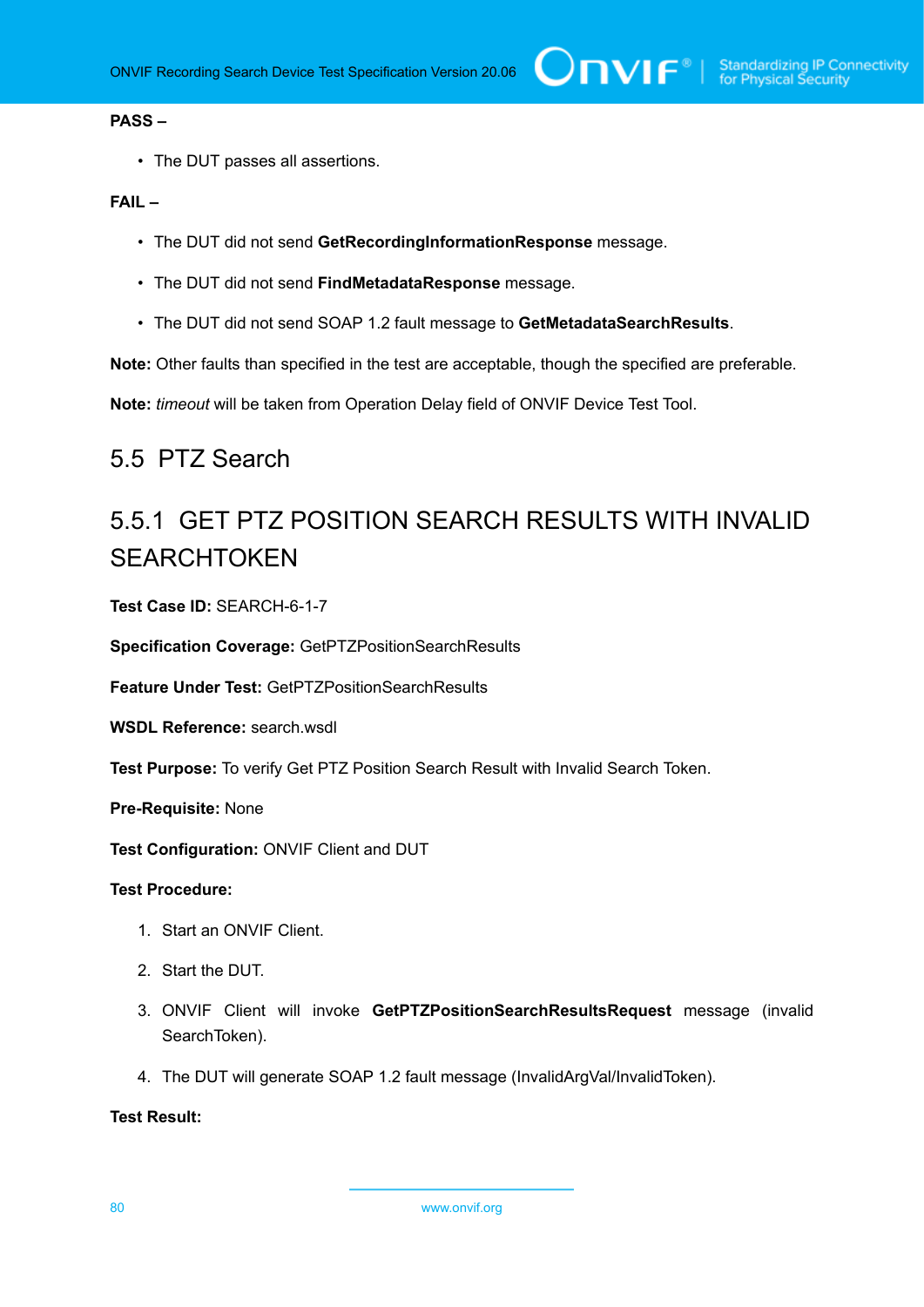**PASS –**

- The DUT passes all assertions.

**FAIL –**

- The DUT did not send **GetRecordingInformationResponse** message.
- The DUT did not send **FindMetadataResponse** message.
- The DUT did not send SOAP 1.2 fault message to **GetMetadataSearchResults**.

**Note:** Other faults than specified in the test are acceptable, though the specified are preferable.

**Note:** *timeout* will be taken from Operation Delay field of ONVIF Device Test Tool.

## 5.5 PTZ Search

### 5.5.1 GET PTZ POSITION SEARCH RESULTS WITH INVALID SEARCHTOKEN

**Test Case ID:** SEARCH-6-1-7

**Specification Coverage:** GetPTZPositionSearchResults

**Feature Under Test:** GetPTZPositionSearchResults

**WSDL Reference:** search.wsdl

**Test Purpose:** To verify Get PTZ Position Search Result with Invalid Search Token.

**Pre-Requisite:** None

**Test Configuration:** ONVIF Client and DUT

**Test Procedure:**

1. Start an ONVIF Client.
2. Start the DUT.
3. ONVIF Client will invoke **GetPTZPositionSearchResultsRequest** message (invalid SearchToken).
4. The DUT will generate SOAP 1.2 fault message (InvalidArgVal/InvalidToken).

**Test Result:**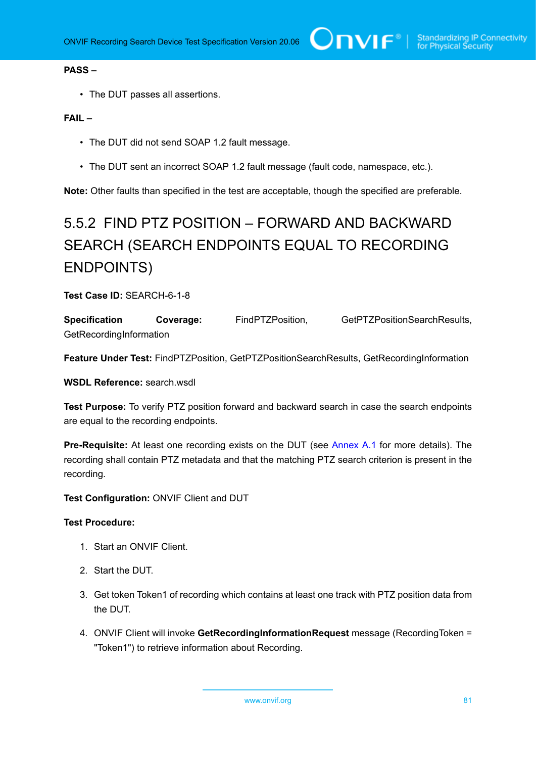**PASS –**

- The DUT passes all assertions.

**FAIL –**

- The DUT did not send SOAP 1.2 fault message.
- The DUT sent an incorrect SOAP 1.2 fault message (fault code, namespace, etc.).

**Note:** Other faults than specified in the test are acceptable, though the specified are preferable.

## 5.5.2 FIND PTZ POSITION – FORWARD AND BACKWARD SEARCH (SEARCH ENDPOINTS EQUAL TO RECORDING ENDPOINTS)

**Test Case ID:** SEARCH-6-1-8

**Specification Coverage:** FindPTZPosition, GetPTZPositionSearchResults, GetRecordingInformation

**Feature Under Test:** FindPTZPosition, GetPTZPositionSearchResults, GetRecordingInformation

**WSDL Reference:** search.wsdl

**Test Purpose:** To verify PTZ position forward and backward search in case the search endpoints are equal to the recording endpoints.

**Pre-Requisite:** At least one recording exists on the DUT (see Annex A.1 for more details). The recording shall contain PTZ metadata and that the matching PTZ search criterion is present in the recording.

**Test Configuration:** ONVIF Client and DUT

**Test Procedure:**

1. Start an ONVIF Client.
2. Start the DUT.
3. Get token Token1 of recording which contains at least one track with PTZ position data from the DUT.
4. ONVIF Client will invoke **GetRecordingInformationRequest** message (RecordingToken = "Token1") to retrieve information about Recording.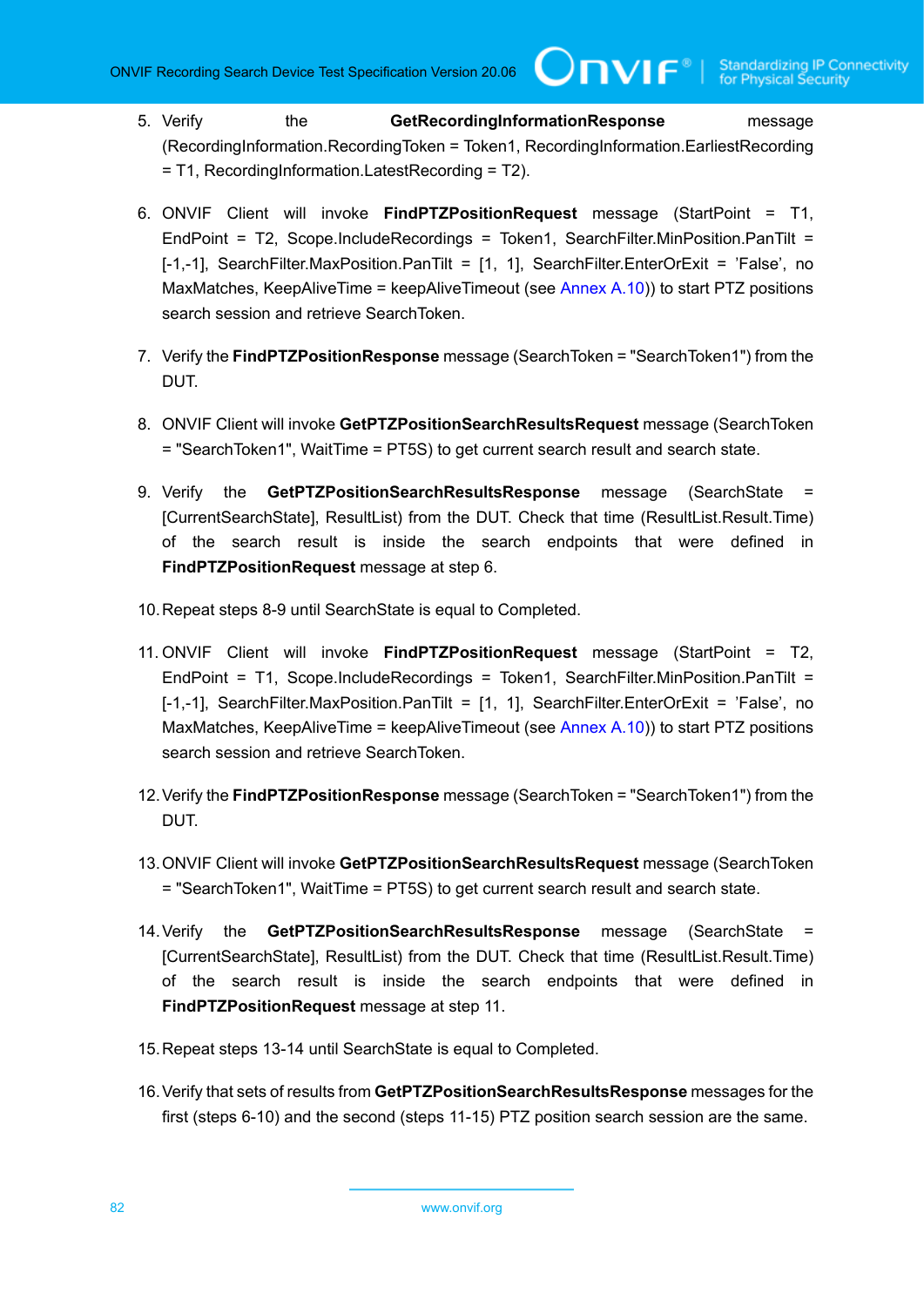5. Verify the **GetRecordingInformationResponse** message (RecordingInformation.RecordingToken = Token1, RecordingInformation.EarliestRecording = T1, RecordingInformation.LatestRecording = T2).

6. ONVIF Client will invoke **FindPTZPositionRequest** message (StartPoint = T1, EndPoint = T2, Scope.IncludeRecordings = Token1, SearchFilter.MinPosition.PanTilt = [-1,-1], SearchFilter.MaxPosition.PanTilt = [1, 1], SearchFilter.EnterOrExit = 'False', no MaxMatches, KeepAliveTime = keepAliveTimeout (see Annex A.10)) to start PTZ positions search session and retrieve SearchToken.

7. Verify the **FindPTZPositionResponse** message (SearchToken = "SearchToken1") from the DUT.

8. ONVIF Client will invoke **GetPTZPositionSearchResultsRequest** message (SearchToken = "SearchToken1", WaitTime = PT5S) to get current search result and search state.

9. Verify the **GetPTZPositionSearchResultsResponse** message (SearchState = [CurrentSearchState], ResultList) from the DUT. Check that time (ResultList.Result.Time) of the search result is inside the search endpoints that were defined in **FindPTZPositionRequest** message at step 6.

10. Repeat steps 8-9 until SearchState is equal to Completed.

11. ONVIF Client will invoke **FindPTZPositionRequest** message (StartPoint = T2, EndPoint = T1, Scope.IncludeRecordings = Token1, SearchFilter.MinPosition.PanTilt = [-1,-1], SearchFilter.MaxPosition.PanTilt = [1, 1], SearchFilter.EnterOrExit = 'False', no MaxMatches, KeepAliveTime = keepAliveTimeout (see Annex A.10)) to start PTZ positions search session and retrieve SearchToken.

12. Verify the **FindPTZPositionResponse** message (SearchToken = "SearchToken1") from the DUT.

13. ONVIF Client will invoke **GetPTZPositionSearchResultsRequest** message (SearchToken = "SearchToken1", WaitTime = PT5S) to get current search result and search state.

14. Verify the **GetPTZPositionSearchResultsResponse** message (SearchState = [CurrentSearchState], ResultList) from the DUT. Check that time (ResultList.Result.Time) of the search result is inside the search endpoints that were defined in **FindPTZPositionRequest** message at step 11.

15. Repeat steps 13-14 until SearchState is equal to Completed.

16. Verify that sets of results from **GetPTZPositionSearchResultsResponse** messages for the first (steps 6-10) and the second (steps 11-15) PTZ position search session are the same.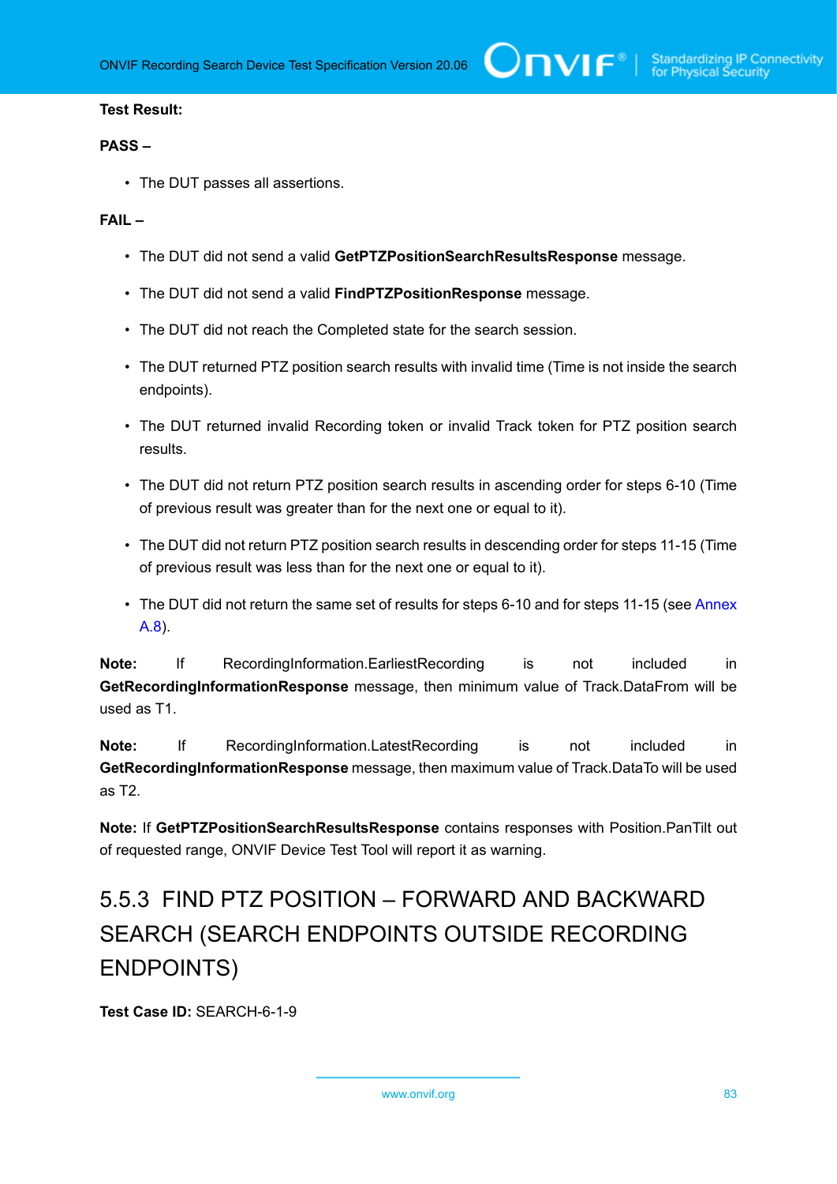**Test Result:**

**PASS –**

- The DUT passes all assertions.

**FAIL –**

- The DUT did not send a valid **GetPTZPositionSearchResultsResponse** message.
- The DUT did not send a valid **FindPTZPositionResponse** message.
- The DUT did not reach the Completed state for the search session.
- The DUT returned PTZ position search results with invalid time (Time is not inside the search endpoints).
- The DUT returned invalid Recording token or invalid Track token for PTZ position search results.
- The DUT did not return PTZ position search results in ascending order for steps 6-10 (Time of previous result was greater than for the next one or equal to it).
- The DUT did not return PTZ position search results in descending order for steps 11-15 (Time of previous result was less than for the next one or equal to it).
- The DUT did not return the same set of results for steps 6-10 and for steps 11-15 (see Annex A.8).

**Note:** If RecordingInformation.EarliestRecording is not included in **GetRecordingInformationResponse** message, then minimum value of Track.DataFrom will be used as T1.

**Note:** If RecordingInformation.LatestRecording is not included in **GetRecordingInformationResponse** message, then maximum value of Track.DataTo will be used as T2.

**Note:** If **GetPTZPositionSearchResultsResponse** contains responses with Position.PanTilt out of requested range, ONVIF Device Test Tool will report it as warning.

### 5.5.3 FIND PTZ POSITION – FORWARD AND BACKWARD SEARCH (SEARCH ENDPOINTS OUTSIDE RECORDING ENDPOINTS)

**Test Case ID:** SEARCH-6-1-9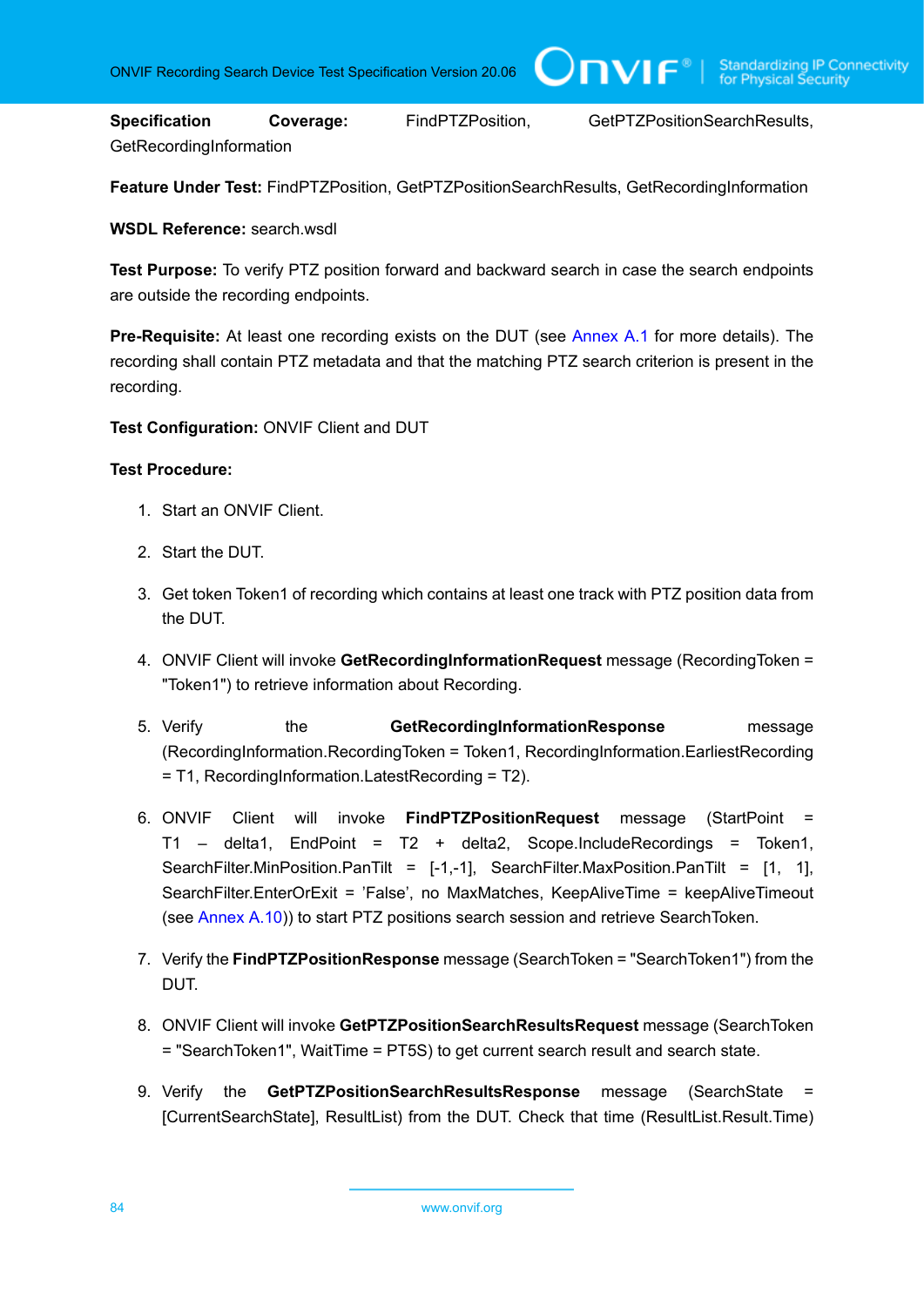**Specification Coverage:** FindPTZPosition, GetPTZPositionSearchResults, GetRecordingInformation

**Feature Under Test:** FindPTZPosition, GetPTZPositionSearchResults, GetRecordingInformation

**WSDL Reference:** search.wsdl

**Test Purpose:** To verify PTZ position forward and backward search in case the search endpoints are outside the recording endpoints.

**Pre-Requisite:** At least one recording exists on the DUT (see Annex A.1 for more details). The recording shall contain PTZ metadata and that the matching PTZ search criterion is present in the recording.

**Test Configuration:** ONVIF Client and DUT

**Test Procedure:**

1. Start an ONVIF Client.
2. Start the DUT.
3. Get token Token1 of recording which contains at least one track with PTZ position data from the DUT.
4. ONVIF Client will invoke **GetRecordingInformationRequest** message (RecordingToken = "Token1") to retrieve information about Recording.
5. Verify the **GetRecordingInformationResponse** message (RecordingInformation.RecordingToken = Token1, RecordingInformation.EarliestRecording = T1, RecordingInformation.LatestRecording = T2).
6. ONVIF Client will invoke **FindPTZPositionRequest** message (StartPoint = T1 – delta1, EndPoint = T2 + delta2, Scope.IncludeRecordings = Token1, SearchFilter.MinPosition.PanTilt = [-1,-1], SearchFilter.MaxPosition.PanTilt = [1, 1], SearchFilter.EnterOrExit = 'False', no MaxMatches, KeepAliveTime = keepAliveTimeout (see Annex A.10)) to start PTZ positions search session and retrieve SearchToken.
7. Verify the **FindPTZPositionResponse** message (SearchToken = "SearchToken1") from the DUT.
8. ONVIF Client will invoke **GetPTZPositionSearchResultsRequest** message (SearchToken = "SearchToken1", WaitTime = PT5S) to get current search result and search state.
9. Verify the **GetPTZPositionSearchResultsResponse** message (SearchState = [CurrentSearchState], ResultList) from the DUT. Check that time (ResultList.Result.Time)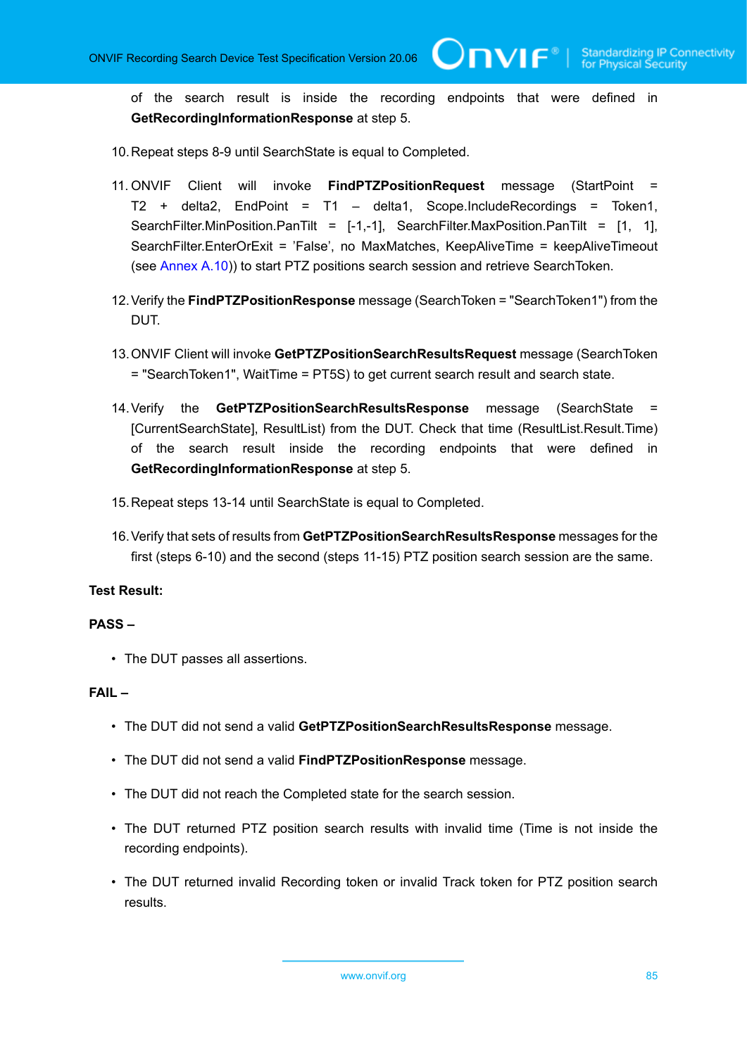of the search result is inside the recording endpoints that were defined in **GetRecordingInformationResponse** at step 5.

10. Repeat steps 8-9 until SearchState is equal to Completed.

11. ONVIF Client will invoke **FindPTZPositionRequest** message (StartPoint = T2 + delta2, EndPoint = T1 – delta1, Scope.IncludeRecordings = Token1, SearchFilter.MinPosition.PanTilt = [-1,-1], SearchFilter.MaxPosition.PanTilt = [1, 1], SearchFilter.EnterOrExit = 'False', no MaxMatches, KeepAliveTime = keepAliveTimeout (see Annex A.10)) to start PTZ positions search session and retrieve SearchToken.

12. Verify the **FindPTZPositionResponse** message (SearchToken = "SearchToken1") from the DUT.

13. ONVIF Client will invoke **GetPTZPositionSearchResultsRequest** message (SearchToken = "SearchToken1", WaitTime = PT5S) to get current search result and search state.

14. Verify the **GetPTZPositionSearchResultsResponse** message (SearchState = [CurrentSearchState], ResultList) from the DUT. Check that time (ResultList.Result.Time) of the search result inside the recording endpoints that were defined in **GetRecordingInformationResponse** at step 5.

15. Repeat steps 13-14 until SearchState is equal to Completed.

16. Verify that sets of results from **GetPTZPositionSearchResultsResponse** messages for the first (steps 6-10) and the second (steps 11-15) PTZ position search session are the same.

**Test Result:**

**PASS –**

- The DUT passes all assertions.

**FAIL –**

- The DUT did not send a valid **GetPTZPositionSearchResultsResponse** message.
- The DUT did not send a valid **FindPTZPositionResponse** message.
- The DUT did not reach the Completed state for the search session.
- The DUT returned PTZ position search results with invalid time (Time is not inside the recording endpoints).
- The DUT returned invalid Recording token or invalid Track token for PTZ position search results.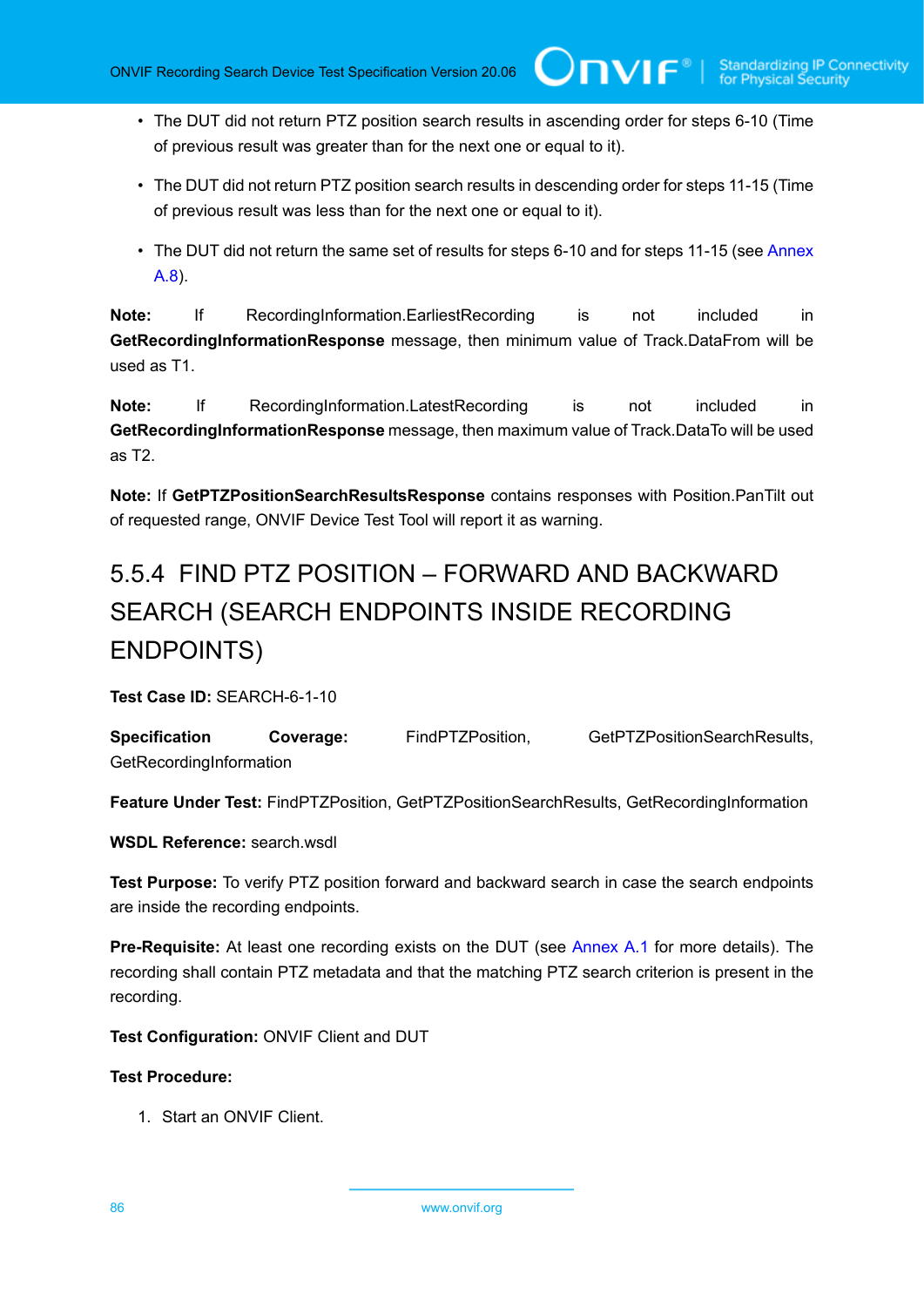- The DUT did not return PTZ position search results in ascending order for steps 6-10 (Time of previous result was greater than for the next one or equal to it).
- The DUT did not return PTZ position search results in descending order for steps 11-15 (Time of previous result was less than for the next one or equal to it).
- The DUT did not return the same set of results for steps 6-10 and for steps 11-15 (see Annex A.8).

**Note:** If RecordingInformation.EarliestRecording is not included in **GetRecordingInformationResponse** message, then minimum value of Track.DataFrom will be used as T1.

**Note:** If RecordingInformation.LatestRecording is not included in **GetRecordingInformationResponse** message, then maximum value of Track.DataTo will be used as T2.

**Note:** If **GetPTZPositionSearchResultsResponse** contains responses with Position.PanTilt out of requested range, ONVIF Device Test Tool will report it as warning.

### 5.5.4 FIND PTZ POSITION – FORWARD AND BACKWARD SEARCH (SEARCH ENDPOINTS INSIDE RECORDING ENDPOINTS)

**Test Case ID:** SEARCH-6-1-10

**Specification Coverage:** FindPTZPosition, GetPTZPositionSearchResults, GetRecordingInformation

**Feature Under Test:** FindPTZPosition, GetPTZPositionSearchResults, GetRecordingInformation

**WSDL Reference:** search.wsdl

**Test Purpose:** To verify PTZ position forward and backward search in case the search endpoints are inside the recording endpoints.

**Pre-Requisite:** At least one recording exists on the DUT (see Annex A.1 for more details). The recording shall contain PTZ metadata and that the matching PTZ search criterion is present in the recording.

**Test Configuration:** ONVIF Client and DUT

**Test Procedure:**

1. Start an ONVIF Client.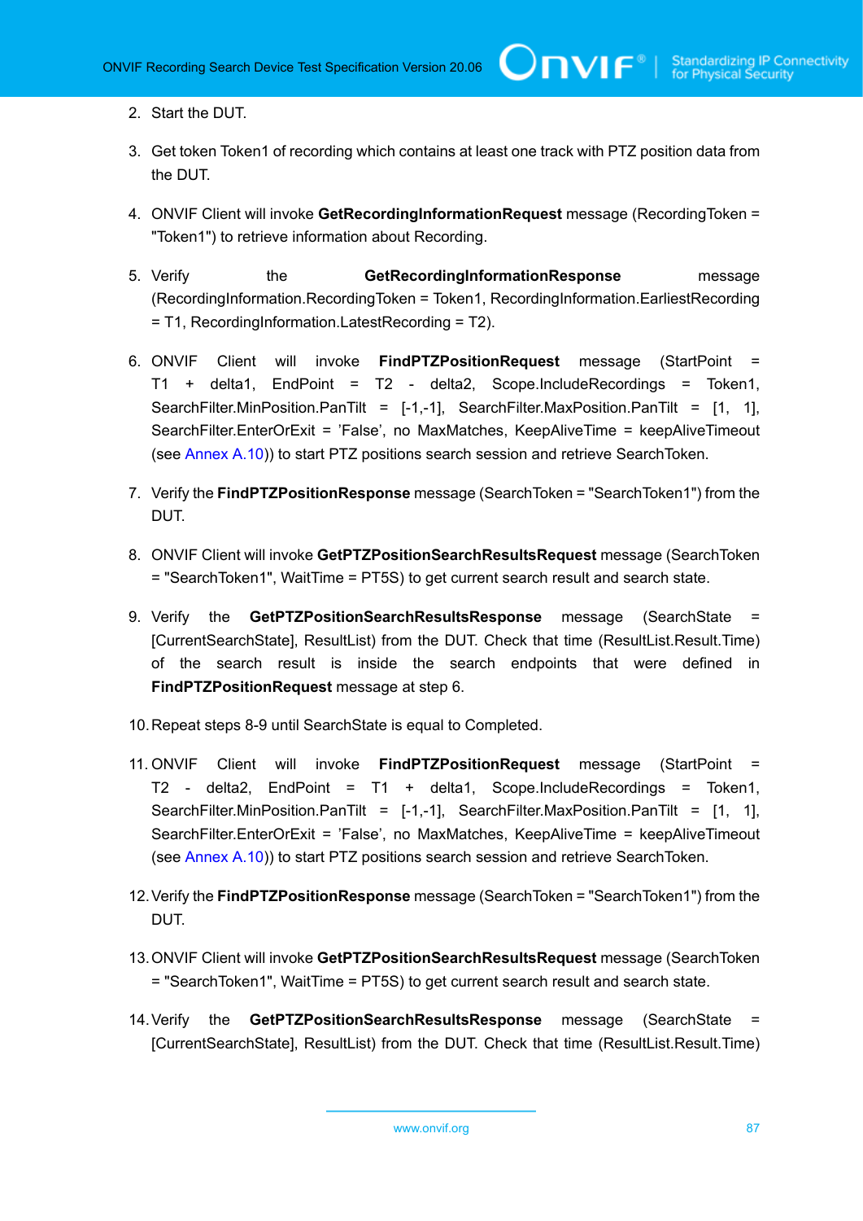2. Start the DUT.

3. Get token Token1 of recording which contains at least one track with PTZ position data from the DUT.

4. ONVIF Client will invoke **GetRecordingInformationRequest** message (RecordingToken = "Token1") to retrieve information about Recording.

5. Verify the **GetRecordingInformationResponse** message (RecordingInformation.RecordingToken = Token1, RecordingInformation.EarliestRecording = T1, RecordingInformation.LatestRecording = T2).

6. ONVIF Client will invoke **FindPTZPositionRequest** message (StartPoint = T1 + delta1, EndPoint = T2 - delta2, Scope.IncludeRecordings = Token1, SearchFilter.MinPosition.PanTilt = [-1,-1], SearchFilter.MaxPosition.PanTilt = [1, 1], SearchFilter.EnterOrExit = 'False', no MaxMatches, KeepAliveTime = keepAliveTimeout (see Annex A.10)) to start PTZ positions search session and retrieve SearchToken.

7. Verify the **FindPTZPositionResponse** message (SearchToken = "SearchToken1") from the DUT.

8. ONVIF Client will invoke **GetPTZPositionSearchResultsRequest** message (SearchToken = "SearchToken1", WaitTime = PT5S) to get current search result and search state.

9. Verify the **GetPTZPositionSearchResultsResponse** message (SearchState = [CurrentSearchState], ResultList) from the DUT. Check that time (ResultList.Result.Time) of the search result is inside the search endpoints that were defined in **FindPTZPositionRequest** message at step 6.

10. Repeat steps 8-9 until SearchState is equal to Completed.

11. ONVIF Client will invoke **FindPTZPositionRequest** message (StartPoint = T2 - delta2, EndPoint = T1 + delta1, Scope.IncludeRecordings = Token1, SearchFilter.MinPosition.PanTilt = [-1,-1], SearchFilter.MaxPosition.PanTilt = [1, 1], SearchFilter.EnterOrExit = 'False', no MaxMatches, KeepAliveTime = keepAliveTimeout (see Annex A.10)) to start PTZ positions search session and retrieve SearchToken.

12. Verify the **FindPTZPositionResponse** message (SearchToken = "SearchToken1") from the DUT.

13. ONVIF Client will invoke **GetPTZPositionSearchResultsRequest** message (SearchToken = "SearchToken1", WaitTime = PT5S) to get current search result and search state.

14. Verify the **GetPTZPositionSearchResultsResponse** message (SearchState = [CurrentSearchState], ResultList) from the DUT. Check that time (ResultList.Result.Time)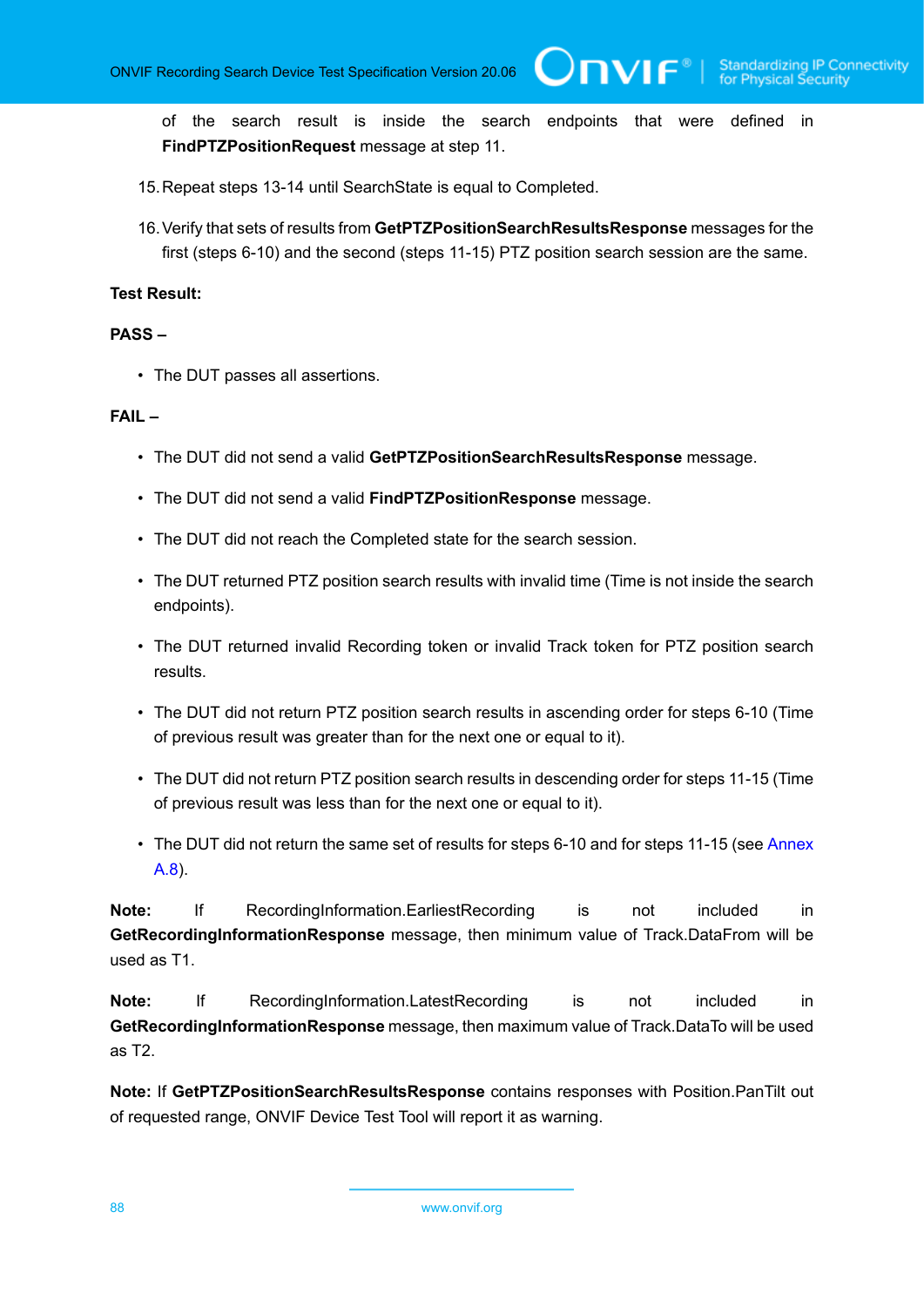of the search result is inside the search endpoints that were defined in **FindPTZPositionRequest** message at step 11.

15. Repeat steps 13-14 until SearchState is equal to Completed.

16. Verify that sets of results from **GetPTZPositionSearchResultsResponse** messages for the first (steps 6-10) and the second (steps 11-15) PTZ position search session are the same.

**Test Result:**

**PASS –**

- The DUT passes all assertions.

**FAIL –**

- The DUT did not send a valid **GetPTZPositionSearchResultsResponse** message.
- The DUT did not send a valid **FindPTZPositionResponse** message.
- The DUT did not reach the Completed state for the search session.
- The DUT returned PTZ position search results with invalid time (Time is not inside the search endpoints).
- The DUT returned invalid Recording token or invalid Track token for PTZ position search results.
- The DUT did not return PTZ position search results in ascending order for steps 6-10 (Time of previous result was greater than for the next one or equal to it).
- The DUT did not return PTZ position search results in descending order for steps 11-15 (Time of previous result was less than for the next one or equal to it).
- The DUT did not return the same set of results for steps 6-10 and for steps 11-15 (see Annex A.8).

**Note:** If RecordingInformation.EarliestRecording is not included in **GetRecordingInformationResponse** message, then minimum value of Track.DataFrom will be used as T1.

**Note:** If RecordingInformation.LatestRecording is not included in **GetRecordingInformationResponse** message, then maximum value of Track.DataTo will be used as T2.

**Note:** If **GetPTZPositionSearchResultsResponse** contains responses with Position.PanTilt out of requested range, ONVIF Device Test Tool will report it as warning.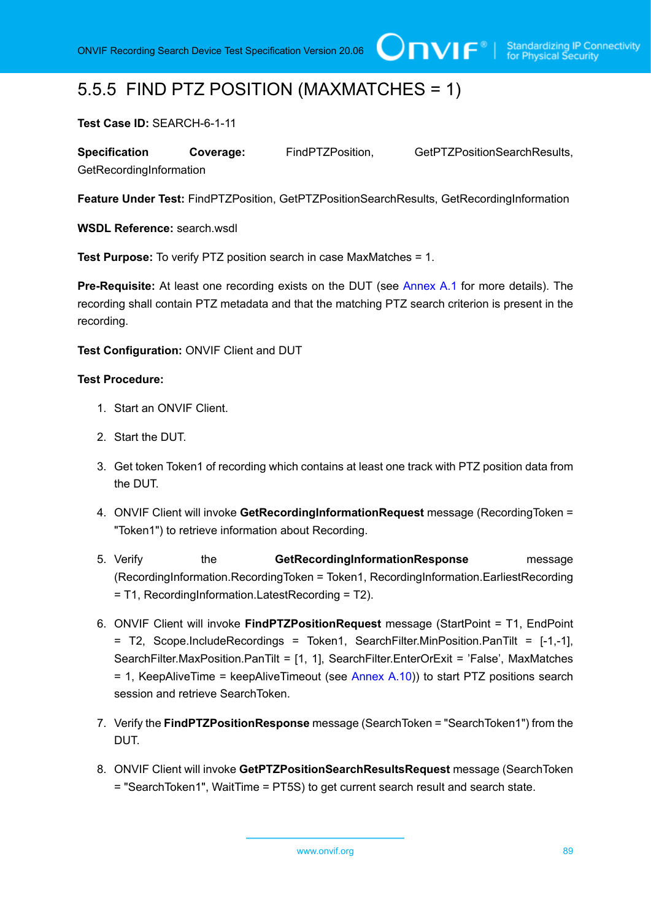### 5.5.5 FIND PTZ POSITION (MAXMATCHES = 1)

**Test Case ID:** SEARCH-6-1-11

**Specification Coverage:** FindPTZPosition, GetPTZPositionSearchResults, GetRecordingInformation

**Feature Under Test:** FindPTZPosition, GetPTZPositionSearchResults, GetRecordingInformation

**WSDL Reference:** search.wsdl

**Test Purpose:** To verify PTZ position search in case MaxMatches = 1.

**Pre-Requisite:** At least one recording exists on the DUT (see Annex A.1 for more details). The recording shall contain PTZ metadata and that the matching PTZ search criterion is present in the recording.

**Test Configuration:** ONVIF Client and DUT

**Test Procedure:**

1. Start an ONVIF Client.
2. Start the DUT.
3. Get token Token1 of recording which contains at least one track with PTZ position data from the DUT.
4. ONVIF Client will invoke **GetRecordingInformationRequest** message (RecordingToken = "Token1") to retrieve information about Recording.
5. Verify the **GetRecordingInformationResponse** message (RecordingInformation.RecordingToken = Token1, RecordingInformation.EarliestRecording = T1, RecordingInformation.LatestRecording = T2).
6. ONVIF Client will invoke **FindPTZPositionRequest** message (StartPoint = T1, EndPoint = T2, Scope.IncludeRecordings = Token1, SearchFilter.MinPosition.PanTilt = [-1,-1], SearchFilter.MaxPosition.PanTilt = [1, 1], SearchFilter.EnterOrExit = 'False', MaxMatches = 1, KeepAliveTime = keepAliveTimeout (see Annex A.10)) to start PTZ positions search session and retrieve SearchToken.
7. Verify the **FindPTZPositionResponse** message (SearchToken = "SearchToken1") from the DUT.
8. ONVIF Client will invoke **GetPTZPositionSearchResultsRequest** message (SearchToken = "SearchToken1", WaitTime = PT5S) to get current search result and search state.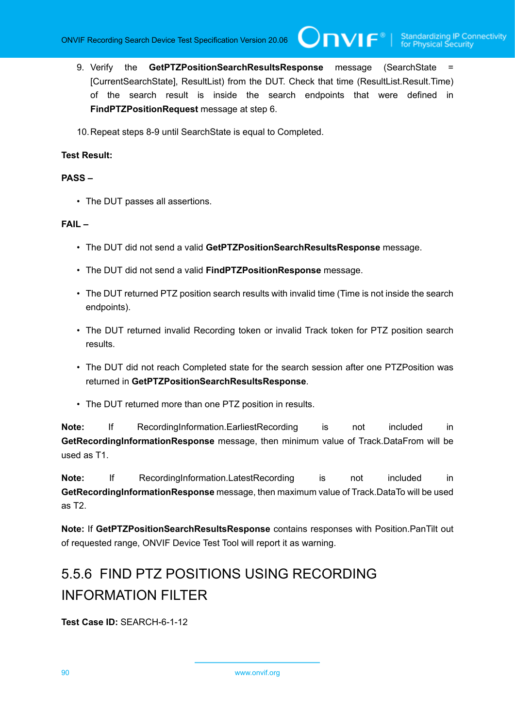9. Verify the **GetPTZPositionSearchResultsResponse** message (SearchState = [CurrentSearchState], ResultList) from the DUT. Check that time (ResultList.Result.Time) of the search result is inside the search endpoints that were defined in **FindPTZPositionRequest** message at step 6.

10. Repeat steps 8-9 until SearchState is equal to Completed.

**Test Result:**

**PASS –**

- The DUT passes all assertions.

**FAIL –**

- The DUT did not send a valid **GetPTZPositionSearchResultsResponse** message.
- The DUT did not send a valid **FindPTZPositionResponse** message.
- The DUT returned PTZ position search results with invalid time (Time is not inside the search endpoints).
- The DUT returned invalid Recording token or invalid Track token for PTZ position search results.
- The DUT did not reach Completed state for the search session after one PTZPosition was returned in **GetPTZPositionSearchResultsResponse**.
- The DUT returned more than one PTZ position in results.

**Note:** If RecordingInformation.EarliestRecording is not included in **GetRecordingInformationResponse** message, then minimum value of Track.DataFrom will be used as T1.

**Note:** If RecordingInformation.LatestRecording is not included in **GetRecordingInformationResponse** message, then maximum value of Track.DataTo will be used as T2.

**Note:** If **GetPTZPositionSearchResultsResponse** contains responses with Position.PanTilt out of requested range, ONVIF Device Test Tool will report it as warning.

### 5.5.6 FIND PTZ POSITIONS USING RECORDING INFORMATION FILTER

**Test Case ID:** SEARCH-6-1-12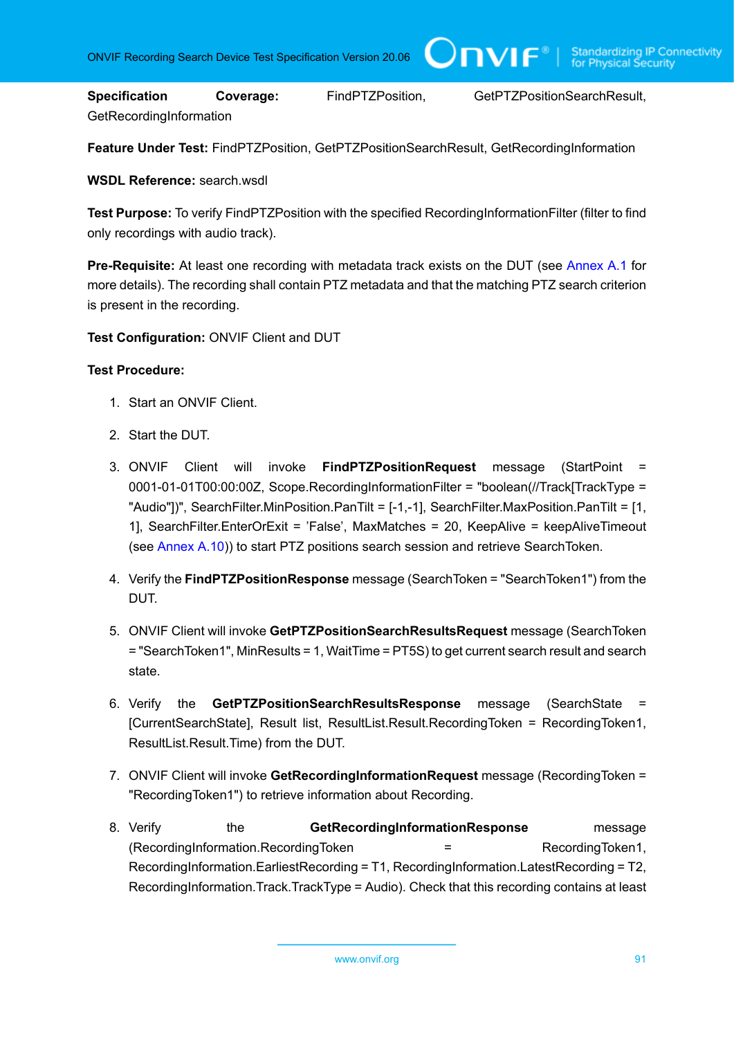**Specification Coverage:** FindPTZPosition, GetPTZPositionSearchResult, GetRecordingInformation

**Feature Under Test:** FindPTZPosition, GetPTZPositionSearchResult, GetRecordingInformation

**WSDL Reference:** search.wsdl

**Test Purpose:** To verify FindPTZPosition with the specified RecordingInformationFilter (filter to find only recordings with audio track).

**Pre-Requisite:** At least one recording with metadata track exists on the DUT (see Annex A.1 for more details). The recording shall contain PTZ metadata and that the matching PTZ search criterion is present in the recording.

**Test Configuration:** ONVIF Client and DUT

**Test Procedure:**

1. Start an ONVIF Client.
2. Start the DUT.
3. ONVIF Client will invoke **FindPTZPositionRequest** message (StartPoint = 0001-01-01T00:00:00Z, Scope.RecordingInformationFilter = "boolean(//Track[TrackType = "Audio"])", SearchFilter.MinPosition.PanTilt = [-1,-1], SearchFilter.MaxPosition.PanTilt = [1, 1], SearchFilter.EnterOrExit = 'False', MaxMatches = 20, KeepAlive = keepAliveTimeout (see Annex A.10)) to start PTZ positions search session and retrieve SearchToken.
4. Verify the **FindPTZPositionResponse** message (SearchToken = "SearchToken1") from the DUT.
5. ONVIF Client will invoke **GetPTZPositionSearchResultsRequest** message (SearchToken = "SearchToken1", MinResults = 1, WaitTime = PT5S) to get current search result and search state.
6. Verify the **GetPTZPositionSearchResultsResponse** message (SearchState = [CurrentSearchState], Result list, ResultList.Result.RecordingToken = RecordingToken1, ResultList.Result.Time) from the DUT.
7. ONVIF Client will invoke **GetRecordingInformationRequest** message (RecordingToken = "RecordingToken1") to retrieve information about Recording.
8. Verify the **GetRecordingInformationResponse** message (RecordingInformation.RecordingToken = RecordingToken1, RecordingInformation.EarliestRecording = T1, RecordingInformation.LatestRecording = T2, RecordingInformation.Track.TrackType = Audio). Check that this recording contains at least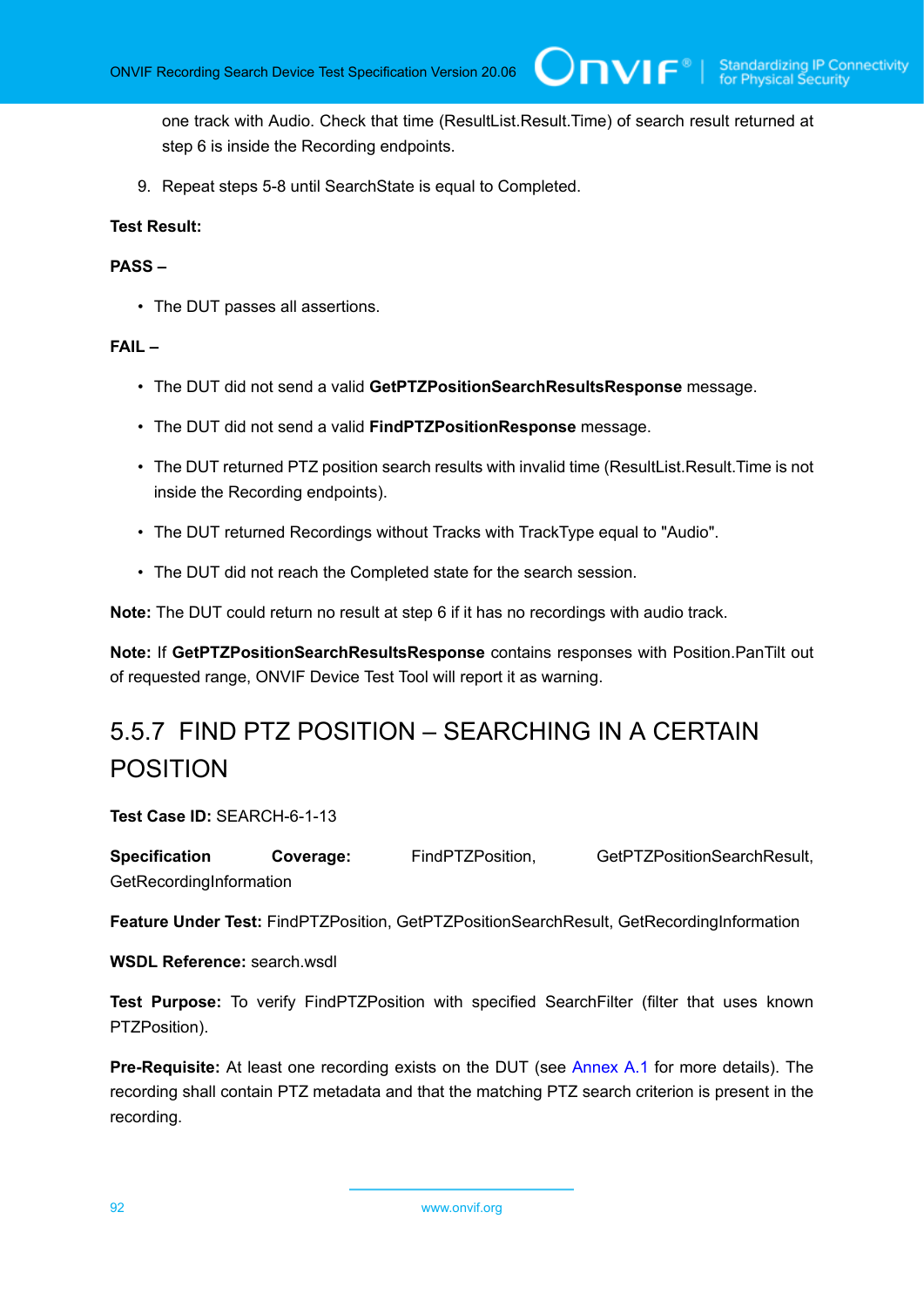one track with Audio. Check that time (ResultList.Result.Time) of search result returned at step 6 is inside the Recording endpoints.

9. Repeat steps 5-8 until SearchState is equal to Completed.

**Test Result:**

**PASS –**

- The DUT passes all assertions.

**FAIL –**

- The DUT did not send a valid **GetPTZPositionSearchResultsResponse** message.
- The DUT did not send a valid **FindPTZPositionResponse** message.
- The DUT returned PTZ position search results with invalid time (ResultList.Result.Time is not inside the Recording endpoints).
- The DUT returned Recordings without Tracks with TrackType equal to "Audio".
- The DUT did not reach the Completed state for the search session.

**Note:** The DUT could return no result at step 6 if it has no recordings with audio track.

**Note:** If **GetPTZPositionSearchResultsResponse** contains responses with Position.PanTilt out of requested range, ONVIF Device Test Tool will report it as warning.

## 5.5.7 FIND PTZ POSITION – SEARCHING IN A CERTAIN POSITION

**Test Case ID:** SEARCH-6-1-13

**Specification Coverage:** FindPTZPosition, GetPTZPositionSearchResult, GetRecordingInformation

**Feature Under Test:** FindPTZPosition, GetPTZPositionSearchResult, GetRecordingInformation

**WSDL Reference:** search.wsdl

**Test Purpose:** To verify FindPTZPosition with specified SearchFilter (filter that uses known PTZPosition).

**Pre-Requisite:** At least one recording exists on the DUT (see Annex A.1 for more details). The recording shall contain PTZ metadata and that the matching PTZ search criterion is present in the recording.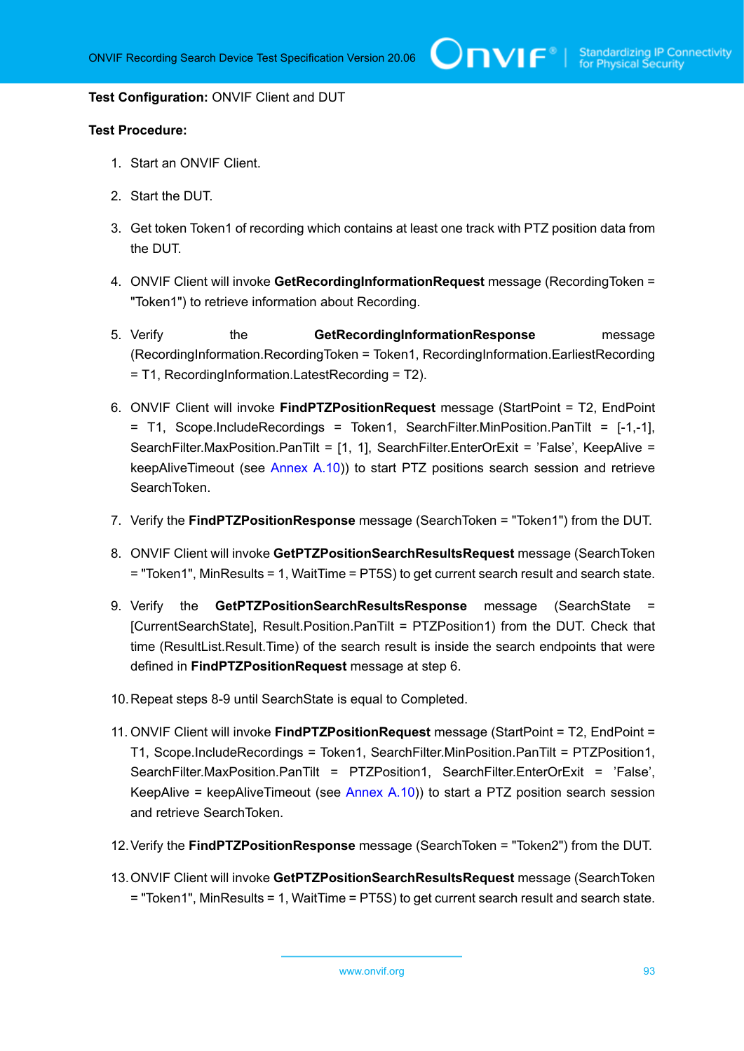**Test Configuration:** ONVIF Client and DUT

**Test Procedure:**

1. Start an ONVIF Client.
2. Start the DUT.
3. Get token Token1 of recording which contains at least one track with PTZ position data from the DUT.
4. ONVIF Client will invoke **GetRecordingInformationRequest** message (RecordingToken = "Token1") to retrieve information about Recording.
5. Verify the **GetRecordingInformationResponse** message (RecordingInformation.RecordingToken = Token1, RecordingInformation.EarliestRecording = T1, RecordingInformation.LatestRecording = T2).
6. ONVIF Client will invoke **FindPTZPositionRequest** message (StartPoint = T2, EndPoint = T1, Scope.IncludeRecordings = Token1, SearchFilter.MinPosition.PanTilt = [-1,-1], SearchFilter.MaxPosition.PanTilt = [1, 1], SearchFilter.EnterOrExit = 'False', KeepAlive = keepAliveTimeout (see Annex A.10)) to start PTZ positions search session and retrieve SearchToken.
7. Verify the **FindPTZPositionResponse** message (SearchToken = "Token1") from the DUT.
8. ONVIF Client will invoke **GetPTZPositionSearchResultsRequest** message (SearchToken = "Token1", MinResults = 1, WaitTime = PT5S) to get current search result and search state.
9. Verify the **GetPTZPositionSearchResultsResponse** message (SearchState = [CurrentSearchState], Result.Position.PanTilt = PTZPosition1) from the DUT. Check that time (ResultList.Result.Time) of the search result is inside the search endpoints that were defined in **FindPTZPositionRequest** message at step 6.
10. Repeat steps 8-9 until SearchState is equal to Completed.
11. ONVIF Client will invoke **FindPTZPositionRequest** message (StartPoint = T2, EndPoint = T1, Scope.IncludeRecordings = Token1, SearchFilter.MinPosition.PanTilt = PTZPosition1, SearchFilter.MaxPosition.PanTilt = PTZPosition1, SearchFilter.EnterOrExit = 'False', KeepAlive = keepAliveTimeout (see Annex A.10)) to start a PTZ position search session and retrieve SearchToken.
12. Verify the **FindPTZPositionResponse** message (SearchToken = "Token2") from the DUT.
13. ONVIF Client will invoke **GetPTZPositionSearchResultsRequest** message (SearchToken = "Token1", MinResults = 1, WaitTime = PT5S) to get current search result and search state.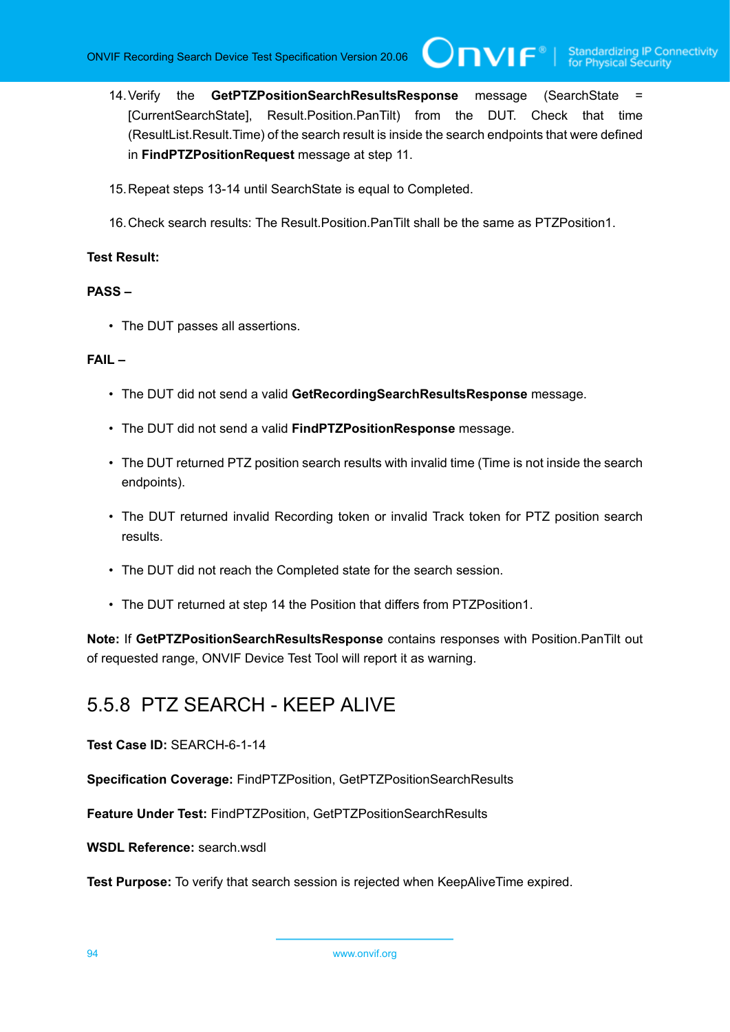14. Verify the **GetPTZPositionSearchResultsResponse** message (SearchState = [CurrentSearchState], Result.Position.PanTilt) from the DUT. Check that time (ResultList.Result.Time) of the search result is inside the search endpoints that were defined in **FindPTZPositionRequest** message at step 11.

15. Repeat steps 13-14 until SearchState is equal to Completed.

16. Check search results: The Result.Position.PanTilt shall be the same as PTZPosition1.

**Test Result:**

**PASS –**

- The DUT passes all assertions.

**FAIL –**

- The DUT did not send a valid **GetRecordingSearchResultsResponse** message.
- The DUT did not send a valid **FindPTZPositionResponse** message.
- The DUT returned PTZ position search results with invalid time (Time is not inside the search endpoints).
- The DUT returned invalid Recording token or invalid Track token for PTZ position search results.
- The DUT did not reach the Completed state for the search session.
- The DUT returned at step 14 the Position that differs from PTZPosition1.

**Note:** If **GetPTZPositionSearchResultsResponse** contains responses with Position.PanTilt out of requested range, ONVIF Device Test Tool will report it as warning.

### 5.5.8 PTZ SEARCH - KEEP ALIVE

**Test Case ID:** SEARCH-6-1-14

**Specification Coverage:** FindPTZPosition, GetPTZPositionSearchResults

**Feature Under Test:** FindPTZPosition, GetPTZPositionSearchResults

**WSDL Reference:** search.wsdl

**Test Purpose:** To verify that search session is rejected when KeepAliveTime expired.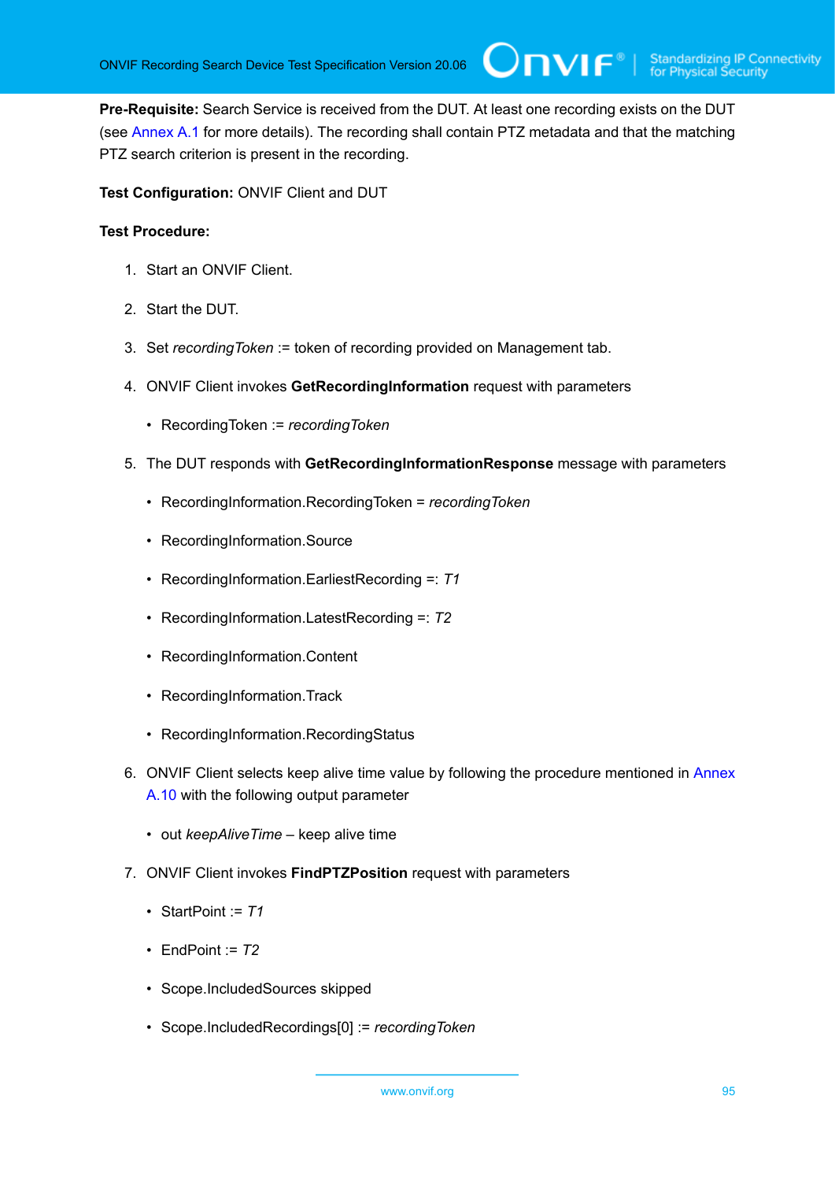**Pre-Requisite:** Search Service is received from the DUT. At least one recording exists on the DUT (see Annex A.1 for more details). The recording shall contain PTZ metadata and that the matching PTZ search criterion is present in the recording.

**Test Configuration:** ONVIF Client and DUT

**Test Procedure:**

1. Start an ONVIF Client.
2. Start the DUT.
3. Set *recordingToken* := token of recording provided on Management tab.
4. ONVIF Client invokes **GetRecordingInformation** request with parameters
   - RecordingToken := *recordingToken*
5. The DUT responds with **GetRecordingInformationResponse** message with parameters
   - RecordingInformation.RecordingToken = *recordingToken*
   - RecordingInformation.Source
   - RecordingInformation.EarliestRecording =: *T1*
   - RecordingInformation.LatestRecording =: *T2*
   - RecordingInformation.Content
   - RecordingInformation.Track
   - RecordingInformation.RecordingStatus
6. ONVIF Client selects keep alive time value by following the procedure mentioned in Annex A.10 with the following output parameter
   - out *keepAliveTime* – keep alive time
7. ONVIF Client invokes **FindPTZPosition** request with parameters
   - StartPoint := *T1*
   - EndPoint := *T2*
   - Scope.IncludedSources skipped
   - Scope.IncludedRecordings[0] := *recordingToken*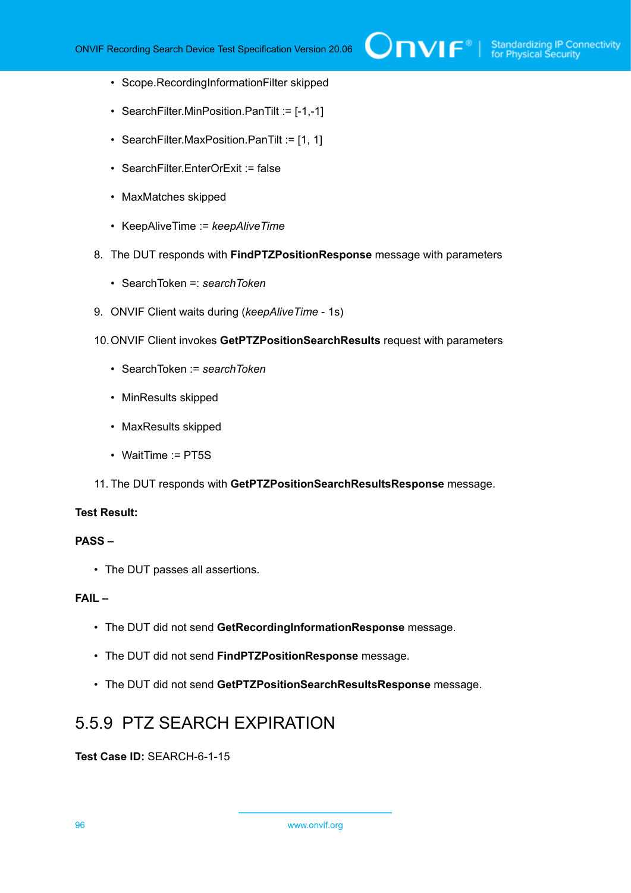- Scope.RecordingInformationFilter skipped
- SearchFilter.MinPosition.PanTilt := [-1,-1]
- SearchFilter.MaxPosition.PanTilt := [1, 1]
- SearchFilter.EnterOrExit := false
- MaxMatches skipped
- KeepAliveTime := *keepAliveTime*

8. The DUT responds with **FindPTZPositionResponse** message with parameters
   - SearchToken =: *searchToken*
9. ONVIF Client waits during (*keepAliveTime* - 1s)
10. ONVIF Client invokes **GetPTZPositionSearchResults** request with parameters
    - SearchToken := *searchToken*
    - MinResults skipped
    - MaxResults skipped
    - WaitTime := PT5S
11. The DUT responds with **GetPTZPositionSearchResultsResponse** message.

**Test Result:**

**PASS –**

- The DUT passes all assertions.

**FAIL –**

- The DUT did not send **GetRecordingInformationResponse** message.
- The DUT did not send **FindPTZPositionResponse** message.
- The DUT did not send **GetPTZPositionSearchResultsResponse** message.

## 5.5.9 PTZ SEARCH EXPIRATION

**Test Case ID:** SEARCH-6-1-15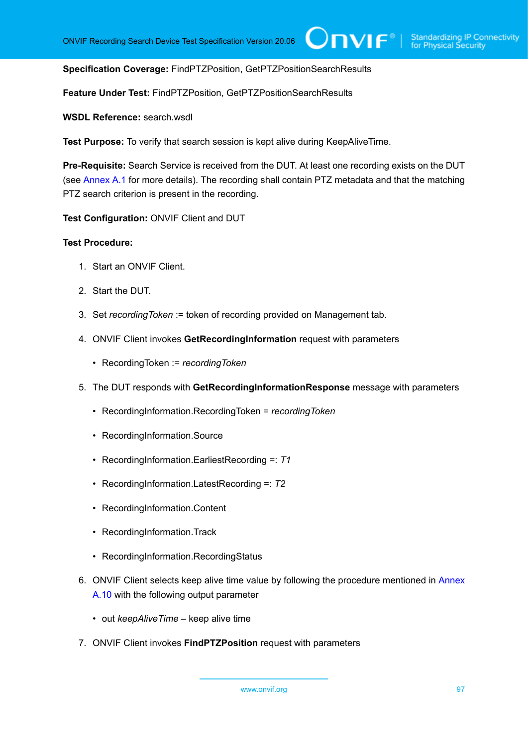**Specification Coverage:** FindPTZPosition, GetPTZPositionSearchResults

**Feature Under Test:** FindPTZPosition, GetPTZPositionSearchResults

**WSDL Reference:** search.wsdl

**Test Purpose:** To verify that search session is kept alive during KeepAliveTime.

**Pre-Requisite:** Search Service is received from the DUT. At least one recording exists on the DUT (see Annex A.1 for more details). The recording shall contain PTZ metadata and that the matching PTZ search criterion is present in the recording.

**Test Configuration:** ONVIF Client and DUT

**Test Procedure:**

1. Start an ONVIF Client.
2. Start the DUT.
3. Set *recordingToken* := token of recording provided on Management tab.
4. ONVIF Client invokes **GetRecordingInformation** request with parameters
   - RecordingToken := *recordingToken*
5. The DUT responds with **GetRecordingInformationResponse** message with parameters
   - RecordingInformation.RecordingToken = *recordingToken*
   - RecordingInformation.Source
   - RecordingInformation.EarliestRecording =: *T1*
   - RecordingInformation.LatestRecording =: *T2*
   - RecordingInformation.Content
   - RecordingInformation.Track
   - RecordingInformation.RecordingStatus
6. ONVIF Client selects keep alive time value by following the procedure mentioned in Annex A.10 with the following output parameter
   - out *keepAliveTime* – keep alive time
7. ONVIF Client invokes **FindPTZPosition** request with parameters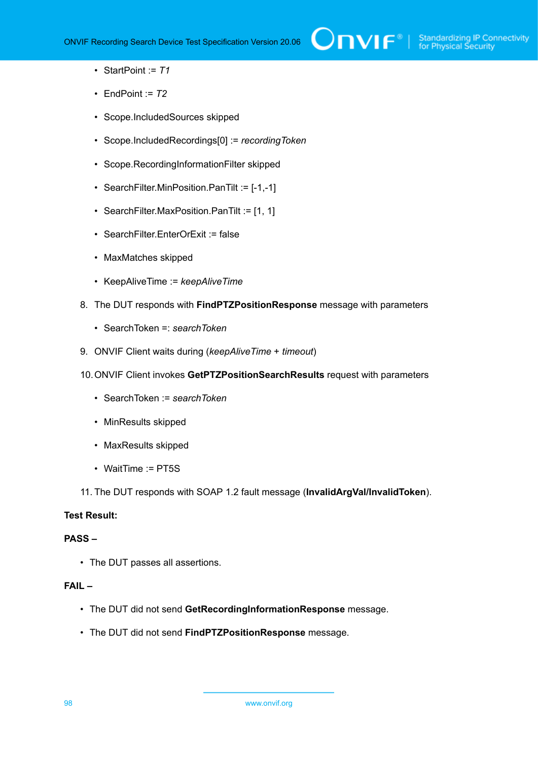- StartPoint := *T1*
- EndPoint := *T2*
- Scope.IncludedSources skipped
- Scope.IncludedRecordings[0] := *recordingToken*
- Scope.RecordingInformationFilter skipped
- SearchFilter.MinPosition.PanTilt := [-1,-1]
- SearchFilter.MaxPosition.PanTilt := [1, 1]
- SearchFilter.EnterOrExit := false
- MaxMatches skipped
- KeepAliveTime := *keepAliveTime*

8. The DUT responds with **FindPTZPositionResponse** message with parameters
   - SearchToken =: *searchToken*
9. ONVIF Client waits during (*keepAliveTime* + *timeout*)
10. ONVIF Client invokes **GetPTZPositionSearchResults** request with parameters
    - SearchToken := *searchToken*
    - MinResults skipped
    - MaxResults skipped
    - WaitTime := PT5S
11. The DUT responds with SOAP 1.2 fault message (**InvalidArgVal/InvalidToken**).

**Test Result:**

**PASS –**

- The DUT passes all assertions.

**FAIL –**

- The DUT did not send **GetRecordingInformationResponse** message.
- The DUT did not send **FindPTZPositionResponse** message.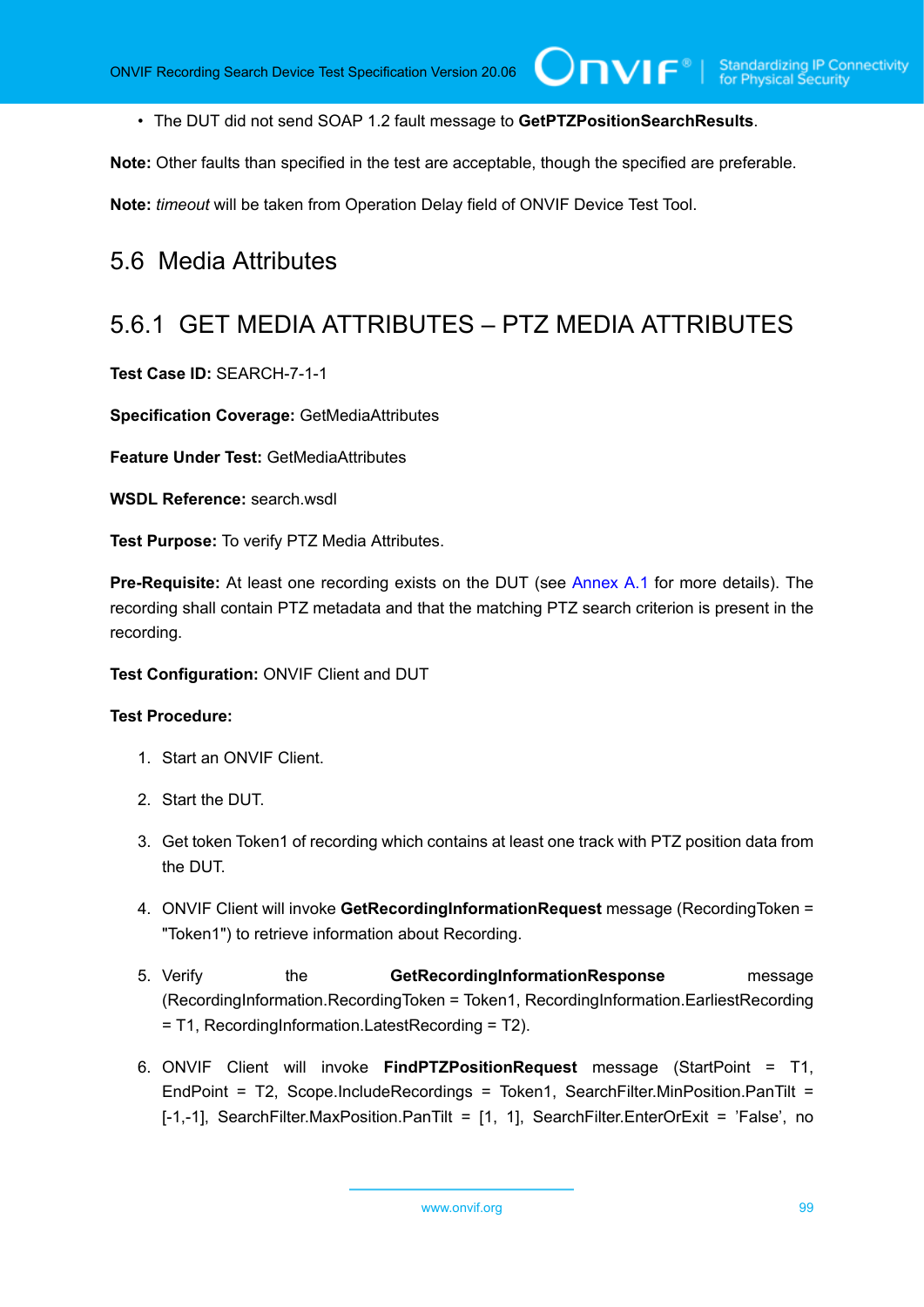- The DUT did not send SOAP 1.2 fault message to **GetPTZPositionSearchResults**.

**Note:** Other faults than specified in the test are acceptable, though the specified are preferable.

**Note:** *timeout* will be taken from Operation Delay field of ONVIF Device Test Tool.

## 5.6 Media Attributes

### 5.6.1 GET MEDIA ATTRIBUTES – PTZ MEDIA ATTRIBUTES

**Test Case ID:** SEARCH-7-1-1

**Specification Coverage:** GetMediaAttributes

**Feature Under Test:** GetMediaAttributes

**WSDL Reference:** search.wsdl

**Test Purpose:** To verify PTZ Media Attributes.

**Pre-Requisite:** At least one recording exists on the DUT (see Annex A.1 for more details). The recording shall contain PTZ metadata and that the matching PTZ search criterion is present in the recording.

**Test Configuration:** ONVIF Client and DUT

**Test Procedure:**

1. Start an ONVIF Client.
2. Start the DUT.
3. Get token Token1 of recording which contains at least one track with PTZ position data from the DUT.
4. ONVIF Client will invoke **GetRecordingInformationRequest** message (RecordingToken = "Token1") to retrieve information about Recording.
5. Verify the **GetRecordingInformationResponse** message (RecordingInformation.RecordingToken = Token1, RecordingInformation.EarliestRecording = T1, RecordingInformation.LatestRecording = T2).
6. ONVIF Client will invoke **FindPTZPositionRequest** message (StartPoint = T1, EndPoint = T2, Scope.IncludeRecordings = Token1, SearchFilter.MinPosition.PanTilt = [-1,-1], SearchFilter.MaxPosition.PanTilt = [1, 1], SearchFilter.EnterOrExit = 'False', no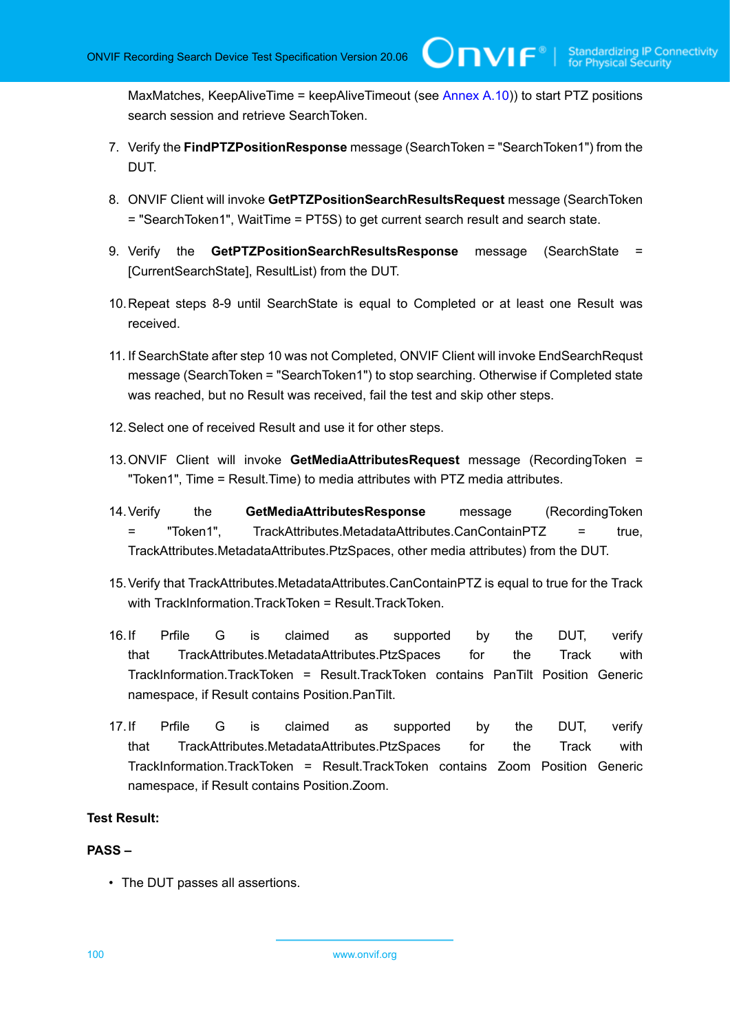MaxMatches, KeepAliveTime = keepAliveTimeout (see Annex A.10)) to start PTZ positions search session and retrieve SearchToken.

7. Verify the **FindPTZPositionResponse** message (SearchToken = "SearchToken1") from the DUT.
8. ONVIF Client will invoke **GetPTZPositionSearchResultsRequest** message (SearchToken = "SearchToken1", WaitTime = PT5S) to get current search result and search state.
9. Verify the **GetPTZPositionSearchResultsResponse** message (SearchState = [CurrentSearchState], ResultList) from the DUT.
10. Repeat steps 8-9 until SearchState is equal to Completed or at least one Result was received.
11. If SearchState after step 10 was not Completed, ONVIF Client will invoke EndSearchRequst message (SearchToken = "SearchToken1") to stop searching. Otherwise if Completed state was reached, but no Result was received, fail the test and skip other steps.
12. Select one of received Result and use it for other steps.
13. ONVIF Client will invoke **GetMediaAttributesRequest** message (RecordingToken = "Token1", Time = Result.Time) to media attributes with PTZ media attributes.
14. Verify the **GetMediaAttributesResponse** message (RecordingToken = "Token1", TrackAttributes.MetadataAttributes.CanContainPTZ = true, TrackAttributes.MetadataAttributes.PtzSpaces, other media attributes) from the DUT.
15. Verify that TrackAttributes.MetadataAttributes.CanContainPTZ is equal to true for the Track with TrackInformation.TrackToken = Result.TrackToken.
16. If Prfile G is claimed as supported by the DUT, verify that TrackAttributes.MetadataAttributes.PtzSpaces for the Track with TrackInformation.TrackToken = Result.TrackToken contains PanTilt Position Generic namespace, if Result contains Position.PanTilt.
17. If Prfile G is claimed as supported by the DUT, verify that TrackAttributes.MetadataAttributes.PtzSpaces for the Track with TrackInformation.TrackToken = Result.TrackToken contains Zoom Position Generic namespace, if Result contains Position.Zoom.

**Test Result:**

**PASS –**

- The DUT passes all assertions.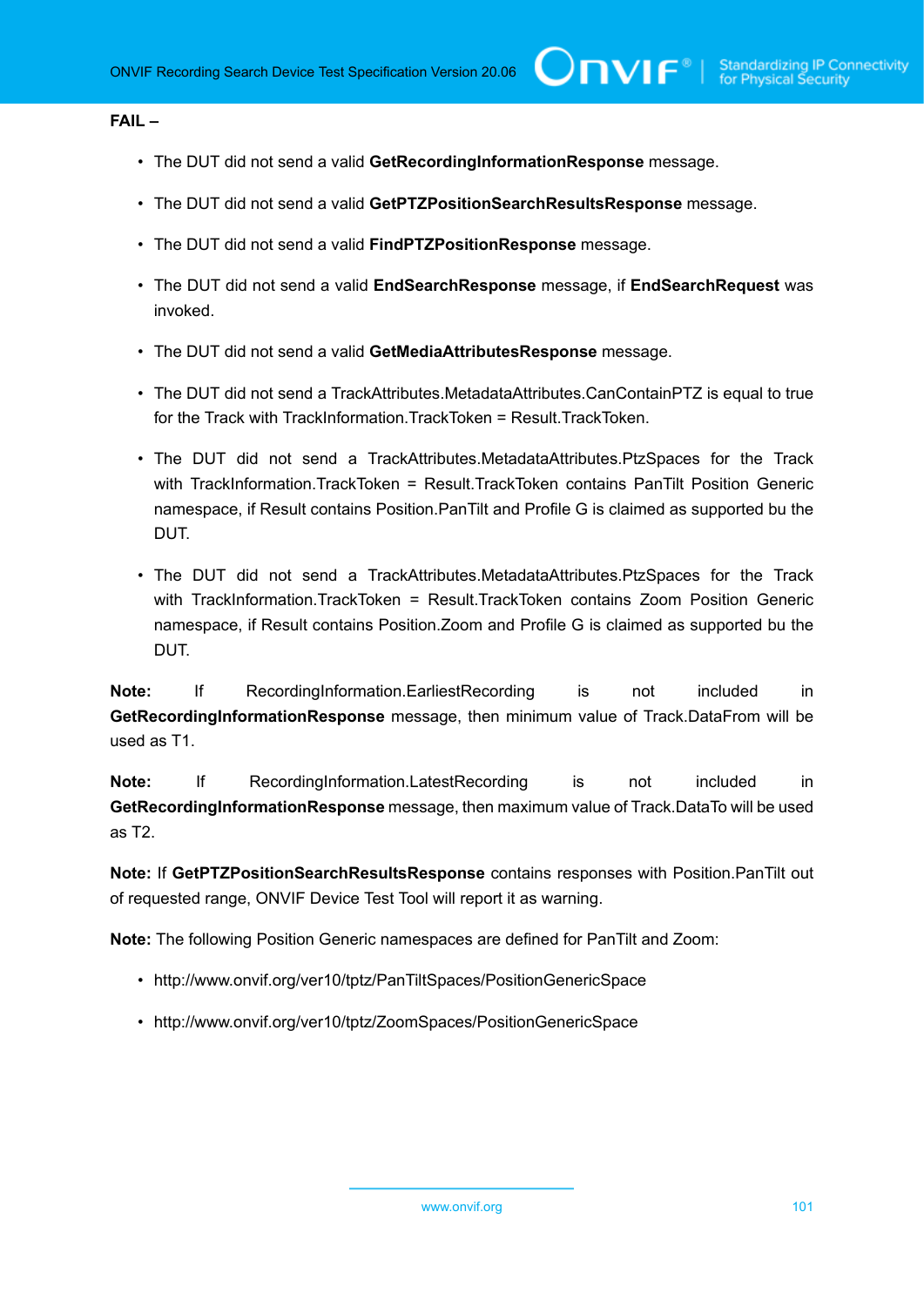**FAIL –**

- The DUT did not send a valid **GetRecordingInformationResponse** message.
- The DUT did not send a valid **GetPTZPositionSearchResultsResponse** message.
- The DUT did not send a valid **FindPTZPositionResponse** message.
- The DUT did not send a valid **EndSearchResponse** message, if **EndSearchRequest** was invoked.
- The DUT did not send a valid **GetMediaAttributesResponse** message.
- The DUT did not send a TrackAttributes.MetadataAttributes.CanContainPTZ is equal to true for the Track with TrackInformation.TrackToken = Result.TrackToken.
- The DUT did not send a TrackAttributes.MetadataAttributes.PtzSpaces for the Track with TrackInformation.TrackToken = Result.TrackToken contains PanTilt Position Generic namespace, if Result contains Position.PanTilt and Profile G is claimed as supported bu the DUT.
- The DUT did not send a TrackAttributes.MetadataAttributes.PtzSpaces for the Track with TrackInformation.TrackToken = Result.TrackToken contains Zoom Position Generic namespace, if Result contains Position.Zoom and Profile G is claimed as supported bu the DUT.

**Note:** If RecordingInformation.EarliestRecording is not included in **GetRecordingInformationResponse** message, then minimum value of Track.DataFrom will be used as T1.

**Note:** If RecordingInformation.LatestRecording is not included in **GetRecordingInformationResponse** message, then maximum value of Track.DataTo will be used as T2.

**Note:** If **GetPTZPositionSearchResultsResponse** contains responses with Position.PanTilt out of requested range, ONVIF Device Test Tool will report it as warning.

**Note:** The following Position Generic namespaces are defined for PanTilt and Zoom:

- http://www.onvif.org/ver10/tptz/PanTiltSpaces/PositionGenericSpace
- http://www.onvif.org/ver10/tptz/ZoomSpaces/PositionGenericSpace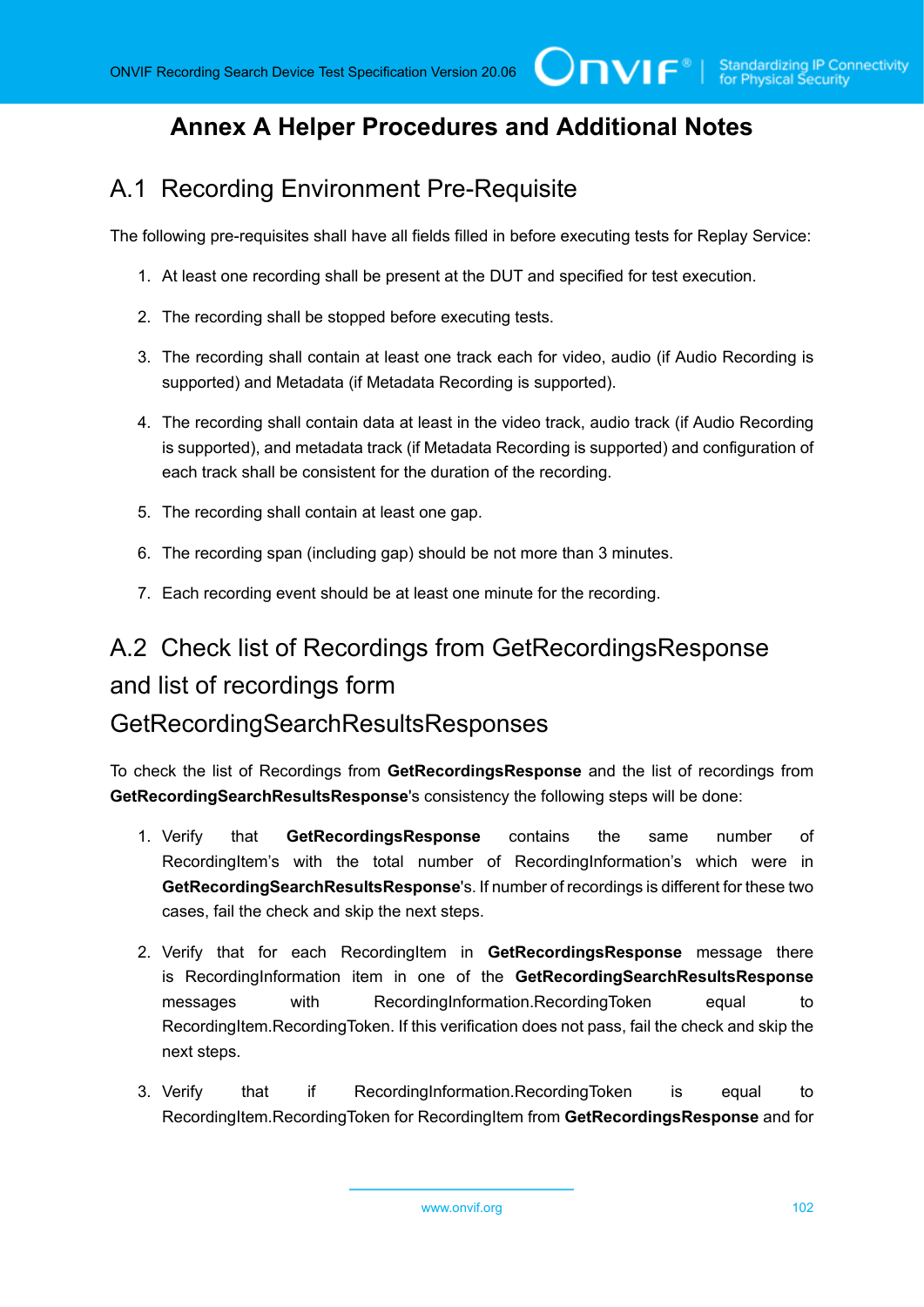# Annex A Helper Procedures and Additional Notes

## A.1 Recording Environment Pre-Requisite

The following pre-requisites shall have all fields filled in before executing tests for Replay Service:

1. At least one recording shall be present at the DUT and specified for test execution.
2. The recording shall be stopped before executing tests.
3. The recording shall contain at least one track each for video, audio (if Audio Recording is supported) and Metadata (if Metadata Recording is supported).
4. The recording shall contain data at least in the video track, audio track (if Audio Recording is supported), and metadata track (if Metadata Recording is supported) and configuration of each track shall be consistent for the duration of the recording.
5. The recording shall contain at least one gap.
6. The recording span (including gap) should be not more than 3 minutes.
7. Each recording event should be at least one minute for the recording.

## A.2 Check list of Recordings from GetRecordingsResponse and list of recordings form GetRecordingSearchResultsResponses

To check the list of Recordings from **GetRecordingsResponse** and the list of recordings from **GetRecordingSearchResultsResponse**'s consistency the following steps will be done:

1. Verify that **GetRecordingsResponse** contains the same number of RecordingItem's with the total number of RecordingInformation's which were in **GetRecordingSearchResultsResponse**'s. If number of recordings is different for these two cases, fail the check and skip the next steps.
2. Verify that for each RecordingItem in **GetRecordingsResponse** message there is RecordingInformation item in one of the **GetRecordingSearchResultsResponse** messages with RecordingInformation.RecordingToken equal to RecordingItem.RecordingToken. If this verification does not pass, fail the check and skip the next steps.
3. Verify that if RecordingInformation.RecordingToken is equal to RecordingItem.RecordingToken for RecordingItem from **GetRecordingsResponse** and for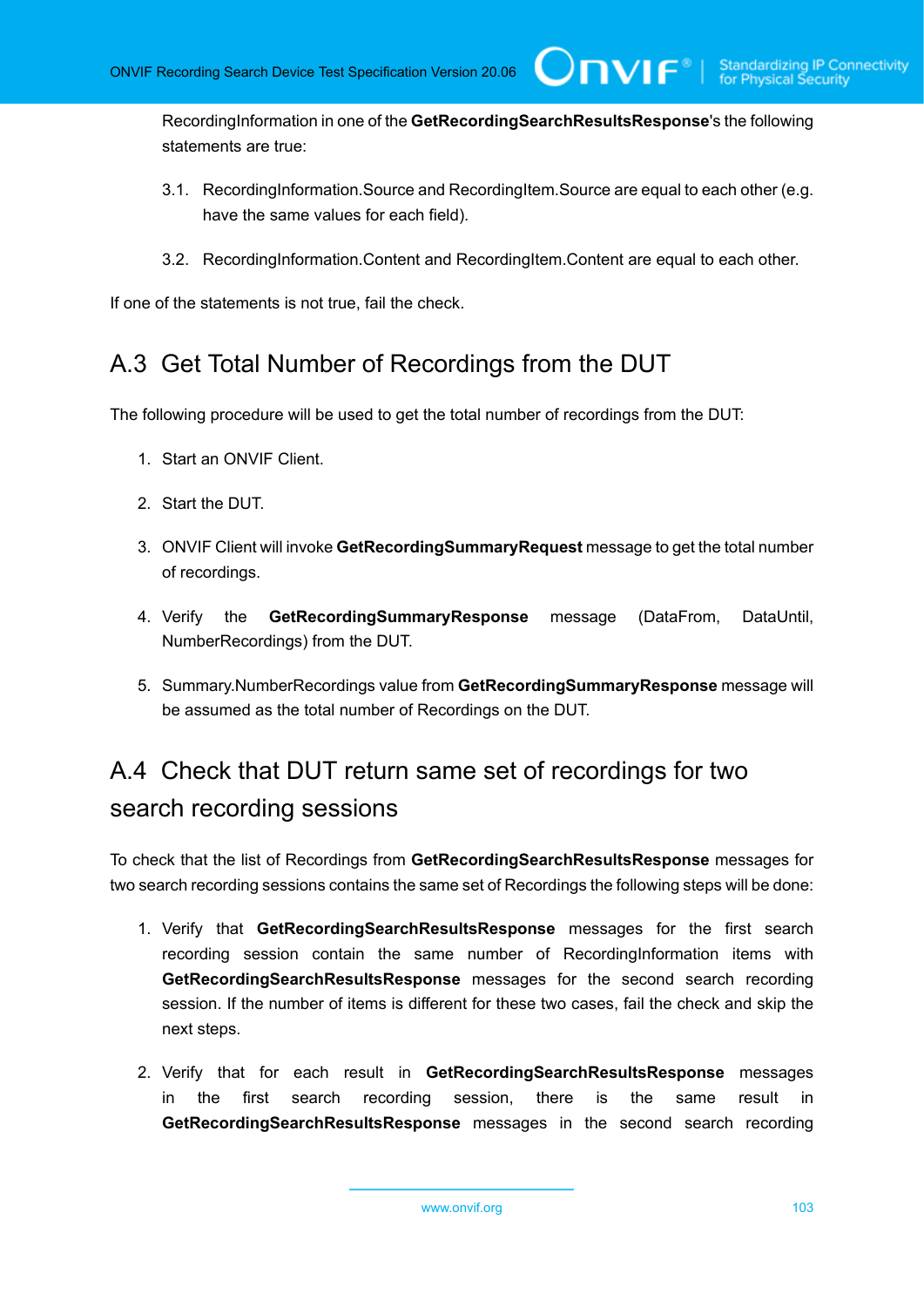RecordingInformation in one of the **GetRecordingSearchResultsResponse**'s the following statements are true:

3.1. RecordingInformation.Source and RecordingItem.Source are equal to each other (e.g. have the same values for each field).

3.2. RecordingInformation.Content and RecordingItem.Content are equal to each other.

If one of the statements is not true, fail the check.

## A.3 Get Total Number of Recordings from the DUT

The following procedure will be used to get the total number of recordings from the DUT:

1. Start an ONVIF Client.
2. Start the DUT.
3. ONVIF Client will invoke **GetRecordingSummaryRequest** message to get the total number of recordings.
4. Verify the **GetRecordingSummaryResponse** message (DataFrom, DataUntil, NumberRecordings) from the DUT.
5. Summary.NumberRecordings value from **GetRecordingSummaryResponse** message will be assumed as the total number of Recordings on the DUT.

## A.4 Check that DUT return same set of recordings for two search recording sessions

To check that the list of Recordings from **GetRecordingSearchResultsResponse** messages for two search recording sessions contains the same set of Recordings the following steps will be done:

1. Verify that **GetRecordingSearchResultsResponse** messages for the first search recording session contain the same number of RecordingInformation items with **GetRecordingSearchResultsResponse** messages for the second search recording session. If the number of items is different for these two cases, fail the check and skip the next steps.
2. Verify that for each result in **GetRecordingSearchResultsResponse** messages in the first search recording session, there is the same result in **GetRecordingSearchResultsResponse** messages in the second search recording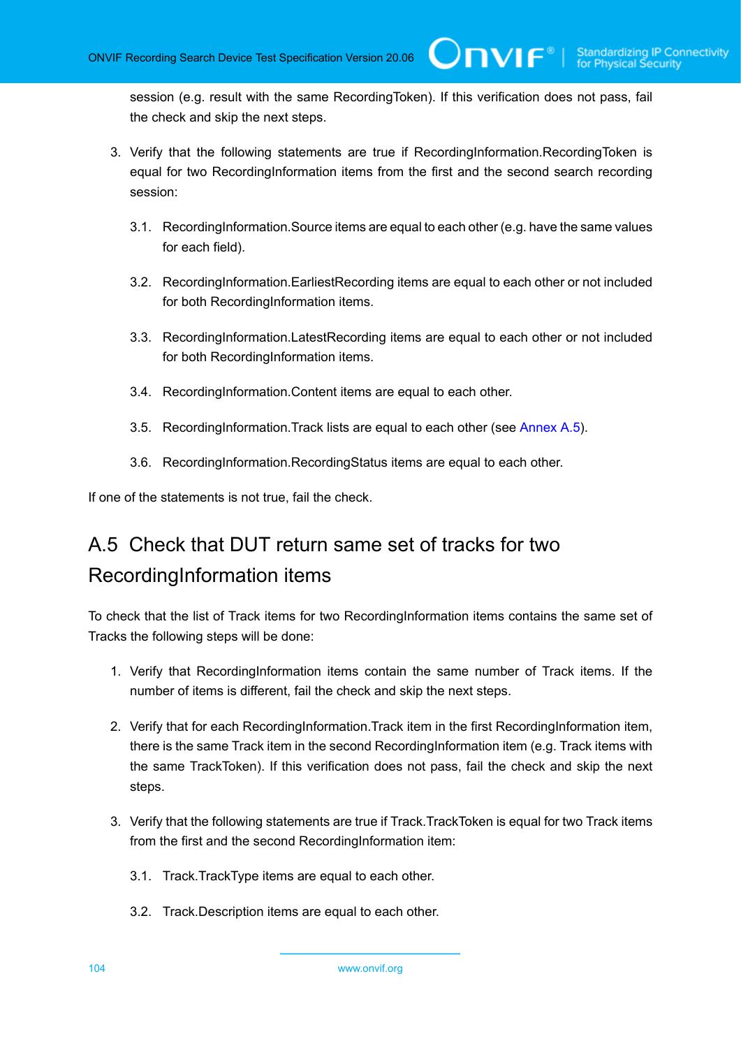session (e.g. result with the same RecordingToken). If this verification does not pass, fail the check and skip the next steps.

3. Verify that the following statements are true if RecordingInformation.RecordingToken is equal for two RecordingInformation items from the first and the second search recording session:

   3.1. RecordingInformation.Source items are equal to each other (e.g. have the same values for each field).

   3.2. RecordingInformation.EarliestRecording items are equal to each other or not included for both RecordingInformation items.

   3.3. RecordingInformation.LatestRecording items are equal to each other or not included for both RecordingInformation items.

   3.4. RecordingInformation.Content items are equal to each other.

   3.5. RecordingInformation.Track lists are equal to each other (see Annex A.5).

   3.6. RecordingInformation.RecordingStatus items are equal to each other.

If one of the statements is not true, fail the check.

## A.5 Check that DUT return same set of tracks for two RecordingInformation items

To check that the list of Track items for two RecordingInformation items contains the same set of Tracks the following steps will be done:

1. Verify that RecordingInformation items contain the same number of Track items. If the number of items is different, fail the check and skip the next steps.

2. Verify that for each RecordingInformation.Track item in the first RecordingInformation item, there is the same Track item in the second RecordingInformation item (e.g. Track items with the same TrackToken). If this verification does not pass, fail the check and skip the next steps.

3. Verify that the following statements are true if Track.TrackToken is equal for two Track items from the first and the second RecordingInformation item:

   3.1. Track.TrackType items are equal to each other.

   3.2. Track.Description items are equal to each other.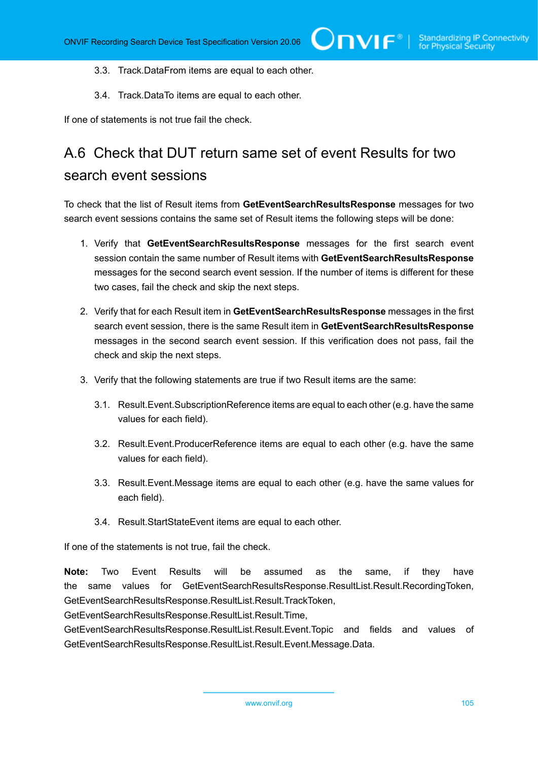3.3. Track.DataFrom items are equal to each other.

3.4. Track.DataTo items are equal to each other.

If one of statements is not true fail the check.

## A.6 Check that DUT return same set of event Results for two search event sessions

To check that the list of Result items from **GetEventSearchResultsResponse** messages for two search event sessions contains the same set of Result items the following steps will be done:

1. Verify that **GetEventSearchResultsResponse** messages for the first search event session contain the same number of Result items with **GetEventSearchResultsResponse** messages for the second search event session. If the number of items is different for these two cases, fail the check and skip the next steps.

2. Verify that for each Result item in **GetEventSearchResultsResponse** messages in the first search event session, there is the same Result item in **GetEventSearchResultsResponse** messages in the second search event session. If this verification does not pass, fail the check and skip the next steps.

3. Verify that the following statements are true if two Result items are the same:

   3.1. Result.Event.SubscriptionReference items are equal to each other (e.g. have the same values for each field).

   3.2. Result.Event.ProducerReference items are equal to each other (e.g. have the same values for each field).

   3.3. Result.Event.Message items are equal to each other (e.g. have the same values for each field).

   3.4. Result.StartStateEvent items are equal to each other.

If one of the statements is not true, fail the check.

**Note:** Two Event Results will be assumed as the same, if they have the same values for GetEventSearchResultsResponse.ResultList.Result.RecordingToken, GetEventSearchResultsResponse.ResultList.Result.TrackToken, GetEventSearchResultsResponse.ResultList.Result.Time, GetEventSearchResultsResponse.ResultList.Result.Event.Topic and fields and values of GetEventSearchResultsResponse.ResultList.Result.Event.Message.Data.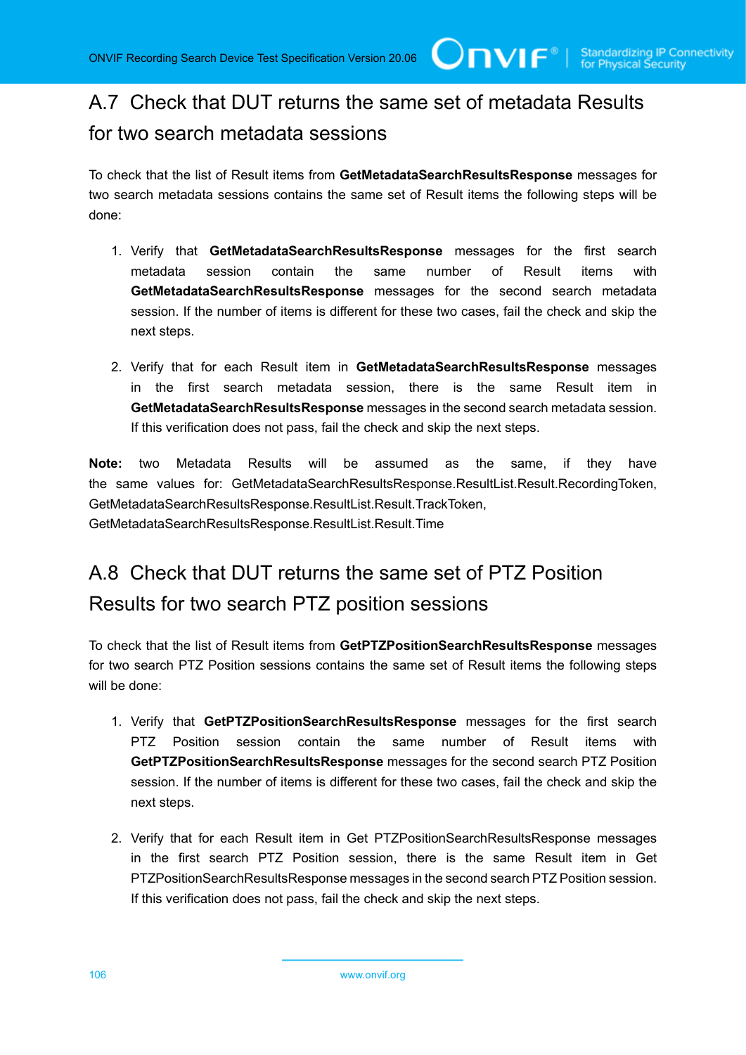## A.7 Check that DUT returns the same set of metadata Results for two search metadata sessions

To check that the list of Result items from **GetMetadataSearchResultsResponse** messages for two search metadata sessions contains the same set of Result items the following steps will be done:

1. Verify that **GetMetadataSearchResultsResponse** messages for the first search metadata session contain the same number of Result items with **GetMetadataSearchResultsResponse** messages for the second search metadata session. If the number of items is different for these two cases, fail the check and skip the next steps.

2. Verify that for each Result item in **GetMetadataSearchResultsResponse** messages in the first search metadata session, there is the same Result item in **GetMetadataSearchResultsResponse** messages in the second search metadata session. If this verification does not pass, fail the check and skip the next steps.

**Note:** two Metadata Results will be assumed as the same, if they have the same values for: GetMetadataSearchResultsResponse.ResultList.Result.RecordingToken, GetMetadataSearchResultsResponse.ResultList.Result.TrackToken, GetMetadataSearchResultsResponse.ResultList.Result.Time

## A.8 Check that DUT returns the same set of PTZ Position Results for two search PTZ position sessions

To check that the list of Result items from **GetPTZPositionSearchResultsResponse** messages for two search PTZ Position sessions contains the same set of Result items the following steps will be done:

1. Verify that **GetPTZPositionSearchResultsResponse** messages for the first search PTZ Position session contain the same number of Result items with **GetPTZPositionSearchResultsResponse** messages for the second search PTZ Position session. If the number of items is different for these two cases, fail the check and skip the next steps.

2. Verify that for each Result item in Get PTZPositionSearchResultsResponse messages in the first search PTZ Position session, there is the same Result item in Get PTZPositionSearchResultsResponse messages in the second search PTZ Position session. If this verification does not pass, fail the check and skip the next steps.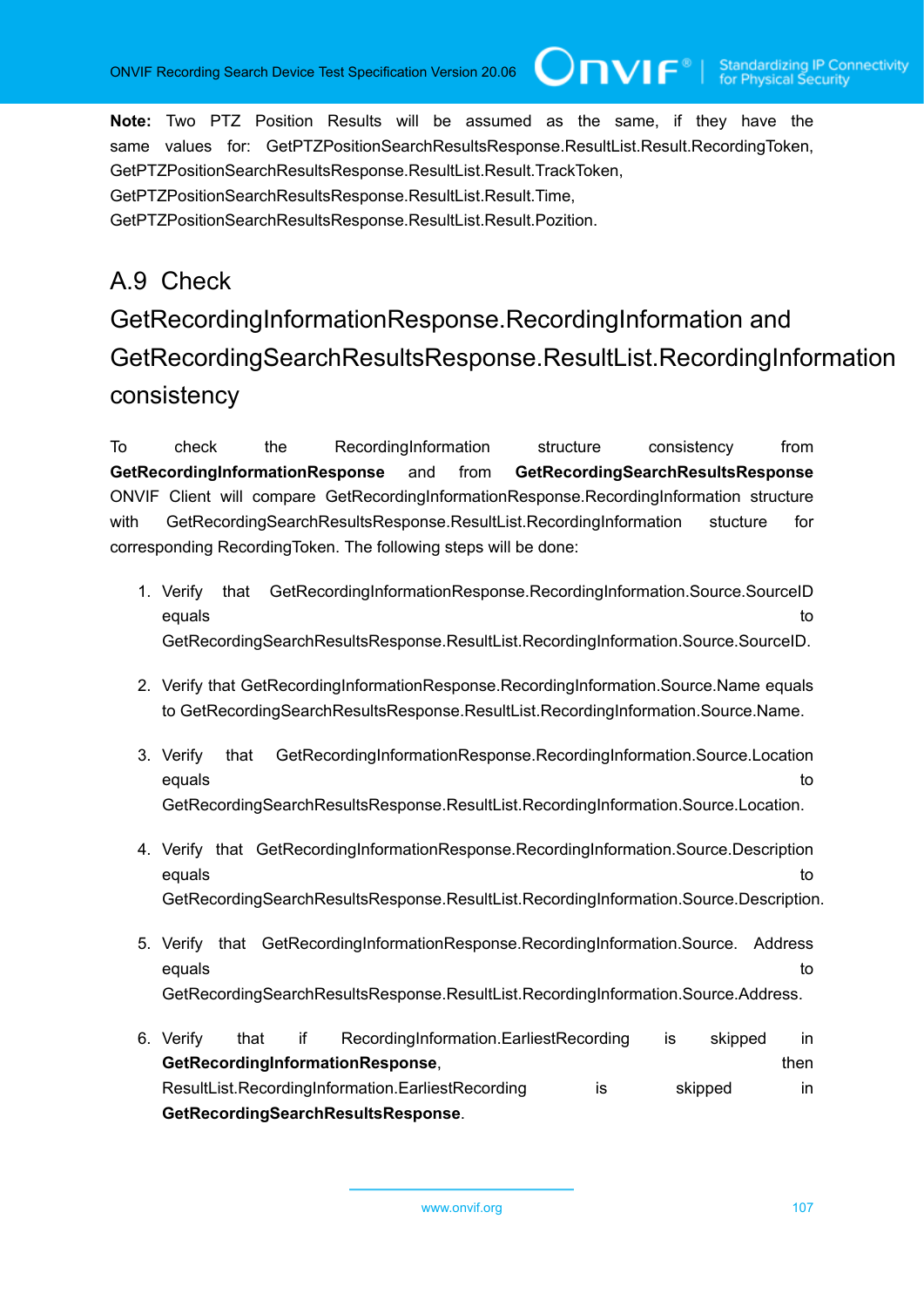**Note:** Two PTZ Position Results will be assumed as the same, if they have the same values for: GetPTZPositionSearchResultsResponse.ResultList.Result.RecordingToken, GetPTZPositionSearchResultsResponse.ResultList.Result.TrackToken, GetPTZPositionSearchResultsResponse.ResultList.Result.Time, GetPTZPositionSearchResultsResponse.ResultList.Result.Pozition.

## A.9 Check GetRecordingInformationResponse.RecordingInformation and GetRecordingSearchResultsResponse.ResultList.RecordingInformation consistency

To check the RecordingInformation structure consistency from **GetRecordingInformationResponse** and from **GetRecordingSearchResultsResponse** ONVIF Client will compare GetRecordingInformationResponse.RecordingInformation structure with GetRecordingSearchResultsResponse.ResultList.RecordingInformation stucture for corresponding RecordingToken. The following steps will be done:

1. Verify that GetRecordingInformationResponse.RecordingInformation.Source.SourceID equals to GetRecordingSearchResultsResponse.ResultList.RecordingInformation.Source.SourceID.

2. Verify that GetRecordingInformationResponse.RecordingInformation.Source.Name equals to GetRecordingSearchResultsResponse.ResultList.RecordingInformation.Source.Name.

3. Verify that GetRecordingInformationResponse.RecordingInformation.Source.Location equals to GetRecordingSearchResultsResponse.ResultList.RecordingInformation.Source.Location.

4. Verify that GetRecordingInformationResponse.RecordingInformation.Source.Description equals to GetRecordingSearchResultsResponse.ResultList.RecordingInformation.Source.Description.

5. Verify that GetRecordingInformationResponse.RecordingInformation.Source. Address equals to GetRecordingSearchResultsResponse.ResultList.RecordingInformation.Source.Address.

6. Verify that if RecordingInformation.EarliestRecording is skipped in **GetRecordingInformationResponse**, then ResultList.RecordingInformation.EarliestRecording is skipped in **GetRecordingSearchResultsResponse**.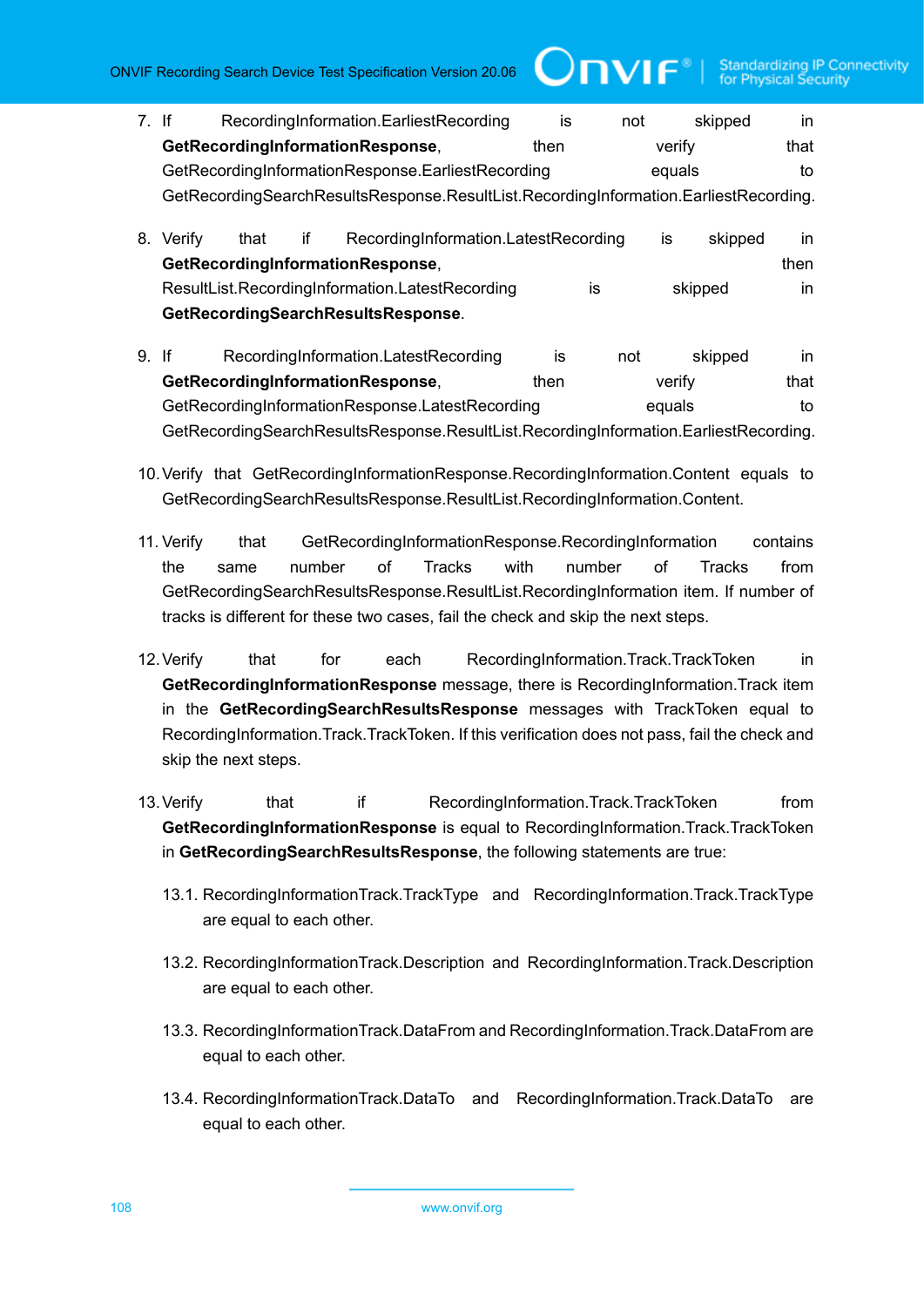7. If RecordingInformation.EarliestRecording is not skipped in **GetRecordingInformationResponse**, then verify that GetRecordingInformationResponse.EarliestRecording equals to GetRecordingSearchResultsResponse.ResultList.RecordingInformation.EarliestRecording.

8. Verify that if RecordingInformation.LatestRecording is skipped in **GetRecordingInformationResponse**, then ResultList.RecordingInformation.LatestRecording is skipped in **GetRecordingSearchResultsResponse**.

9. If RecordingInformation.LatestRecording is not skipped in **GetRecordingInformationResponse**, then verify that GetRecordingInformationResponse.LatestRecording equals to GetRecordingSearchResultsResponse.ResultList.RecordingInformation.EarliestRecording.

10. Verify that GetRecordingInformationResponse.RecordingInformation.Content equals to GetRecordingSearchResultsResponse.ResultList.RecordingInformation.Content.

11. Verify that GetRecordingInformationResponse.RecordingInformation contains the same number of Tracks with number of Tracks from GetRecordingSearchResultsResponse.ResultList.RecordingInformation item. If number of tracks is different for these two cases, fail the check and skip the next steps.

12. Verify that for each RecordingInformation.Track.TrackToken in **GetRecordingInformationResponse** message, there is RecordingInformation.Track item in the **GetRecordingSearchResultsResponse** messages with TrackToken equal to RecordingInformation.Track.TrackToken. If this verification does not pass, fail the check and skip the next steps.

13. Verify that if RecordingInformation.Track.TrackToken from **GetRecordingInformationResponse** is equal to RecordingInformation.Track.TrackToken in **GetRecordingSearchResultsResponse**, the following statements are true:

    13.1. RecordingInformationTrack.TrackType and RecordingInformation.Track.TrackType are equal to each other.

    13.2. RecordingInformationTrack.Description and RecordingInformation.Track.Description are equal to each other.

    13.3. RecordingInformationTrack.DataFrom and RecordingInformation.Track.DataFrom are equal to each other.

    13.4. RecordingInformationTrack.DataTo and RecordingInformation.Track.DataTo are equal to each other.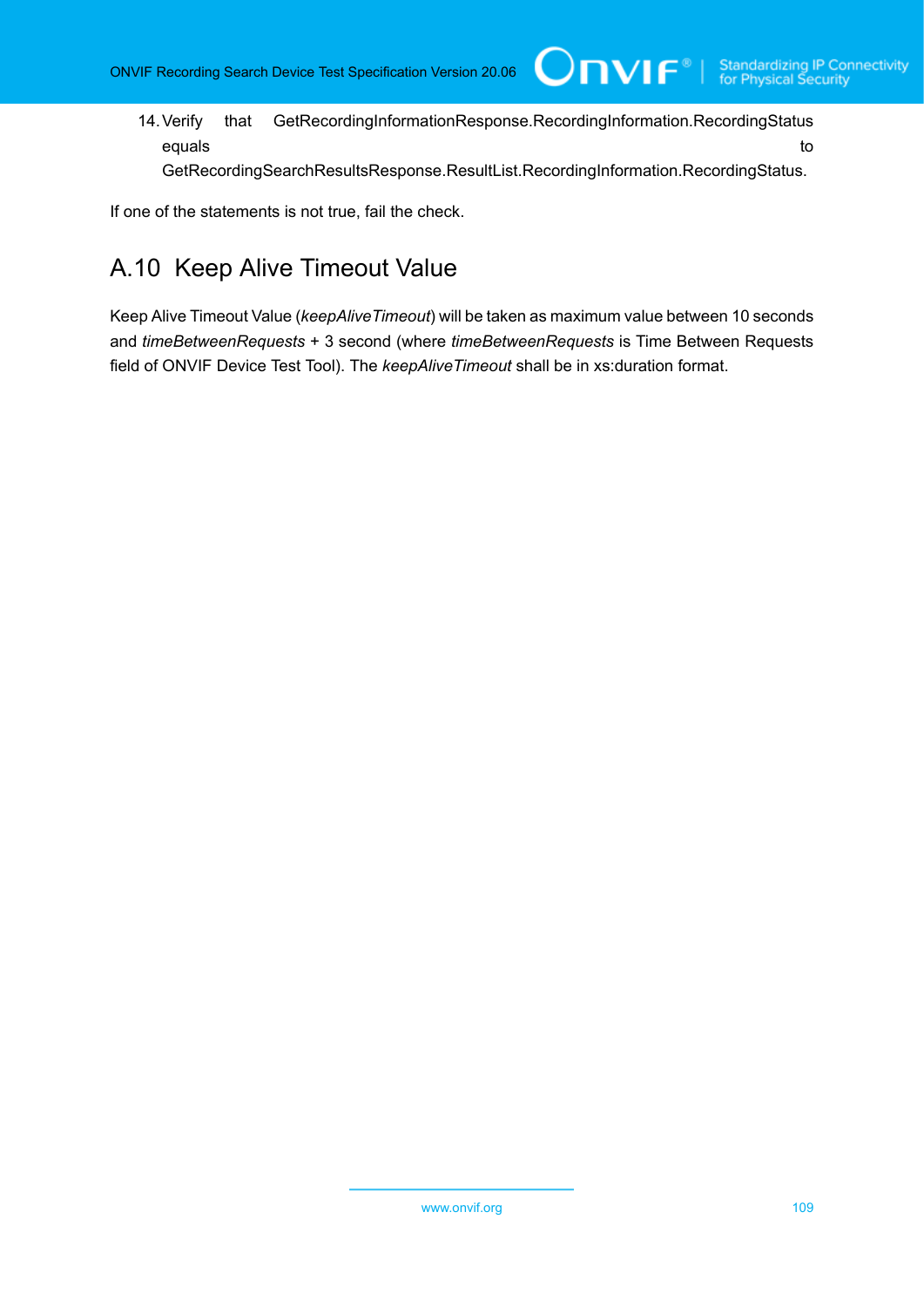14. Verify that GetRecordingInformationResponse.RecordingInformation.RecordingStatus equals to GetRecordingSearchResultsResponse.ResultList.RecordingInformation.RecordingStatus.

If one of the statements is not true, fail the check.

## A.10 Keep Alive Timeout Value

Keep Alive Timeout Value (*keepAliveTimeout*) will be taken as maximum value between 10 seconds and *timeBetweenRequests* + 3 second (where *timeBetweenRequests* is Time Between Requests field of ONVIF Device Test Tool). The *keepAliveTimeout* shall be in xs:duration format.